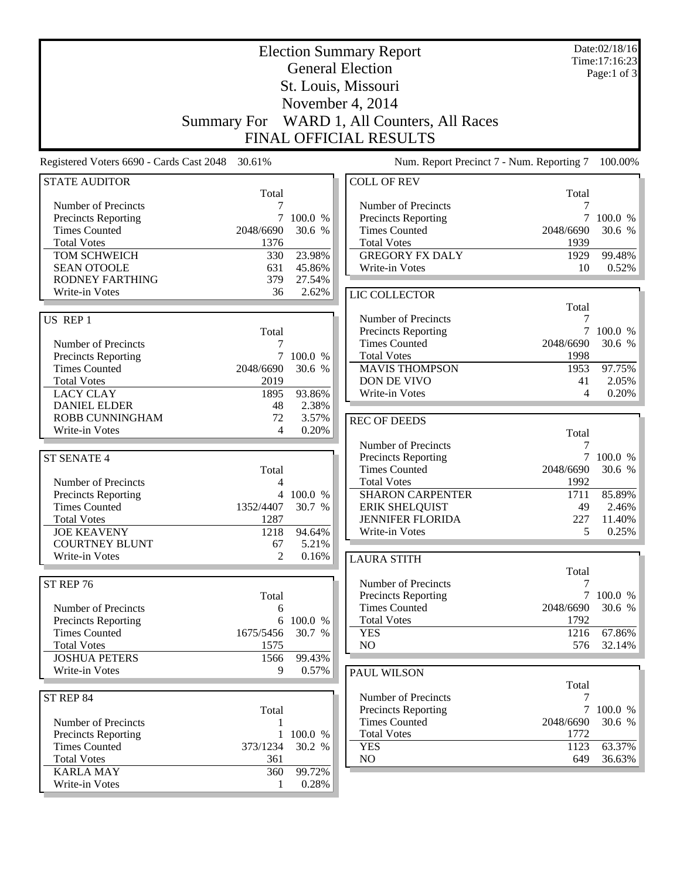# Election Summary Report

## General Election

## St. Louis, Missouri

## November 4, 2014

## Summary For WARD 1, All Counters, All Races

## FINAL OFFICIAL RESULTS

Date:02/18/16
Time:17:16:23

Registered Voters 6690 - Cards Cast 2048 30.61%

Num. Report Precinct 7 - Num. Reporting 7 100.00%

### STATE AUDITOR

| | Total | |
|---|---|---|
| Number of Precincts | 7 | |
| Precincts Reporting | 7 | 100.0 % |
| Times Counted | 2048/6690 | 30.6 % |
| Total Votes | 1376 | |
| TOM SCHWEICH | 330 | 23.98% |
| SEAN OTOOLE | 631 | 45.86% |
| RODNEY FARTHING | 379 | 27.54% |
| Write-in Votes | 36 | 2.62% |

### US REP 1

| | Total | |
|---|---|---|
| Number of Precincts | 7 | |
| Precincts Reporting | 7 | 100.0 % |
| Times Counted | 2048/6690 | 30.6 % |
| Total Votes | 2019 | |
| LACY CLAY | 1895 | 93.86% |
| DANIEL ELDER | 48 | 2.38% |
| ROBB CUNNINGHAM | 72 | 3.57% |
| Write-in Votes | 4 | 0.20% |

### ST SENATE 4

| | Total | |
|---|---|---|
| Number of Precincts | 4 | |
| Precincts Reporting | 4 | 100.0 % |
| Times Counted | 1352/4407 | 30.7 % |
| Total Votes | 1287 | |
| JOE KEAVENY | 1218 | 94.64% |
| COURTNEY BLUNT | 67 | 5.21% |
| Write-in Votes | 2 | 0.16% |

### ST REP 76

| | Total | |
|---|---|---|
| Number of Precincts | 6 | |
| Precincts Reporting | 6 | 100.0 % |
| Times Counted | 1675/5456 | 30.7 % |
| Total Votes | 1575 | |
| JOSHUA PETERS | 1566 | 99.43% |
| Write-in Votes | 9 | 0.57% |

### ST REP 84

| | Total | |
|---|---|---|
| Number of Precincts | 1 | |
| Precincts Reporting | 1 | 100.0 % |
| Times Counted | 373/1234 | 30.2 % |
| Total Votes | 361 | |
| KARLA MAY | 360 | 99.72% |
| Write-in Votes | 1 | 0.28% |

### COLL OF REV

| | Total | |
|---|---|---|
| Number of Precincts | 7 | |
| Precincts Reporting | 7 | 100.0 % |
| Times Counted | 2048/6690 | 30.6 % |
| Total Votes | 1939 | |
| GREGORY FX DALY | 1929 | 99.48% |
| Write-in Votes | 10 | 0.52% |

### LIC COLLECTOR

| | Total | |
|---|---|---|
| Number of Precincts | 7 | |
| Precincts Reporting | 7 | 100.0 % |
| Times Counted | 2048/6690 | 30.6 % |
| Total Votes | 1998 | |
| MAVIS THOMPSON | 1953 | 97.75% |
| DON DE VIVO | 41 | 2.05% |
| Write-in Votes | 4 | 0.20% |

### REC OF DEEDS

| | Total | |
|---|---|---|
| Number of Precincts | 7 | |
| Precincts Reporting | 7 | 100.0 % |
| Times Counted | 2048/6690 | 30.6 % |
| Total Votes | 1992 | |
| SHARON CARPENTER | 1711 | 85.89% |
| ERIK SHELQUIST | 49 | 2.46% |
| JENNIFER FLORIDA | 227 | 11.40% |
| Write-in Votes | 5 | 0.25% |

### LAURA STITH

| | Total | |
|---|---|---|
| Number of Precincts | 7 | |
| Precincts Reporting | 7 | 100.0 % |
| Times Counted | 2048/6690 | 30.6 % |
| Total Votes | 1792 | |
| YES | 1216 | 67.86% |
| NO | 576 | 32.14% |

### PAUL WILSON

| | Total | |
|---|---|---|
| Number of Precincts | 7 | |
| Precincts Reporting | 7 | 100.0 % |
| Times Counted | 2048/6690 | 30.6 % |
| Total Votes | 1772 | |
| YES | 1123 | 63.37% |
| NO | 649 | 36.63% |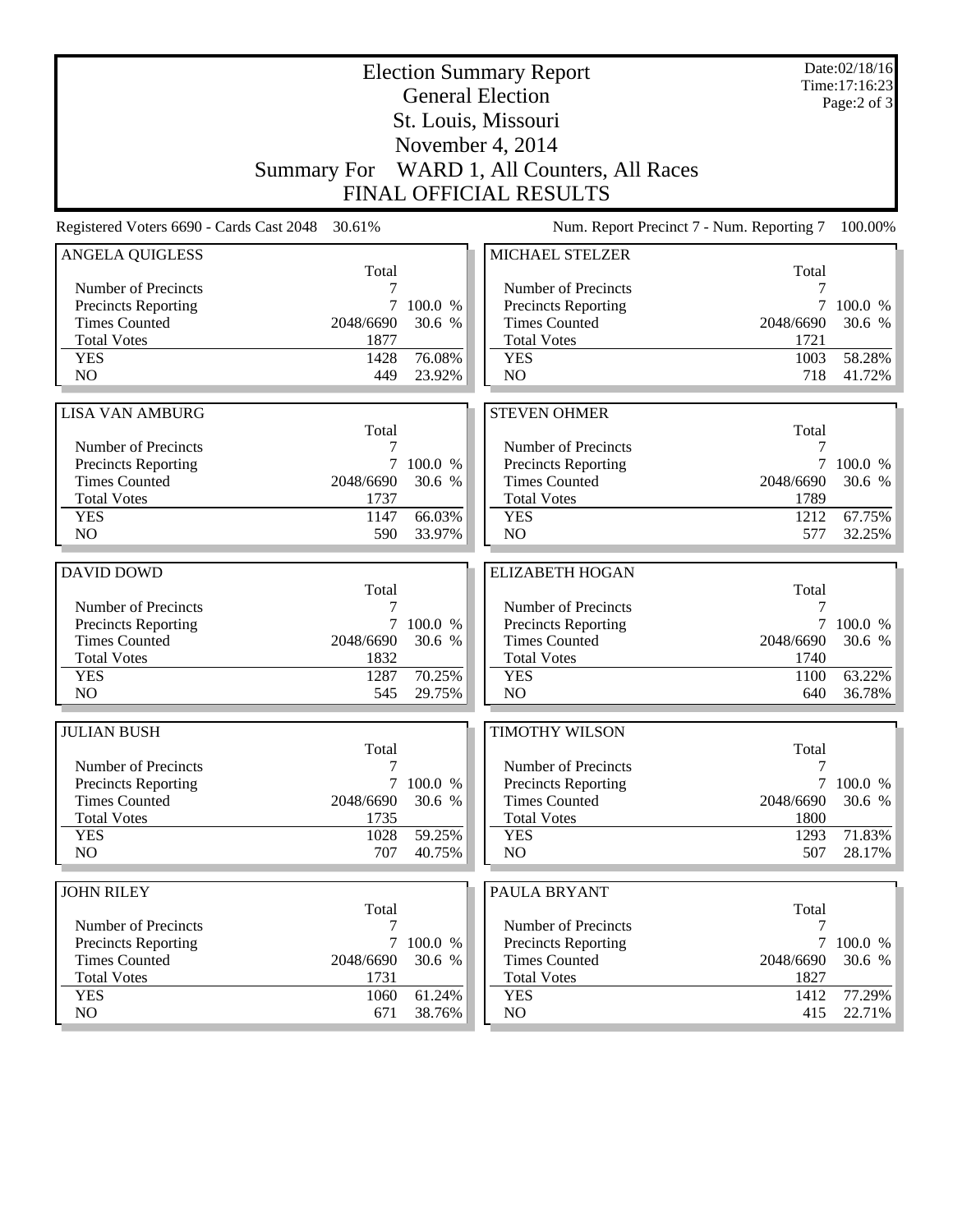# Election Summary Report
## General Election
## St. Louis, Missouri
## November 4, 2014
## Summary For WARD 1, All Counters, All Races
## FINAL OFFICIAL RESULTS

Date:02/18/16
Time:17:16:23

Registered Voters 6690 - Cards Cast 2048 30.61%

Num. Report Precinct 7 - Num. Reporting 7 100.00%

### ANGELA QUIGLESS

| | Total | |
|---|---|---|
| Number of Precincts | 7 | |
| Precincts Reporting | 7 | 100.0 % |
| Times Counted | 2048/6690 | 30.6 % |
| Total Votes | 1877 | |
| YES | 1428 | 76.08% |
| NO | 449 | 23.92% |

### MICHAEL STELZER

| | Total | |
|---|---|---|
| Number of Precincts | 7 | |
| Precincts Reporting | 7 | 100.0 % |
| Times Counted | 2048/6690 | 30.6 % |
| Total Votes | 1721 | |
| YES | 1003 | 58.28% |
| NO | 718 | 41.72% |

### LISA VAN AMBURG

| | Total | |
|---|---|---|
| Number of Precincts | 7 | |
| Precincts Reporting | 7 | 100.0 % |
| Times Counted | 2048/6690 | 30.6 % |
| Total Votes | 1737 | |
| YES | 1147 | 66.03% |
| NO | 590 | 33.97% |

### STEVEN OHMER

| | Total | |
|---|---|---|
| Number of Precincts | 7 | |
| Precincts Reporting | 7 | 100.0 % |
| Times Counted | 2048/6690 | 30.6 % |
| Total Votes | 1789 | |
| YES | 1212 | 67.75% |
| NO | 577 | 32.25% |

### DAVID DOWD

| | Total | |
|---|---|---|
| Number of Precincts | 7 | |
| Precincts Reporting | 7 | 100.0 % |
| Times Counted | 2048/6690 | 30.6 % |
| Total Votes | 1832 | |
| YES | 1287 | 70.25% |
| NO | 545 | 29.75% |

### ELIZABETH HOGAN

| | Total | |
|---|---|---|
| Number of Precincts | 7 | |
| Precincts Reporting | 7 | 100.0 % |
| Times Counted | 2048/6690 | 30.6 % |
| Total Votes | 1740 | |
| YES | 1100 | 63.22% |
| NO | 640 | 36.78% |

### JULIAN BUSH

| | Total | |
|---|---|---|
| Number of Precincts | 7 | |
| Precincts Reporting | 7 | 100.0 % |
| Times Counted | 2048/6690 | 30.6 % |
| Total Votes | 1735 | |
| YES | 1028 | 59.25% |
| NO | 707 | 40.75% |

### TIMOTHY WILSON

| | Total | |
|---|---|---|
| Number of Precincts | 7 | |
| Precincts Reporting | 7 | 100.0 % |
| Times Counted | 2048/6690 | 30.6 % |
| Total Votes | 1800 | |
| YES | 1293 | 71.83% |
| NO | 507 | 28.17% |

### JOHN RILEY

| | Total | |
|---|---|---|
| Number of Precincts | 7 | |
| Precincts Reporting | 7 | 100.0 % |
| Times Counted | 2048/6690 | 30.6 % |
| Total Votes | 1731 | |
| YES | 1060 | 61.24% |
| NO | 671 | 38.76% |

### PAULA BRYANT

| | Total | |
|---|---|---|
| Number of Precincts | 7 | |
| Precincts Reporting | 7 | 100.0 % |
| Times Counted | 2048/6690 | 30.6 % |
| Total Votes | 1827 | |
| YES | 1412 | 77.29% |
| NO | 415 | 22.71% |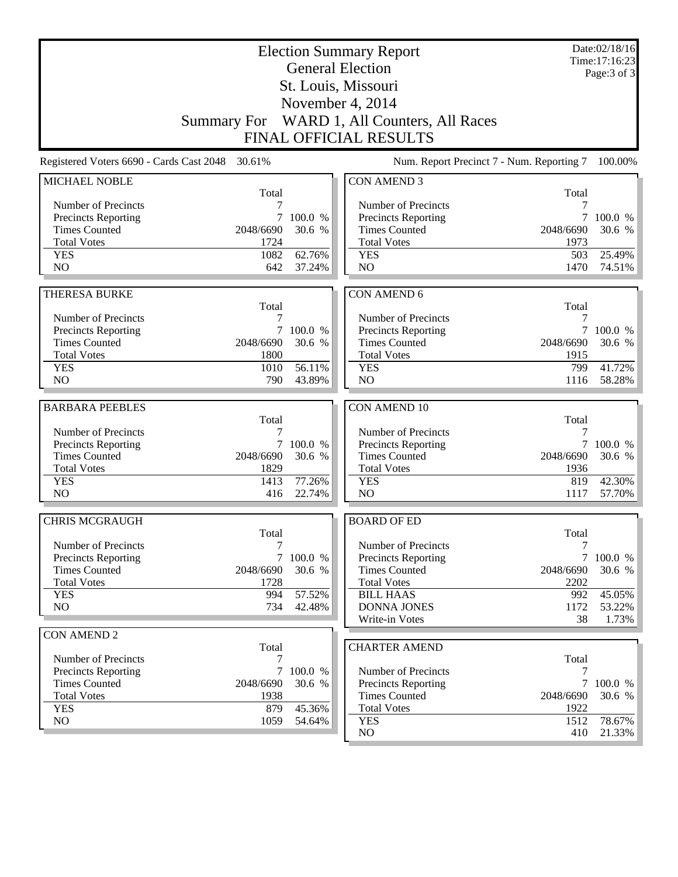# Election Summary Report

## General Election

## St. Louis, Missouri

## November 4, 2014

## Summary For WARD 1, All Counters, All Races

## FINAL OFFICIAL RESULTS

Date:02/18/16
Time:17:16:23

Registered Voters 6690 - Cards Cast 2048 30.61%

Num. Report Precinct 7 - Num. Reporting 7 100.00%

### MICHAEL NOBLE

| | Total | |
|---|---|---|
| Number of Precincts | 7 | |
| Precincts Reporting | 7 | 100.0 % |
| Times Counted | 2048/6690 | 30.6 % |
| Total Votes | 1724 | |
| YES | 1082 | 62.76% |
| NO | 642 | 37.24% |

### THERESA BURKE

| | Total | |
|---|---|---|
| Number of Precincts | 7 | |
| Precincts Reporting | 7 | 100.0 % |
| Times Counted | 2048/6690 | 30.6 % |
| Total Votes | 1800 | |
| YES | 1010 | 56.11% |
| NO | 790 | 43.89% |

### BARBARA PEEBLES

| | Total | |
|---|---|---|
| Number of Precincts | 7 | |
| Precincts Reporting | 7 | 100.0 % |
| Times Counted | 2048/6690 | 30.6 % |
| Total Votes | 1829 | |
| YES | 1413 | 77.26% |
| NO | 416 | 22.74% |

### CHRIS MCGRAUGH

| | Total | |
|---|---|---|
| Number of Precincts | 7 | |
| Precincts Reporting | 7 | 100.0 % |
| Times Counted | 2048/6690 | 30.6 % |
| Total Votes | 1728 | |
| YES | 994 | 57.52% |
| NO | 734 | 42.48% |

### CON AMEND 2

| | Total | |
|---|---|---|
| Number of Precincts | 7 | |
| Precincts Reporting | 7 | 100.0 % |
| Times Counted | 2048/6690 | 30.6 % |
| Total Votes | 1938 | |
| YES | 879 | 45.36% |
| NO | 1059 | 54.64% |

### CON AMEND 3

| | Total | |
|---|---|---|
| Number of Precincts | 7 | |
| Precincts Reporting | 7 | 100.0 % |
| Times Counted | 2048/6690 | 30.6 % |
| Total Votes | 1973 | |
| YES | 503 | 25.49% |
| NO | 1470 | 74.51% |

### CON AMEND 6

| | Total | |
|---|---|---|
| Number of Precincts | 7 | |
| Precincts Reporting | 7 | 100.0 % |
| Times Counted | 2048/6690 | 30.6 % |
| Total Votes | 1915 | |
| YES | 799 | 41.72% |
| NO | 1116 | 58.28% |

### CON AMEND 10

| | Total | |
|---|---|---|
| Number of Precincts | 7 | |
| Precincts Reporting | 7 | 100.0 % |
| Times Counted | 2048/6690 | 30.6 % |
| Total Votes | 1936 | |
| YES | 819 | 42.30% |
| NO | 1117 | 57.70% |

### BOARD OF ED

| | Total | |
|---|---|---|
| Number of Precincts | 7 | |
| Precincts Reporting | 7 | 100.0 % |
| Times Counted | 2048/6690 | 30.6 % |
| Total Votes | 2202 | |
| BILL HAAS | 992 | 45.05% |
| DONNA JONES | 1172 | 53.22% |
| Write-in Votes | 38 | 1.73% |

### CHARTER AMEND

| | Total | |
|---|---|---|
| Number of Precincts | 7 | |
| Precincts Reporting | 7 | 100.0 % |
| Times Counted | 2048/6690 | 30.6 % |
| Total Votes | 1922 | |
| YES | 1512 | 78.67% |
| NO | 410 | 21.33% |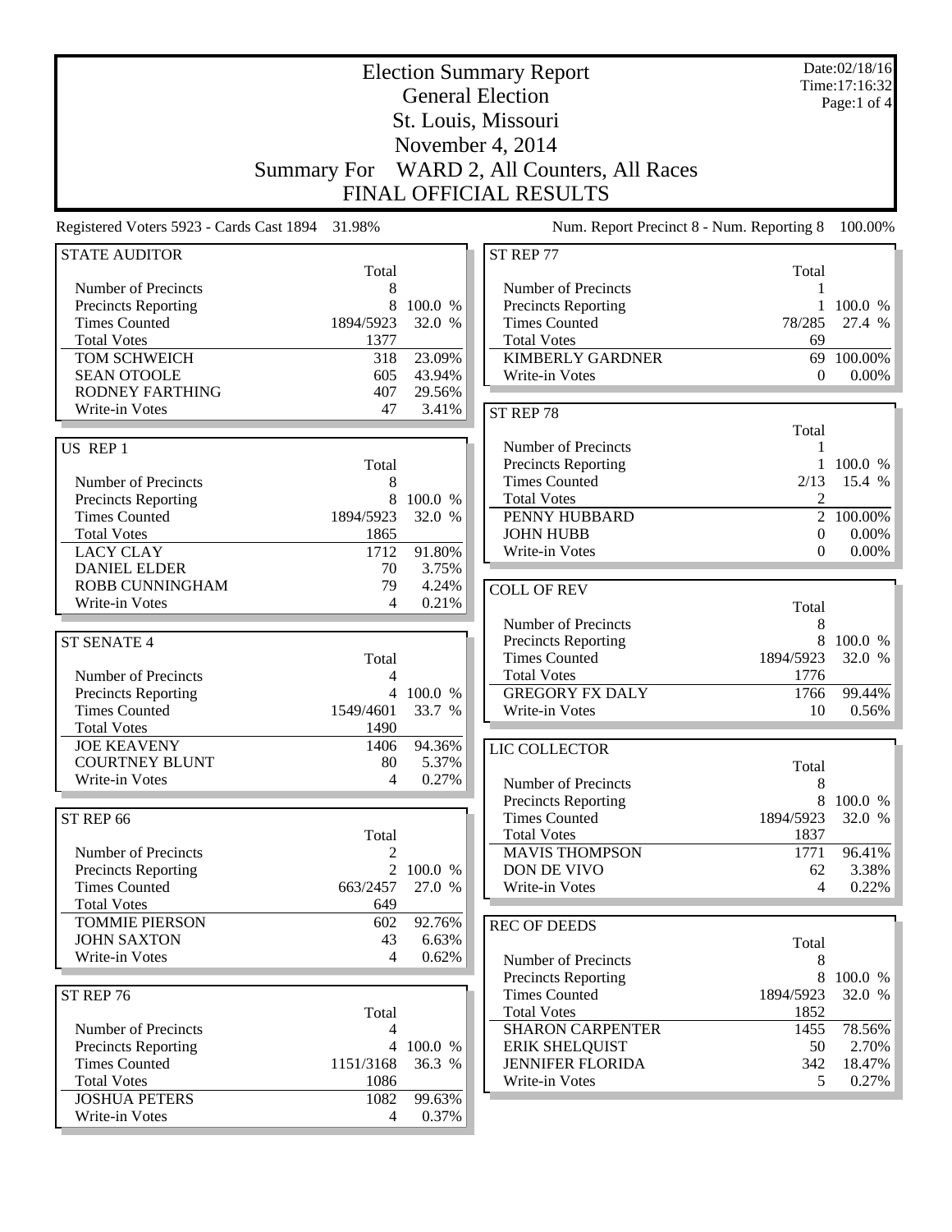# Election Summary Report

## General Election

## St. Louis, Missouri

## November 4, 2014

## Summary For WARD 2, All Counters, All Races

## FINAL OFFICIAL RESULTS

Date:02/18/16
Time:17:16:32

Registered Voters 5923 - Cards Cast 1894 31.98%

Num. Report Precinct 8 - Num. Reporting 8 100.00%

### STATE AUDITOR

| | Total | |
|---|---|---|
| Number of Precincts | 8 | |
| Precincts Reporting | 8 | 100.0 % |
| Times Counted | 1894/5923 | 32.0 % |
| Total Votes | 1377 | |
| TOM SCHWEICH | 318 | 23.09% |
| SEAN OTOOLE | 605 | 43.94% |
| RODNEY FARTHING | 407 | 29.56% |
| Write-in Votes | 47 | 3.41% |

### US REP 1

| | Total | |
|---|---|---|
| Number of Precincts | 8 | |
| Precincts Reporting | 8 | 100.0 % |
| Times Counted | 1894/5923 | 32.0 % |
| Total Votes | 1865 | |
| LACY CLAY | 1712 | 91.80% |
| DANIEL ELDER | 70 | 3.75% |
| ROBB CUNNINGHAM | 79 | 4.24% |
| Write-in Votes | 4 | 0.21% |

### ST SENATE 4

| | Total | |
|---|---|---|
| Number of Precincts | 4 | |
| Precincts Reporting | 4 | 100.0 % |
| Times Counted | 1549/4601 | 33.7 % |
| Total Votes | 1490 | |
| JOE KEAVENY | 1406 | 94.36% |
| COURTNEY BLUNT | 80 | 5.37% |
| Write-in Votes | 4 | 0.27% |

### ST REP 66

| | Total | |
|---|---|---|
| Number of Precincts | 2 | |
| Precincts Reporting | 2 | 100.0 % |
| Times Counted | 663/2457 | 27.0 % |
| Total Votes | 649 | |
| TOMMIE PIERSON | 602 | 92.76% |
| JOHN SAXTON | 43 | 6.63% |
| Write-in Votes | 4 | 0.62% |

### ST REP 76

| | Total | |
|---|---|---|
| Number of Precincts | 4 | |
| Precincts Reporting | 4 | 100.0 % |
| Times Counted | 1151/3168 | 36.3 % |
| Total Votes | 1086 | |
| JOSHUA PETERS | 1082 | 99.63% |
| Write-in Votes | 4 | 0.37% |

### ST REP 77

| | Total | |
|---|---|---|
| Number of Precincts | 1 | |
| Precincts Reporting | 1 | 100.0 % |
| Times Counted | 78/285 | 27.4 % |
| Total Votes | 69 | |
| KIMBERLY GARDNER | 69 | 100.00% |
| Write-in Votes | 0 | 0.00% |

### ST REP 78

| | Total | |
|---|---|---|
| Number of Precincts | 1 | |
| Precincts Reporting | 1 | 100.0 % |
| Times Counted | 2/13 | 15.4 % |
| Total Votes | 2 | |
| PENNY HUBBARD | 2 | 100.00% |
| JOHN HUBB | 0 | 0.00% |
| Write-in Votes | 0 | 0.00% |

### COLL OF REV

| | Total | |
|---|---|---|
| Number of Precincts | 8 | |
| Precincts Reporting | 8 | 100.0 % |
| Times Counted | 1894/5923 | 32.0 % |
| Total Votes | 1776 | |
| GREGORY FX DALY | 1766 | 99.44% |
| Write-in Votes | 10 | 0.56% |

### LIC COLLECTOR

| | Total | |
|---|---|---|
| Number of Precincts | 8 | |
| Precincts Reporting | 8 | 100.0 % |
| Times Counted | 1894/5923 | 32.0 % |
| Total Votes | 1837 | |
| MAVIS THOMPSON | 1771 | 96.41% |
| DON DE VIVO | 62 | 3.38% |
| Write-in Votes | 4 | 0.22% |

### REC OF DEEDS

| | Total | |
|---|---|---|
| Number of Precincts | 8 | |
| Precincts Reporting | 8 | 100.0 % |
| Times Counted | 1894/5923 | 32.0 % |
| Total Votes | 1852 | |
| SHARON CARPENTER | 1455 | 78.56% |
| ERIK SHELQUIST | 50 | 2.70% |
| JENNIFER FLORIDA | 342 | 18.47% |
| Write-in Votes | 5 | 0.27% |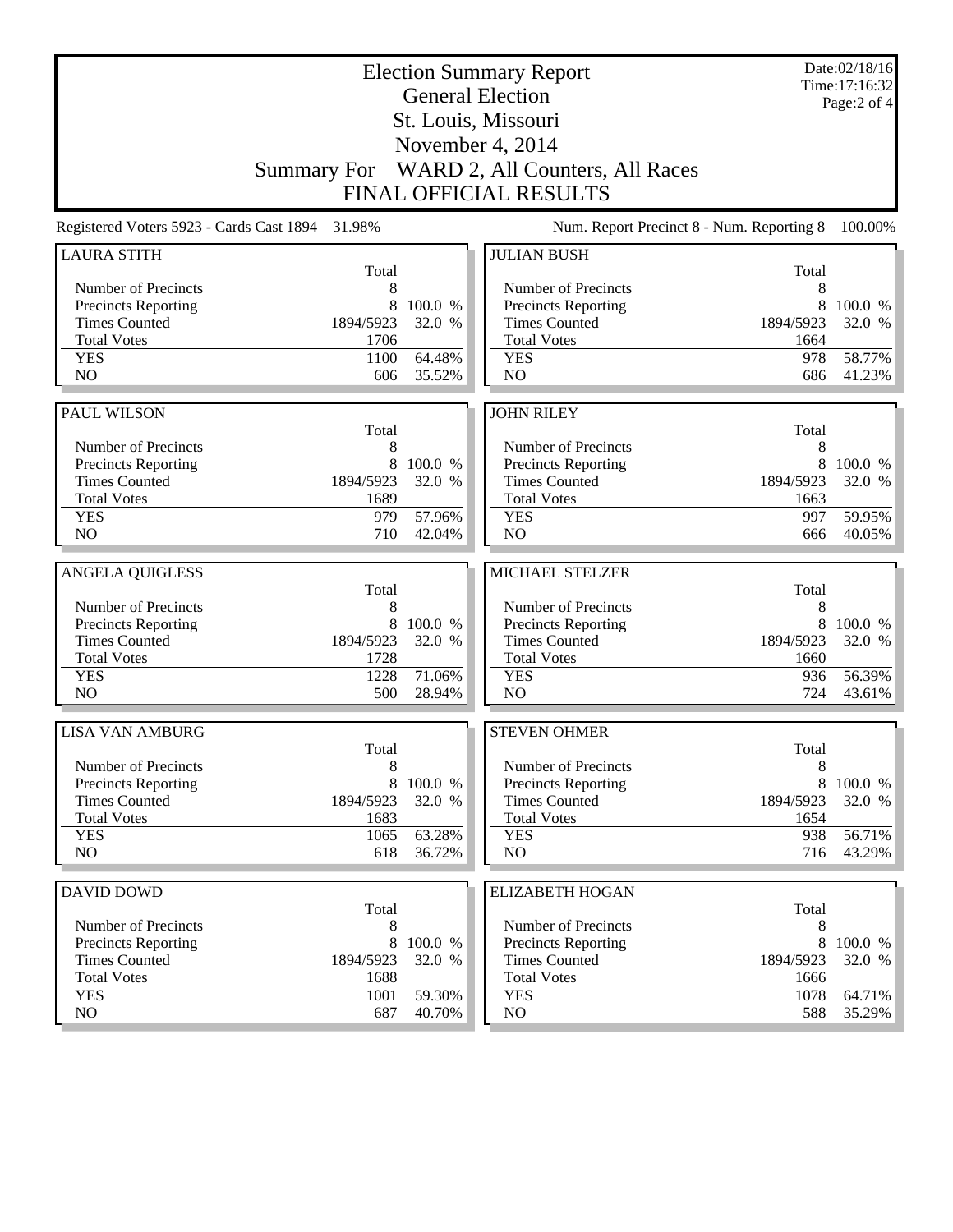# Election Summary Report

General Election

St. Louis, Missouri

November 4, 2014

Summary For WARD 2, All Counters, All Races

FINAL OFFICIAL RESULTS

Date:02/18/16
Time:17:16:32
Page:2 of 4

Registered Voters 5923 - Cards Cast 1894 31.98%

Num. Report Precinct 8 - Num. Reporting 8 100.00%

### LAURA STITH

| | Total | |
|---|---|---|
| Number of Precincts | 8 | |
| Precincts Reporting | 8 | 100.0 % |
| Times Counted | 1894/5923 | 32.0 % |
| Total Votes | 1706 | |
| YES | 1100 | 64.48% |
| NO | 606 | 35.52% |

### JULIAN BUSH

| | Total | |
|---|---|---|
| Number of Precincts | 8 | |
| Precincts Reporting | 8 | 100.0 % |
| Times Counted | 1894/5923 | 32.0 % |
| Total Votes | 1664 | |
| YES | 978 | 58.77% |
| NO | 686 | 41.23% |

### PAUL WILSON

| | Total | |
|---|---|---|
| Number of Precincts | 8 | |
| Precincts Reporting | 8 | 100.0 % |
| Times Counted | 1894/5923 | 32.0 % |
| Total Votes | 1689 | |
| YES | 979 | 57.96% |
| NO | 710 | 42.04% |

### JOHN RILEY

| | Total | |
|---|---|---|
| Number of Precincts | 8 | |
| Precincts Reporting | 8 | 100.0 % |
| Times Counted | 1894/5923 | 32.0 % |
| Total Votes | 1663 | |
| YES | 997 | 59.95% |
| NO | 666 | 40.05% |

### ANGELA QUIGLESS

| | Total | |
|---|---|---|
| Number of Precincts | 8 | |
| Precincts Reporting | 8 | 100.0 % |
| Times Counted | 1894/5923 | 32.0 % |
| Total Votes | 1728 | |
| YES | 1228 | 71.06% |
| NO | 500 | 28.94% |

### MICHAEL STELZER

| | Total | |
|---|---|---|
| Number of Precincts | 8 | |
| Precincts Reporting | 8 | 100.0 % |
| Times Counted | 1894/5923 | 32.0 % |
| Total Votes | 1660 | |
| YES | 936 | 56.39% |
| NO | 724 | 43.61% |

### LISA VAN AMBURG

| | Total | |
|---|---|---|
| Number of Precincts | 8 | |
| Precincts Reporting | 8 | 100.0 % |
| Times Counted | 1894/5923 | 32.0 % |
| Total Votes | 1683 | |
| YES | 1065 | 63.28% |
| NO | 618 | 36.72% |

### STEVEN OHMER

| | Total | |
|---|---|---|
| Number of Precincts | 8 | |
| Precincts Reporting | 8 | 100.0 % |
| Times Counted | 1894/5923 | 32.0 % |
| Total Votes | 1654 | |
| YES | 938 | 56.71% |
| NO | 716 | 43.29% |

### DAVID DOWD

| | Total | |
|---|---|---|
| Number of Precincts | 8 | |
| Precincts Reporting | 8 | 100.0 % |
| Times Counted | 1894/5923 | 32.0 % |
| Total Votes | 1688 | |
| YES | 1001 | 59.30% |
| NO | 687 | 40.70% |

### ELIZABETH HOGAN

| | Total | |
|---|---|---|
| Number of Precincts | 8 | |
| Precincts Reporting | 8 | 100.0 % |
| Times Counted | 1894/5923 | 32.0 % |
| Total Votes | 1666 | |
| YES | 1078 | 64.71% |
| NO | 588 | 35.29% |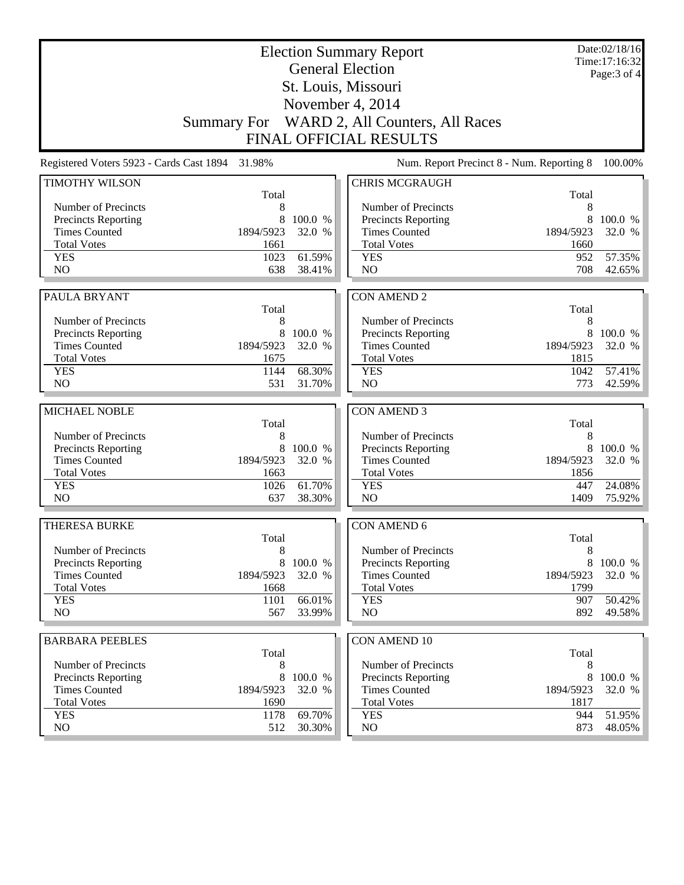# Election Summary Report

## General Election

## St. Louis, Missouri

## November 4, 2014

## Summary For WARD 2, All Counters, All Races

## FINAL OFFICIAL RESULTS

Date:02/18/16
Time:17:16:32

Registered Voters 5923 - Cards Cast 1894 31.98%

Num. Report Precinct 8 - Num. Reporting 8 100.00%

### TIMOTHY WILSON

| | Total | |
|---|---|---|
| Number of Precincts | 8 | |
| Precincts Reporting | 8 | 100.0 % |
| Times Counted | 1894/5923 | 32.0 % |
| Total Votes | 1661 | |
| YES | 1023 | 61.59% |
| NO | 638 | 38.41% |

### PAULA BRYANT

| | Total | |
|---|---|---|
| Number of Precincts | 8 | |
| Precincts Reporting | 8 | 100.0 % |
| Times Counted | 1894/5923 | 32.0 % |
| Total Votes | 1675 | |
| YES | 1144 | 68.30% |
| NO | 531 | 31.70% |

### MICHAEL NOBLE

| | Total | |
|---|---|---|
| Number of Precincts | 8 | |
| Precincts Reporting | 8 | 100.0 % |
| Times Counted | 1894/5923 | 32.0 % |
| Total Votes | 1663 | |
| YES | 1026 | 61.70% |
| NO | 637 | 38.30% |

### THERESA BURKE

| | Total | |
|---|---|---|
| Number of Precincts | 8 | |
| Precincts Reporting | 8 | 100.0 % |
| Times Counted | 1894/5923 | 32.0 % |
| Total Votes | 1668 | |
| YES | 1101 | 66.01% |
| NO | 567 | 33.99% |

### BARBARA PEEBLES

| | Total | |
|---|---|---|
| Number of Precincts | 8 | |
| Precincts Reporting | 8 | 100.0 % |
| Times Counted | 1894/5923 | 32.0 % |
| Total Votes | 1690 | |
| YES | 1178 | 69.70% |
| NO | 512 | 30.30% |

### CHRIS MCGRAUGH

| | Total | |
|---|---|---|
| Number of Precincts | 8 | |
| Precincts Reporting | 8 | 100.0 % |
| Times Counted | 1894/5923 | 32.0 % |
| Total Votes | 1660 | |
| YES | 952 | 57.35% |
| NO | 708 | 42.65% |

### CON AMEND 2

| | Total | |
|---|---|---|
| Number of Precincts | 8 | |
| Precincts Reporting | 8 | 100.0 % |
| Times Counted | 1894/5923 | 32.0 % |
| Total Votes | 1815 | |
| YES | 1042 | 57.41% |
| NO | 773 | 42.59% |

### CON AMEND 3

| | Total | |
|---|---|---|
| Number of Precincts | 8 | |
| Precincts Reporting | 8 | 100.0 % |
| Times Counted | 1894/5923 | 32.0 % |
| Total Votes | 1856 | |
| YES | 447 | 24.08% |
| NO | 1409 | 75.92% |

### CON AMEND 6

| | Total | |
|---|---|---|
| Number of Precincts | 8 | |
| Precincts Reporting | 8 | 100.0 % |
| Times Counted | 1894/5923 | 32.0 % |
| Total Votes | 1799 | |
| YES | 907 | 50.42% |
| NO | 892 | 49.58% |

### CON AMEND 10

| | Total | |
|---|---|---|
| Number of Precincts | 8 | |
| Precincts Reporting | 8 | 100.0 % |
| Times Counted | 1894/5923 | 32.0 % |
| Total Votes | 1817 | |
| YES | 944 | 51.95% |
| NO | 873 | 48.05% |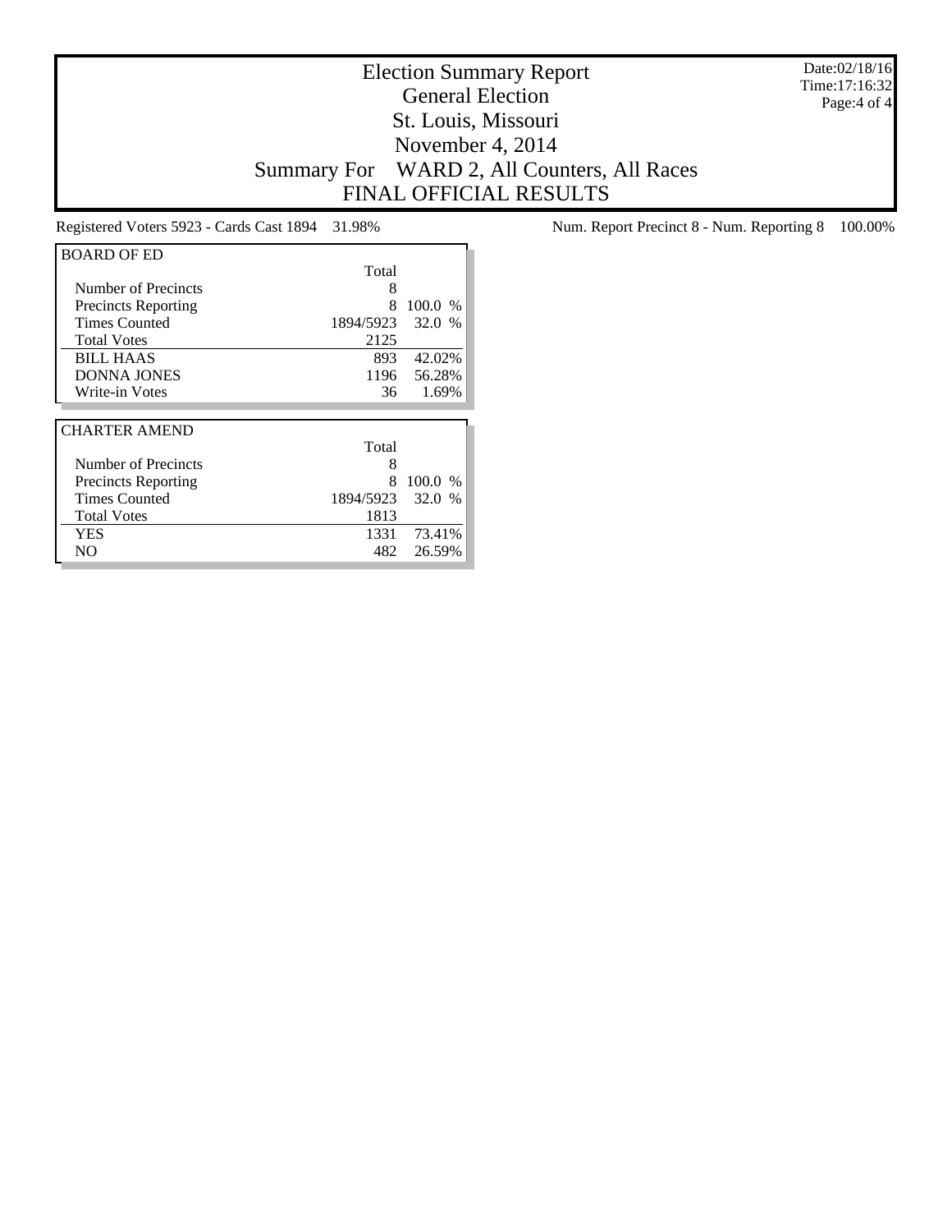# Election Summary Report
## General Election
## St. Louis, Missouri
## November 4, 2014
## Summary For WARD 2, All Counters, All Races
## FINAL OFFICIAL RESULTS

Date:02/18/16
Time:17:16:32

Registered Voters 5923 - Cards Cast 1894 31.98%

Num. Report Precinct 8 - Num. Reporting 8 100.00%

| BOARD OF ED | Total | |
|---|---|---|
| Number of Precincts | 8 | |
| Precincts Reporting | 8 | 100.0 % |
| Times Counted | 1894/5923 | 32.0 % |
| Total Votes | 2125 | |
| BILL HAAS | 893 | 42.02% |
| DONNA JONES | 1196 | 56.28% |
| Write-in Votes | 36 | 1.69% |

| CHARTER AMEND | Total | |
|---|---|---|
| Number of Precincts | 8 | |
| Precincts Reporting | 8 | 100.0 % |
| Times Counted | 1894/5923 | 32.0 % |
| Total Votes | 1813 | |
| YES | 1331 | 73.41% |
| NO | 482 | 26.59% |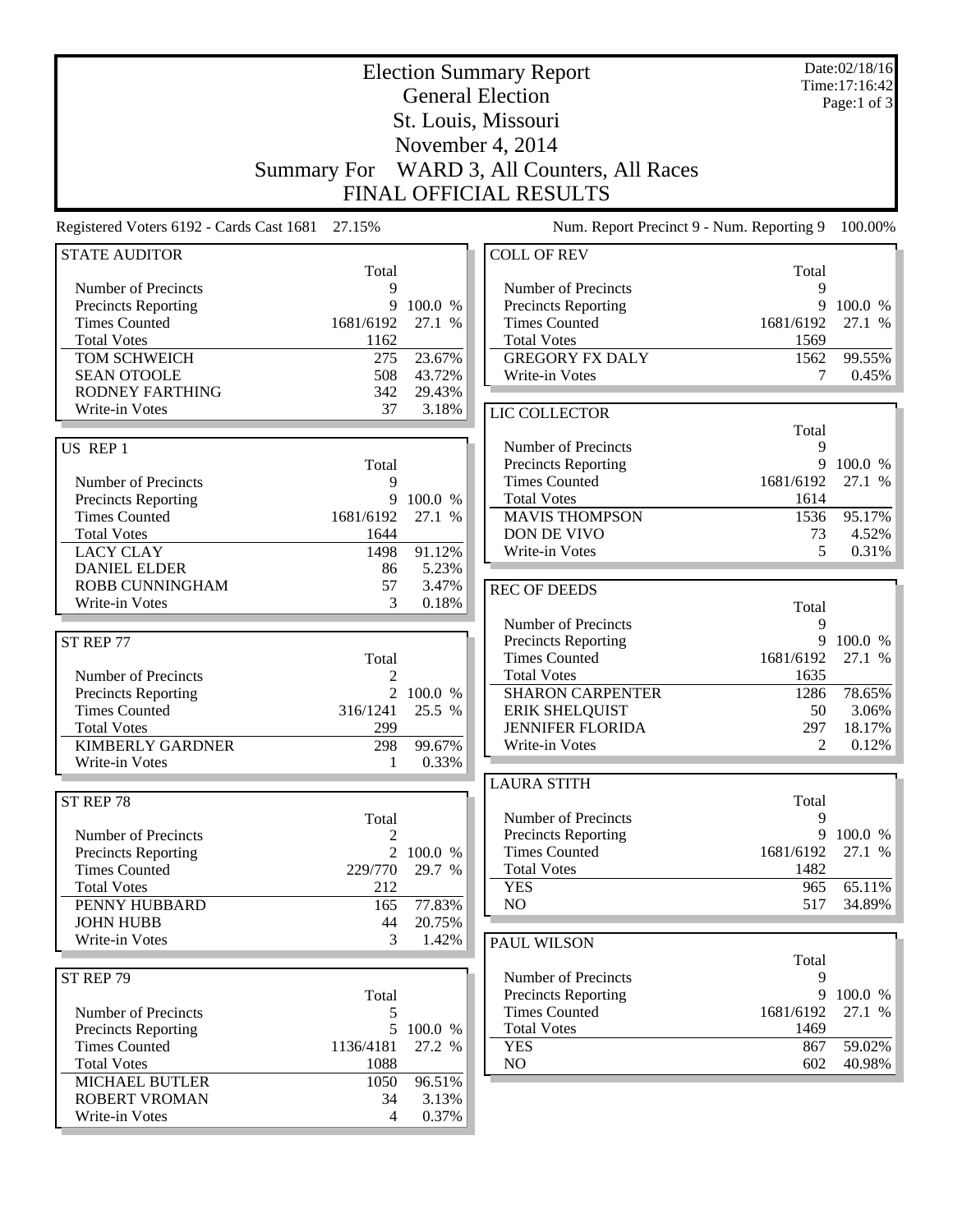# Election Summary Report

## General Election

## St. Louis, Missouri

## November 4, 2014

## Summary For WARD 3, All Counters, All Races

## FINAL OFFICIAL RESULTS

Date:02/18/16
Time:17:16:42

Registered Voters 6192 - Cards Cast 1681 27.15%

Num. Report Precinct 9 - Num. Reporting 9 100.00%

### STATE AUDITOR

| | Total | |
|---|---|---|
| Number of Precincts | 9 | |
| Precincts Reporting | 9 | 100.0 % |
| Times Counted | 1681/6192 | 27.1 % |
| Total Votes | 1162 | |
| TOM SCHWEICH | 275 | 23.67% |
| SEAN OTOOLE | 508 | 43.72% |
| RODNEY FARTHING | 342 | 29.43% |
| Write-in Votes | 37 | 3.18% |

### US REP 1

| | Total | |
|---|---|---|
| Number of Precincts | 9 | |
| Precincts Reporting | 9 | 100.0 % |
| Times Counted | 1681/6192 | 27.1 % |
| Total Votes | 1644 | |
| LACY CLAY | 1498 | 91.12% |
| DANIEL ELDER | 86 | 5.23% |
| ROBB CUNNINGHAM | 57 | 3.47% |
| Write-in Votes | 3 | 0.18% |

### ST REP 77

| | Total | |
|---|---|---|
| Number of Precincts | 2 | |
| Precincts Reporting | 2 | 100.0 % |
| Times Counted | 316/1241 | 25.5 % |
| Total Votes | 299 | |
| KIMBERLY GARDNER | 298 | 99.67% |
| Write-in Votes | 1 | 0.33% |

### ST REP 78

| | Total | |
|---|---|---|
| Number of Precincts | 2 | |
| Precincts Reporting | 2 | 100.0 % |
| Times Counted | 229/770 | 29.7 % |
| Total Votes | 212 | |
| PENNY HUBBARD | 165 | 77.83% |
| JOHN HUBB | 44 | 20.75% |
| Write-in Votes | 3 | 1.42% |

### ST REP 79

| | Total | |
|---|---|---|
| Number of Precincts | 5 | |
| Precincts Reporting | 5 | 100.0 % |
| Times Counted | 1136/4181 | 27.2 % |
| Total Votes | 1088 | |
| MICHAEL BUTLER | 1050 | 96.51% |
| ROBERT VROMAN | 34 | 3.13% |
| Write-in Votes | 4 | 0.37% |

### COLL OF REV

| | Total | |
|---|---|---|
| Number of Precincts | 9 | |
| Precincts Reporting | 9 | 100.0 % |
| Times Counted | 1681/6192 | 27.1 % |
| Total Votes | 1569 | |
| GREGORY FX DALY | 1562 | 99.55% |
| Write-in Votes | 7 | 0.45% |

### LIC COLLECTOR

| | Total | |
|---|---|---|
| Number of Precincts | 9 | |
| Precincts Reporting | 9 | 100.0 % |
| Times Counted | 1681/6192 | 27.1 % |
| Total Votes | 1614 | |
| MAVIS THOMPSON | 1536 | 95.17% |
| DON DE VIVO | 73 | 4.52% |
| Write-in Votes | 5 | 0.31% |

### REC OF DEEDS

| | Total | |
|---|---|---|
| Number of Precincts | 9 | |
| Precincts Reporting | 9 | 100.0 % |
| Times Counted | 1681/6192 | 27.1 % |
| Total Votes | 1635 | |
| SHARON CARPENTER | 1286 | 78.65% |
| ERIK SHELQUIST | 50 | 3.06% |
| JENNIFER FLORIDA | 297 | 18.17% |
| Write-in Votes | 2 | 0.12% |

### LAURA STITH

| | Total | |
|---|---|---|
| Number of Precincts | 9 | |
| Precincts Reporting | 9 | 100.0 % |
| Times Counted | 1681/6192 | 27.1 % |
| Total Votes | 1482 | |
| YES | 965 | 65.11% |
| NO | 517 | 34.89% |

### PAUL WILSON

| | Total | |
|---|---|---|
| Number of Precincts | 9 | |
| Precincts Reporting | 9 | 100.0 % |
| Times Counted | 1681/6192 | 27.1 % |
| Total Votes | 1469 | |
| YES | 867 | 59.02% |
| NO | 602 | 40.98% |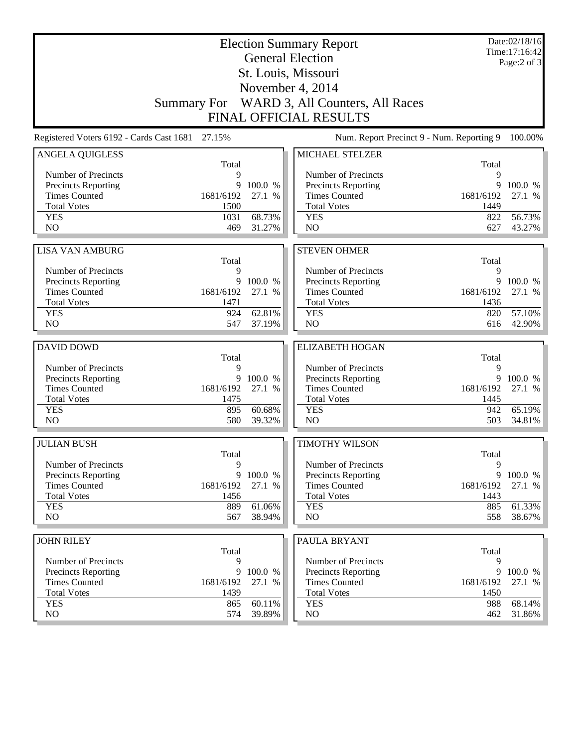# Election Summary Report

## General Election

## St. Louis, Missouri

## November 4, 2014

## Summary For WARD 3, All Counters, All Races

## FINAL OFFICIAL RESULTS

Date:02/18/16
Time:17:16:42
Page:2 of 3

Registered Voters 6192 - Cards Cast 1681 27.15%

Num. Report Precinct 9 - Num. Reporting 9 100.00%

### ANGELA QUIGLESS

| | Total | |
|---|---|---|
| Number of Precincts | 9 | |
| Precincts Reporting | 9 | 100.0 % |
| Times Counted | 1681/6192 | 27.1 % |
| Total Votes | 1500 | |
| YES | 1031 | 68.73% |
| NO | 469 | 31.27% |

### LISA VAN AMBURG

| | Total | |
|---|---|---|
| Number of Precincts | 9 | |
| Precincts Reporting | 9 | 100.0 % |
| Times Counted | 1681/6192 | 27.1 % |
| Total Votes | 1471 | |
| YES | 924 | 62.81% |
| NO | 547 | 37.19% |

### DAVID DOWD

| | Total | |
|---|---|---|
| Number of Precincts | 9 | |
| Precincts Reporting | 9 | 100.0 % |
| Times Counted | 1681/6192 | 27.1 % |
| Total Votes | 1475 | |
| YES | 895 | 60.68% |
| NO | 580 | 39.32% |

### JULIAN BUSH

| | Total | |
|---|---|---|
| Number of Precincts | 9 | |
| Precincts Reporting | 9 | 100.0 % |
| Times Counted | 1681/6192 | 27.1 % |
| Total Votes | 1456 | |
| YES | 889 | 61.06% |
| NO | 567 | 38.94% |

### JOHN RILEY

| | Total | |
|---|---|---|
| Number of Precincts | 9 | |
| Precincts Reporting | 9 | 100.0 % |
| Times Counted | 1681/6192 | 27.1 % |
| Total Votes | 1439 | |
| YES | 865 | 60.11% |
| NO | 574 | 39.89% |

### MICHAEL STELZER

| | Total | |
|---|---|---|
| Number of Precincts | 9 | |
| Precincts Reporting | 9 | 100.0 % |
| Times Counted | 1681/6192 | 27.1 % |
| Total Votes | 1449 | |
| YES | 822 | 56.73% |
| NO | 627 | 43.27% |

### STEVEN OHMER

| | Total | |
|---|---|---|
| Number of Precincts | 9 | |
| Precincts Reporting | 9 | 100.0 % |
| Times Counted | 1681/6192 | 27.1 % |
| Total Votes | 1436 | |
| YES | 820 | 57.10% |
| NO | 616 | 42.90% |

### ELIZABETH HOGAN

| | Total | |
|---|---|---|
| Number of Precincts | 9 | |
| Precincts Reporting | 9 | 100.0 % |
| Times Counted | 1681/6192 | 27.1 % |
| Total Votes | 1445 | |
| YES | 942 | 65.19% |
| NO | 503 | 34.81% |

### TIMOTHY WILSON

| | Total | |
|---|---|---|
| Number of Precincts | 9 | |
| Precincts Reporting | 9 | 100.0 % |
| Times Counted | 1681/6192 | 27.1 % |
| Total Votes | 1443 | |
| YES | 885 | 61.33% |
| NO | 558 | 38.67% |

### PAULA BRYANT

| | Total | |
|---|---|---|
| Number of Precincts | 9 | |
| Precincts Reporting | 9 | 100.0 % |
| Times Counted | 1681/6192 | 27.1 % |
| Total Votes | 1450 | |
| YES | 988 | 68.14% |
| NO | 462 | 31.86% |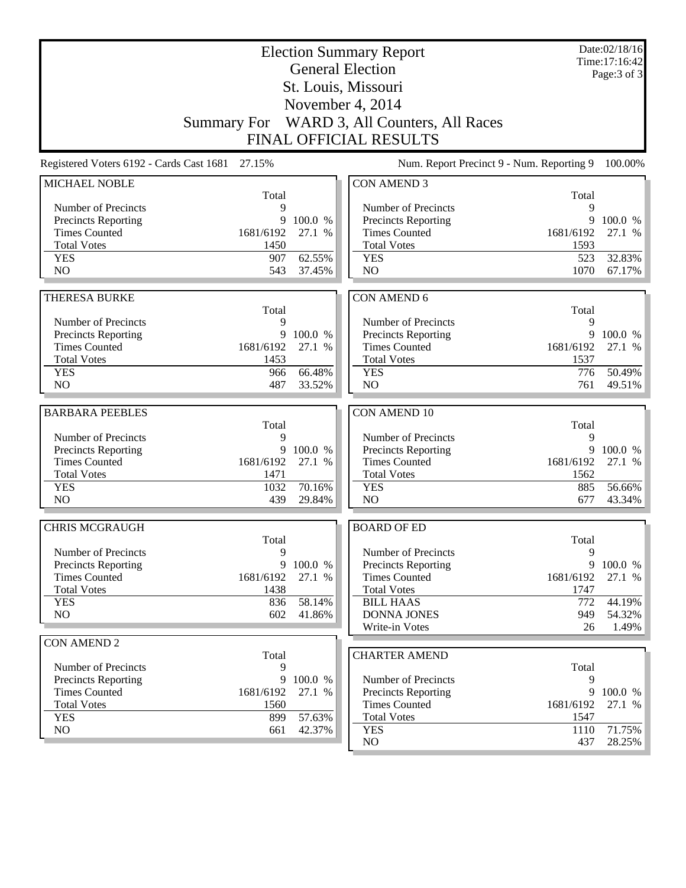# Election Summary Report

## General Election

## St. Louis, Missouri

## November 4, 2014

## Summary For WARD 3, All Counters, All Races

## FINAL OFFICIAL RESULTS

Date:02/18/16
Time:17:16:42

Registered Voters 6192 - Cards Cast 1681 27.15%

Num. Report Precinct 9 - Num. Reporting 9 100.00%

### MICHAEL NOBLE

| | Total | |
|---|---|---|
| Number of Precincts | 9 | |
| Precincts Reporting | 9 | 100.0 % |
| Times Counted | 1681/6192 | 27.1 % |
| Total Votes | 1450 | |
| YES | 907 | 62.55% |
| NO | 543 | 37.45% |

### THERESA BURKE

| | Total | |
|---|---|---|
| Number of Precincts | 9 | |
| Precincts Reporting | 9 | 100.0 % |
| Times Counted | 1681/6192 | 27.1 % |
| Total Votes | 1453 | |
| YES | 966 | 66.48% |
| NO | 487 | 33.52% |

### BARBARA PEEBLES

| | Total | |
|---|---|---|
| Number of Precincts | 9 | |
| Precincts Reporting | 9 | 100.0 % |
| Times Counted | 1681/6192 | 27.1 % |
| Total Votes | 1471 | |
| YES | 1032 | 70.16% |
| NO | 439 | 29.84% |

### CHRIS MCGRAUGH

| | Total | |
|---|---|---|
| Number of Precincts | 9 | |
| Precincts Reporting | 9 | 100.0 % |
| Times Counted | 1681/6192 | 27.1 % |
| Total Votes | 1438 | |
| YES | 836 | 58.14% |
| NO | 602 | 41.86% |

### CON AMEND 2

| | Total | |
|---|---|---|
| Number of Precincts | 9 | |
| Precincts Reporting | 9 | 100.0 % |
| Times Counted | 1681/6192 | 27.1 % |
| Total Votes | 1560 | |
| YES | 899 | 57.63% |
| NO | 661 | 42.37% |

### CON AMEND 3

| | Total | |
|---|---|---|
| Number of Precincts | 9 | |
| Precincts Reporting | 9 | 100.0 % |
| Times Counted | 1681/6192 | 27.1 % |
| Total Votes | 1593 | |
| YES | 523 | 32.83% |
| NO | 1070 | 67.17% |

### CON AMEND 6

| | Total | |
|---|---|---|
| Number of Precincts | 9 | |
| Precincts Reporting | 9 | 100.0 % |
| Times Counted | 1681/6192 | 27.1 % |
| Total Votes | 1537 | |
| YES | 776 | 50.49% |
| NO | 761 | 49.51% |

### CON AMEND 10

| | Total | |
|---|---|---|
| Number of Precincts | 9 | |
| Precincts Reporting | 9 | 100.0 % |
| Times Counted | 1681/6192 | 27.1 % |
| Total Votes | 1562 | |
| YES | 885 | 56.66% |
| NO | 677 | 43.34% |

### BOARD OF ED

| | Total | |
|---|---|---|
| Number of Precincts | 9 | |
| Precincts Reporting | 9 | 100.0 % |
| Times Counted | 1681/6192 | 27.1 % |
| Total Votes | 1747 | |
| BILL HAAS | 772 | 44.19% |
| DONNA JONES | 949 | 54.32% |
| Write-in Votes | 26 | 1.49% |

### CHARTER AMEND

| | Total | |
|---|---|---|
| Number of Precincts | 9 | |
| Precincts Reporting | 9 | 100.0 % |
| Times Counted | 1681/6192 | 27.1 % |
| Total Votes | 1547 | |
| YES | 1110 | 71.75% |
| NO | 437 | 28.25% |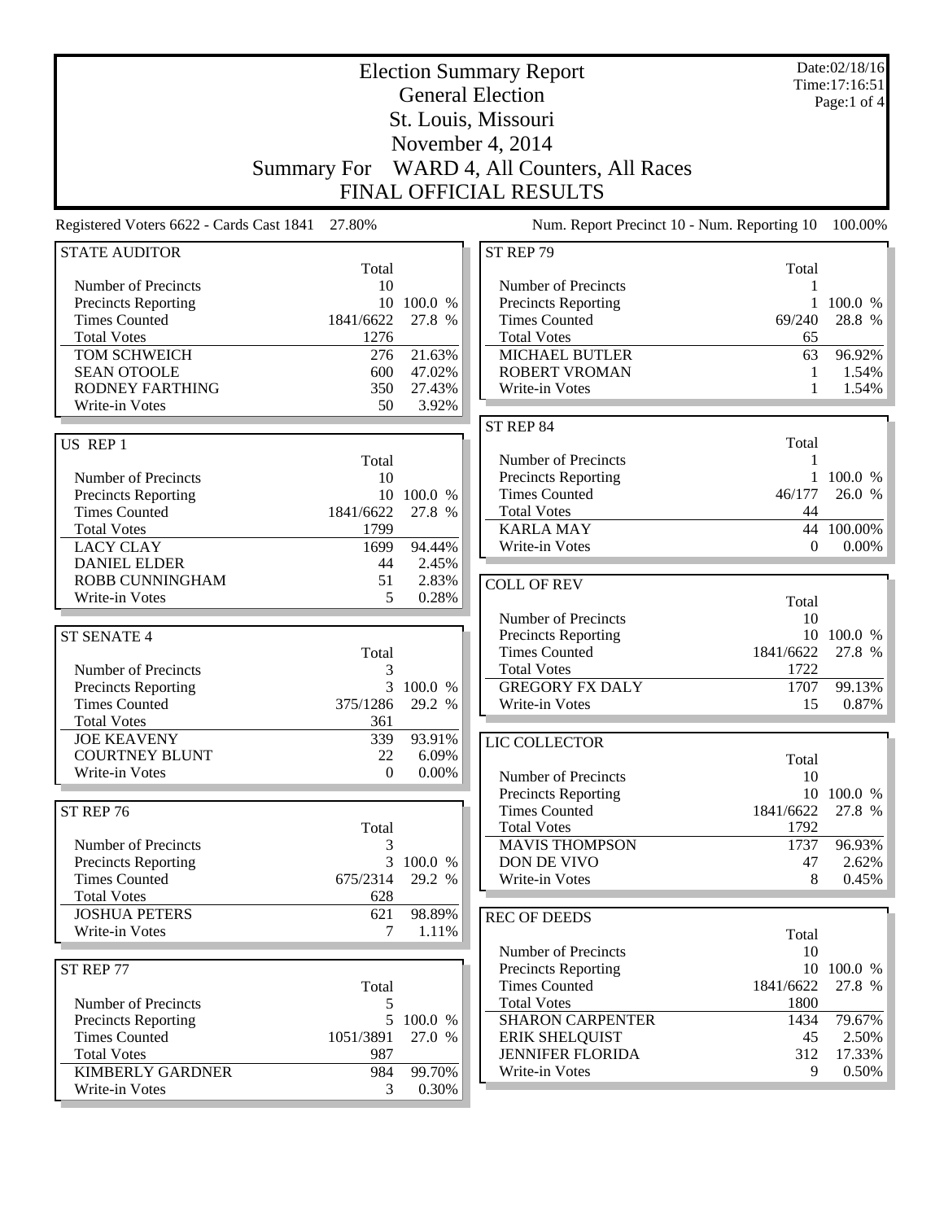# Election Summary Report

## General Election

## St. Louis, Missouri

## November 4, 2014

## Summary For WARD 4, All Counters, All Races

## FINAL OFFICIAL RESULTS

Date:02/18/16
Time:17:16:51

Registered Voters 6622 - Cards Cast 1841 27.80%

Num. Report Precinct 10 - Num. Reporting 10 100.00%

### STATE AUDITOR

| | Total | |
|---|---|---|
| Number of Precincts | 10 | |
| Precincts Reporting | 10 | 100.0 % |
| Times Counted | 1841/6622 | 27.8 % |
| Total Votes | 1276 | |
| TOM SCHWEICH | 276 | 21.63% |
| SEAN OTOOLE | 600 | 47.02% |
| RODNEY FARTHING | 350 | 27.43% |
| Write-in Votes | 50 | 3.92% |

### US REP 1

| | Total | |
|---|---|---|
| Number of Precincts | 10 | |
| Precincts Reporting | 10 | 100.0 % |
| Times Counted | 1841/6622 | 27.8 % |
| Total Votes | 1799 | |
| LACY CLAY | 1699 | 94.44% |
| DANIEL ELDER | 44 | 2.45% |
| ROBB CUNNINGHAM | 51 | 2.83% |
| Write-in Votes | 5 | 0.28% |

### ST SENATE 4

| | Total | |
|---|---|---|
| Number of Precincts | 3 | |
| Precincts Reporting | 3 | 100.0 % |
| Times Counted | 375/1286 | 29.2 % |
| Total Votes | 361 | |
| JOE KEAVENY | 339 | 93.91% |
| COURTNEY BLUNT | 22 | 6.09% |
| Write-in Votes | 0 | 0.00% |

### ST REP 76

| | Total | |
|---|---|---|
| Number of Precincts | 3 | |
| Precincts Reporting | 3 | 100.0 % |
| Times Counted | 675/2314 | 29.2 % |
| Total Votes | 628 | |
| JOSHUA PETERS | 621 | 98.89% |
| Write-in Votes | 7 | 1.11% |

### ST REP 77

| | Total | |
|---|---|---|
| Number of Precincts | 5 | |
| Precincts Reporting | 5 | 100.0 % |
| Times Counted | 1051/3891 | 27.0 % |
| Total Votes | 987 | |
| KIMBERLY GARDNER | 984 | 99.70% |
| Write-in Votes | 3 | 0.30% |

### ST REP 79

| | Total | |
|---|---|---|
| Number of Precincts | 1 | |
| Precincts Reporting | 1 | 100.0 % |
| Times Counted | 69/240 | 28.8 % |
| Total Votes | 65 | |
| MICHAEL BUTLER | 63 | 96.92% |
| ROBERT VROMAN | 1 | 1.54% |
| Write-in Votes | 1 | 1.54% |

### ST REP 84

| | Total | |
|---|---|---|
| Number of Precincts | 1 | |
| Precincts Reporting | 1 | 100.0 % |
| Times Counted | 46/177 | 26.0 % |
| Total Votes | 44 | |
| KARLA MAY | 44 | 100.00% |
| Write-in Votes | 0 | 0.00% |

### COLL OF REV

| | Total | |
|---|---|---|
| Number of Precincts | 10 | |
| Precincts Reporting | 10 | 100.0 % |
| Times Counted | 1841/6622 | 27.8 % |
| Total Votes | 1722 | |
| GREGORY FX DALY | 1707 | 99.13% |
| Write-in Votes | 15 | 0.87% |

### LIC COLLECTOR

| | Total | |
|---|---|---|
| Number of Precincts | 10 | |
| Precincts Reporting | 10 | 100.0 % |
| Times Counted | 1841/6622 | 27.8 % |
| Total Votes | 1792 | |
| MAVIS THOMPSON | 1737 | 96.93% |
| DON DE VIVO | 47 | 2.62% |
| Write-in Votes | 8 | 0.45% |

### REC OF DEEDS

| | Total | |
|---|---|---|
| Number of Precincts | 10 | |
| Precincts Reporting | 10 | 100.0 % |
| Times Counted | 1841/6622 | 27.8 % |
| Total Votes | 1800 | |
| SHARON CARPENTER | 1434 | 79.67% |
| ERIK SHELQUIST | 45 | 2.50% |
| JENNIFER FLORIDA | 312 | 17.33% |
| Write-in Votes | 9 | 0.50% |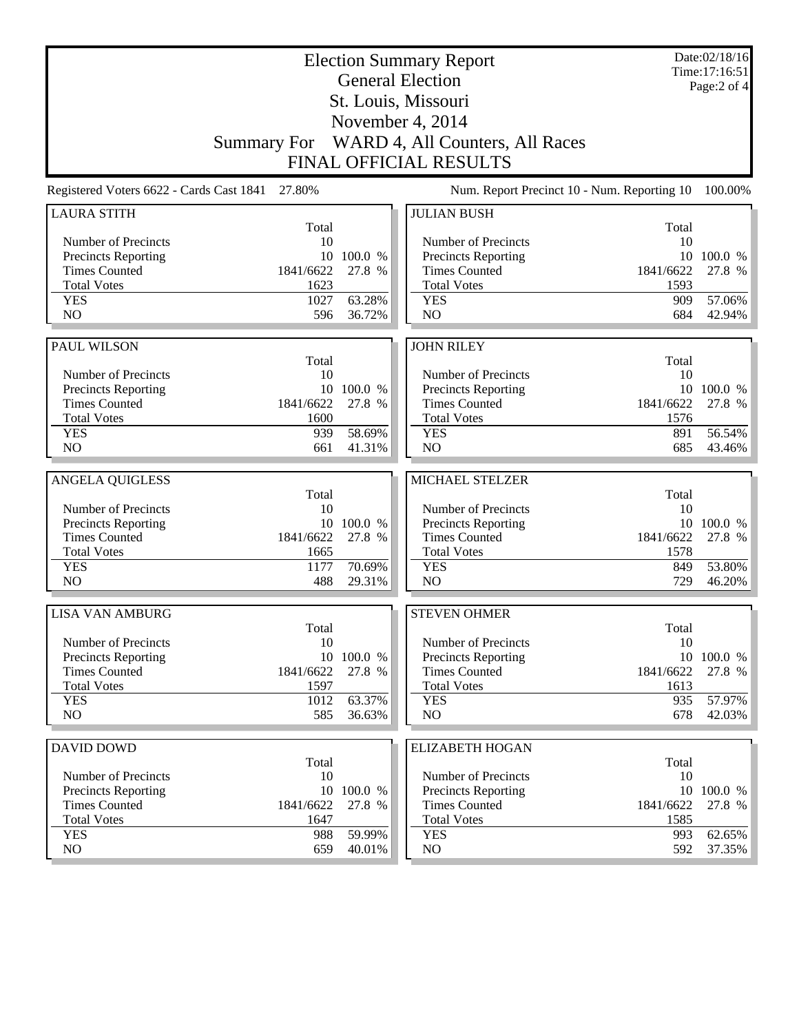# Election Summary Report
## General Election
## St. Louis, Missouri
## November 4, 2014
## Summary For WARD 4, All Counters, All Races
## FINAL OFFICIAL RESULTS

Date:02/18/16
Time:17:16:51

Registered Voters 6622 - Cards Cast 1841 27.80% Num. Report Precinct 10 - Num. Reporting 10 100.00%

### LAURA STITH

| | Total | |
|---|---|---|
| Number of Precincts | 10 | |
| Precincts Reporting | 10 | 100.0 % |
| Times Counted | 1841/6622 | 27.8 % |
| Total Votes | 1623 | |
| YES | 1027 | 63.28% |
| NO | 596 | 36.72% |

### JULIAN BUSH

| | Total | |
|---|---|---|
| Number of Precincts | 10 | |
| Precincts Reporting | 10 | 100.0 % |
| Times Counted | 1841/6622 | 27.8 % |
| Total Votes | 1593 | |
| YES | 909 | 57.06% |
| NO | 684 | 42.94% |

### PAUL WILSON

| | Total | |
|---|---|---|
| Number of Precincts | 10 | |
| Precincts Reporting | 10 | 100.0 % |
| Times Counted | 1841/6622 | 27.8 % |
| Total Votes | 1600 | |
| YES | 939 | 58.69% |
| NO | 661 | 41.31% |

### JOHN RILEY

| | Total | |
|---|---|---|
| Number of Precincts | 10 | |
| Precincts Reporting | 10 | 100.0 % |
| Times Counted | 1841/6622 | 27.8 % |
| Total Votes | 1576 | |
| YES | 891 | 56.54% |
| NO | 685 | 43.46% |

### ANGELA QUIGLESS

| | Total | |
|---|---|---|
| Number of Precincts | 10 | |
| Precincts Reporting | 10 | 100.0 % |
| Times Counted | 1841/6622 | 27.8 % |
| Total Votes | 1665 | |
| YES | 1177 | 70.69% |
| NO | 488 | 29.31% |

### MICHAEL STELZER

| | Total | |
|---|---|---|
| Number of Precincts | 10 | |
| Precincts Reporting | 10 | 100.0 % |
| Times Counted | 1841/6622 | 27.8 % |
| Total Votes | 1578 | |
| YES | 849 | 53.80% |
| NO | 729 | 46.20% |

### LISA VAN AMBURG

| | Total | |
|---|---|---|
| Number of Precincts | 10 | |
| Precincts Reporting | 10 | 100.0 % |
| Times Counted | 1841/6622 | 27.8 % |
| Total Votes | 1597 | |
| YES | 1012 | 63.37% |
| NO | 585 | 36.63% |

### STEVEN OHMER

| | Total | |
|---|---|---|
| Number of Precincts | 10 | |
| Precincts Reporting | 10 | 100.0 % |
| Times Counted | 1841/6622 | 27.8 % |
| Total Votes | 1613 | |
| YES | 935 | 57.97% |
| NO | 678 | 42.03% |

### DAVID DOWD

| | Total | |
|---|---|---|
| Number of Precincts | 10 | |
| Precincts Reporting | 10 | 100.0 % |
| Times Counted | 1841/6622 | 27.8 % |
| Total Votes | 1647 | |
| YES | 988 | 59.99% |
| NO | 659 | 40.01% |

### ELIZABETH HOGAN

| | Total | |
|---|---|---|
| Number of Precincts | 10 | |
| Precincts Reporting | 10 | 100.0 % |
| Times Counted | 1841/6622 | 27.8 % |
| Total Votes | 1585 | |
| YES | 993 | 62.65% |
| NO | 592 | 37.35% |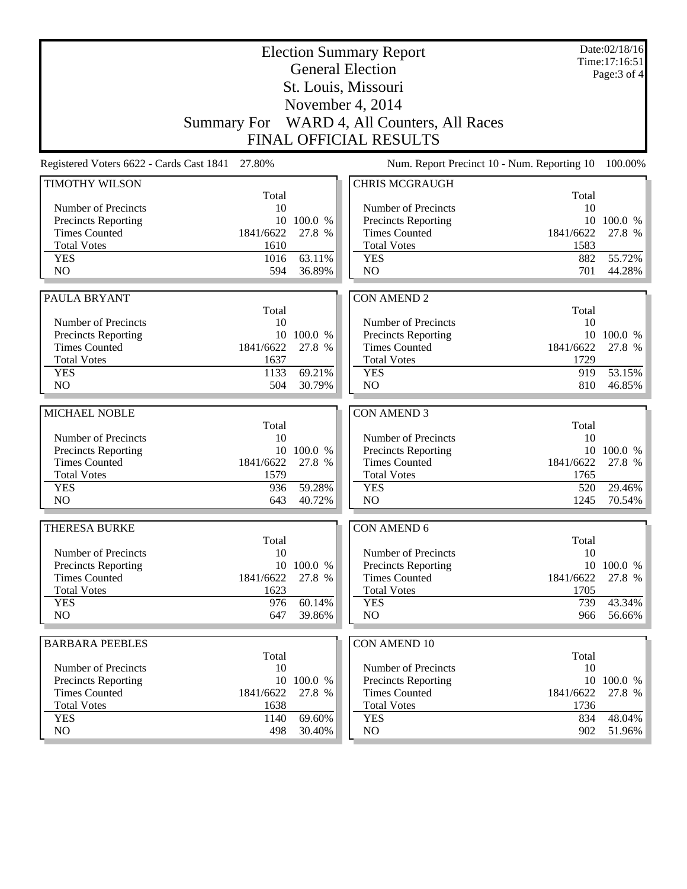# Election Summary Report

## General Election

## St. Louis, Missouri

## November 4, 2014

## Summary For WARD 4, All Counters, All Races

## FINAL OFFICIAL RESULTS

Date:02/18/16
Time:17:16:51

Registered Voters 6622 - Cards Cast 1841 27.80%

Num. Report Precinct 10 - Num. Reporting 10 100.00%

| TIMOTHY WILSON | Total | |
|---|---|---|
| Number of Precincts | 10 | |
| Precincts Reporting | 10 | 100.0 % |
| Times Counted | 1841/6622 | 27.8 % |
| Total Votes | 1610 | |
| YES | 1016 | 63.11% |
| NO | 594 | 36.89% |

| PAULA BRYANT | Total | |
|---|---|---|
| Number of Precincts | 10 | |
| Precincts Reporting | 10 | 100.0 % |
| Times Counted | 1841/6622 | 27.8 % |
| Total Votes | 1637 | |
| YES | 1133 | 69.21% |
| NO | 504 | 30.79% |

| MICHAEL NOBLE | Total | |
|---|---|---|
| Number of Precincts | 10 | |
| Precincts Reporting | 10 | 100.0 % |
| Times Counted | 1841/6622 | 27.8 % |
| Total Votes | 1579 | |
| YES | 936 | 59.28% |
| NO | 643 | 40.72% |

| THERESA BURKE | Total | |
|---|---|---|
| Number of Precincts | 10 | |
| Precincts Reporting | 10 | 100.0 % |
| Times Counted | 1841/6622 | 27.8 % |
| Total Votes | 1623 | |
| YES | 976 | 60.14% |
| NO | 647 | 39.86% |

| BARBARA PEEBLES | Total | |
|---|---|---|
| Number of Precincts | 10 | |
| Precincts Reporting | 10 | 100.0 % |
| Times Counted | 1841/6622 | 27.8 % |
| Total Votes | 1638 | |
| YES | 1140 | 69.60% |
| NO | 498 | 30.40% |

| CHRIS MCGRAUGH | Total | |
|---|---|---|
| Number of Precincts | 10 | |
| Precincts Reporting | 10 | 100.0 % |
| Times Counted | 1841/6622 | 27.8 % |
| Total Votes | 1583 | |
| YES | 882 | 55.72% |
| NO | 701 | 44.28% |

| CON AMEND 2 | Total | |
|---|---|---|
| Number of Precincts | 10 | |
| Precincts Reporting | 10 | 100.0 % |
| Times Counted | 1841/6622 | 27.8 % |
| Total Votes | 1729 | |
| YES | 919 | 53.15% |
| NO | 810 | 46.85% |

| CON AMEND 3 | Total | |
|---|---|---|
| Number of Precincts | 10 | |
| Precincts Reporting | 10 | 100.0 % |
| Times Counted | 1841/6622 | 27.8 % |
| Total Votes | 1765 | |
| YES | 520 | 29.46% |
| NO | 1245 | 70.54% |

| CON AMEND 6 | Total | |
|---|---|---|
| Number of Precincts | 10 | |
| Precincts Reporting | 10 | 100.0 % |
| Times Counted | 1841/6622 | 27.8 % |
| Total Votes | 1705 | |
| YES | 739 | 43.34% |
| NO | 966 | 56.66% |

| CON AMEND 10 | Total | |
|---|---|---|
| Number of Precincts | 10 | |
| Precincts Reporting | 10 | 100.0 % |
| Times Counted | 1841/6622 | 27.8 % |
| Total Votes | 1736 | |
| YES | 834 | 48.04% |
| NO | 902 | 51.96% |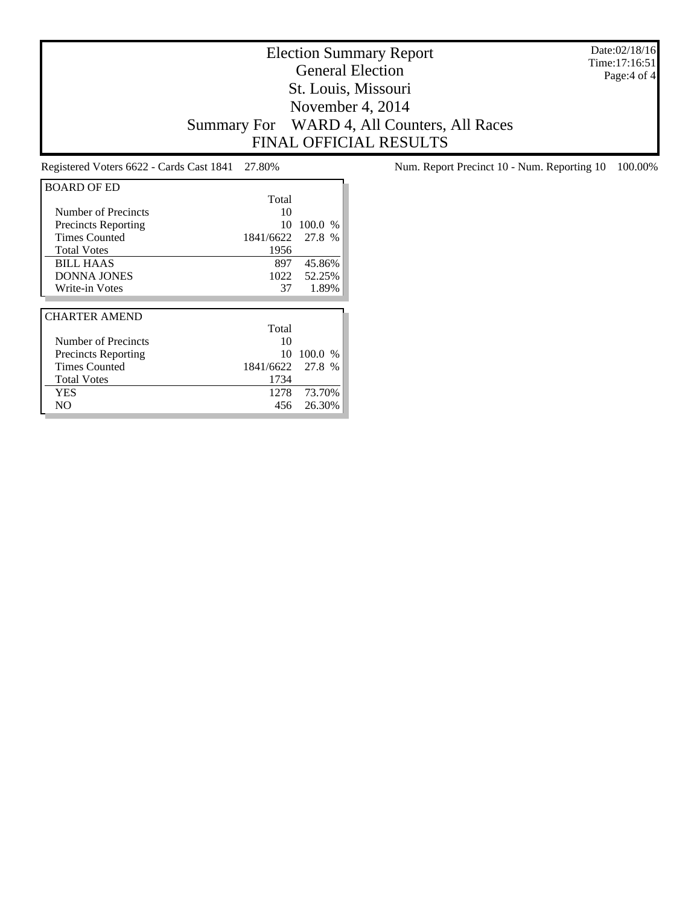# Election Summary Report
## General Election
## St. Louis, Missouri
## November 4, 2014
## Summary For WARD 4, All Counters, All Races
## FINAL OFFICIAL RESULTS

Date:02/18/16
Time:17:16:51

Registered Voters 6622 - Cards Cast 1841 27.80%

Num. Report Precinct 10 - Num. Reporting 10 100.00%

| BOARD OF ED | Total | |
|---|---|---|
| Number of Precincts | 10 | |
| Precincts Reporting | 10 | 100.0 % |
| Times Counted | 1841/6622 | 27.8 % |
| Total Votes | 1956 | |
| BILL HAAS | 897 | 45.86% |
| DONNA JONES | 1022 | 52.25% |
| Write-in Votes | 37 | 1.89% |

| CHARTER AMEND | Total | |
|---|---|---|
| Number of Precincts | 10 | |
| Precincts Reporting | 10 | 100.0 % |
| Times Counted | 1841/6622 | 27.8 % |
| Total Votes | 1734 | |
| YES | 1278 | 73.70% |
| NO | 456 | 26.30% |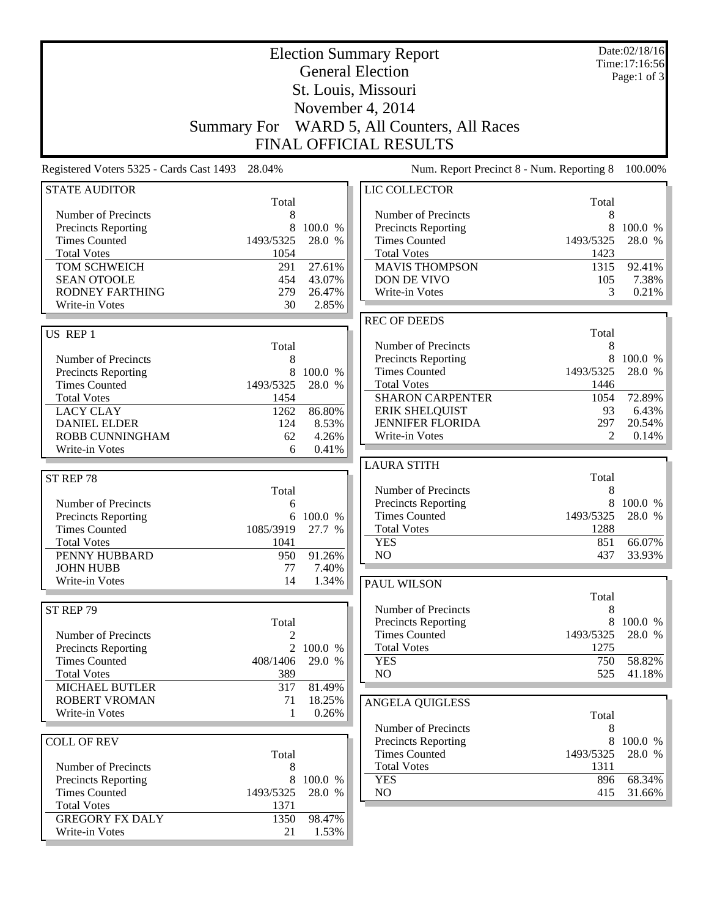# Election Summary Report
## General Election
## St. Louis, Missouri
## November 4, 2014
## Summary For WARD 5, All Counters, All Races
## FINAL OFFICIAL RESULTS

Date:02/18/16
Time:17:16:56

Registered Voters 5325 - Cards Cast 1493 28.04%

Num. Report Precinct 8 - Num. Reporting 8 100.00%

### STATE AUDITOR

| | Total | |
|---|---|---|
| Number of Precincts | 8 | |
| Precincts Reporting | 8 | 100.0 % |
| Times Counted | 1493/5325 | 28.0 % |
| Total Votes | 1054 | |
| TOM SCHWEICH | 291 | 27.61% |
| SEAN OTOOLE | 454 | 43.07% |
| RODNEY FARTHING | 279 | 26.47% |
| Write-in Votes | 30 | 2.85% |

### US REP 1

| | Total | |
|---|---|---|
| Number of Precincts | 8 | |
| Precincts Reporting | 8 | 100.0 % |
| Times Counted | 1493/5325 | 28.0 % |
| Total Votes | 1454 | |
| LACY CLAY | 1262 | 86.80% |
| DANIEL ELDER | 124 | 8.53% |
| ROBB CUNNINGHAM | 62 | 4.26% |
| Write-in Votes | 6 | 0.41% |

### ST REP 78

| | Total | |
|---|---|---|
| Number of Precincts | 6 | |
| Precincts Reporting | 6 | 100.0 % |
| Times Counted | 1085/3919 | 27.7 % |
| Total Votes | 1041 | |
| PENNY HUBBARD | 950 | 91.26% |
| JOHN HUBB | 77 | 7.40% |
| Write-in Votes | 14 | 1.34% |

### ST REP 79

| | Total | |
|---|---|---|
| Number of Precincts | 2 | |
| Precincts Reporting | 2 | 100.0 % |
| Times Counted | 408/1406 | 29.0 % |
| Total Votes | 389 | |
| MICHAEL BUTLER | 317 | 81.49% |
| ROBERT VROMAN | 71 | 18.25% |
| Write-in Votes | 1 | 0.26% |

### COLL OF REV

| | Total | |
|---|---|---|
| Number of Precincts | 8 | |
| Precincts Reporting | 8 | 100.0 % |
| Times Counted | 1493/5325 | 28.0 % |
| Total Votes | 1371 | |
| GREGORY FX DALY | 1350 | 98.47% |
| Write-in Votes | 21 | 1.53% |

### LIC COLLECTOR

| | Total | |
|---|---|---|
| Number of Precincts | 8 | |
| Precincts Reporting | 8 | 100.0 % |
| Times Counted | 1493/5325 | 28.0 % |
| Total Votes | 1423 | |
| MAVIS THOMPSON | 1315 | 92.41% |
| DON DE VIVO | 105 | 7.38% |
| Write-in Votes | 3 | 0.21% |

### REC OF DEEDS

| | Total | |
|---|---|---|
| Number of Precincts | 8 | |
| Precincts Reporting | 8 | 100.0 % |
| Times Counted | 1493/5325 | 28.0 % |
| Total Votes | 1446 | |
| SHARON CARPENTER | 1054 | 72.89% |
| ERIK SHELQUIST | 93 | 6.43% |
| JENNIFER FLORIDA | 297 | 20.54% |
| Write-in Votes | 2 | 0.14% |

### LAURA STITH

| | Total | |
|---|---|---|
| Number of Precincts | 8 | |
| Precincts Reporting | 8 | 100.0 % |
| Times Counted | 1493/5325 | 28.0 % |
| Total Votes | 1288 | |
| YES | 851 | 66.07% |
| NO | 437 | 33.93% |

### PAUL WILSON

| | Total | |
|---|---|---|
| Number of Precincts | 8 | |
| Precincts Reporting | 8 | 100.0 % |
| Times Counted | 1493/5325 | 28.0 % |
| Total Votes | 1275 | |
| YES | 750 | 58.82% |
| NO | 525 | 41.18% |

### ANGELA QUIGLESS

| | Total | |
|---|---|---|
| Number of Precincts | 8 | |
| Precincts Reporting | 8 | 100.0 % |
| Times Counted | 1493/5325 | 28.0 % |
| Total Votes | 1311 | |
| YES | 896 | 68.34% |
| NO | 415 | 31.66% |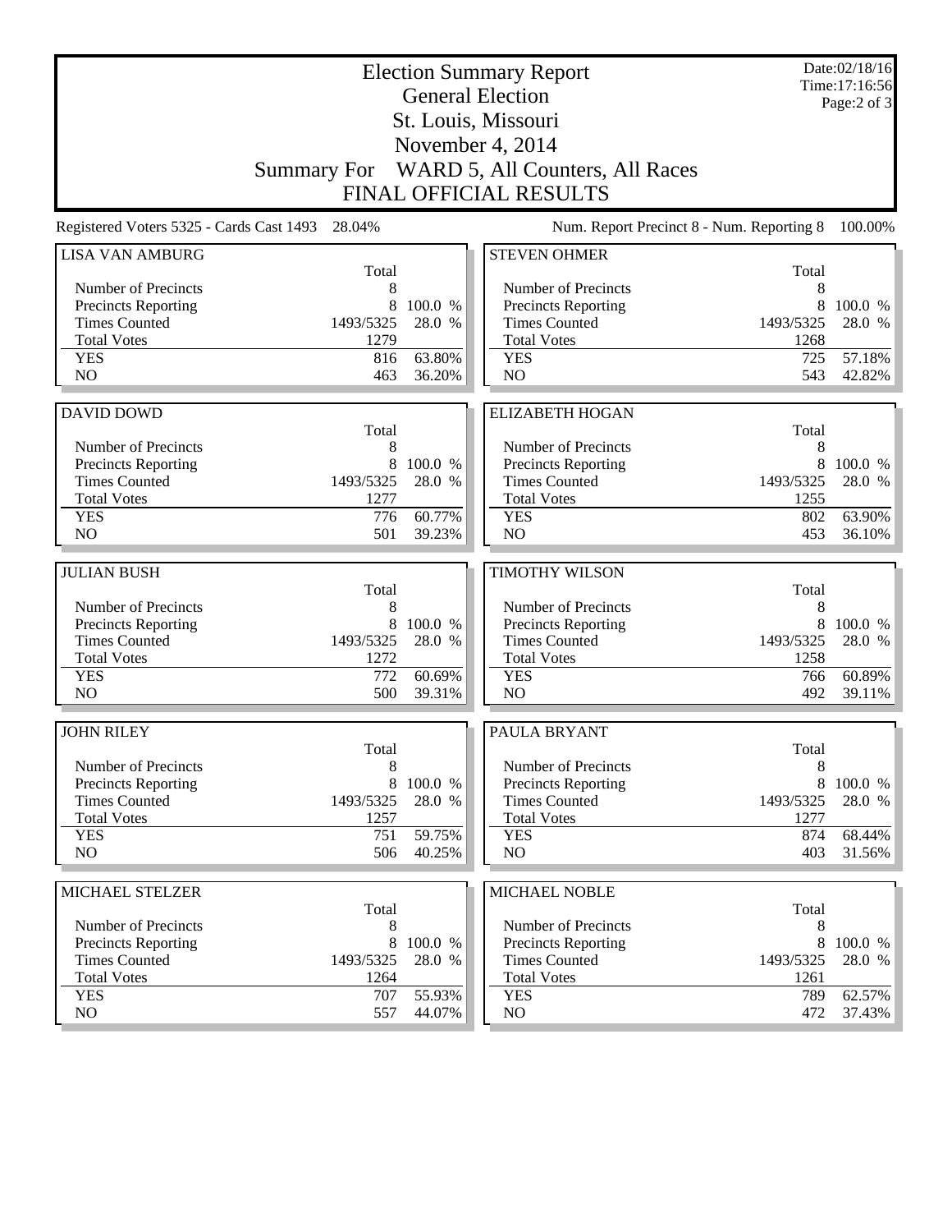# Election Summary Report

General Election

St. Louis, Missouri

November 4, 2014

Summary For WARD 5, All Counters, All Races

FINAL OFFICIAL RESULTS

Date:02/18/16
Time:17:16:56

Registered Voters 5325 - Cards Cast 1493 28.04%

Num. Report Precinct 8 - Num. Reporting 8 100.00%

| LISA VAN AMBURG | Total | |
|---|---|---|
| Number of Precincts | 8 | |
| Precincts Reporting | 8 | 100.0 % |
| Times Counted | 1493/5325 | 28.0 % |
| Total Votes | 1279 | |
| YES | 816 | 63.80% |
| NO | 463 | 36.20% |

| STEVEN OHMER | Total | |
|---|---|---|
| Number of Precincts | 8 | |
| Precincts Reporting | 8 | 100.0 % |
| Times Counted | 1493/5325 | 28.0 % |
| Total Votes | 1268 | |
| YES | 725 | 57.18% |
| NO | 543 | 42.82% |

| DAVID DOWD | Total | |
|---|---|---|
| Number of Precincts | 8 | |
| Precincts Reporting | 8 | 100.0 % |
| Times Counted | 1493/5325 | 28.0 % |
| Total Votes | 1277 | |
| YES | 776 | 60.77% |
| NO | 501 | 39.23% |

| ELIZABETH HOGAN | Total | |
|---|---|---|
| Number of Precincts | 8 | |
| Precincts Reporting | 8 | 100.0 % |
| Times Counted | 1493/5325 | 28.0 % |
| Total Votes | 1255 | |
| YES | 802 | 63.90% |
| NO | 453 | 36.10% |

| JULIAN BUSH | Total | |
|---|---|---|
| Number of Precincts | 8 | |
| Precincts Reporting | 8 | 100.0 % |
| Times Counted | 1493/5325 | 28.0 % |
| Total Votes | 1272 | |
| YES | 772 | 60.69% |
| NO | 500 | 39.31% |

| TIMOTHY WILSON | Total | |
|---|---|---|
| Number of Precincts | 8 | |
| Precincts Reporting | 8 | 100.0 % |
| Times Counted | 1493/5325 | 28.0 % |
| Total Votes | 1258 | |
| YES | 766 | 60.89% |
| NO | 492 | 39.11% |

| JOHN RILEY | Total | |
|---|---|---|
| Number of Precincts | 8 | |
| Precincts Reporting | 8 | 100.0 % |
| Times Counted | 1493/5325 | 28.0 % |
| Total Votes | 1257 | |
| YES | 751 | 59.75% |
| NO | 506 | 40.25% |

| PAULA BRYANT | Total | |
|---|---|---|
| Number of Precincts | 8 | |
| Precincts Reporting | 8 | 100.0 % |
| Times Counted | 1493/5325 | 28.0 % |
| Total Votes | 1277 | |
| YES | 874 | 68.44% |
| NO | 403 | 31.56% |

| MICHAEL STELZER | Total | |
|---|---|---|
| Number of Precincts | 8 | |
| Precincts Reporting | 8 | 100.0 % |
| Times Counted | 1493/5325 | 28.0 % |
| Total Votes | 1264 | |
| YES | 707 | 55.93% |
| NO | 557 | 44.07% |

| MICHAEL NOBLE | Total | |
|---|---|---|
| Number of Precincts | 8 | |
| Precincts Reporting | 8 | 100.0 % |
| Times Counted | 1493/5325 | 28.0 % |
| Total Votes | 1261 | |
| YES | 789 | 62.57% |
| NO | 472 | 37.43% |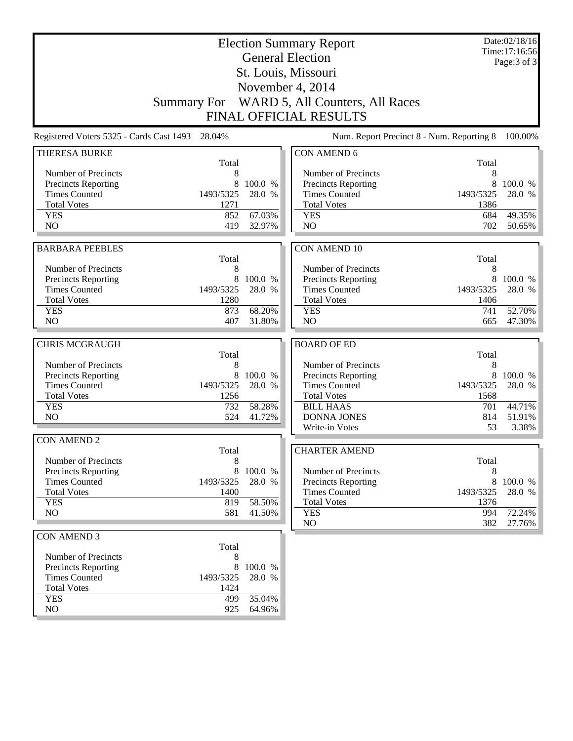# Election Summary Report

## General Election

## St. Louis, Missouri

## November 4, 2014

## Summary For WARD 5, All Counters, All Races

## FINAL OFFICIAL RESULTS

Date:02/18/16
Time:17:16:56

Registered Voters 5325 - Cards Cast 1493 28.04%

Num. Report Precinct 8 - Num. Reporting 8 100.00%

### THERESA BURKE

| | Total | |
|---|---|---|
| Number of Precincts | 8 | |
| Precincts Reporting | 8 | 100.0 % |
| Times Counted | 1493/5325 | 28.0 % |
| Total Votes | 1271 | |
| YES | 852 | 67.03% |
| NO | 419 | 32.97% |

### BARBARA PEEBLES

| | Total | |
|---|---|---|
| Number of Precincts | 8 | |
| Precincts Reporting | 8 | 100.0 % |
| Times Counted | 1493/5325 | 28.0 % |
| Total Votes | 1280 | |
| YES | 873 | 68.20% |
| NO | 407 | 31.80% |

### CHRIS MCGRAUGH

| | Total | |
|---|---|---|
| Number of Precincts | 8 | |
| Precincts Reporting | 8 | 100.0 % |
| Times Counted | 1493/5325 | 28.0 % |
| Total Votes | 1256 | |
| YES | 732 | 58.28% |
| NO | 524 | 41.72% |

### CON AMEND 2

| | Total | |
|---|---|---|
| Number of Precincts | 8 | |
| Precincts Reporting | 8 | 100.0 % |
| Times Counted | 1493/5325 | 28.0 % |
| Total Votes | 1400 | |
| YES | 819 | 58.50% |
| NO | 581 | 41.50% |

### CON AMEND 3

| | Total | |
|---|---|---|
| Number of Precincts | 8 | |
| Precincts Reporting | 8 | 100.0 % |
| Times Counted | 1493/5325 | 28.0 % |
| Total Votes | 1424 | |
| YES | 499 | 35.04% |
| NO | 925 | 64.96% |

### CON AMEND 6

| | Total | |
|---|---|---|
| Number of Precincts | 8 | |
| Precincts Reporting | 8 | 100.0 % |
| Times Counted | 1493/5325 | 28.0 % |
| Total Votes | 1386 | |
| YES | 684 | 49.35% |
| NO | 702 | 50.65% |

### CON AMEND 10

| | Total | |
|---|---|---|
| Number of Precincts | 8 | |
| Precincts Reporting | 8 | 100.0 % |
| Times Counted | 1493/5325 | 28.0 % |
| Total Votes | 1406 | |
| YES | 741 | 52.70% |
| NO | 665 | 47.30% |

### BOARD OF ED

| | Total | |
|---|---|---|
| Number of Precincts | 8 | |
| Precincts Reporting | 8 | 100.0 % |
| Times Counted | 1493/5325 | 28.0 % |
| Total Votes | 1568 | |
| BILL HAAS | 701 | 44.71% |
| DONNA JONES | 814 | 51.91% |
| Write-in Votes | 53 | 3.38% |

### CHARTER AMEND

| | Total | |
|---|---|---|
| Number of Precincts | 8 | |
| Precincts Reporting | 8 | 100.0 % |
| Times Counted | 1493/5325 | 28.0 % |
| Total Votes | 1376 | |
| YES | 994 | 72.24% |
| NO | 382 | 27.76% |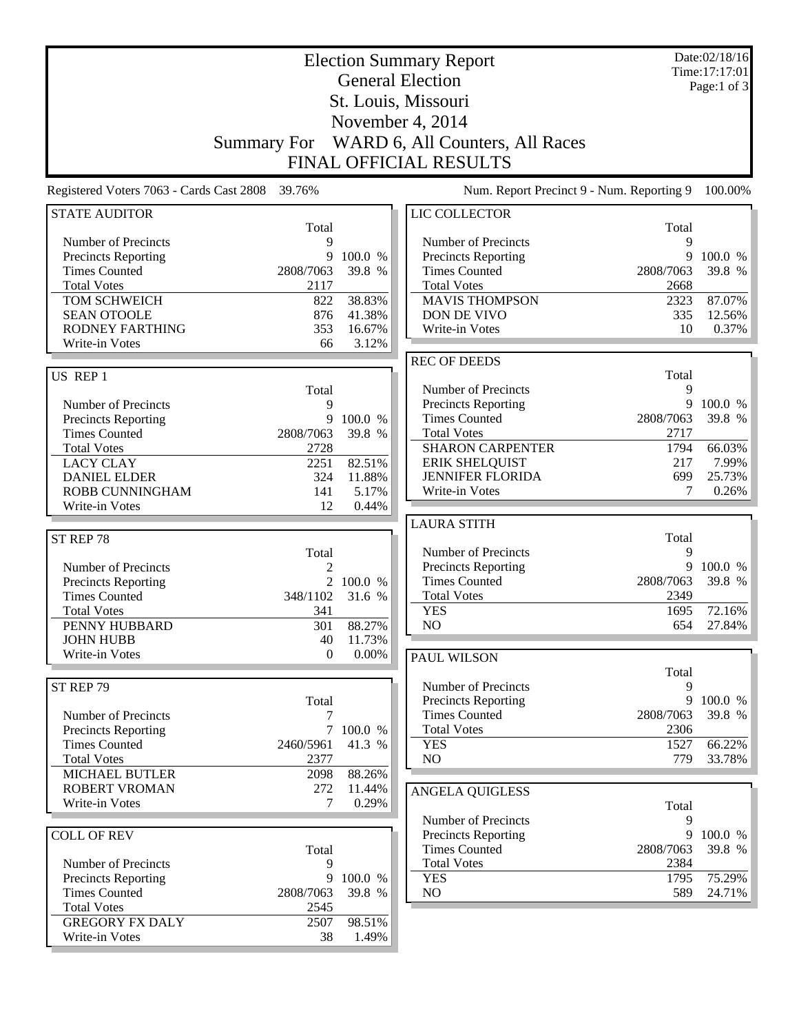# Election Summary Report

## General Election

## St. Louis, Missouri

## November 4, 2014

## Summary For WARD 6, All Counters, All Races

## FINAL OFFICIAL RESULTS

Date:02/18/16
Time:17:17:01

Registered Voters 7063 - Cards Cast 2808 39.76%

Num. Report Precinct 9 - Num. Reporting 9 100.00%

### STATE AUDITOR

| | Total | |
|---|---|---|
| Number of Precincts | 9 | |
| Precincts Reporting | 9 | 100.0 % |
| Times Counted | 2808/7063 | 39.8 % |
| Total Votes | 2117 | |
| TOM SCHWEICH | 822 | 38.83% |
| SEAN OTOOLE | 876 | 41.38% |
| RODNEY FARTHING | 353 | 16.67% |
| Write-in Votes | 66 | 3.12% |

### US REP 1

| | Total | |
|---|---|---|
| Number of Precincts | 9 | |
| Precincts Reporting | 9 | 100.0 % |
| Times Counted | 2808/7063 | 39.8 % |
| Total Votes | 2728 | |
| LACY CLAY | 2251 | 82.51% |
| DANIEL ELDER | 324 | 11.88% |
| ROBB CUNNINGHAM | 141 | 5.17% |
| Write-in Votes | 12 | 0.44% |

### ST REP 78

| | Total | |
|---|---|---|
| Number of Precincts | 2 | |
| Precincts Reporting | 2 | 100.0 % |
| Times Counted | 348/1102 | 31.6 % |
| Total Votes | 341 | |
| PENNY HUBBARD | 301 | 88.27% |
| JOHN HUBB | 40 | 11.73% |
| Write-in Votes | 0 | 0.00% |

### ST REP 79

| | Total | |
|---|---|---|
| Number of Precincts | 7 | |
| Precincts Reporting | 7 | 100.0 % |
| Times Counted | 2460/5961 | 41.3 % |
| Total Votes | 2377 | |
| MICHAEL BUTLER | 2098 | 88.26% |
| ROBERT VROMAN | 272 | 11.44% |
| Write-in Votes | 7 | 0.29% |

### COLL OF REV

| | Total | |
|---|---|---|
| Number of Precincts | 9 | |
| Precincts Reporting | 9 | 100.0 % |
| Times Counted | 2808/7063 | 39.8 % |
| Total Votes | 2545 | |
| GREGORY FX DALY | 2507 | 98.51% |
| Write-in Votes | 38 | 1.49% |

### LIC COLLECTOR

| | Total | |
|---|---|---|
| Number of Precincts | 9 | |
| Precincts Reporting | 9 | 100.0 % |
| Times Counted | 2808/7063 | 39.8 % |
| Total Votes | 2668 | |
| MAVIS THOMPSON | 2323 | 87.07% |
| DON DE VIVO | 335 | 12.56% |
| Write-in Votes | 10 | 0.37% |

### REC OF DEEDS

| | Total | |
|---|---|---|
| Number of Precincts | 9 | |
| Precincts Reporting | 9 | 100.0 % |
| Times Counted | 2808/7063 | 39.8 % |
| Total Votes | 2717 | |
| SHARON CARPENTER | 1794 | 66.03% |
| ERIK SHELQUIST | 217 | 7.99% |
| JENNIFER FLORIDA | 699 | 25.73% |
| Write-in Votes | 7 | 0.26% |

### LAURA STITH

| | Total | |
|---|---|---|
| Number of Precincts | 9 | |
| Precincts Reporting | 9 | 100.0 % |
| Times Counted | 2808/7063 | 39.8 % |
| Total Votes | 2349 | |
| YES | 1695 | 72.16% |
| NO | 654 | 27.84% |

### PAUL WILSON

| | Total | |
|---|---|---|
| Number of Precincts | 9 | |
| Precincts Reporting | 9 | 100.0 % |
| Times Counted | 2808/7063 | 39.8 % |
| Total Votes | 2306 | |
| YES | 1527 | 66.22% |
| NO | 779 | 33.78% |

### ANGELA QUIGLESS

| | Total | |
|---|---|---|
| Number of Precincts | 9 | |
| Precincts Reporting | 9 | 100.0 % |
| Times Counted | 2808/7063 | 39.8 % |
| Total Votes | 2384 | |
| YES | 1795 | 75.29% |
| NO | 589 | 24.71% |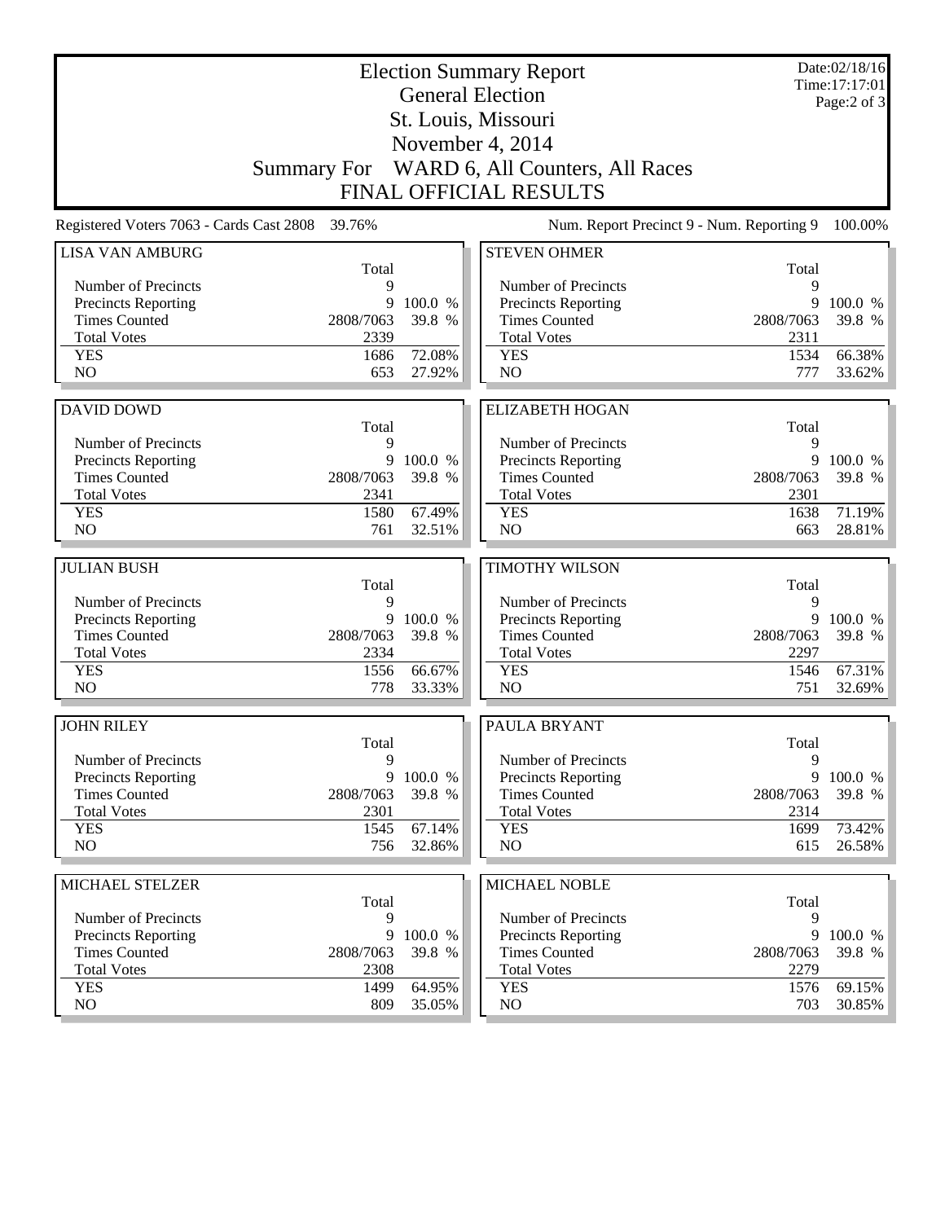# Election Summary Report

## General Election

## St. Louis, Missouri

## November 4, 2014

## Summary For WARD 6, All Counters, All Races

## FINAL OFFICIAL RESULTS

Date:02/18/16
Time:17:17:01
Page:2 of 3

Registered Voters 7063 - Cards Cast 2808 39.76%

Num. Report Precinct 9 - Num. Reporting 9 100.00%

### LISA VAN AMBURG

| | Total | |
|---|---|---|
| Number of Precincts | 9 | |
| Precincts Reporting | 9 | 100.0 % |
| Times Counted | 2808/7063 | 39.8 % |
| Total Votes | 2339 | |
| YES | 1686 | 72.08% |
| NO | 653 | 27.92% |

### DAVID DOWD

| | Total | |
|---|---|---|
| Number of Precincts | 9 | |
| Precincts Reporting | 9 | 100.0 % |
| Times Counted | 2808/7063 | 39.8 % |
| Total Votes | 2341 | |
| YES | 1580 | 67.49% |
| NO | 761 | 32.51% |

### JULIAN BUSH

| | Total | |
|---|---|---|
| Number of Precincts | 9 | |
| Precincts Reporting | 9 | 100.0 % |
| Times Counted | 2808/7063 | 39.8 % |
| Total Votes | 2334 | |
| YES | 1556 | 66.67% |
| NO | 778 | 33.33% |

### JOHN RILEY

| | Total | |
|---|---|---|
| Number of Precincts | 9 | |
| Precincts Reporting | 9 | 100.0 % |
| Times Counted | 2808/7063 | 39.8 % |
| Total Votes | 2301 | |
| YES | 1545 | 67.14% |
| NO | 756 | 32.86% |

### MICHAEL STELZER

| | Total | |
|---|---|---|
| Number of Precincts | 9 | |
| Precincts Reporting | 9 | 100.0 % |
| Times Counted | 2808/7063 | 39.8 % |
| Total Votes | 2308 | |
| YES | 1499 | 64.95% |
| NO | 809 | 35.05% |

### STEVEN OHMER

| | Total | |
|---|---|---|
| Number of Precincts | 9 | |
| Precincts Reporting | 9 | 100.0 % |
| Times Counted | 2808/7063 | 39.8 % |
| Total Votes | 2311 | |
| YES | 1534 | 66.38% |
| NO | 777 | 33.62% |

### ELIZABETH HOGAN

| | Total | |
|---|---|---|
| Number of Precincts | 9 | |
| Precincts Reporting | 9 | 100.0 % |
| Times Counted | 2808/7063 | 39.8 % |
| Total Votes | 2301 | |
| YES | 1638 | 71.19% |
| NO | 663 | 28.81% |

### TIMOTHY WILSON

| | Total | |
|---|---|---|
| Number of Precincts | 9 | |
| Precincts Reporting | 9 | 100.0 % |
| Times Counted | 2808/7063 | 39.8 % |
| Total Votes | 2297 | |
| YES | 1546 | 67.31% |
| NO | 751 | 32.69% |

### PAULA BRYANT

| | Total | |
|---|---|---|
| Number of Precincts | 9 | |
| Precincts Reporting | 9 | 100.0 % |
| Times Counted | 2808/7063 | 39.8 % |
| Total Votes | 2314 | |
| YES | 1699 | 73.42% |
| NO | 615 | 26.58% |

### MICHAEL NOBLE

| | Total | |
|---|---|---|
| Number of Precincts | 9 | |
| Precincts Reporting | 9 | 100.0 % |
| Times Counted | 2808/7063 | 39.8 % |
| Total Votes | 2279 | |
| YES | 1576 | 69.15% |
| NO | 703 | 30.85% |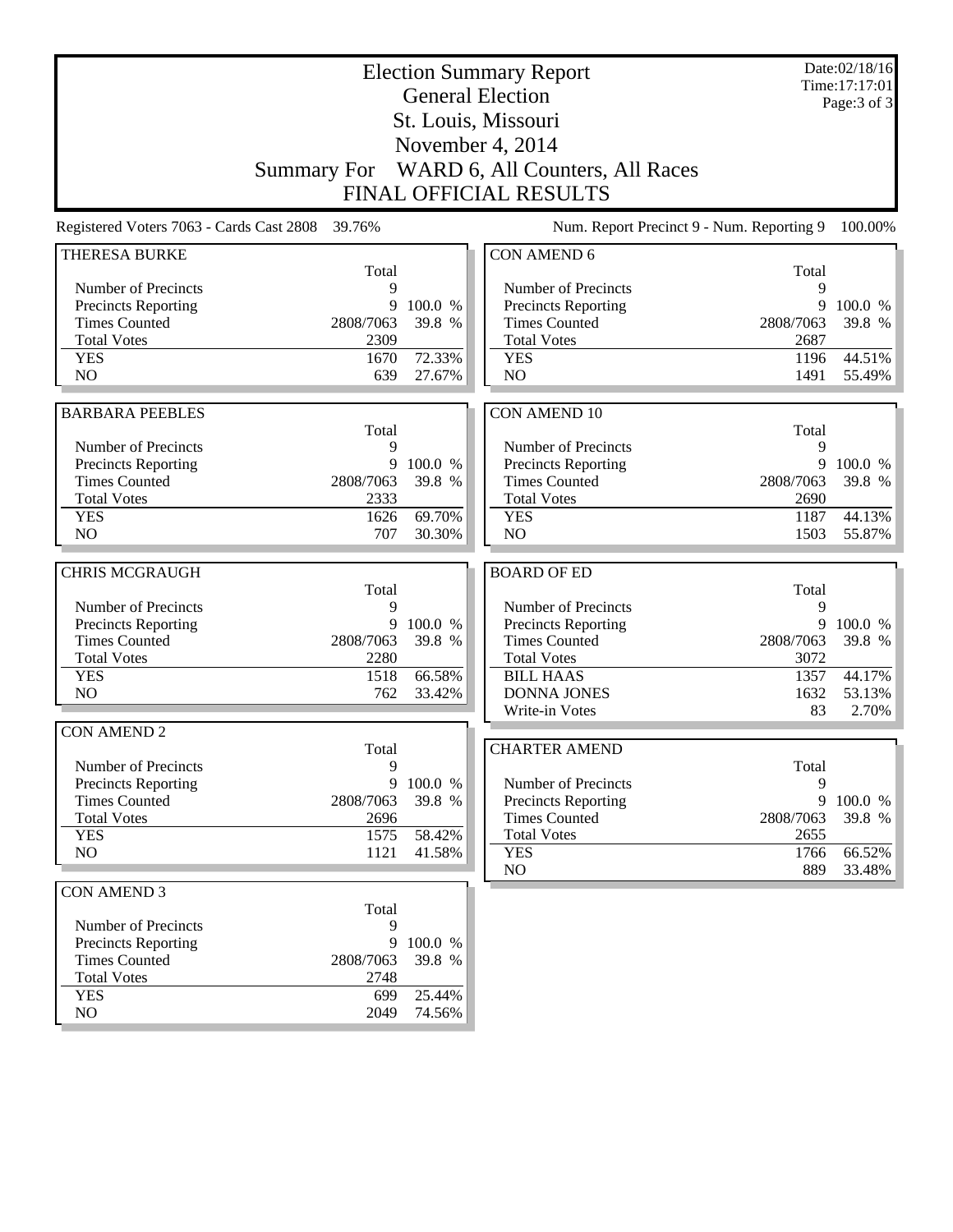# Election Summary Report

## General Election

## St. Louis, Missouri

## November 4, 2014

## Summary For WARD 6, All Counters, All Races

## FINAL OFFICIAL RESULTS

Date:02/18/16
Time:17:17:01

Registered Voters 7063 - Cards Cast 2808 39.76%

Num. Report Precinct 9 - Num. Reporting 9 100.00%

### THERESA BURKE

| | Total | |
|---|---|---|
| Number of Precincts | 9 | |
| Precincts Reporting | 9 | 100.0 % |
| Times Counted | 2808/7063 | 39.8 % |
| Total Votes | 2309 | |
| YES | 1670 | 72.33% |
| NO | 639 | 27.67% |

### BARBARA PEEBLES

| | Total | |
|---|---|---|
| Number of Precincts | 9 | |
| Precincts Reporting | 9 | 100.0 % |
| Times Counted | 2808/7063 | 39.8 % |
| Total Votes | 2333 | |
| YES | 1626 | 69.70% |
| NO | 707 | 30.30% |

### CHRIS MCGRAUGH

| | Total | |
|---|---|---|
| Number of Precincts | 9 | |
| Precincts Reporting | 9 | 100.0 % |
| Times Counted | 2808/7063 | 39.8 % |
| Total Votes | 2280 | |
| YES | 1518 | 66.58% |
| NO | 762 | 33.42% |

### CON AMEND 2

| | Total | |
|---|---|---|
| Number of Precincts | 9 | |
| Precincts Reporting | 9 | 100.0 % |
| Times Counted | 2808/7063 | 39.8 % |
| Total Votes | 2696 | |
| YES | 1575 | 58.42% |
| NO | 1121 | 41.58% |

### CON AMEND 3

| | Total | |
|---|---|---|
| Number of Precincts | 9 | |
| Precincts Reporting | 9 | 100.0 % |
| Times Counted | 2808/7063 | 39.8 % |
| Total Votes | 2748 | |
| YES | 699 | 25.44% |
| NO | 2049 | 74.56% |

### CON AMEND 6

| | Total | |
|---|---|---|
| Number of Precincts | 9 | |
| Precincts Reporting | 9 | 100.0 % |
| Times Counted | 2808/7063 | 39.8 % |
| Total Votes | 2687 | |
| YES | 1196 | 44.51% |
| NO | 1491 | 55.49% |

### CON AMEND 10

| | Total | |
|---|---|---|
| Number of Precincts | 9 | |
| Precincts Reporting | 9 | 100.0 % |
| Times Counted | 2808/7063 | 39.8 % |
| Total Votes | 2690 | |
| YES | 1187 | 44.13% |
| NO | 1503 | 55.87% |

### BOARD OF ED

| | Total | |
|---|---|---|
| Number of Precincts | 9 | |
| Precincts Reporting | 9 | 100.0 % |
| Times Counted | 2808/7063 | 39.8 % |
| Total Votes | 3072 | |
| BILL HAAS | 1357 | 44.17% |
| DONNA JONES | 1632 | 53.13% |
| Write-in Votes | 83 | 2.70% |

### CHARTER AMEND

| | Total | |
|---|---|---|
| Number of Precincts | 9 | |
| Precincts Reporting | 9 | 100.0 % |
| Times Counted | 2808/7063 | 39.8 % |
| Total Votes | 2655 | |
| YES | 1766 | 66.52% |
| NO | 889 | 33.48% |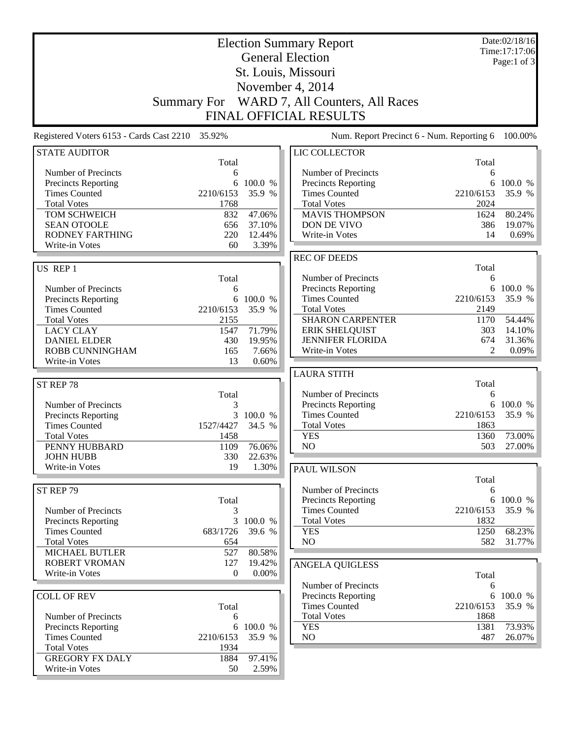# Election Summary Report

## General Election

## St. Louis, Missouri

## November 4, 2014

## Summary For WARD 7, All Counters, All Races

## FINAL OFFICIAL RESULTS

Date:02/18/16
Time:17:17:06

Registered Voters 6153 - Cards Cast 2210 35.92%

Num. Report Precinct 6 - Num. Reporting 6 100.00%

### STATE AUDITOR

| | Total | |
|---|---|---|
| Number of Precincts | 6 | |
| Precincts Reporting | 6 | 100.0 % |
| Times Counted | 2210/6153 | 35.9 % |
| Total Votes | 1768 | |
| TOM SCHWEICH | 832 | 47.06% |
| SEAN OTOOLE | 656 | 37.10% |
| RODNEY FARTHING | 220 | 12.44% |
| Write-in Votes | 60 | 3.39% |

### US REP 1

| | Total | |
|---|---|---|
| Number of Precincts | 6 | |
| Precincts Reporting | 6 | 100.0 % |
| Times Counted | 2210/6153 | 35.9 % |
| Total Votes | 2155 | |
| LACY CLAY | 1547 | 71.79% |
| DANIEL ELDER | 430 | 19.95% |
| ROBB CUNNINGHAM | 165 | 7.66% |
| Write-in Votes | 13 | 0.60% |

### ST REP 78

| | Total | |
|---|---|---|
| Number of Precincts | 3 | |
| Precincts Reporting | 3 | 100.0 % |
| Times Counted | 1527/4427 | 34.5 % |
| Total Votes | 1458 | |
| PENNY HUBBARD | 1109 | 76.06% |
| JOHN HUBB | 330 | 22.63% |
| Write-in Votes | 19 | 1.30% |

### ST REP 79

| | Total | |
|---|---|---|
| Number of Precincts | 3 | |
| Precincts Reporting | 3 | 100.0 % |
| Times Counted | 683/1726 | 39.6 % |
| Total Votes | 654 | |
| MICHAEL BUTLER | 527 | 80.58% |
| ROBERT VROMAN | 127 | 19.42% |
| Write-in Votes | 0 | 0.00% |

### COLL OF REV

| | Total | |
|---|---|---|
| Number of Precincts | 6 | |
| Precincts Reporting | 6 | 100.0 % |
| Times Counted | 2210/6153 | 35.9 % |
| Total Votes | 1934 | |
| GREGORY FX DALY | 1884 | 97.41% |
| Write-in Votes | 50 | 2.59% |

### LIC COLLECTOR

| | Total | |
|---|---|---|
| Number of Precincts | 6 | |
| Precincts Reporting | 6 | 100.0 % |
| Times Counted | 2210/6153 | 35.9 % |
| Total Votes | 2024 | |
| MAVIS THOMPSON | 1624 | 80.24% |
| DON DE VIVO | 386 | 19.07% |
| Write-in Votes | 14 | 0.69% |

### REC OF DEEDS

| | Total | |
|---|---|---|
| Number of Precincts | 6 | |
| Precincts Reporting | 6 | 100.0 % |
| Times Counted | 2210/6153 | 35.9 % |
| Total Votes | 2149 | |
| SHARON CARPENTER | 1170 | 54.44% |
| ERIK SHELQUIST | 303 | 14.10% |
| JENNIFER FLORIDA | 674 | 31.36% |
| Write-in Votes | 2 | 0.09% |

### LAURA STITH

| | Total | |
|---|---|---|
| Number of Precincts | 6 | |
| Precincts Reporting | 6 | 100.0 % |
| Times Counted | 2210/6153 | 35.9 % |
| Total Votes | 1863 | |
| YES | 1360 | 73.00% |
| NO | 503 | 27.00% |

### PAUL WILSON

| | Total | |
|---|---|---|
| Number of Precincts | 6 | |
| Precincts Reporting | 6 | 100.0 % |
| Times Counted | 2210/6153 | 35.9 % |
| Total Votes | 1832 | |
| YES | 1250 | 68.23% |
| NO | 582 | 31.77% |

### ANGELA QUIGLESS

| | Total | |
|---|---|---|
| Number of Precincts | 6 | |
| Precincts Reporting | 6 | 100.0 % |
| Times Counted | 2210/6153 | 35.9 % |
| Total Votes | 1868 | |
| YES | 1381 | 73.93% |
| NO | 487 | 26.07% |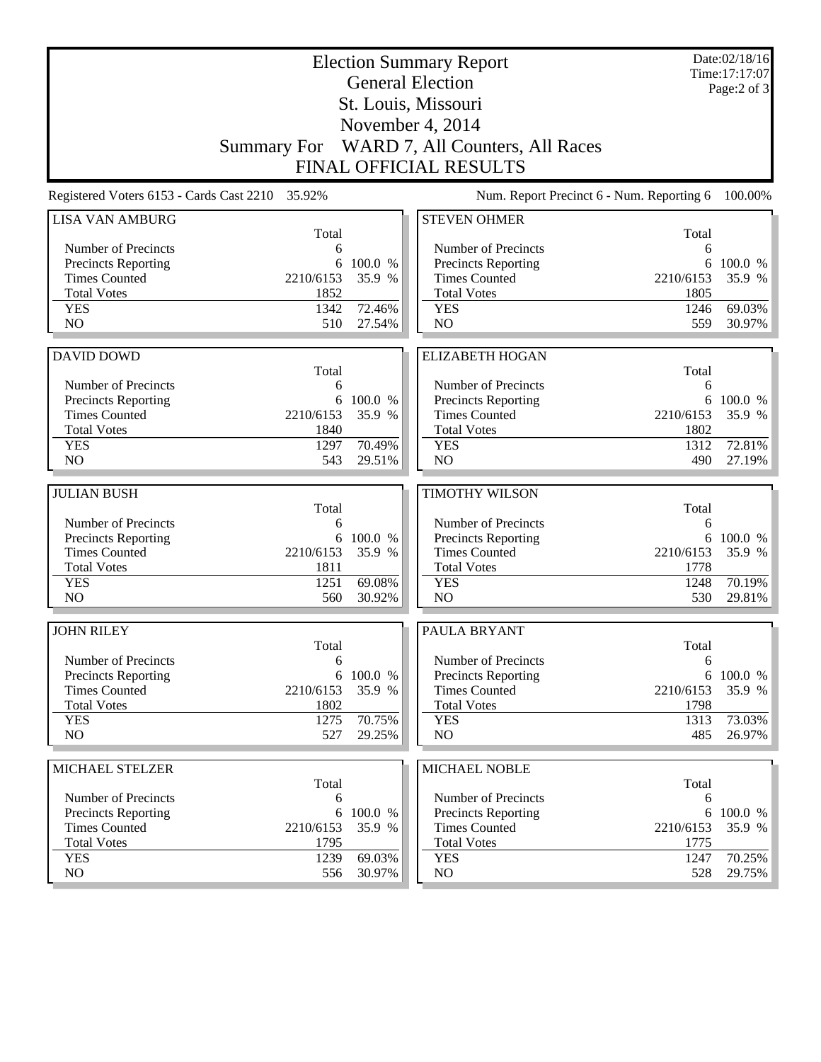# Election Summary Report

## General Election

## St. Louis, Missouri

## November 4, 2014

## Summary For WARD 7, All Counters, All Races

## FINAL OFFICIAL RESULTS

Date:02/18/16
Time:17:17:07

Registered Voters 6153 - Cards Cast 2210 35.92%

Num. Report Precinct 6 - Num. Reporting 6 100.00%

### LISA VAN AMBURG

| | Total | |
|---|---|---|
| Number of Precincts | 6 | |
| Precincts Reporting | 6 | 100.0 % |
| Times Counted | 2210/6153 | 35.9 % |
| Total Votes | 1852 | |
| YES | 1342 | 72.46% |
| NO | 510 | 27.54% |

### DAVID DOWD

| | Total | |
|---|---|---|
| Number of Precincts | 6 | |
| Precincts Reporting | 6 | 100.0 % |
| Times Counted | 2210/6153 | 35.9 % |
| Total Votes | 1840 | |
| YES | 1297 | 70.49% |
| NO | 543 | 29.51% |

### JULIAN BUSH

| | Total | |
|---|---|---|
| Number of Precincts | 6 | |
| Precincts Reporting | 6 | 100.0 % |
| Times Counted | 2210/6153 | 35.9 % |
| Total Votes | 1811 | |
| YES | 1251 | 69.08% |
| NO | 560 | 30.92% |

### JOHN RILEY

| | Total | |
|---|---|---|
| Number of Precincts | 6 | |
| Precincts Reporting | 6 | 100.0 % |
| Times Counted | 2210/6153 | 35.9 % |
| Total Votes | 1802 | |
| YES | 1275 | 70.75% |
| NO | 527 | 29.25% |

### MICHAEL STELZER

| | Total | |
|---|---|---|
| Number of Precincts | 6 | |
| Precincts Reporting | 6 | 100.0 % |
| Times Counted | 2210/6153 | 35.9 % |
| Total Votes | 1795 | |
| YES | 1239 | 69.03% |
| NO | 556 | 30.97% |

### STEVEN OHMER

| | Total | |
|---|---|---|
| Number of Precincts | 6 | |
| Precincts Reporting | 6 | 100.0 % |
| Times Counted | 2210/6153 | 35.9 % |
| Total Votes | 1805 | |
| YES | 1246 | 69.03% |
| NO | 559 | 30.97% |

### ELIZABETH HOGAN

| | Total | |
|---|---|---|
| Number of Precincts | 6 | |
| Precincts Reporting | 6 | 100.0 % |
| Times Counted | 2210/6153 | 35.9 % |
| Total Votes | 1802 | |
| YES | 1312 | 72.81% |
| NO | 490 | 27.19% |

### TIMOTHY WILSON

| | Total | |
|---|---|---|
| Number of Precincts | 6 | |
| Precincts Reporting | 6 | 100.0 % |
| Times Counted | 2210/6153 | 35.9 % |
| Total Votes | 1778 | |
| YES | 1248 | 70.19% |
| NO | 530 | 29.81% |

### PAULA BRYANT

| | Total | |
|---|---|---|
| Number of Precincts | 6 | |
| Precincts Reporting | 6 | 100.0 % |
| Times Counted | 2210/6153 | 35.9 % |
| Total Votes | 1798 | |
| YES | 1313 | 73.03% |
| NO | 485 | 26.97% |

### MICHAEL NOBLE

| | Total | |
|---|---|---|
| Number of Precincts | 6 | |
| Precincts Reporting | 6 | 100.0 % |
| Times Counted | 2210/6153 | 35.9 % |
| Total Votes | 1775 | |
| YES | 1247 | 70.25% |
| NO | 528 | 29.75% |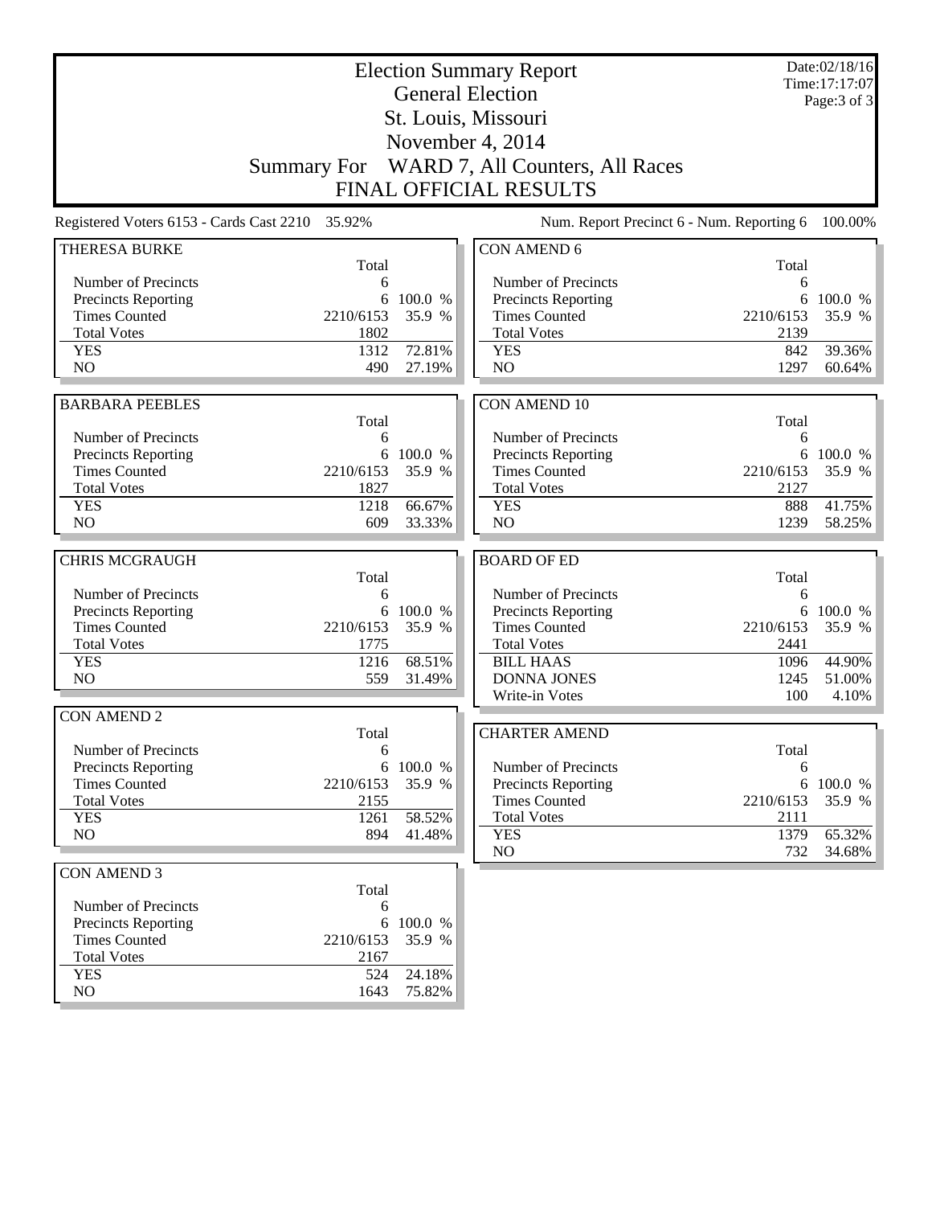# Election Summary Report

## General Election

## St. Louis, Missouri

## November 4, 2014

## Summary For WARD 7, All Counters, All Races

## FINAL OFFICIAL RESULTS

Date:02/18/16
Time:17:17:07

Registered Voters 6153 - Cards Cast 2210 35.92%

Num. Report Precinct 6 - Num. Reporting 6 100.00%

### THERESA BURKE

| | Total | |
|---|---|---|
| Number of Precincts | 6 | |
| Precincts Reporting | 6 | 100.0 % |
| Times Counted | 2210/6153 | 35.9 % |
| Total Votes | 1802 | |
| YES | 1312 | 72.81% |
| NO | 490 | 27.19% |

### BARBARA PEEBLES

| | Total | |
|---|---|---|
| Number of Precincts | 6 | |
| Precincts Reporting | 6 | 100.0 % |
| Times Counted | 2210/6153 | 35.9 % |
| Total Votes | 1827 | |
| YES | 1218 | 66.67% |
| NO | 609 | 33.33% |

### CHRIS MCGRAUGH

| | Total | |
|---|---|---|
| Number of Precincts | 6 | |
| Precincts Reporting | 6 | 100.0 % |
| Times Counted | 2210/6153 | 35.9 % |
| Total Votes | 1775 | |
| YES | 1216 | 68.51% |
| NO | 559 | 31.49% |

### CON AMEND 2

| | Total | |
|---|---|---|
| Number of Precincts | 6 | |
| Precincts Reporting | 6 | 100.0 % |
| Times Counted | 2210/6153 | 35.9 % |
| Total Votes | 2155 | |
| YES | 1261 | 58.52% |
| NO | 894 | 41.48% |

### CON AMEND 3

| | Total | |
|---|---|---|
| Number of Precincts | 6 | |
| Precincts Reporting | 6 | 100.0 % |
| Times Counted | 2210/6153 | 35.9 % |
| Total Votes | 2167 | |
| YES | 524 | 24.18% |
| NO | 1643 | 75.82% |

### CON AMEND 6

| | Total | |
|---|---|---|
| Number of Precincts | 6 | |
| Precincts Reporting | 6 | 100.0 % |
| Times Counted | 2210/6153 | 35.9 % |
| Total Votes | 2139 | |
| YES | 842 | 39.36% |
| NO | 1297 | 60.64% |

### CON AMEND 10

| | Total | |
|---|---|---|
| Number of Precincts | 6 | |
| Precincts Reporting | 6 | 100.0 % |
| Times Counted | 2210/6153 | 35.9 % |
| Total Votes | 2127 | |
| YES | 888 | 41.75% |
| NO | 1239 | 58.25% |

### BOARD OF ED

| | Total | |
|---|---|---|
| Number of Precincts | 6 | |
| Precincts Reporting | 6 | 100.0 % |
| Times Counted | 2210/6153 | 35.9 % |
| Total Votes | 2441 | |
| BILL HAAS | 1096 | 44.90% |
| DONNA JONES | 1245 | 51.00% |
| Write-in Votes | 100 | 4.10% |

### CHARTER AMEND

| | Total | |
|---|---|---|
| Number of Precincts | 6 | |
| Precincts Reporting | 6 | 100.0 % |
| Times Counted | 2210/6153 | 35.9 % |
| Total Votes | 2111 | |
| YES | 1379 | 65.32% |
| NO | 732 | 34.68% |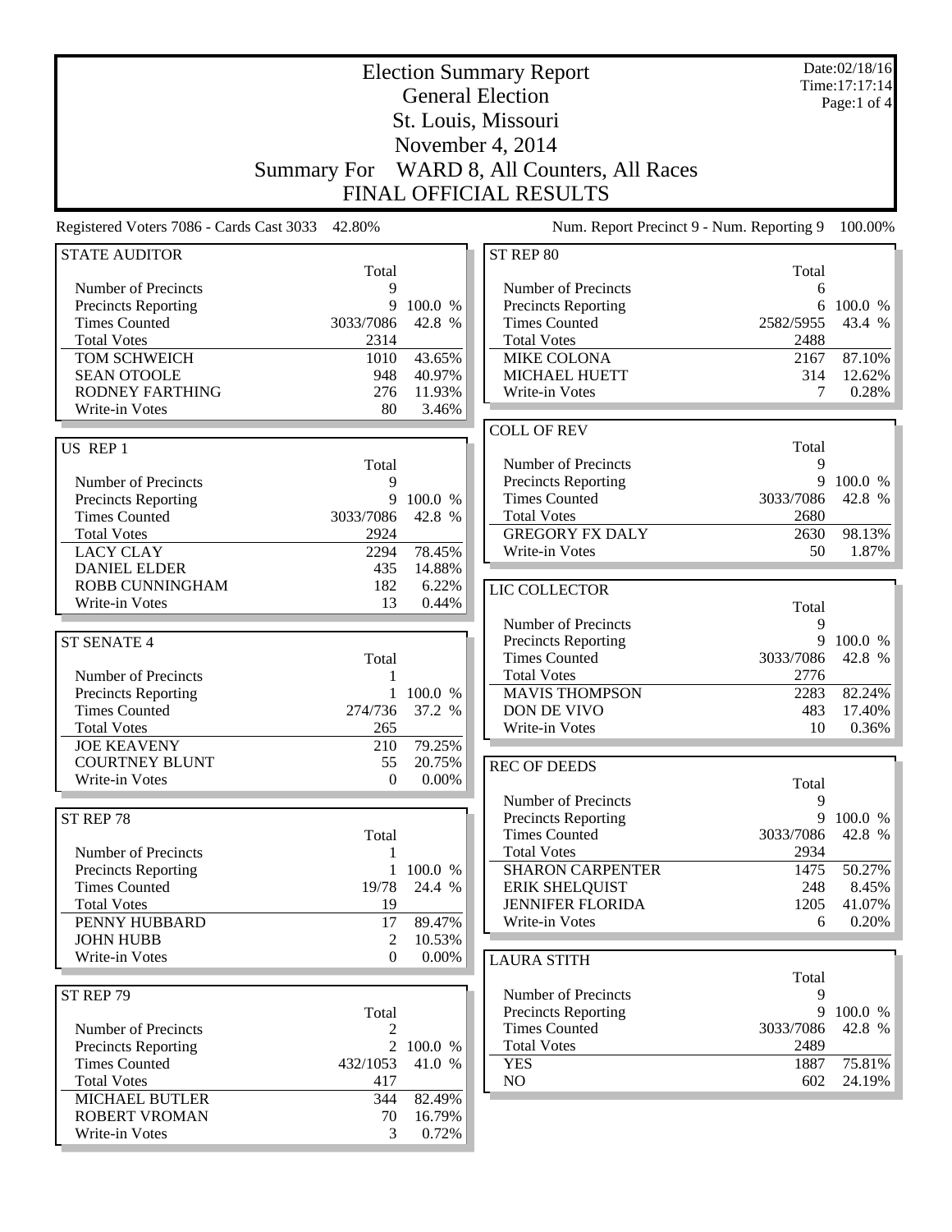# Election Summary Report

General Election

St. Louis, Missouri

November 4, 2014

Summary For WARD 8, All Counters, All Races

FINAL OFFICIAL RESULTS

Date:02/18/16
Time:17:17:14

Registered Voters 7086 - Cards Cast 3033 42.80%

Num. Report Precinct 9 - Num. Reporting 9 100.00%

| STATE AUDITOR | Total | |
|---|---|---|
| Number of Precincts | 9 | |
| Precincts Reporting | 9 | 100.0 % |
| Times Counted | 3033/7086 | 42.8 % |
| Total Votes | 2314 | |
| TOM SCHWEICH | 1010 | 43.65% |
| SEAN OTOOLE | 948 | 40.97% |
| RODNEY FARTHING | 276 | 11.93% |
| Write-in Votes | 80 | 3.46% |

| US REP 1 | Total | |
|---|---|---|
| Number of Precincts | 9 | |
| Precincts Reporting | 9 | 100.0 % |
| Times Counted | 3033/7086 | 42.8 % |
| Total Votes | 2924 | |
| LACY CLAY | 2294 | 78.45% |
| DANIEL ELDER | 435 | 14.88% |
| ROBB CUNNINGHAM | 182 | 6.22% |
| Write-in Votes | 13 | 0.44% |

| ST SENATE 4 | Total | |
|---|---|---|
| Number of Precincts | 1 | |
| Precincts Reporting | 1 | 100.0 % |
| Times Counted | 274/736 | 37.2 % |
| Total Votes | 265 | |
| JOE KEAVENY | 210 | 79.25% |
| COURTNEY BLUNT | 55 | 20.75% |
| Write-in Votes | 0 | 0.00% |

| ST REP 78 | Total | |
|---|---|---|
| Number of Precincts | 1 | |
| Precincts Reporting | 1 | 100.0 % |
| Times Counted | 19/78 | 24.4 % |
| Total Votes | 19 | |
| PENNY HUBBARD | 17 | 89.47% |
| JOHN HUBB | 2 | 10.53% |
| Write-in Votes | 0 | 0.00% |

| ST REP 79 | Total | |
|---|---|---|
| Number of Precincts | 2 | |
| Precincts Reporting | 2 | 100.0 % |
| Times Counted | 432/1053 | 41.0 % |
| Total Votes | 417 | |
| MICHAEL BUTLER | 344 | 82.49% |
| ROBERT VROMAN | 70 | 16.79% |
| Write-in Votes | 3 | 0.72% |

| ST REP 80 | Total | |
|---|---|---|
| Number of Precincts | 6 | |
| Precincts Reporting | 6 | 100.0 % |
| Times Counted | 2582/5955 | 43.4 % |
| Total Votes | 2488 | |
| MIKE COLONA | 2167 | 87.10% |
| MICHAEL HUETT | 314 | 12.62% |
| Write-in Votes | 7 | 0.28% |

| COLL OF REV | Total | |
|---|---|---|
| Number of Precincts | 9 | |
| Precincts Reporting | 9 | 100.0 % |
| Times Counted | 3033/7086 | 42.8 % |
| Total Votes | 2680 | |
| GREGORY FX DALY | 2630 | 98.13% |
| Write-in Votes | 50 | 1.87% |

| LIC COLLECTOR | Total | |
|---|---|---|
| Number of Precincts | 9 | |
| Precincts Reporting | 9 | 100.0 % |
| Times Counted | 3033/7086 | 42.8 % |
| Total Votes | 2776 | |
| MAVIS THOMPSON | 2283 | 82.24% |
| DON DE VIVO | 483 | 17.40% |
| Write-in Votes | 10 | 0.36% |

| REC OF DEEDS | Total | |
|---|---|---|
| Number of Precincts | 9 | |
| Precincts Reporting | 9 | 100.0 % |
| Times Counted | 3033/7086 | 42.8 % |
| Total Votes | 2934 | |
| SHARON CARPENTER | 1475 | 50.27% |
| ERIK SHELQUIST | 248 | 8.45% |
| JENNIFER FLORIDA | 1205 | 41.07% |
| Write-in Votes | 6 | 0.20% |

| LAURA STITH | Total | |
|---|---|---|
| Number of Precincts | 9 | |
| Precincts Reporting | 9 | 100.0 % |
| Times Counted | 3033/7086 | 42.8 % |
| Total Votes | 2489 | |
| YES | 1887 | 75.81% |
| NO | 602 | 24.19% |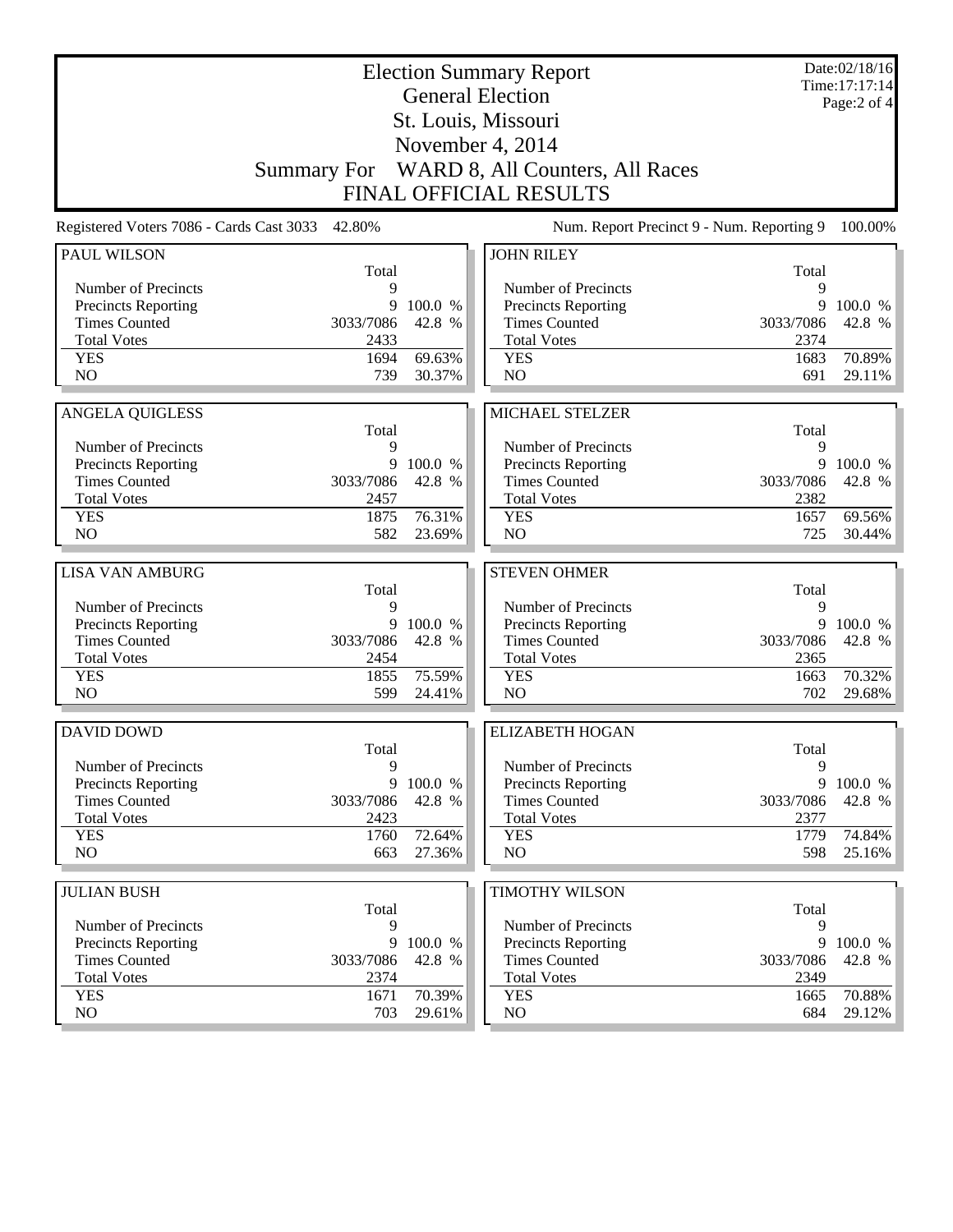# Election Summary Report

## General Election

## St. Louis, Missouri

## November 4, 2014

## Summary For WARD 8, All Counters, All Races

## FINAL OFFICIAL RESULTS

Date:02/18/16
Time:17:17:14

Registered Voters 7086 - Cards Cast 3033 42.80%

Num. Report Precinct 9 - Num. Reporting 9 100.00%

### PAUL WILSON

| | Total | |
|---|---|---|
| Number of Precincts | 9 | |
| Precincts Reporting | 9 | 100.0 % |
| Times Counted | 3033/7086 | 42.8 % |
| Total Votes | 2433 | |
| YES | 1694 | 69.63% |
| NO | 739 | 30.37% |

### ANGELA QUIGLESS

| | Total | |
|---|---|---|
| Number of Precincts | 9 | |
| Precincts Reporting | 9 | 100.0 % |
| Times Counted | 3033/7086 | 42.8 % |
| Total Votes | 2457 | |
| YES | 1875 | 76.31% |
| NO | 582 | 23.69% |

### LISA VAN AMBURG

| | Total | |
|---|---|---|
| Number of Precincts | 9 | |
| Precincts Reporting | 9 | 100.0 % |
| Times Counted | 3033/7086 | 42.8 % |
| Total Votes | 2454 | |
| YES | 1855 | 75.59% |
| NO | 599 | 24.41% |

### DAVID DOWD

| | Total | |
|---|---|---|
| Number of Precincts | 9 | |
| Precincts Reporting | 9 | 100.0 % |
| Times Counted | 3033/7086 | 42.8 % |
| Total Votes | 2423 | |
| YES | 1760 | 72.64% |
| NO | 663 | 27.36% |

### JULIAN BUSH

| | Total | |
|---|---|---|
| Number of Precincts | 9 | |
| Precincts Reporting | 9 | 100.0 % |
| Times Counted | 3033/7086 | 42.8 % |
| Total Votes | 2374 | |
| YES | 1671 | 70.39% |
| NO | 703 | 29.61% |

### JOHN RILEY

| | Total | |
|---|---|---|
| Number of Precincts | 9 | |
| Precincts Reporting | 9 | 100.0 % |
| Times Counted | 3033/7086 | 42.8 % |
| Total Votes | 2374 | |
| YES | 1683 | 70.89% |
| NO | 691 | 29.11% |

### MICHAEL STELZER

| | Total | |
|---|---|---|
| Number of Precincts | 9 | |
| Precincts Reporting | 9 | 100.0 % |
| Times Counted | 3033/7086 | 42.8 % |
| Total Votes | 2382 | |
| YES | 1657 | 69.56% |
| NO | 725 | 30.44% |

### STEVEN OHMER

| | Total | |
|---|---|---|
| Number of Precincts | 9 | |
| Precincts Reporting | 9 | 100.0 % |
| Times Counted | 3033/7086 | 42.8 % |
| Total Votes | 2365 | |
| YES | 1663 | 70.32% |
| NO | 702 | 29.68% |

### ELIZABETH HOGAN

| | Total | |
|---|---|---|
| Number of Precincts | 9 | |
| Precincts Reporting | 9 | 100.0 % |
| Times Counted | 3033/7086 | 42.8 % |
| Total Votes | 2377 | |
| YES | 1779 | 74.84% |
| NO | 598 | 25.16% |

### TIMOTHY WILSON

| | Total | |
|---|---|---|
| Number of Precincts | 9 | |
| Precincts Reporting | 9 | 100.0 % |
| Times Counted | 3033/7086 | 42.8 % |
| Total Votes | 2349 | |
| YES | 1665 | 70.88% |
| NO | 684 | 29.12% |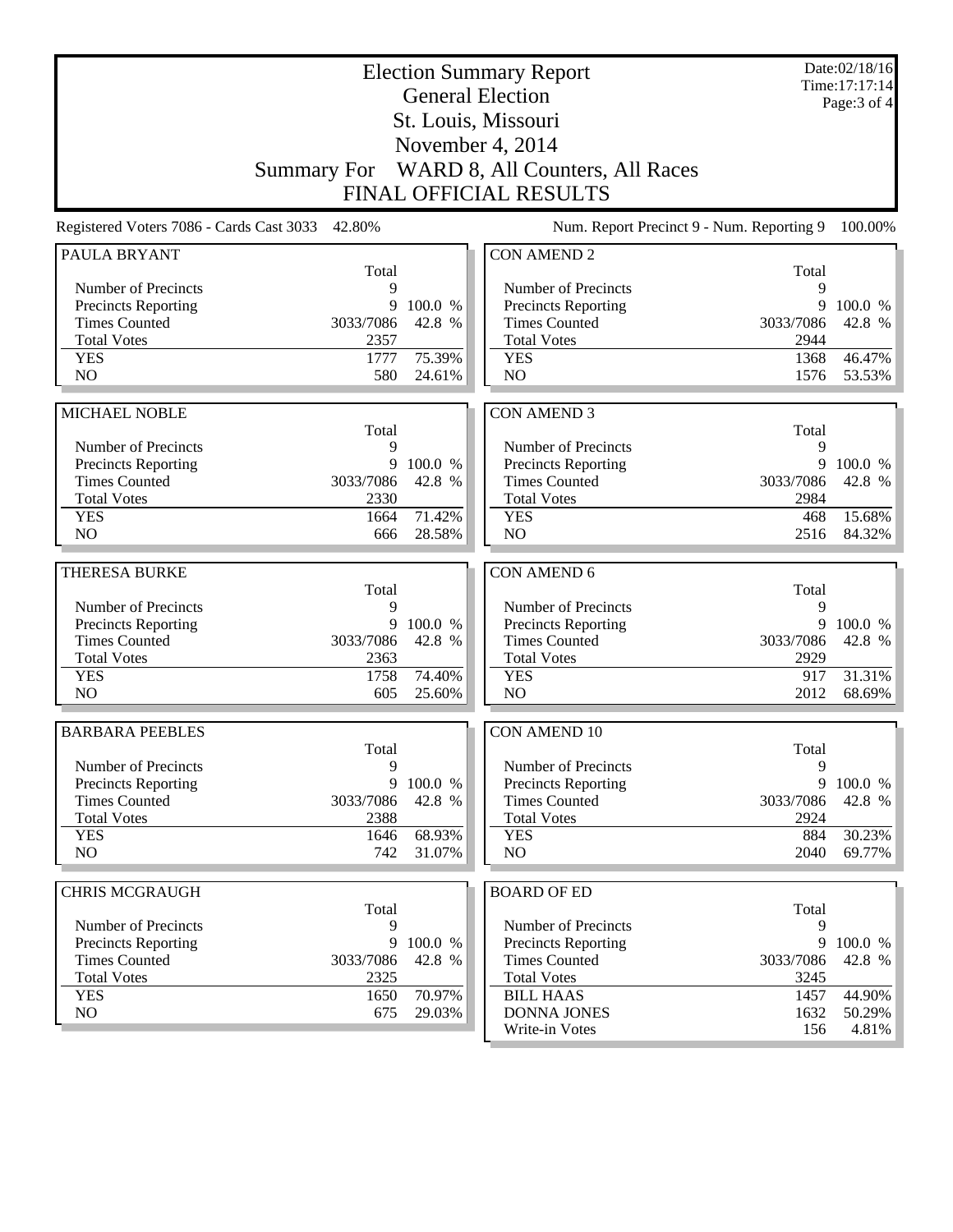# Election Summary Report

## General Election

## St. Louis, Missouri

## November 4, 2014

## Summary For WARD 8, All Counters, All Races

## FINAL OFFICIAL RESULTS

Date:02/18/16
Time:17:17:14

Registered Voters 7086 - Cards Cast 3033 42.80%

Num. Report Precinct 9 - Num. Reporting 9 100.00%

### PAULA BRYANT

| | Total | |
|---|---|---|
| Number of Precincts | 9 | |
| Precincts Reporting | 9 | 100.0 % |
| Times Counted | 3033/7086 | 42.8 % |
| Total Votes | 2357 | |
| YES | 1777 | 75.39% |
| NO | 580 | 24.61% |

### MICHAEL NOBLE

| | Total | |
|---|---|---|
| Number of Precincts | 9 | |
| Precincts Reporting | 9 | 100.0 % |
| Times Counted | 3033/7086 | 42.8 % |
| Total Votes | 2330 | |
| YES | 1664 | 71.42% |
| NO | 666 | 28.58% |

### THERESA BURKE

| | Total | |
|---|---|---|
| Number of Precincts | 9 | |
| Precincts Reporting | 9 | 100.0 % |
| Times Counted | 3033/7086 | 42.8 % |
| Total Votes | 2363 | |
| YES | 1758 | 74.40% |
| NO | 605 | 25.60% |

### BARBARA PEEBLES

| | Total | |
|---|---|---|
| Number of Precincts | 9 | |
| Precincts Reporting | 9 | 100.0 % |
| Times Counted | 3033/7086 | 42.8 % |
| Total Votes | 2388 | |
| YES | 1646 | 68.93% |
| NO | 742 | 31.07% |

### CHRIS MCGRAUGH

| | Total | |
|---|---|---|
| Number of Precincts | 9 | |
| Precincts Reporting | 9 | 100.0 % |
| Times Counted | 3033/7086 | 42.8 % |
| Total Votes | 2325 | |
| YES | 1650 | 70.97% |
| NO | 675 | 29.03% |

### CON AMEND 2

| | Total | |
|---|---|---|
| Number of Precincts | 9 | |
| Precincts Reporting | 9 | 100.0 % |
| Times Counted | 3033/7086 | 42.8 % |
| Total Votes | 2944 | |
| YES | 1368 | 46.47% |
| NO | 1576 | 53.53% |

### CON AMEND 3

| | Total | |
|---|---|---|
| Number of Precincts | 9 | |
| Precincts Reporting | 9 | 100.0 % |
| Times Counted | 3033/7086 | 42.8 % |
| Total Votes | 2984 | |
| YES | 468 | 15.68% |
| NO | 2516 | 84.32% |

### CON AMEND 6

| | Total | |
|---|---|---|
| Number of Precincts | 9 | |
| Precincts Reporting | 9 | 100.0 % |
| Times Counted | 3033/7086 | 42.8 % |
| Total Votes | 2929 | |
| YES | 917 | 31.31% |
| NO | 2012 | 68.69% |

### CON AMEND 10

| | Total | |
|---|---|---|
| Number of Precincts | 9 | |
| Precincts Reporting | 9 | 100.0 % |
| Times Counted | 3033/7086 | 42.8 % |
| Total Votes | 2924 | |
| YES | 884 | 30.23% |
| NO | 2040 | 69.77% |

### BOARD OF ED

| | Total | |
|---|---|---|
| Number of Precincts | 9 | |
| Precincts Reporting | 9 | 100.0 % |
| Times Counted | 3033/7086 | 42.8 % |
| Total Votes | 3245 | |
| BILL HAAS | 1457 | 44.90% |
| DONNA JONES | 1632 | 50.29% |
| Write-in Votes | 156 | 4.81% |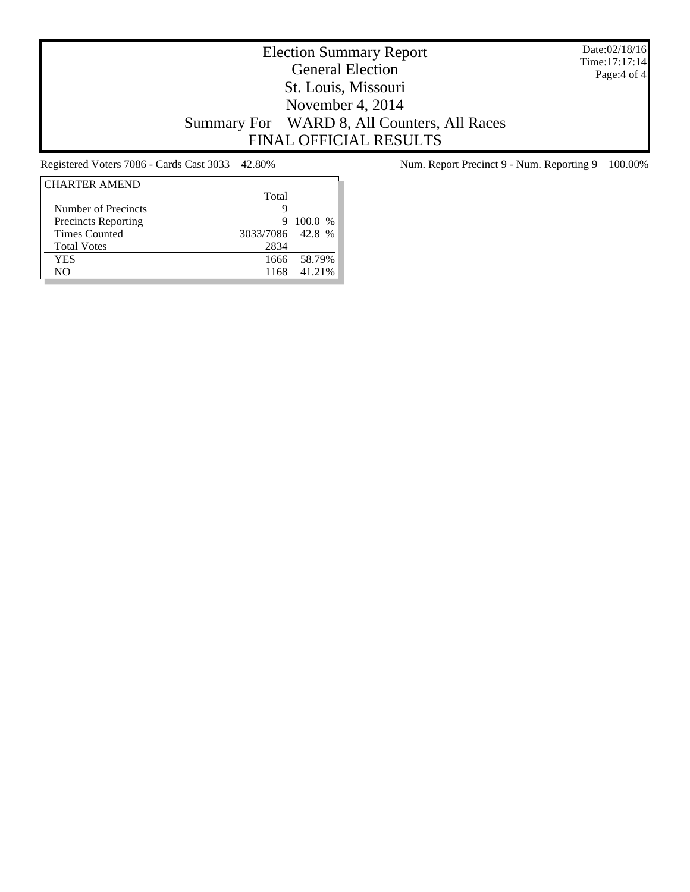# Election Summary Report
## General Election
## St. Louis, Missouri
## November 4, 2014
## Summary For WARD 8, All Counters, All Races
## FINAL OFFICIAL RESULTS

Date:02/18/16
Time:17:17:14

Registered Voters 7086 - Cards Cast 3033 42.80%

Num. Report Precinct 9 - Num. Reporting 9 100.00%

| CHARTER AMEND | Total | |
|---|---|---|
| Number of Precincts | 9 | |
| Precincts Reporting | 9 | 100.0 % |
| Times Counted | 3033/7086 | 42.8 % |
| Total Votes | 2834 | |
| YES | 1666 | 58.79% |
| NO | 1168 | 41.21% |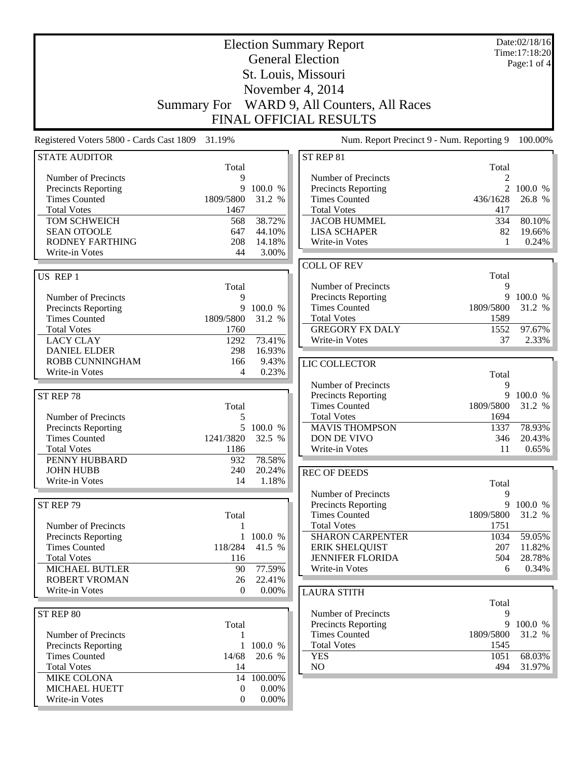# Election Summary Report

## General Election

## St. Louis, Missouri

## November 4, 2014

## Summary For WARD 9, All Counters, All Races

## FINAL OFFICIAL RESULTS

Date:02/18/16
Time:17:18:20

Registered Voters 5800 - Cards Cast 1809 31.19%

Num. Report Precinct 9 - Num. Reporting 9 100.00%

### STATE AUDITOR

| | Total | |
|---|---|---|
| Number of Precincts | 9 | |
| Precincts Reporting | 9 | 100.0 % |
| Times Counted | 1809/5800 | 31.2 % |
| Total Votes | 1467 | |
| TOM SCHWEICH | 568 | 38.72% |
| SEAN OTOOLE | 647 | 44.10% |
| RODNEY FARTHING | 208 | 14.18% |
| Write-in Votes | 44 | 3.00% |

### US REP 1

| | Total | |
|---|---|---|
| Number of Precincts | 9 | |
| Precincts Reporting | 9 | 100.0 % |
| Times Counted | 1809/5800 | 31.2 % |
| Total Votes | 1760 | |
| LACY CLAY | 1292 | 73.41% |
| DANIEL ELDER | 298 | 16.93% |
| ROBB CUNNINGHAM | 166 | 9.43% |
| Write-in Votes | 4 | 0.23% |

### ST REP 78

| | Total | |
|---|---|---|
| Number of Precincts | 5 | |
| Precincts Reporting | 5 | 100.0 % |
| Times Counted | 1241/3820 | 32.5 % |
| Total Votes | 1186 | |
| PENNY HUBBARD | 932 | 78.58% |
| JOHN HUBB | 240 | 20.24% |
| Write-in Votes | 14 | 1.18% |

### ST REP 79

| | Total | |
|---|---|---|
| Number of Precincts | 1 | |
| Precincts Reporting | 1 | 100.0 % |
| Times Counted | 118/284 | 41.5 % |
| Total Votes | 116 | |
| MICHAEL BUTLER | 90 | 77.59% |
| ROBERT VROMAN | 26 | 22.41% |
| Write-in Votes | 0 | 0.00% |

### ST REP 80

| | Total | |
|---|---|---|
| Number of Precincts | 1 | |
| Precincts Reporting | 1 | 100.0 % |
| Times Counted | 14/68 | 20.6 % |
| Total Votes | 14 | |
| MIKE COLONA | 14 | 100.00% |
| MICHAEL HUETT | 0 | 0.00% |
| Write-in Votes | 0 | 0.00% |

### ST REP 81

| | Total | |
|---|---|---|
| Number of Precincts | 2 | |
| Precincts Reporting | 2 | 100.0 % |
| Times Counted | 436/1628 | 26.8 % |
| Total Votes | 417 | |
| JACOB HUMMEL | 334 | 80.10% |
| LISA SCHAPER | 82 | 19.66% |
| Write-in Votes | 1 | 0.24% |

### COLL OF REV

| | Total | |
|---|---|---|
| Number of Precincts | 9 | |
| Precincts Reporting | 9 | 100.0 % |
| Times Counted | 1809/5800 | 31.2 % |
| Total Votes | 1589 | |
| GREGORY FX DALY | 1552 | 97.67% |
| Write-in Votes | 37 | 2.33% |

### LIC COLLECTOR

| | Total | |
|---|---|---|
| Number of Precincts | 9 | |
| Precincts Reporting | 9 | 100.0 % |
| Times Counted | 1809/5800 | 31.2 % |
| Total Votes | 1694 | |
| MAVIS THOMPSON | 1337 | 78.93% |
| DON DE VIVO | 346 | 20.43% |
| Write-in Votes | 11 | 0.65% |

### REC OF DEEDS

| | Total | |
|---|---|---|
| Number of Precincts | 9 | |
| Precincts Reporting | 9 | 100.0 % |
| Times Counted | 1809/5800 | 31.2 % |
| Total Votes | 1751 | |
| SHARON CARPENTER | 1034 | 59.05% |
| ERIK SHELQUIST | 207 | 11.82% |
| JENNIFER FLORIDA | 504 | 28.78% |
| Write-in Votes | 6 | 0.34% |

### LAURA STITH

| | Total | |
|---|---|---|
| Number of Precincts | 9 | |
| Precincts Reporting | 9 | 100.0 % |
| Times Counted | 1809/5800 | 31.2 % |
| Total Votes | 1545 | |
| YES | 1051 | 68.03% |
| NO | 494 | 31.97% |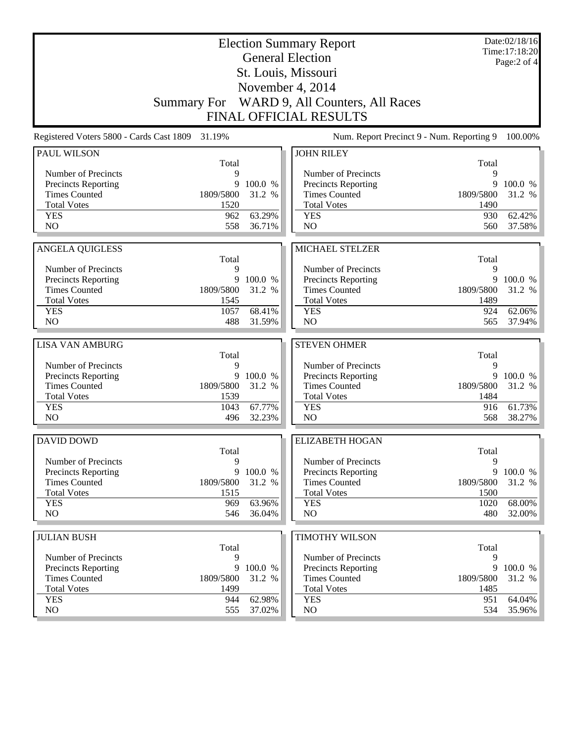# Election Summary Report

## General Election

## St. Louis, Missouri

## November 4, 2014

## Summary For WARD 9, All Counters, All Races

## FINAL OFFICIAL RESULTS

Date:02/18/16
Time:17:18:20

Registered Voters 5800 - Cards Cast 1809 31.19%

Num. Report Precinct 9 - Num. Reporting 9 100.00%

### PAUL WILSON

| | Total | |
|---|---|---|
| Number of Precincts | 9 | |
| Precincts Reporting | 9 | 100.0 % |
| Times Counted | 1809/5800 | 31.2 % |
| Total Votes | 1520 | |
| YES | 962 | 63.29% |
| NO | 558 | 36.71% |

### ANGELA QUIGLESS

| | Total | |
|---|---|---|
| Number of Precincts | 9 | |
| Precincts Reporting | 9 | 100.0 % |
| Times Counted | 1809/5800 | 31.2 % |
| Total Votes | 1545 | |
| YES | 1057 | 68.41% |
| NO | 488 | 31.59% |

### LISA VAN AMBURG

| | Total | |
|---|---|---|
| Number of Precincts | 9 | |
| Precincts Reporting | 9 | 100.0 % |
| Times Counted | 1809/5800 | 31.2 % |
| Total Votes | 1539 | |
| YES | 1043 | 67.77% |
| NO | 496 | 32.23% |

### DAVID DOWD

| | Total | |
|---|---|---|
| Number of Precincts | 9 | |
| Precincts Reporting | 9 | 100.0 % |
| Times Counted | 1809/5800 | 31.2 % |
| Total Votes | 1515 | |
| YES | 969 | 63.96% |
| NO | 546 | 36.04% |

### JULIAN BUSH

| | Total | |
|---|---|---|
| Number of Precincts | 9 | |
| Precincts Reporting | 9 | 100.0 % |
| Times Counted | 1809/5800 | 31.2 % |
| Total Votes | 1499 | |
| YES | 944 | 62.98% |
| NO | 555 | 37.02% |

### JOHN RILEY

| | Total | |
|---|---|---|
| Number of Precincts | 9 | |
| Precincts Reporting | 9 | 100.0 % |
| Times Counted | 1809/5800 | 31.2 % |
| Total Votes | 1490 | |
| YES | 930 | 62.42% |
| NO | 560 | 37.58% |

### MICHAEL STELZER

| | Total | |
|---|---|---|
| Number of Precincts | 9 | |
| Precincts Reporting | 9 | 100.0 % |
| Times Counted | 1809/5800 | 31.2 % |
| Total Votes | 1489 | |
| YES | 924 | 62.06% |
| NO | 565 | 37.94% |

### STEVEN OHMER

| | Total | |
|---|---|---|
| Number of Precincts | 9 | |
| Precincts Reporting | 9 | 100.0 % |
| Times Counted | 1809/5800 | 31.2 % |
| Total Votes | 1484 | |
| YES | 916 | 61.73% |
| NO | 568 | 38.27% |

### ELIZABETH HOGAN

| | Total | |
|---|---|---|
| Number of Precincts | 9 | |
| Precincts Reporting | 9 | 100.0 % |
| Times Counted | 1809/5800 | 31.2 % |
| Total Votes | 1500 | |
| YES | 1020 | 68.00% |
| NO | 480 | 32.00% |

### TIMOTHY WILSON

| | Total | |
|---|---|---|
| Number of Precincts | 9 | |
| Precincts Reporting | 9 | 100.0 % |
| Times Counted | 1809/5800 | 31.2 % |
| Total Votes | 1485 | |
| YES | 951 | 64.04% |
| NO | 534 | 35.96% |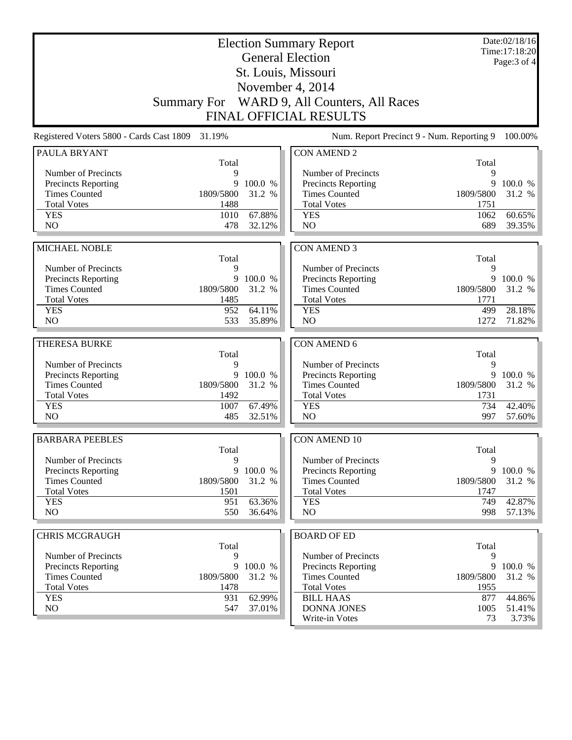# Election Summary Report

## General Election

## St. Louis, Missouri

## November 4, 2014

## Summary For WARD 9, All Counters, All Races

## FINAL OFFICIAL RESULTS

Date:02/18/16
Time:17:18:20

Registered Voters 5800 - Cards Cast 1809 31.19%

Num. Report Precinct 9 - Num. Reporting 9 100.00%

### PAULA BRYANT

| | Total | |
|---|---|---|
| Number of Precincts | 9 | |
| Precincts Reporting | 9 | 100.0 % |
| Times Counted | 1809/5800 | 31.2 % |
| Total Votes | 1488 | |
| YES | 1010 | 67.88% |
| NO | 478 | 32.12% |

### MICHAEL NOBLE

| | Total | |
|---|---|---|
| Number of Precincts | 9 | |
| Precincts Reporting | 9 | 100.0 % |
| Times Counted | 1809/5800 | 31.2 % |
| Total Votes | 1485 | |
| YES | 952 | 64.11% |
| NO | 533 | 35.89% |

### THERESA BURKE

| | Total | |
|---|---|---|
| Number of Precincts | 9 | |
| Precincts Reporting | 9 | 100.0 % |
| Times Counted | 1809/5800 | 31.2 % |
| Total Votes | 1492 | |
| YES | 1007 | 67.49% |
| NO | 485 | 32.51% |

### BARBARA PEEBLES

| | Total | |
|---|---|---|
| Number of Precincts | 9 | |
| Precincts Reporting | 9 | 100.0 % |
| Times Counted | 1809/5800 | 31.2 % |
| Total Votes | 1501 | |
| YES | 951 | 63.36% |
| NO | 550 | 36.64% |

### CHRIS MCGRAUGH

| | Total | |
|---|---|---|
| Number of Precincts | 9 | |
| Precincts Reporting | 9 | 100.0 % |
| Times Counted | 1809/5800 | 31.2 % |
| Total Votes | 1478 | |
| YES | 931 | 62.99% |
| NO | 547 | 37.01% |

### CON AMEND 2

| | Total | |
|---|---|---|
| Number of Precincts | 9 | |
| Precincts Reporting | 9 | 100.0 % |
| Times Counted | 1809/5800 | 31.2 % |
| Total Votes | 1751 | |
| YES | 1062 | 60.65% |
| NO | 689 | 39.35% |

### CON AMEND 3

| | Total | |
|---|---|---|
| Number of Precincts | 9 | |
| Precincts Reporting | 9 | 100.0 % |
| Times Counted | 1809/5800 | 31.2 % |
| Total Votes | 1771 | |
| YES | 499 | 28.18% |
| NO | 1272 | 71.82% |

### CON AMEND 6

| | Total | |
|---|---|---|
| Number of Precincts | 9 | |
| Precincts Reporting | 9 | 100.0 % |
| Times Counted | 1809/5800 | 31.2 % |
| Total Votes | 1731 | |
| YES | 734 | 42.40% |
| NO | 997 | 57.60% |

### CON AMEND 10

| | Total | |
|---|---|---|
| Number of Precincts | 9 | |
| Precincts Reporting | 9 | 100.0 % |
| Times Counted | 1809/5800 | 31.2 % |
| Total Votes | 1747 | |
| YES | 749 | 42.87% |
| NO | 998 | 57.13% |

### BOARD OF ED

| | Total | |
|---|---|---|
| Number of Precincts | 9 | |
| Precincts Reporting | 9 | 100.0 % |
| Times Counted | 1809/5800 | 31.2 % |
| Total Votes | 1955 | |
| BILL HAAS | 877 | 44.86% |
| DONNA JONES | 1005 | 51.41% |
| Write-in Votes | 73 | 3.73% |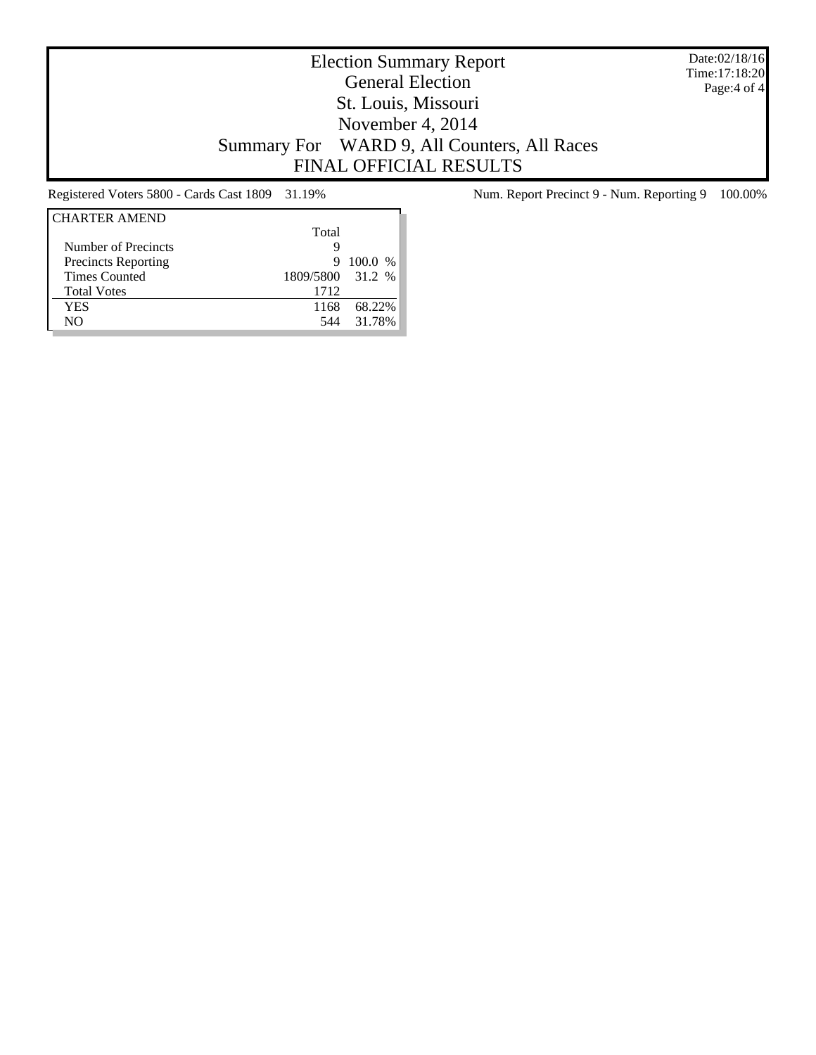# Election Summary Report
## General Election
## St. Louis, Missouri
## November 4, 2014
## Summary For WARD 9, All Counters, All Races
## FINAL OFFICIAL RESULTS

Date:02/18/16
Time:17:18:20

Registered Voters 5800 - Cards Cast 1809 31.19%

Num. Report Precinct 9 - Num. Reporting 9 100.00%

| CHARTER AMEND | | |
|---|---|---|
| | Total | |
| Number of Precincts | 9 | |
| Precincts Reporting | 9 | 100.0 % |
| Times Counted | 1809/5800 | 31.2 % |
| Total Votes | 1712 | |
| YES | 1168 | 68.22% |
| NO | 544 | 31.78% |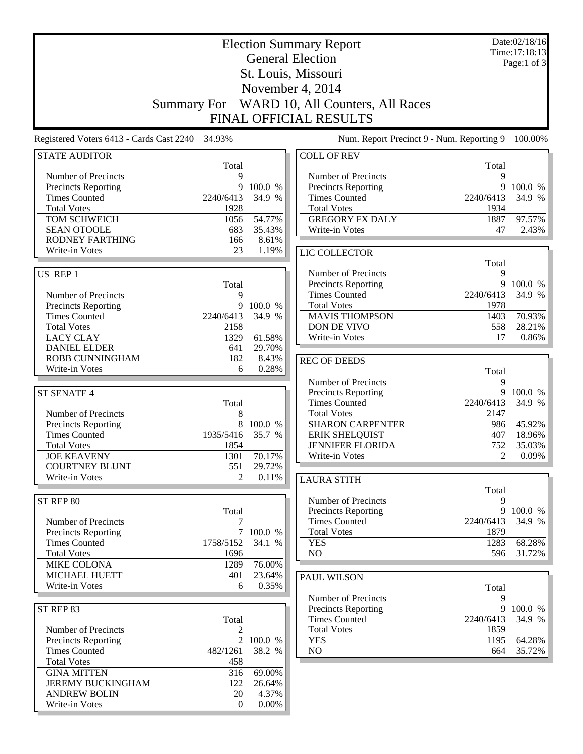# Election Summary Report

## General Election

## St. Louis, Missouri

## November 4, 2014

## Summary For WARD 10, All Counters, All Races

## FINAL OFFICIAL RESULTS

Date:02/18/16
Time:17:18:13

Registered Voters 6413 - Cards Cast 2240 34.93%

Num. Report Precinct 9 - Num. Reporting 9 100.00%

### STATE AUDITOR

| | Total | |
|---|---|---|
| Number of Precincts | 9 | |
| Precincts Reporting | 9 | 100.0 % |
| Times Counted | 2240/6413 | 34.9 % |
| Total Votes | 1928 | |
| TOM SCHWEICH | 1056 | 54.77% |
| SEAN OTOOLE | 683 | 35.43% |
| RODNEY FARTHING | 166 | 8.61% |
| Write-in Votes | 23 | 1.19% |

### US REP 1

| | Total | |
|---|---|---|
| Number of Precincts | 9 | |
| Precincts Reporting | 9 | 100.0 % |
| Times Counted | 2240/6413 | 34.9 % |
| Total Votes | 2158 | |
| LACY CLAY | 1329 | 61.58% |
| DANIEL ELDER | 641 | 29.70% |
| ROBB CUNNINGHAM | 182 | 8.43% |
| Write-in Votes | 6 | 0.28% |

### ST SENATE 4

| | Total | |
|---|---|---|
| Number of Precincts | 8 | |
| Precincts Reporting | 8 | 100.0 % |
| Times Counted | 1935/5416 | 35.7 % |
| Total Votes | 1854 | |
| JOE KEAVENY | 1301 | 70.17% |
| COURTNEY BLUNT | 551 | 29.72% |
| Write-in Votes | 2 | 0.11% |

### ST REP 80

| | Total | |
|---|---|---|
| Number of Precincts | 7 | |
| Precincts Reporting | 7 | 100.0 % |
| Times Counted | 1758/5152 | 34.1 % |
| Total Votes | 1696 | |
| MIKE COLONA | 1289 | 76.00% |
| MICHAEL HUETT | 401 | 23.64% |
| Write-in Votes | 6 | 0.35% |

### ST REP 83

| | Total | |
|---|---|---|
| Number of Precincts | 2 | |
| Precincts Reporting | 2 | 100.0 % |
| Times Counted | 482/1261 | 38.2 % |
| Total Votes | 458 | |
| GINA MITTEN | 316 | 69.00% |
| JEREMY BUCKINGHAM | 122 | 26.64% |
| ANDREW BOLIN | 20 | 4.37% |
| Write-in Votes | 0 | 0.00% |

### COLL OF REV

| | Total | |
|---|---|---|
| Number of Precincts | 9 | |
| Precincts Reporting | 9 | 100.0 % |
| Times Counted | 2240/6413 | 34.9 % |
| Total Votes | 1934 | |
| GREGORY FX DALY | 1887 | 97.57% |
| Write-in Votes | 47 | 2.43% |

### LIC COLLECTOR

| | Total | |
|---|---|---|
| Number of Precincts | 9 | |
| Precincts Reporting | 9 | 100.0 % |
| Times Counted | 2240/6413 | 34.9 % |
| Total Votes | 1978 | |
| MAVIS THOMPSON | 1403 | 70.93% |
| DON DE VIVO | 558 | 28.21% |
| Write-in Votes | 17 | 0.86% |

### REC OF DEEDS

| | Total | |
|---|---|---|
| Number of Precincts | 9 | |
| Precincts Reporting | 9 | 100.0 % |
| Times Counted | 2240/6413 | 34.9 % |
| Total Votes | 2147 | |
| SHARON CARPENTER | 986 | 45.92% |
| ERIK SHELQUIST | 407 | 18.96% |
| JENNIFER FLORIDA | 752 | 35.03% |
| Write-in Votes | 2 | 0.09% |

### LAURA STITH

| | Total | |
|---|---|---|
| Number of Precincts | 9 | |
| Precincts Reporting | 9 | 100.0 % |
| Times Counted | 2240/6413 | 34.9 % |
| Total Votes | 1879 | |
| YES | 1283 | 68.28% |
| NO | 596 | 31.72% |

### PAUL WILSON

| | Total | |
|---|---|---|
| Number of Precincts | 9 | |
| Precincts Reporting | 9 | 100.0 % |
| Times Counted | 2240/6413 | 34.9 % |
| Total Votes | 1859 | |
| YES | 1195 | 64.28% |
| NO | 664 | 35.72% |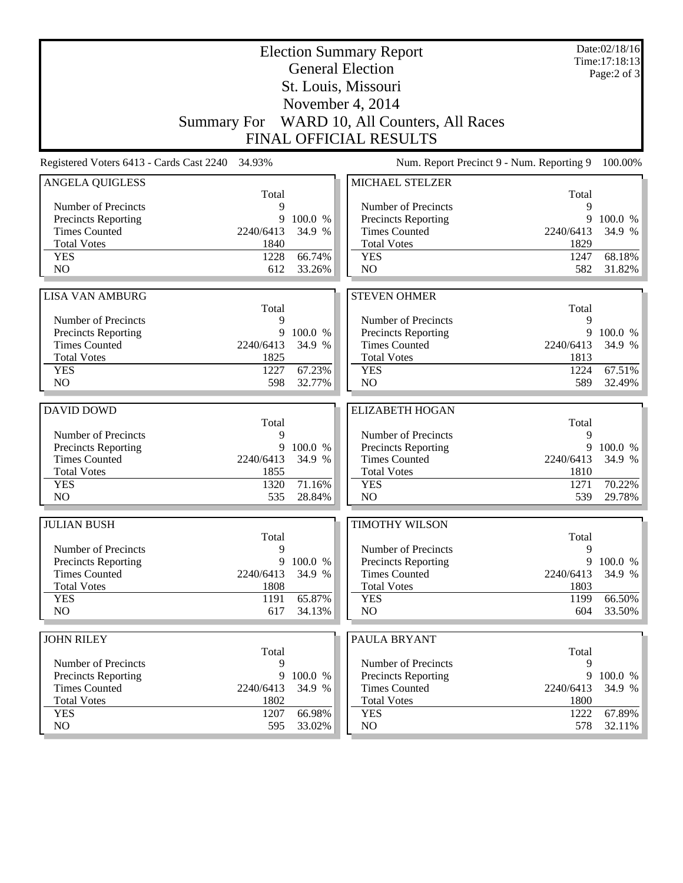# Election Summary Report

## General Election

## St. Louis, Missouri

## November 4, 2014

## Summary For WARD 10, All Counters, All Races

## FINAL OFFICIAL RESULTS

Date:02/18/16
Time:17:18:13

Registered Voters 6413 - Cards Cast 2240 34.93%

Num. Report Precinct 9 - Num. Reporting 9 100.00%

### ANGELA QUIGLESS

| | Total | |
|---|---|---|
| Number of Precincts | 9 | |
| Precincts Reporting | 9 | 100.0 % |
| Times Counted | 2240/6413 | 34.9 % |
| Total Votes | 1840 | |
| YES | 1228 | 66.74% |
| NO | 612 | 33.26% |

### MICHAEL STELZER

| | Total | |
|---|---|---|
| Number of Precincts | 9 | |
| Precincts Reporting | 9 | 100.0 % |
| Times Counted | 2240/6413 | 34.9 % |
| Total Votes | 1829 | |
| YES | 1247 | 68.18% |
| NO | 582 | 31.82% |

### LISA VAN AMBURG

| | Total | |
|---|---|---|
| Number of Precincts | 9 | |
| Precincts Reporting | 9 | 100.0 % |
| Times Counted | 2240/6413 | 34.9 % |
| Total Votes | 1825 | |
| YES | 1227 | 67.23% |
| NO | 598 | 32.77% |

### STEVEN OHMER

| | Total | |
|---|---|---|
| Number of Precincts | 9 | |
| Precincts Reporting | 9 | 100.0 % |
| Times Counted | 2240/6413 | 34.9 % |
| Total Votes | 1813 | |
| YES | 1224 | 67.51% |
| NO | 589 | 32.49% |

### DAVID DOWD

| | Total | |
|---|---|---|
| Number of Precincts | 9 | |
| Precincts Reporting | 9 | 100.0 % |
| Times Counted | 2240/6413 | 34.9 % |
| Total Votes | 1855 | |
| YES | 1320 | 71.16% |
| NO | 535 | 28.84% |

### ELIZABETH HOGAN

| | Total | |
|---|---|---|
| Number of Precincts | 9 | |
| Precincts Reporting | 9 | 100.0 % |
| Times Counted | 2240/6413 | 34.9 % |
| Total Votes | 1810 | |
| YES | 1271 | 70.22% |
| NO | 539 | 29.78% |

### JULIAN BUSH

| | Total | |
|---|---|---|
| Number of Precincts | 9 | |
| Precincts Reporting | 9 | 100.0 % |
| Times Counted | 2240/6413 | 34.9 % |
| Total Votes | 1808 | |
| YES | 1191 | 65.87% |
| NO | 617 | 34.13% |

### TIMOTHY WILSON

| | Total | |
|---|---|---|
| Number of Precincts | 9 | |
| Precincts Reporting | 9 | 100.0 % |
| Times Counted | 2240/6413 | 34.9 % |
| Total Votes | 1803 | |
| YES | 1199 | 66.50% |
| NO | 604 | 33.50% |

### JOHN RILEY

| | Total | |
|---|---|---|
| Number of Precincts | 9 | |
| Precincts Reporting | 9 | 100.0 % |
| Times Counted | 2240/6413 | 34.9 % |
| Total Votes | 1802 | |
| YES | 1207 | 66.98% |
| NO | 595 | 33.02% |

### PAULA BRYANT

| | Total | |
|---|---|---|
| Number of Precincts | 9 | |
| Precincts Reporting | 9 | 100.0 % |
| Times Counted | 2240/6413 | 34.9 % |
| Total Votes | 1800 | |
| YES | 1222 | 67.89% |
| NO | 578 | 32.11% |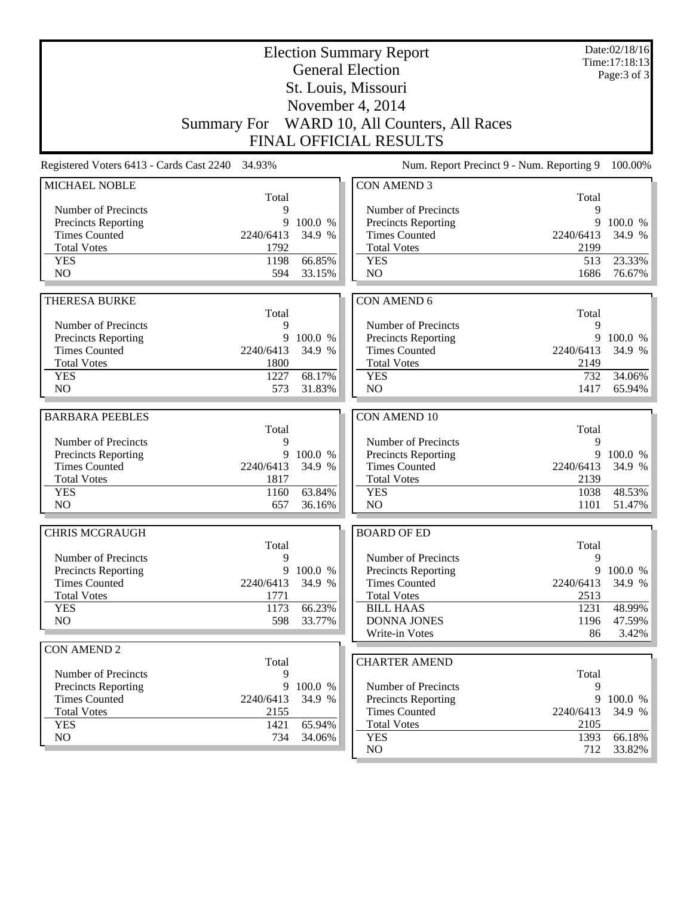# Election Summary Report

## General Election

## St. Louis, Missouri

## November 4, 2014

## Summary For WARD 10, All Counters, All Races

## FINAL OFFICIAL RESULTS

Date:02/18/16
Time:17:18:13

Registered Voters 6413 - Cards Cast 2240 34.93%

Num. Report Precinct 9 - Num. Reporting 9 100.00%

### MICHAEL NOBLE

| | Total | |
|---|---|---|
| Number of Precincts | 9 | |
| Precincts Reporting | 9 | 100.0 % |
| Times Counted | 2240/6413 | 34.9 % |
| Total Votes | 1792 | |
| YES | 1198 | 66.85% |
| NO | 594 | 33.15% |

### THERESA BURKE

| | Total | |
|---|---|---|
| Number of Precincts | 9 | |
| Precincts Reporting | 9 | 100.0 % |
| Times Counted | 2240/6413 | 34.9 % |
| Total Votes | 1800 | |
| YES | 1227 | 68.17% |
| NO | 573 | 31.83% |

### BARBARA PEEBLES

| | Total | |
|---|---|---|
| Number of Precincts | 9 | |
| Precincts Reporting | 9 | 100.0 % |
| Times Counted | 2240/6413 | 34.9 % |
| Total Votes | 1817 | |
| YES | 1160 | 63.84% |
| NO | 657 | 36.16% |

### CHRIS MCGRAUGH

| | Total | |
|---|---|---|
| Number of Precincts | 9 | |
| Precincts Reporting | 9 | 100.0 % |
| Times Counted | 2240/6413 | 34.9 % |
| Total Votes | 1771 | |
| YES | 1173 | 66.23% |
| NO | 598 | 33.77% |

### CON AMEND 2

| | Total | |
|---|---|---|
| Number of Precincts | 9 | |
| Precincts Reporting | 9 | 100.0 % |
| Times Counted | 2240/6413 | 34.9 % |
| Total Votes | 2155 | |
| YES | 1421 | 65.94% |
| NO | 734 | 34.06% |

### CON AMEND 3

| | Total | |
|---|---|---|
| Number of Precincts | 9 | |
| Precincts Reporting | 9 | 100.0 % |
| Times Counted | 2240/6413 | 34.9 % |
| Total Votes | 2199 | |
| YES | 513 | 23.33% |
| NO | 1686 | 76.67% |

### CON AMEND 6

| | Total | |
|---|---|---|
| Number of Precincts | 9 | |
| Precincts Reporting | 9 | 100.0 % |
| Times Counted | 2240/6413 | 34.9 % |
| Total Votes | 2149 | |
| YES | 732 | 34.06% |
| NO | 1417 | 65.94% |

### CON AMEND 10

| | Total | |
|---|---|---|
| Number of Precincts | 9 | |
| Precincts Reporting | 9 | 100.0 % |
| Times Counted | 2240/6413 | 34.9 % |
| Total Votes | 2139 | |
| YES | 1038 | 48.53% |
| NO | 1101 | 51.47% |

### BOARD OF ED

| | Total | |
|---|---|---|
| Number of Precincts | 9 | |
| Precincts Reporting | 9 | 100.0 % |
| Times Counted | 2240/6413 | 34.9 % |
| Total Votes | 2513 | |
| BILL HAAS | 1231 | 48.99% |
| DONNA JONES | 1196 | 47.59% |
| Write-in Votes | 86 | 3.42% |

### CHARTER AMEND

| | Total | |
|---|---|---|
| Number of Precincts | 9 | |
| Precincts Reporting | 9 | 100.0 % |
| Times Counted | 2240/6413 | 34.9 % |
| Total Votes | 2105 | |
| YES | 1393 | 66.18% |
| NO | 712 | 33.82% |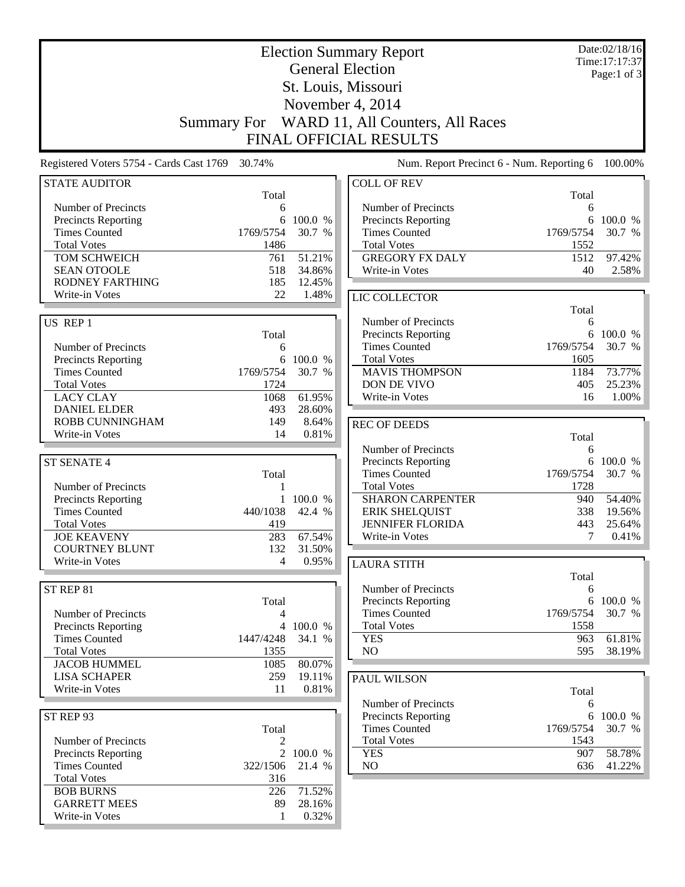# Election Summary Report

## General Election

## St. Louis, Missouri

## November 4, 2014

## Summary For WARD 11, All Counters, All Races

## FINAL OFFICIAL RESULTS

Date:02/18/16
Time:17:17:37

Registered Voters 5754 - Cards Cast 1769 30.74%

Num. Report Precinct 6 - Num. Reporting 6 100.00%

### STATE AUDITOR

| | Total | |
|---|---|---|
| Number of Precincts | 6 | |
| Precincts Reporting | 6 | 100.0 % |
| Times Counted | 1769/5754 | 30.7 % |
| Total Votes | 1486 | |
| TOM SCHWEICH | 761 | 51.21% |
| SEAN OTOOLE | 518 | 34.86% |
| RODNEY FARTHING | 185 | 12.45% |
| Write-in Votes | 22 | 1.48% |

### US REP 1

| | Total | |
|---|---|---|
| Number of Precincts | 6 | |
| Precincts Reporting | 6 | 100.0 % |
| Times Counted | 1769/5754 | 30.7 % |
| Total Votes | 1724 | |
| LACY CLAY | 1068 | 61.95% |
| DANIEL ELDER | 493 | 28.60% |
| ROBB CUNNINGHAM | 149 | 8.64% |
| Write-in Votes | 14 | 0.81% |

### ST SENATE 4

| | Total | |
|---|---|---|
| Number of Precincts | 1 | |
| Precincts Reporting | 1 | 100.0 % |
| Times Counted | 440/1038 | 42.4 % |
| Total Votes | 419 | |
| JOE KEAVENY | 283 | 67.54% |
| COURTNEY BLUNT | 132 | 31.50% |
| Write-in Votes | 4 | 0.95% |

### ST REP 81

| | Total | |
|---|---|---|
| Number of Precincts | 4 | |
| Precincts Reporting | 4 | 100.0 % |
| Times Counted | 1447/4248 | 34.1 % |
| Total Votes | 1355 | |
| JACOB HUMMEL | 1085 | 80.07% |
| LISA SCHAPER | 259 | 19.11% |
| Write-in Votes | 11 | 0.81% |

### ST REP 93

| | Total | |
|---|---|---|
| Number of Precincts | 2 | |
| Precincts Reporting | 2 | 100.0 % |
| Times Counted | 322/1506 | 21.4 % |
| Total Votes | 316 | |
| BOB BURNS | 226 | 71.52% |
| GARRETT MEES | 89 | 28.16% |
| Write-in Votes | 1 | 0.32% |

### COLL OF REV

| | Total | |
|---|---|---|
| Number of Precincts | 6 | |
| Precincts Reporting | 6 | 100.0 % |
| Times Counted | 1769/5754 | 30.7 % |
| Total Votes | 1552 | |
| GREGORY FX DALY | 1512 | 97.42% |
| Write-in Votes | 40 | 2.58% |

### LIC COLLECTOR

| | Total | |
|---|---|---|
| Number of Precincts | 6 | |
| Precincts Reporting | 6 | 100.0 % |
| Times Counted | 1769/5754 | 30.7 % |
| Total Votes | 1605 | |
| MAVIS THOMPSON | 1184 | 73.77% |
| DON DE VIVO | 405 | 25.23% |
| Write-in Votes | 16 | 1.00% |

### REC OF DEEDS

| | Total | |
|---|---|---|
| Number of Precincts | 6 | |
| Precincts Reporting | 6 | 100.0 % |
| Times Counted | 1769/5754 | 30.7 % |
| Total Votes | 1728 | |
| SHARON CARPENTER | 940 | 54.40% |
| ERIK SHELQUIST | 338 | 19.56% |
| JENNIFER FLORIDA | 443 | 25.64% |
| Write-in Votes | 7 | 0.41% |

### LAURA STITH

| | Total | |
|---|---|---|
| Number of Precincts | 6 | |
| Precincts Reporting | 6 | 100.0 % |
| Times Counted | 1769/5754 | 30.7 % |
| Total Votes | 1558 | |
| YES | 963 | 61.81% |
| NO | 595 | 38.19% |

### PAUL WILSON

| | Total | |
|---|---|---|
| Number of Precincts | 6 | |
| Precincts Reporting | 6 | 100.0 % |
| Times Counted | 1769/5754 | 30.7 % |
| Total Votes | 1543 | |
| YES | 907 | 58.78% |
| NO | 636 | 41.22% |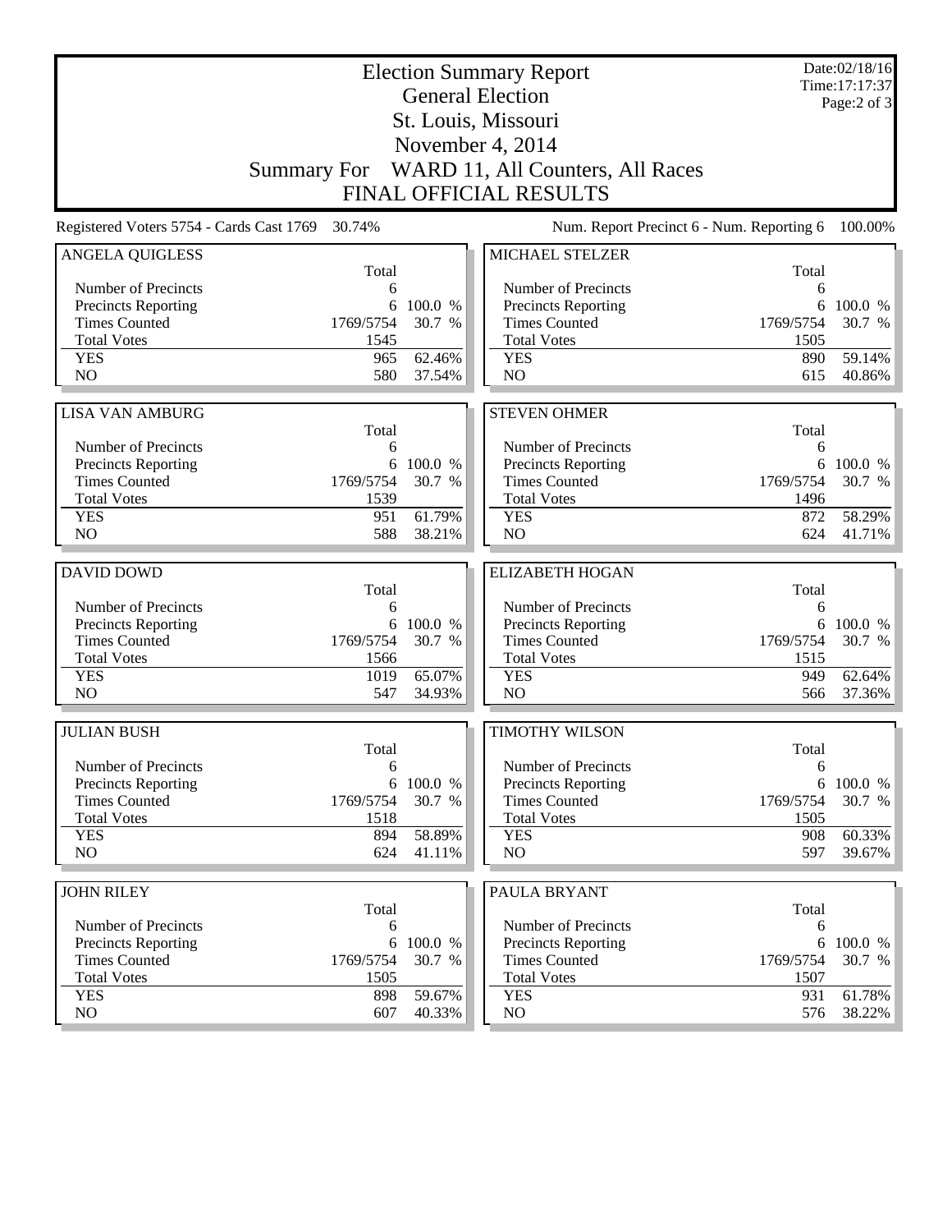# Election Summary Report

## General Election

## St. Louis, Missouri

## November 4, 2014

## Summary For WARD 11, All Counters, All Races

## FINAL OFFICIAL RESULTS

Date:02/18/16
Time:17:17:37

Registered Voters 5754 - Cards Cast 1769 30.74%

Num. Report Precinct 6 - Num. Reporting 6 100.00%

### ANGELA QUIGLESS

| | Total | |
|---|---|---|
| Number of Precincts | 6 | |
| Precincts Reporting | 6 | 100.0 % |
| Times Counted | 1769/5754 | 30.7 % |
| Total Votes | 1545 | |
| YES | 965 | 62.46% |
| NO | 580 | 37.54% |

### LISA VAN AMBURG

| | Total | |
|---|---|---|
| Number of Precincts | 6 | |
| Precincts Reporting | 6 | 100.0 % |
| Times Counted | 1769/5754 | 30.7 % |
| Total Votes | 1539 | |
| YES | 951 | 61.79% |
| NO | 588 | 38.21% |

### DAVID DOWD

| | Total | |
|---|---|---|
| Number of Precincts | 6 | |
| Precincts Reporting | 6 | 100.0 % |
| Times Counted | 1769/5754 | 30.7 % |
| Total Votes | 1566 | |
| YES | 1019 | 65.07% |
| NO | 547 | 34.93% |

### JULIAN BUSH

| | Total | |
|---|---|---|
| Number of Precincts | 6 | |
| Precincts Reporting | 6 | 100.0 % |
| Times Counted | 1769/5754 | 30.7 % |
| Total Votes | 1518 | |
| YES | 894 | 58.89% |
| NO | 624 | 41.11% |

### JOHN RILEY

| | Total | |
|---|---|---|
| Number of Precincts | 6 | |
| Precincts Reporting | 6 | 100.0 % |
| Times Counted | 1769/5754 | 30.7 % |
| Total Votes | 1505 | |
| YES | 898 | 59.67% |
| NO | 607 | 40.33% |

### MICHAEL STELZER

| | Total | |
|---|---|---|
| Number of Precincts | 6 | |
| Precincts Reporting | 6 | 100.0 % |
| Times Counted | 1769/5754 | 30.7 % |
| Total Votes | 1505 | |
| YES | 890 | 59.14% |
| NO | 615 | 40.86% |

### STEVEN OHMER

| | Total | |
|---|---|---|
| Number of Precincts | 6 | |
| Precincts Reporting | 6 | 100.0 % |
| Times Counted | 1769/5754 | 30.7 % |
| Total Votes | 1496 | |
| YES | 872 | 58.29% |
| NO | 624 | 41.71% |

### ELIZABETH HOGAN

| | Total | |
|---|---|---|
| Number of Precincts | 6 | |
| Precincts Reporting | 6 | 100.0 % |
| Times Counted | 1769/5754 | 30.7 % |
| Total Votes | 1515 | |
| YES | 949 | 62.64% |
| NO | 566 | 37.36% |

### TIMOTHY WILSON

| | Total | |
|---|---|---|
| Number of Precincts | 6 | |
| Precincts Reporting | 6 | 100.0 % |
| Times Counted | 1769/5754 | 30.7 % |
| Total Votes | 1505 | |
| YES | 908 | 60.33% |
| NO | 597 | 39.67% |

### PAULA BRYANT

| | Total | |
|---|---|---|
| Number of Precincts | 6 | |
| Precincts Reporting | 6 | 100.0 % |
| Times Counted | 1769/5754 | 30.7 % |
| Total Votes | 1507 | |
| YES | 931 | 61.78% |
| NO | 576 | 38.22% |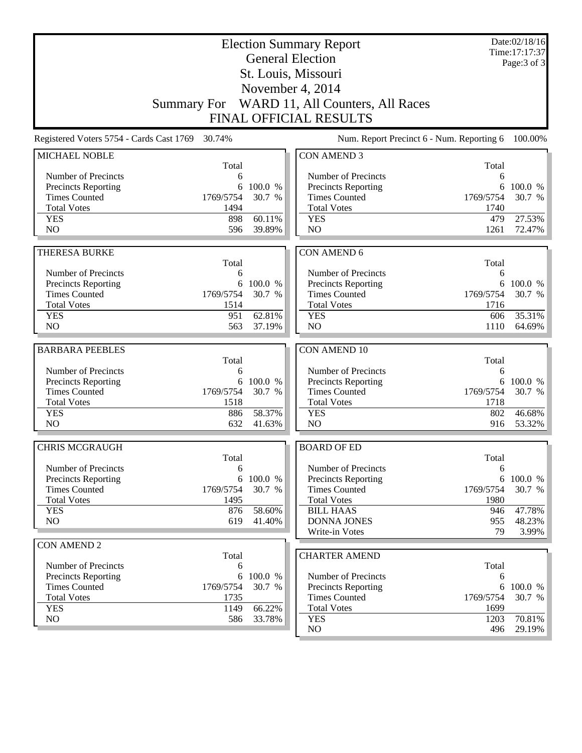# Election Summary Report

## General Election

## St. Louis, Missouri

## November 4, 2014

## Summary For WARD 11, All Counters, All Races

## FINAL OFFICIAL RESULTS

Date:02/18/16
Time:17:17:37

Registered Voters 5754 - Cards Cast 1769 30.74%

Num. Report Precinct 6 - Num. Reporting 6 100.00%

### MICHAEL NOBLE

| | Total | |
|---|---|---|
| Number of Precincts | 6 | |
| Precincts Reporting | 6 | 100.0 % |
| Times Counted | 1769/5754 | 30.7 % |
| Total Votes | 1494 | |
| YES | 898 | 60.11% |
| NO | 596 | 39.89% |

### THERESA BURKE

| | Total | |
|---|---|---|
| Number of Precincts | 6 | |
| Precincts Reporting | 6 | 100.0 % |
| Times Counted | 1769/5754 | 30.7 % |
| Total Votes | 1514 | |
| YES | 951 | 62.81% |
| NO | 563 | 37.19% |

### BARBARA PEEBLES

| | Total | |
|---|---|---|
| Number of Precincts | 6 | |
| Precincts Reporting | 6 | 100.0 % |
| Times Counted | 1769/5754 | 30.7 % |
| Total Votes | 1518 | |
| YES | 886 | 58.37% |
| NO | 632 | 41.63% |

### CHRIS MCGRAUGH

| | Total | |
|---|---|---|
| Number of Precincts | 6 | |
| Precincts Reporting | 6 | 100.0 % |
| Times Counted | 1769/5754 | 30.7 % |
| Total Votes | 1495 | |
| YES | 876 | 58.60% |
| NO | 619 | 41.40% |

### CON AMEND 2

| | Total | |
|---|---|---|
| Number of Precincts | 6 | |
| Precincts Reporting | 6 | 100.0 % |
| Times Counted | 1769/5754 | 30.7 % |
| Total Votes | 1735 | |
| YES | 1149 | 66.22% |
| NO | 586 | 33.78% |

### CON AMEND 3

| | Total | |
|---|---|---|
| Number of Precincts | 6 | |
| Precincts Reporting | 6 | 100.0 % |
| Times Counted | 1769/5754 | 30.7 % |
| Total Votes | 1740 | |
| YES | 479 | 27.53% |
| NO | 1261 | 72.47% |

### CON AMEND 6

| | Total | |
|---|---|---|
| Number of Precincts | 6 | |
| Precincts Reporting | 6 | 100.0 % |
| Times Counted | 1769/5754 | 30.7 % |
| Total Votes | 1716 | |
| YES | 606 | 35.31% |
| NO | 1110 | 64.69% |

### CON AMEND 10

| | Total | |
|---|---|---|
| Number of Precincts | 6 | |
| Precincts Reporting | 6 | 100.0 % |
| Times Counted | 1769/5754 | 30.7 % |
| Total Votes | 1718 | |
| YES | 802 | 46.68% |
| NO | 916 | 53.32% |

### BOARD OF ED

| | Total | |
|---|---|---|
| Number of Precincts | 6 | |
| Precincts Reporting | 6 | 100.0 % |
| Times Counted | 1769/5754 | 30.7 % |
| Total Votes | 1980 | |
| BILL HAAS | 946 | 47.78% |
| DONNA JONES | 955 | 48.23% |
| Write-in Votes | 79 | 3.99% |

### CHARTER AMEND

| | Total | |
|---|---|---|
| Number of Precincts | 6 | |
| Precincts Reporting | 6 | 100.0 % |
| Times Counted | 1769/5754 | 30.7 % |
| Total Votes | 1699 | |
| YES | 1203 | 70.81% |
| NO | 496 | 29.19% |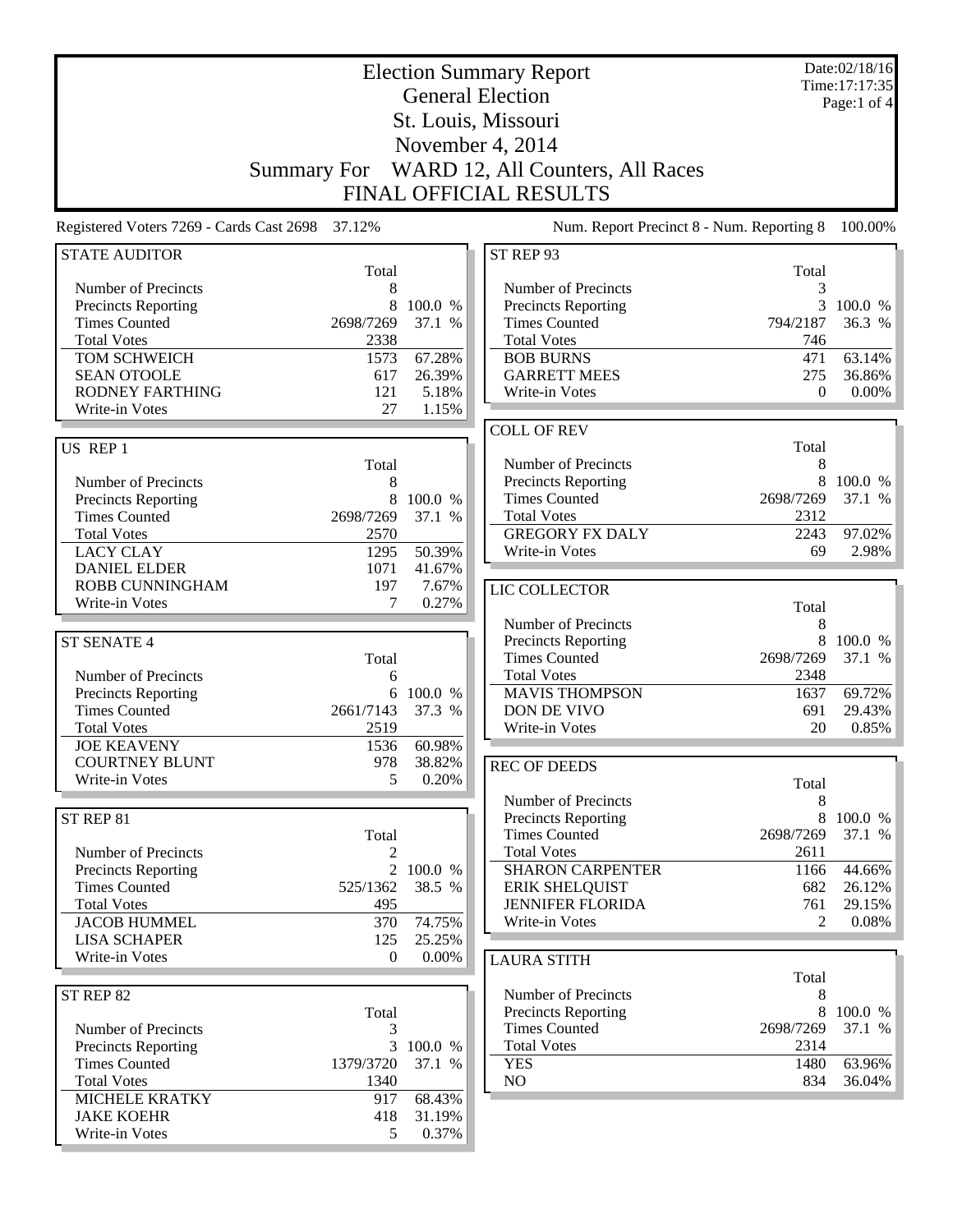# Election Summary Report
## General Election
## St. Louis, Missouri
## November 4, 2014
## Summary For WARD 12, All Counters, All Races
## FINAL OFFICIAL RESULTS

Date:02/18/16
Time:17:17:35

Registered Voters 7269 - Cards Cast 2698 37.12%

Num. Report Precinct 8 - Num. Reporting 8 100.00%

### STATE AUDITOR

| | Total | |
|---|---|---|
| Number of Precincts | 8 | |
| Precincts Reporting | 8 | 100.0 % |
| Times Counted | 2698/7269 | 37.1 % |
| Total Votes | 2338 | |
| TOM SCHWEICH | 1573 | 67.28% |
| SEAN OTOOLE | 617 | 26.39% |
| RODNEY FARTHING | 121 | 5.18% |
| Write-in Votes | 27 | 1.15% |

### US REP 1

| | Total | |
|---|---|---|
| Number of Precincts | 8 | |
| Precincts Reporting | 8 | 100.0 % |
| Times Counted | 2698/7269 | 37.1 % |
| Total Votes | 2570 | |
| LACY CLAY | 1295 | 50.39% |
| DANIEL ELDER | 1071 | 41.67% |
| ROBB CUNNINGHAM | 197 | 7.67% |
| Write-in Votes | 7 | 0.27% |

### ST SENATE 4

| | Total | |
|---|---|---|
| Number of Precincts | 6 | |
| Precincts Reporting | 6 | 100.0 % |
| Times Counted | 2661/7143 | 37.3 % |
| Total Votes | 2519 | |
| JOE KEAVENY | 1536 | 60.98% |
| COURTNEY BLUNT | 978 | 38.82% |
| Write-in Votes | 5 | 0.20% |

### ST REP 81

| | Total | |
|---|---|---|
| Number of Precincts | 2 | |
| Precincts Reporting | 2 | 100.0 % |
| Times Counted | 525/1362 | 38.5 % |
| Total Votes | 495 | |
| JACOB HUMMEL | 370 | 74.75% |
| LISA SCHAPER | 125 | 25.25% |
| Write-in Votes | 0 | 0.00% |

### ST REP 82

| | Total | |
|---|---|---|
| Number of Precincts | 3 | |
| Precincts Reporting | 3 | 100.0 % |
| Times Counted | 1379/3720 | 37.1 % |
| Total Votes | 1340 | |
| MICHELE KRATKY | 917 | 68.43% |
| JAKE KOEHR | 418 | 31.19% |
| Write-in Votes | 5 | 0.37% |

### ST REP 93

| | Total | |
|---|---|---|
| Number of Precincts | 3 | |
| Precincts Reporting | 3 | 100.0 % |
| Times Counted | 794/2187 | 36.3 % |
| Total Votes | 746 | |
| BOB BURNS | 471 | 63.14% |
| GARRETT MEES | 275 | 36.86% |
| Write-in Votes | 0 | 0.00% |

### COLL OF REV

| | Total | |
|---|---|---|
| Number of Precincts | 8 | |
| Precincts Reporting | 8 | 100.0 % |
| Times Counted | 2698/7269 | 37.1 % |
| Total Votes | 2312 | |
| GREGORY FX DALY | 2243 | 97.02% |
| Write-in Votes | 69 | 2.98% |

### LIC COLLECTOR

| | Total | |
|---|---|---|
| Number of Precincts | 8 | |
| Precincts Reporting | 8 | 100.0 % |
| Times Counted | 2698/7269 | 37.1 % |
| Total Votes | 2348 | |
| MAVIS THOMPSON | 1637 | 69.72% |
| DON DE VIVO | 691 | 29.43% |
| Write-in Votes | 20 | 0.85% |

### REC OF DEEDS

| | Total | |
|---|---|---|
| Number of Precincts | 8 | |
| Precincts Reporting | 8 | 100.0 % |
| Times Counted | 2698/7269 | 37.1 % |
| Total Votes | 2611 | |
| SHARON CARPENTER | 1166 | 44.66% |
| ERIK SHELQUIST | 682 | 26.12% |
| JENNIFER FLORIDA | 761 | 29.15% |
| Write-in Votes | 2 | 0.08% |

### LAURA STITH

| | Total | |
|---|---|---|
| Number of Precincts | 8 | |
| Precincts Reporting | 8 | 100.0 % |
| Times Counted | 2698/7269 | 37.1 % |
| Total Votes | 2314 | |
| YES | 1480 | 63.96% |
| NO | 834 | 36.04% |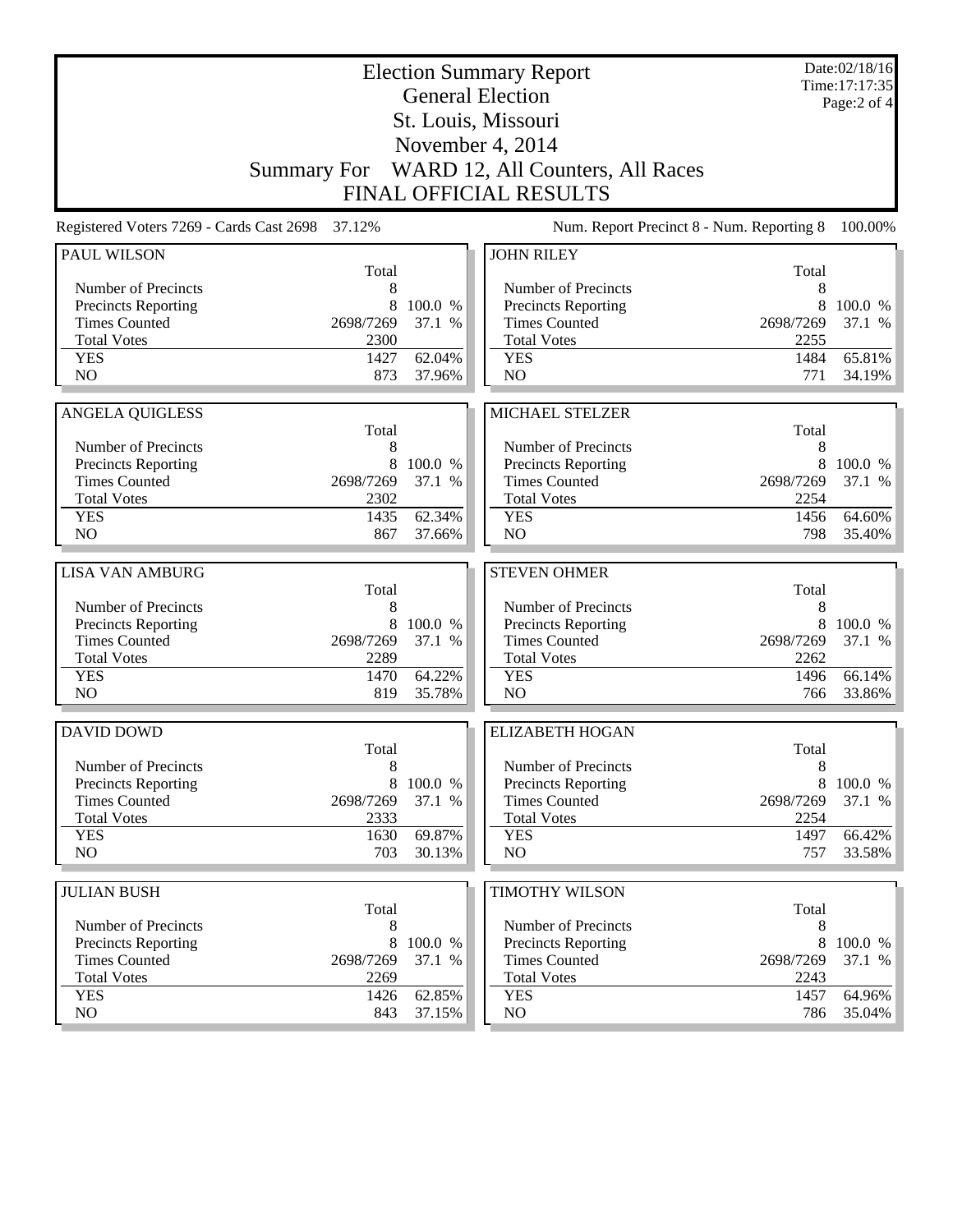# Election Summary Report

## General Election

## St. Louis, Missouri

## November 4, 2014

## Summary For WARD 12, All Counters, All Races

## FINAL OFFICIAL RESULTS

Date:02/18/16
Time:17:17:35

Registered Voters 7269 - Cards Cast 2698 37.12%

Num. Report Precinct 8 - Num. Reporting 8 100.00%

### PAUL WILSON

| | Total | |
|---|---|---|
| Number of Precincts | 8 | |
| Precincts Reporting | 8 | 100.0 % |
| Times Counted | 2698/7269 | 37.1 % |
| Total Votes | 2300 | |
| YES | 1427 | 62.04% |
| NO | 873 | 37.96% |

### ANGELA QUIGLESS

| | Total | |
|---|---|---|
| Number of Precincts | 8 | |
| Precincts Reporting | 8 | 100.0 % |
| Times Counted | 2698/7269 | 37.1 % |
| Total Votes | 2302 | |
| YES | 1435 | 62.34% |
| NO | 867 | 37.66% |

### LISA VAN AMBURG

| | Total | |
|---|---|---|
| Number of Precincts | 8 | |
| Precincts Reporting | 8 | 100.0 % |
| Times Counted | 2698/7269 | 37.1 % |
| Total Votes | 2289 | |
| YES | 1470 | 64.22% |
| NO | 819 | 35.78% |

### DAVID DOWD

| | Total | |
|---|---|---|
| Number of Precincts | 8 | |
| Precincts Reporting | 8 | 100.0 % |
| Times Counted | 2698/7269 | 37.1 % |
| Total Votes | 2333 | |
| YES | 1630 | 69.87% |
| NO | 703 | 30.13% |

### JULIAN BUSH

| | Total | |
|---|---|---|
| Number of Precincts | 8 | |
| Precincts Reporting | 8 | 100.0 % |
| Times Counted | 2698/7269 | 37.1 % |
| Total Votes | 2269 | |
| YES | 1426 | 62.85% |
| NO | 843 | 37.15% |

### JOHN RILEY

| | Total | |
|---|---|---|
| Number of Precincts | 8 | |
| Precincts Reporting | 8 | 100.0 % |
| Times Counted | 2698/7269 | 37.1 % |
| Total Votes | 2255 | |
| YES | 1484 | 65.81% |
| NO | 771 | 34.19% |

### MICHAEL STELZER

| | Total | |
|---|---|---|
| Number of Precincts | 8 | |
| Precincts Reporting | 8 | 100.0 % |
| Times Counted | 2698/7269 | 37.1 % |
| Total Votes | 2254 | |
| YES | 1456 | 64.60% |
| NO | 798 | 35.40% |

### STEVEN OHMER

| | Total | |
|---|---|---|
| Number of Precincts | 8 | |
| Precincts Reporting | 8 | 100.0 % |
| Times Counted | 2698/7269 | 37.1 % |
| Total Votes | 2262 | |
| YES | 1496 | 66.14% |
| NO | 766 | 33.86% |

### ELIZABETH HOGAN

| | Total | |
|---|---|---|
| Number of Precincts | 8 | |
| Precincts Reporting | 8 | 100.0 % |
| Times Counted | 2698/7269 | 37.1 % |
| Total Votes | 2254 | |
| YES | 1497 | 66.42% |
| NO | 757 | 33.58% |

### TIMOTHY WILSON

| | Total | |
|---|---|---|
| Number of Precincts | 8 | |
| Precincts Reporting | 8 | 100.0 % |
| Times Counted | 2698/7269 | 37.1 % |
| Total Votes | 2243 | |
| YES | 1457 | 64.96% |
| NO | 786 | 35.04% |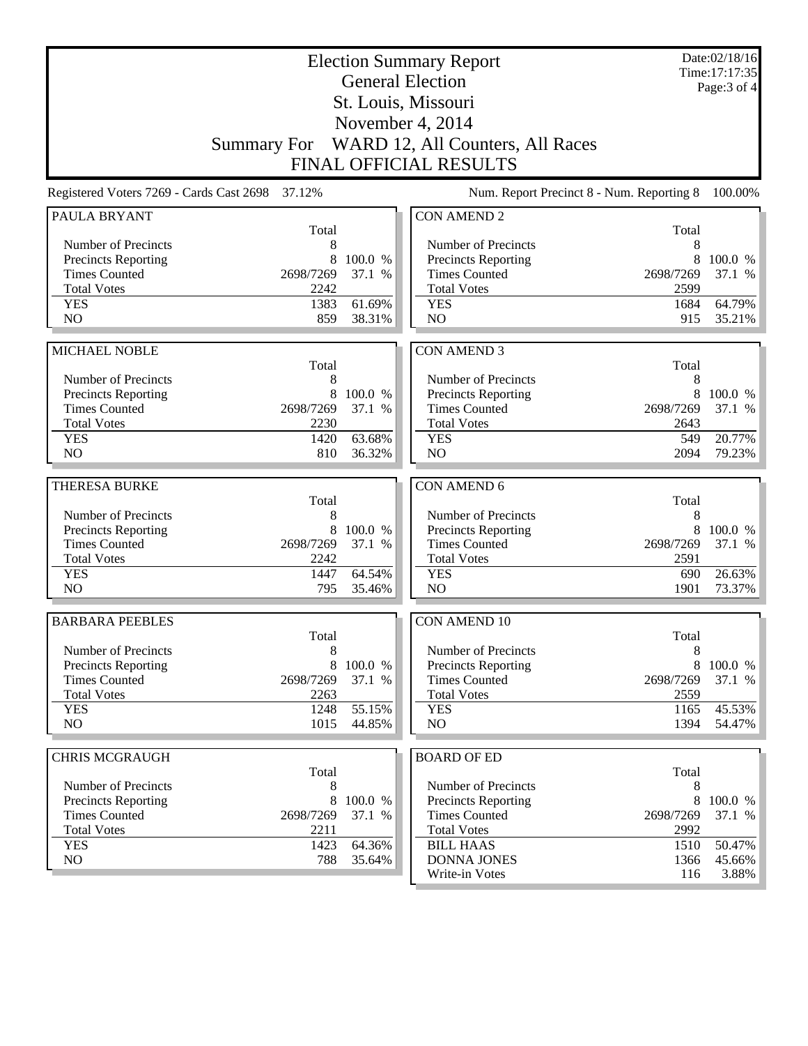# Election Summary Report
## General Election
## St. Louis, Missouri
## November 4, 2014
## Summary For WARD 12, All Counters, All Races
## FINAL OFFICIAL RESULTS

Date:02/18/16
Time:17:17:35

Registered Voters 7269 - Cards Cast 2698 37.12%

Num. Report Precinct 8 - Num. Reporting 8 100.00%

### PAULA BRYANT

| | Total | |
|---|---|---|
| Number of Precincts | 8 | |
| Precincts Reporting | 8 | 100.0 % |
| Times Counted | 2698/7269 | 37.1 % |
| Total Votes | 2242 | |
| YES | 1383 | 61.69% |
| NO | 859 | 38.31% |

### MICHAEL NOBLE

| | Total | |
|---|---|---|
| Number of Precincts | 8 | |
| Precincts Reporting | 8 | 100.0 % |
| Times Counted | 2698/7269 | 37.1 % |
| Total Votes | 2230 | |
| YES | 1420 | 63.68% |
| NO | 810 | 36.32% |

### THERESA BURKE

| | Total | |
|---|---|---|
| Number of Precincts | 8 | |
| Precincts Reporting | 8 | 100.0 % |
| Times Counted | 2698/7269 | 37.1 % |
| Total Votes | 2242 | |
| YES | 1447 | 64.54% |
| NO | 795 | 35.46% |

### BARBARA PEEBLES

| | Total | |
|---|---|---|
| Number of Precincts | 8 | |
| Precincts Reporting | 8 | 100.0 % |
| Times Counted | 2698/7269 | 37.1 % |
| Total Votes | 2263 | |
| YES | 1248 | 55.15% |
| NO | 1015 | 44.85% |

### CHRIS MCGRAUGH

| | Total | |
|---|---|---|
| Number of Precincts | 8 | |
| Precincts Reporting | 8 | 100.0 % |
| Times Counted | 2698/7269 | 37.1 % |
| Total Votes | 2211 | |
| YES | 1423 | 64.36% |
| NO | 788 | 35.64% |

### CON AMEND 2

| | Total | |
|---|---|---|
| Number of Precincts | 8 | |
| Precincts Reporting | 8 | 100.0 % |
| Times Counted | 2698/7269 | 37.1 % |
| Total Votes | 2599 | |
| YES | 1684 | 64.79% |
| NO | 915 | 35.21% |

### CON AMEND 3

| | Total | |
|---|---|---|
| Number of Precincts | 8 | |
| Precincts Reporting | 8 | 100.0 % |
| Times Counted | 2698/7269 | 37.1 % |
| Total Votes | 2643 | |
| YES | 549 | 20.77% |
| NO | 2094 | 79.23% |

### CON AMEND 6

| | Total | |
|---|---|---|
| Number of Precincts | 8 | |
| Precincts Reporting | 8 | 100.0 % |
| Times Counted | 2698/7269 | 37.1 % |
| Total Votes | 2591 | |
| YES | 690 | 26.63% |
| NO | 1901 | 73.37% |

### CON AMEND 10

| | Total | |
|---|---|---|
| Number of Precincts | 8 | |
| Precincts Reporting | 8 | 100.0 % |
| Times Counted | 2698/7269 | 37.1 % |
| Total Votes | 2559 | |
| YES | 1165 | 45.53% |
| NO | 1394 | 54.47% |

### BOARD OF ED

| | Total | |
|---|---|---|
| Number of Precincts | 8 | |
| Precincts Reporting | 8 | 100.0 % |
| Times Counted | 2698/7269 | 37.1 % |
| Total Votes | 2992 | |
| BILL HAAS | 1510 | 50.47% |
| DONNA JONES | 1366 | 45.66% |
| Write-in Votes | 116 | 3.88% |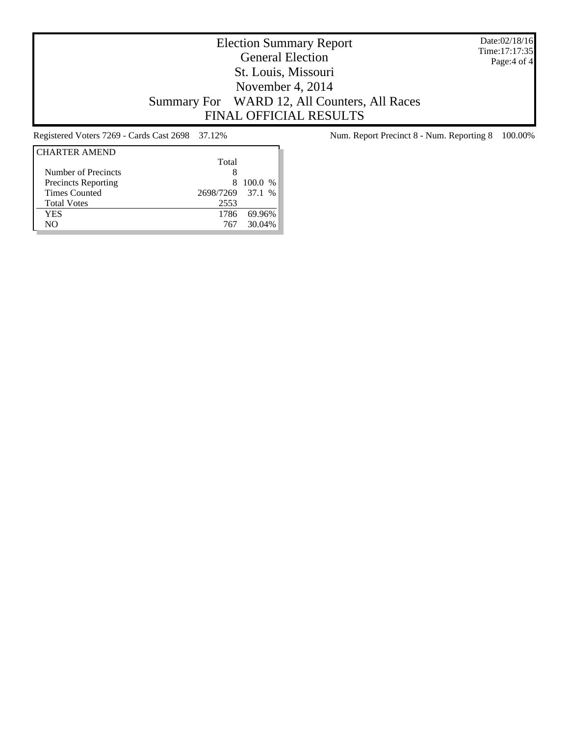# Election Summary Report

## General Election

## St. Louis, Missouri

## November 4, 2014

## Summary For WARD 12, All Counters, All Races

## FINAL OFFICIAL RESULTS

Date:02/18/16
Time:17:17:35

Registered Voters 7269 - Cards Cast 2698 37.12%

Num. Report Precinct 8 - Num. Reporting 8 100.00%

| CHARTER AMEND | Total | |
|---|---|---|
| Number of Precincts | 8 | |
| Precincts Reporting | 8 | 100.0 % |
| Times Counted | 2698/7269 | 37.1 % |
| Total Votes | 2553 | |
| YES | 1786 | 69.96% |
| NO | 767 | 30.04% |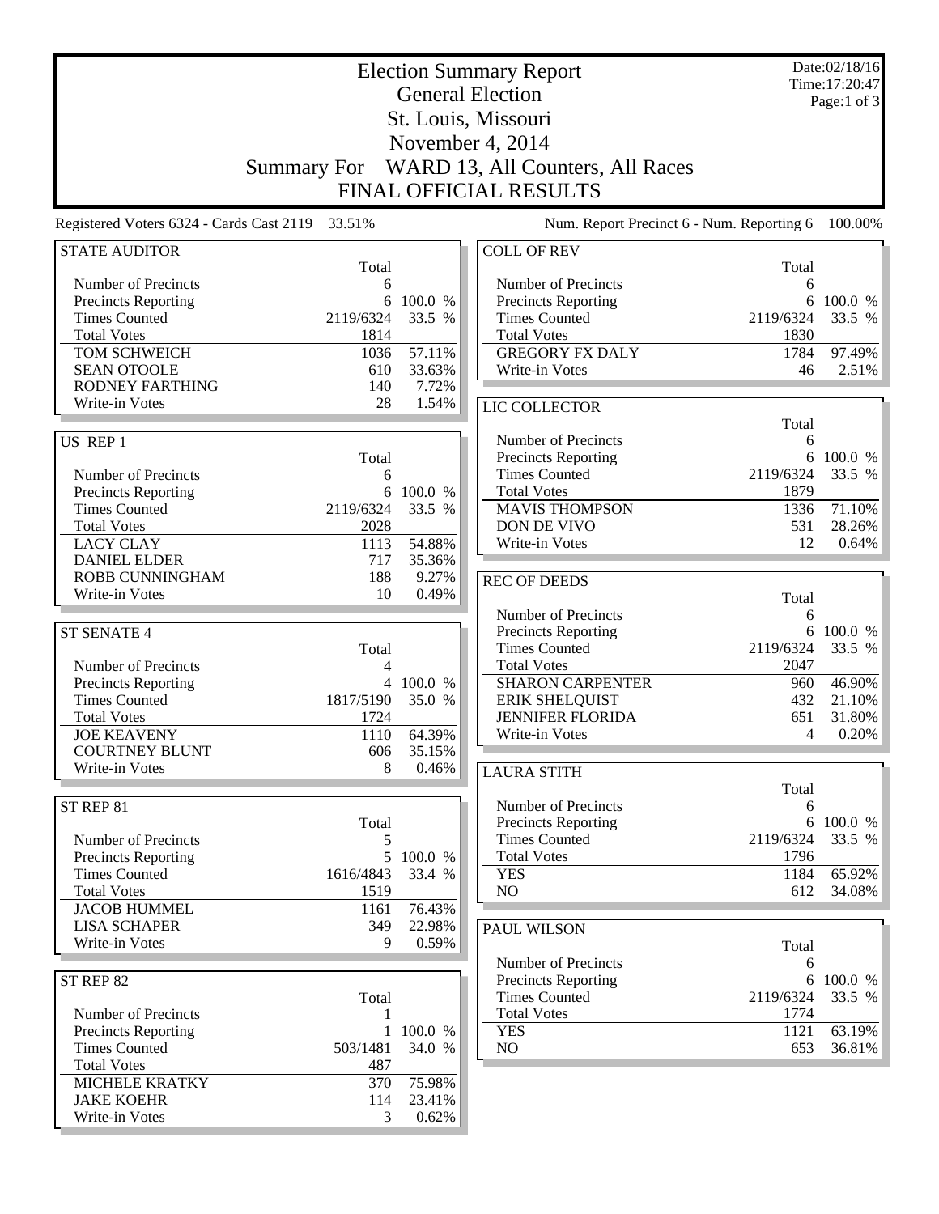# Election Summary Report

## General Election

## St. Louis, Missouri

## November 4, 2014

## Summary For WARD 13, All Counters, All Races

## FINAL OFFICIAL RESULTS

Date:02/18/16
Time:17:20:47

Registered Voters 6324 - Cards Cast 2119 33.51%

Num. Report Precinct 6 - Num. Reporting 6 100.00%

### STATE AUDITOR

| | Total | |
|---|---|---|
| Number of Precincts | 6 | |
| Precincts Reporting | 6 | 100.0 % |
| Times Counted | 2119/6324 | 33.5 % |
| Total Votes | 1814 | |
| TOM SCHWEICH | 1036 | 57.11% |
| SEAN OTOOLE | 610 | 33.63% |
| RODNEY FARTHING | 140 | 7.72% |
| Write-in Votes | 28 | 1.54% |

### US REP 1

| | Total | |
|---|---|---|
| Number of Precincts | 6 | |
| Precincts Reporting | 6 | 100.0 % |
| Times Counted | 2119/6324 | 33.5 % |
| Total Votes | 2028 | |
| LACY CLAY | 1113 | 54.88% |
| DANIEL ELDER | 717 | 35.36% |
| ROBB CUNNINGHAM | 188 | 9.27% |
| Write-in Votes | 10 | 0.49% |

### ST SENATE 4

| | Total | |
|---|---|---|
| Number of Precincts | 4 | |
| Precincts Reporting | 4 | 100.0 % |
| Times Counted | 1817/5190 | 35.0 % |
| Total Votes | 1724 | |
| JOE KEAVENY | 1110 | 64.39% |
| COURTNEY BLUNT | 606 | 35.15% |
| Write-in Votes | 8 | 0.46% |

### ST REP 81

| | Total | |
|---|---|---|
| Number of Precincts | 5 | |
| Precincts Reporting | 5 | 100.0 % |
| Times Counted | 1616/4843 | 33.4 % |
| Total Votes | 1519 | |
| JACOB HUMMEL | 1161 | 76.43% |
| LISA SCHAPER | 349 | 22.98% |
| Write-in Votes | 9 | 0.59% |

### ST REP 82

| | Total | |
|---|---|---|
| Number of Precincts | 1 | |
| Precincts Reporting | 1 | 100.0 % |
| Times Counted | 503/1481 | 34.0 % |
| Total Votes | 487 | |
| MICHELE KRATKY | 370 | 75.98% |
| JAKE KOEHR | 114 | 23.41% |
| Write-in Votes | 3 | 0.62% |

### COLL OF REV

| | Total | |
|---|---|---|
| Number of Precincts | 6 | |
| Precincts Reporting | 6 | 100.0 % |
| Times Counted | 2119/6324 | 33.5 % |
| Total Votes | 1830 | |
| GREGORY FX DALY | 1784 | 97.49% |
| Write-in Votes | 46 | 2.51% |

### LIC COLLECTOR

| | Total | |
|---|---|---|
| Number of Precincts | 6 | |
| Precincts Reporting | 6 | 100.0 % |
| Times Counted | 2119/6324 | 33.5 % |
| Total Votes | 1879 | |
| MAVIS THOMPSON | 1336 | 71.10% |
| DON DE VIVO | 531 | 28.26% |
| Write-in Votes | 12 | 0.64% |

### REC OF DEEDS

| | Total | |
|---|---|---|
| Number of Precincts | 6 | |
| Precincts Reporting | 6 | 100.0 % |
| Times Counted | 2119/6324 | 33.5 % |
| Total Votes | 2047 | |
| SHARON CARPENTER | 960 | 46.90% |
| ERIK SHELQUIST | 432 | 21.10% |
| JENNIFER FLORIDA | 651 | 31.80% |
| Write-in Votes | 4 | 0.20% |

### LAURA STITH

| | Total | |
|---|---|---|
| Number of Precincts | 6 | |
| Precincts Reporting | 6 | 100.0 % |
| Times Counted | 2119/6324 | 33.5 % |
| Total Votes | 1796 | |
| YES | 1184 | 65.92% |
| NO | 612 | 34.08% |

### PAUL WILSON

| | Total | |
|---|---|---|
| Number of Precincts | 6 | |
| Precincts Reporting | 6 | 100.0 % |
| Times Counted | 2119/6324 | 33.5 % |
| Total Votes | 1774 | |
| YES | 1121 | 63.19% |
| NO | 653 | 36.81% |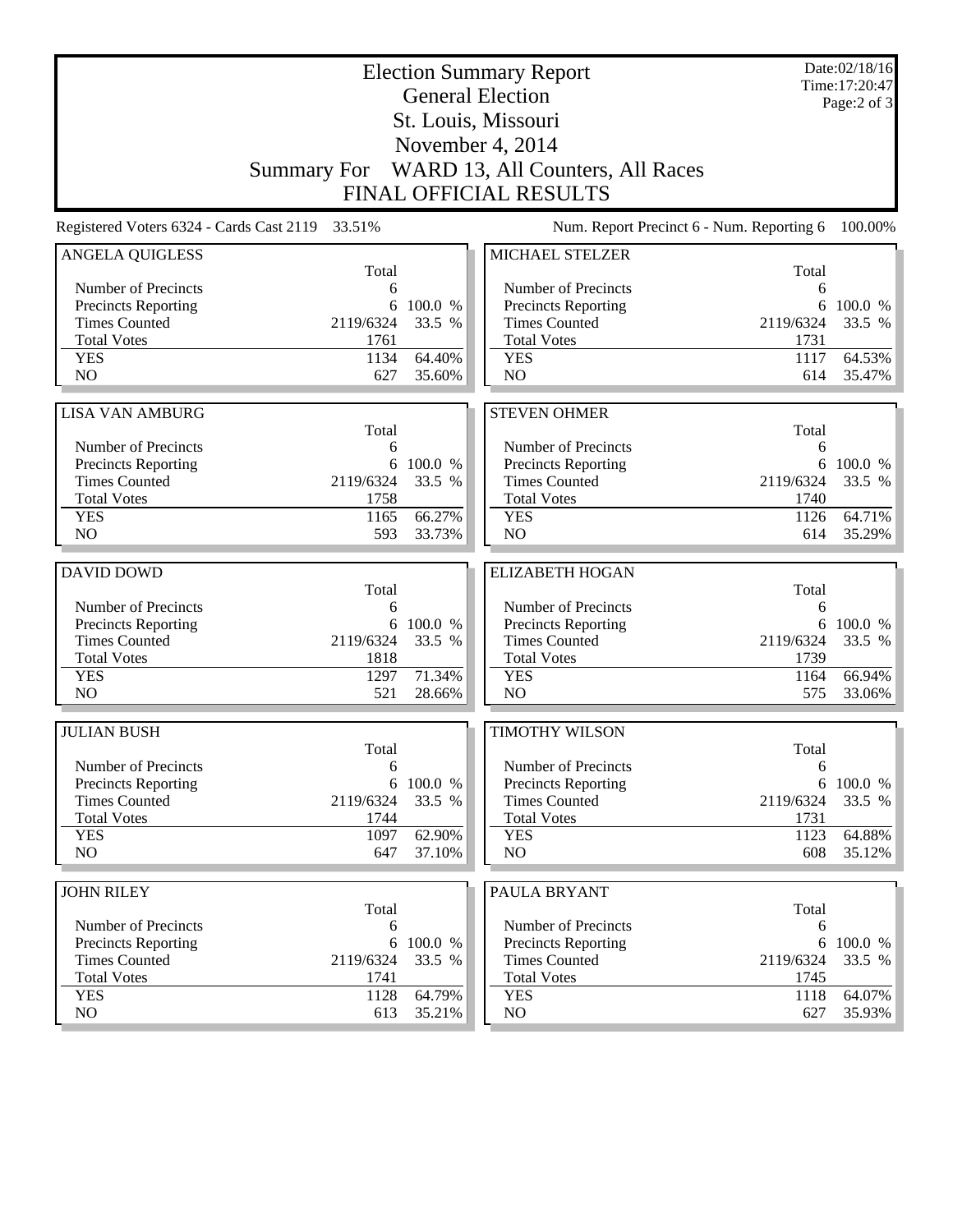# Election Summary Report

## General Election

## St. Louis, Missouri

## November 4, 2014

## Summary For WARD 13, All Counters, All Races

## FINAL OFFICIAL RESULTS

Date:02/18/16
Time:17:20:47

Registered Voters 6324 - Cards Cast 2119 33.51%

Num. Report Precinct 6 - Num. Reporting 6 100.00%

### ANGELA QUIGLESS

| | Total | |
|---|---|---|
| Number of Precincts | 6 | |
| Precincts Reporting | 6 | 100.0 % |
| Times Counted | 2119/6324 | 33.5 % |
| Total Votes | 1761 | |
| YES | 1134 | 64.40% |
| NO | 627 | 35.60% |

### LISA VAN AMBURG

| | Total | |
|---|---|---|
| Number of Precincts | 6 | |
| Precincts Reporting | 6 | 100.0 % |
| Times Counted | 2119/6324 | 33.5 % |
| Total Votes | 1758 | |
| YES | 1165 | 66.27% |
| NO | 593 | 33.73% |

### DAVID DOWD

| | Total | |
|---|---|---|
| Number of Precincts | 6 | |
| Precincts Reporting | 6 | 100.0 % |
| Times Counted | 2119/6324 | 33.5 % |
| Total Votes | 1818 | |
| YES | 1297 | 71.34% |
| NO | 521 | 28.66% |

### JULIAN BUSH

| | Total | |
|---|---|---|
| Number of Precincts | 6 | |
| Precincts Reporting | 6 | 100.0 % |
| Times Counted | 2119/6324 | 33.5 % |
| Total Votes | 1744 | |
| YES | 1097 | 62.90% |
| NO | 647 | 37.10% |

### JOHN RILEY

| | Total | |
|---|---|---|
| Number of Precincts | 6 | |
| Precincts Reporting | 6 | 100.0 % |
| Times Counted | 2119/6324 | 33.5 % |
| Total Votes | 1741 | |
| YES | 1128 | 64.79% |
| NO | 613 | 35.21% |

### MICHAEL STELZER

| | Total | |
|---|---|---|
| Number of Precincts | 6 | |
| Precincts Reporting | 6 | 100.0 % |
| Times Counted | 2119/6324 | 33.5 % |
| Total Votes | 1731 | |
| YES | 1117 | 64.53% |
| NO | 614 | 35.47% |

### STEVEN OHMER

| | Total | |
|---|---|---|
| Number of Precincts | 6 | |
| Precincts Reporting | 6 | 100.0 % |
| Times Counted | 2119/6324 | 33.5 % |
| Total Votes | 1740 | |
| YES | 1126 | 64.71% |
| NO | 614 | 35.29% |

### ELIZABETH HOGAN

| | Total | |
|---|---|---|
| Number of Precincts | 6 | |
| Precincts Reporting | 6 | 100.0 % |
| Times Counted | 2119/6324 | 33.5 % |
| Total Votes | 1739 | |
| YES | 1164 | 66.94% |
| NO | 575 | 33.06% |

### TIMOTHY WILSON

| | Total | |
|---|---|---|
| Number of Precincts | 6 | |
| Precincts Reporting | 6 | 100.0 % |
| Times Counted | 2119/6324 | 33.5 % |
| Total Votes | 1731 | |
| YES | 1123 | 64.88% |
| NO | 608 | 35.12% |

### PAULA BRYANT

| | Total | |
|---|---|---|
| Number of Precincts | 6 | |
| Precincts Reporting | 6 | 100.0 % |
| Times Counted | 2119/6324 | 33.5 % |
| Total Votes | 1745 | |
| YES | 1118 | 64.07% |
| NO | 627 | 35.93% |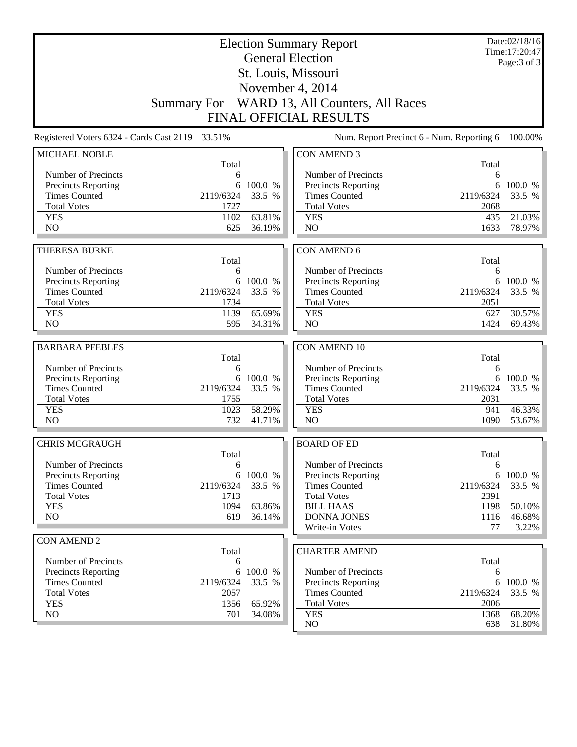# Election Summary Report

General Election
St. Louis, Missouri
November 4, 2014

Summary For WARD 13, All Counters, All Races

FINAL OFFICIAL RESULTS

Date:02/18/16
Time:17:20:47

Registered Voters 6324 - Cards Cast 2119 33.51%

Num. Report Precinct 6 - Num. Reporting 6 100.00%

| MICHAEL NOBLE | Total | |
|---|---|---|
| Number of Precincts | 6 | |
| Precincts Reporting | 6 | 100.0 % |
| Times Counted | 2119/6324 | 33.5 % |
| Total Votes | 1727 | |
| YES | 1102 | 63.81% |
| NO | 625 | 36.19% |

| THERESA BURKE | Total | |
|---|---|---|
| Number of Precincts | 6 | |
| Precincts Reporting | 6 | 100.0 % |
| Times Counted | 2119/6324 | 33.5 % |
| Total Votes | 1734 | |
| YES | 1139 | 65.69% |
| NO | 595 | 34.31% |

| BARBARA PEEBLES | Total | |
|---|---|---|
| Number of Precincts | 6 | |
| Precincts Reporting | 6 | 100.0 % |
| Times Counted | 2119/6324 | 33.5 % |
| Total Votes | 1755 | |
| YES | 1023 | 58.29% |
| NO | 732 | 41.71% |

| CHRIS MCGRAUGH | Total | |
|---|---|---|
| Number of Precincts | 6 | |
| Precincts Reporting | 6 | 100.0 % |
| Times Counted | 2119/6324 | 33.5 % |
| Total Votes | 1713 | |
| YES | 1094 | 63.86% |
| NO | 619 | 36.14% |

| CON AMEND 2 | Total | |
|---|---|---|
| Number of Precincts | 6 | |
| Precincts Reporting | 6 | 100.0 % |
| Times Counted | 2119/6324 | 33.5 % |
| Total Votes | 2057 | |
| YES | 1356 | 65.92% |
| NO | 701 | 34.08% |

| CON AMEND 3 | Total | |
|---|---|---|
| Number of Precincts | 6 | |
| Precincts Reporting | 6 | 100.0 % |
| Times Counted | 2119/6324 | 33.5 % |
| Total Votes | 2068 | |
| YES | 435 | 21.03% |
| NO | 1633 | 78.97% |

| CON AMEND 6 | Total | |
|---|---|---|
| Number of Precincts | 6 | |
| Precincts Reporting | 6 | 100.0 % |
| Times Counted | 2119/6324 | 33.5 % |
| Total Votes | 2051 | |
| YES | 627 | 30.57% |
| NO | 1424 | 69.43% |

| CON AMEND 10 | Total | |
|---|---|---|
| Number of Precincts | 6 | |
| Precincts Reporting | 6 | 100.0 % |
| Times Counted | 2119/6324 | 33.5 % |
| Total Votes | 2031 | |
| YES | 941 | 46.33% |
| NO | 1090 | 53.67% |

| BOARD OF ED | Total | |
|---|---|---|
| Number of Precincts | 6 | |
| Precincts Reporting | 6 | 100.0 % |
| Times Counted | 2119/6324 | 33.5 % |
| Total Votes | 2391 | |
| BILL HAAS | 1198 | 50.10% |
| DONNA JONES | 1116 | 46.68% |
| Write-in Votes | 77 | 3.22% |

| CHARTER AMEND | Total | |
|---|---|---|
| Number of Precincts | 6 | |
| Precincts Reporting | 6 | 100.0 % |
| Times Counted | 2119/6324 | 33.5 % |
| Total Votes | 2006 | |
| YES | 1368 | 68.20% |
| NO | 638 | 31.80% |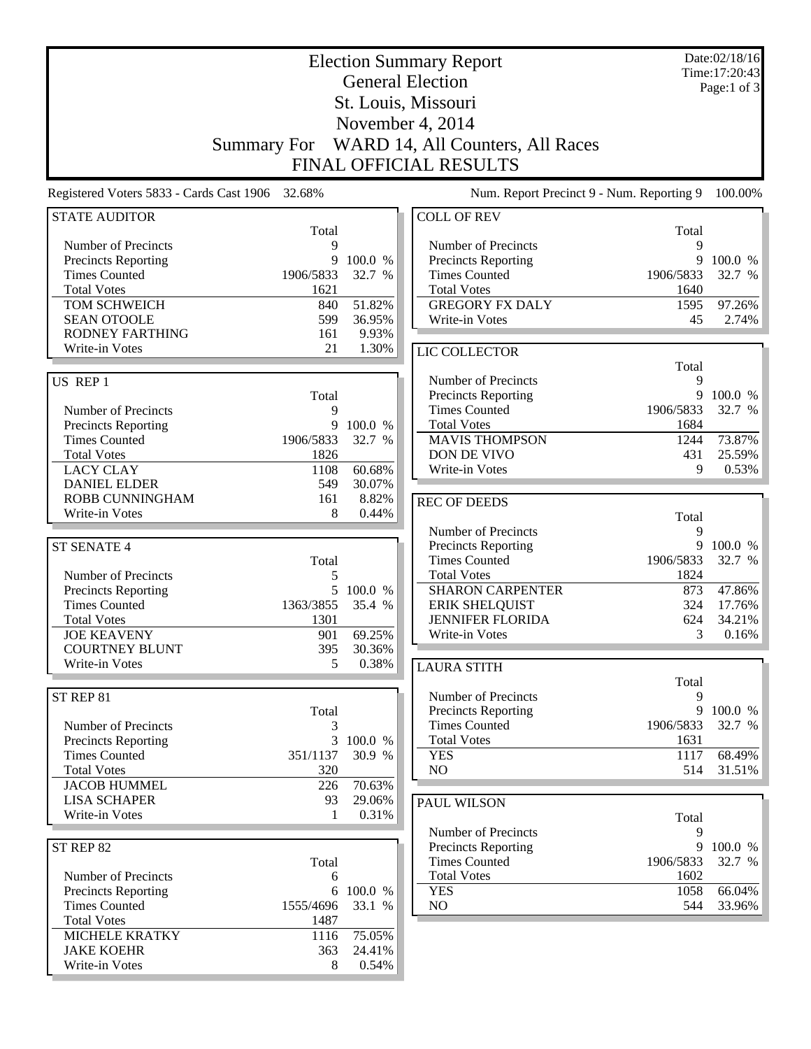# Election Summary Report

## General Election

## St. Louis, Missouri

## November 4, 2014

## Summary For WARD 14, All Counters, All Races

## FINAL OFFICIAL RESULTS

Date:02/18/16
Time:17:20:43

Registered Voters 5833 - Cards Cast 1906 32.68%

Num. Report Precinct 9 - Num. Reporting 9 100.00%

### STATE AUDITOR

| | Total | |
|---|---|---|
| Number of Precincts | 9 | |
| Precincts Reporting | 9 | 100.0 % |
| Times Counted | 1906/5833 | 32.7 % |
| Total Votes | 1621 | |
| TOM SCHWEICH | 840 | 51.82% |
| SEAN OTOOLE | 599 | 36.95% |
| RODNEY FARTHING | 161 | 9.93% |
| Write-in Votes | 21 | 1.30% |

### US REP 1

| | Total | |
|---|---|---|
| Number of Precincts | 9 | |
| Precincts Reporting | 9 | 100.0 % |
| Times Counted | 1906/5833 | 32.7 % |
| Total Votes | 1826 | |
| LACY CLAY | 1108 | 60.68% |
| DANIEL ELDER | 549 | 30.07% |
| ROBB CUNNINGHAM | 161 | 8.82% |
| Write-in Votes | 8 | 0.44% |

### ST SENATE 4

| | Total | |
|---|---|---|
| Number of Precincts | 5 | |
| Precincts Reporting | 5 | 100.0 % |
| Times Counted | 1363/3855 | 35.4 % |
| Total Votes | 1301 | |
| JOE KEAVENY | 901 | 69.25% |
| COURTNEY BLUNT | 395 | 30.36% |
| Write-in Votes | 5 | 0.38% |

### ST REP 81

| | Total | |
|---|---|---|
| Number of Precincts | 3 | |
| Precincts Reporting | 3 | 100.0 % |
| Times Counted | 351/1137 | 30.9 % |
| Total Votes | 320 | |
| JACOB HUMMEL | 226 | 70.63% |
| LISA SCHAPER | 93 | 29.06% |
| Write-in Votes | 1 | 0.31% |

### ST REP 82

| | Total | |
|---|---|---|
| Number of Precincts | 6 | |
| Precincts Reporting | 6 | 100.0 % |
| Times Counted | 1555/4696 | 33.1 % |
| Total Votes | 1487 | |
| MICHELE KRATKY | 1116 | 75.05% |
| JAKE KOEHR | 363 | 24.41% |
| Write-in Votes | 8 | 0.54% |

### COLL OF REV

| | Total | |
|---|---|---|
| Number of Precincts | 9 | |
| Precincts Reporting | 9 | 100.0 % |
| Times Counted | 1906/5833 | 32.7 % |
| Total Votes | 1640 | |
| GREGORY FX DALY | 1595 | 97.26% |
| Write-in Votes | 45 | 2.74% |

### LIC COLLECTOR

| | Total | |
|---|---|---|
| Number of Precincts | 9 | |
| Precincts Reporting | 9 | 100.0 % |
| Times Counted | 1906/5833 | 32.7 % |
| Total Votes | 1684 | |
| MAVIS THOMPSON | 1244 | 73.87% |
| DON DE VIVO | 431 | 25.59% |
| Write-in Votes | 9 | 0.53% |

### REC OF DEEDS

| | Total | |
|---|---|---|
| Number of Precincts | 9 | |
| Precincts Reporting | 9 | 100.0 % |
| Times Counted | 1906/5833 | 32.7 % |
| Total Votes | 1824 | |
| SHARON CARPENTER | 873 | 47.86% |
| ERIK SHELQUIST | 324 | 17.76% |
| JENNIFER FLORIDA | 624 | 34.21% |
| Write-in Votes | 3 | 0.16% |

### LAURA STITH

| | Total | |
|---|---|---|
| Number of Precincts | 9 | |
| Precincts Reporting | 9 | 100.0 % |
| Times Counted | 1906/5833 | 32.7 % |
| Total Votes | 1631 | |
| YES | 1117 | 68.49% |
| NO | 514 | 31.51% |

### PAUL WILSON

| | Total | |
|---|---|---|
| Number of Precincts | 9 | |
| Precincts Reporting | 9 | 100.0 % |
| Times Counted | 1906/5833 | 32.7 % |
| Total Votes | 1602 | |
| YES | 1058 | 66.04% |
| NO | 544 | 33.96% |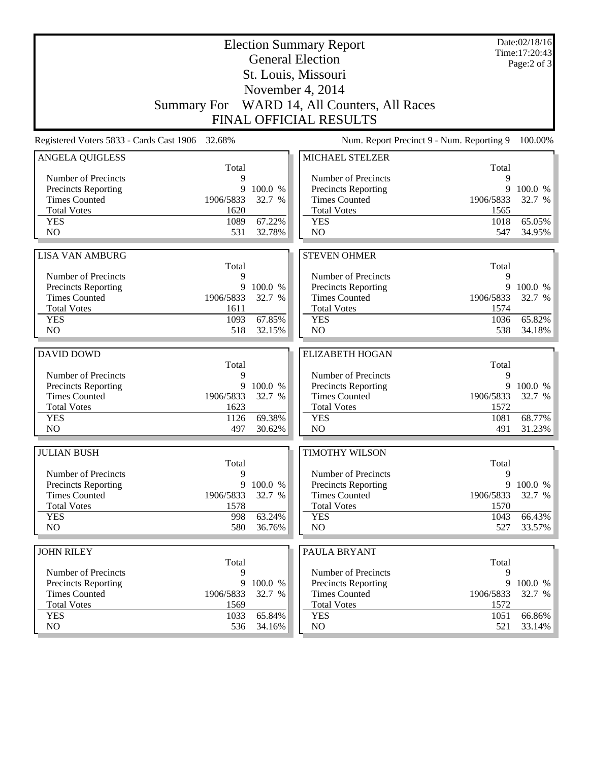# Election Summary Report

## General Election

## St. Louis, Missouri

## November 4, 2014

## Summary For WARD 14, All Counters, All Races

## FINAL OFFICIAL RESULTS

Date:02/18/16
Time:17:20:43

Registered Voters 5833 - Cards Cast 1906 32.68%

Num. Report Precinct 9 - Num. Reporting 9 100.00%

### ANGELA QUIGLESS

| | Total | |
|---|---|---|
| Number of Precincts | 9 | |
| Precincts Reporting | 9 | 100.0 % |
| Times Counted | 1906/5833 | 32.7 % |
| Total Votes | 1620 | |
| YES | 1089 | 67.22% |
| NO | 531 | 32.78% |

### LISA VAN AMBURG

| | Total | |
|---|---|---|
| Number of Precincts | 9 | |
| Precincts Reporting | 9 | 100.0 % |
| Times Counted | 1906/5833 | 32.7 % |
| Total Votes | 1611 | |
| YES | 1093 | 67.85% |
| NO | 518 | 32.15% |

### DAVID DOWD

| | Total | |
|---|---|---|
| Number of Precincts | 9 | |
| Precincts Reporting | 9 | 100.0 % |
| Times Counted | 1906/5833 | 32.7 % |
| Total Votes | 1623 | |
| YES | 1126 | 69.38% |
| NO | 497 | 30.62% |

### JULIAN BUSH

| | Total | |
|---|---|---|
| Number of Precincts | 9 | |
| Precincts Reporting | 9 | 100.0 % |
| Times Counted | 1906/5833 | 32.7 % |
| Total Votes | 1578 | |
| YES | 998 | 63.24% |
| NO | 580 | 36.76% |

### JOHN RILEY

| | Total | |
|---|---|---|
| Number of Precincts | 9 | |
| Precincts Reporting | 9 | 100.0 % |
| Times Counted | 1906/5833 | 32.7 % |
| Total Votes | 1569 | |
| YES | 1033 | 65.84% |
| NO | 536 | 34.16% |

### MICHAEL STELZER

| | Total | |
|---|---|---|
| Number of Precincts | 9 | |
| Precincts Reporting | 9 | 100.0 % |
| Times Counted | 1906/5833 | 32.7 % |
| Total Votes | 1565 | |
| YES | 1018 | 65.05% |
| NO | 547 | 34.95% |

### STEVEN OHMER

| | Total | |
|---|---|---|
| Number of Precincts | 9 | |
| Precincts Reporting | 9 | 100.0 % |
| Times Counted | 1906/5833 | 32.7 % |
| Total Votes | 1574 | |
| YES | 1036 | 65.82% |
| NO | 538 | 34.18% |

### ELIZABETH HOGAN

| | Total | |
|---|---|---|
| Number of Precincts | 9 | |
| Precincts Reporting | 9 | 100.0 % |
| Times Counted | 1906/5833 | 32.7 % |
| Total Votes | 1572 | |
| YES | 1081 | 68.77% |
| NO | 491 | 31.23% |

### TIMOTHY WILSON

| | Total | |
|---|---|---|
| Number of Precincts | 9 | |
| Precincts Reporting | 9 | 100.0 % |
| Times Counted | 1906/5833 | 32.7 % |
| Total Votes | 1570 | |
| YES | 1043 | 66.43% |
| NO | 527 | 33.57% |

### PAULA BRYANT

| | Total | |
|---|---|---|
| Number of Precincts | 9 | |
| Precincts Reporting | 9 | 100.0 % |
| Times Counted | 1906/5833 | 32.7 % |
| Total Votes | 1572 | |
| YES | 1051 | 66.86% |
| NO | 521 | 33.14% |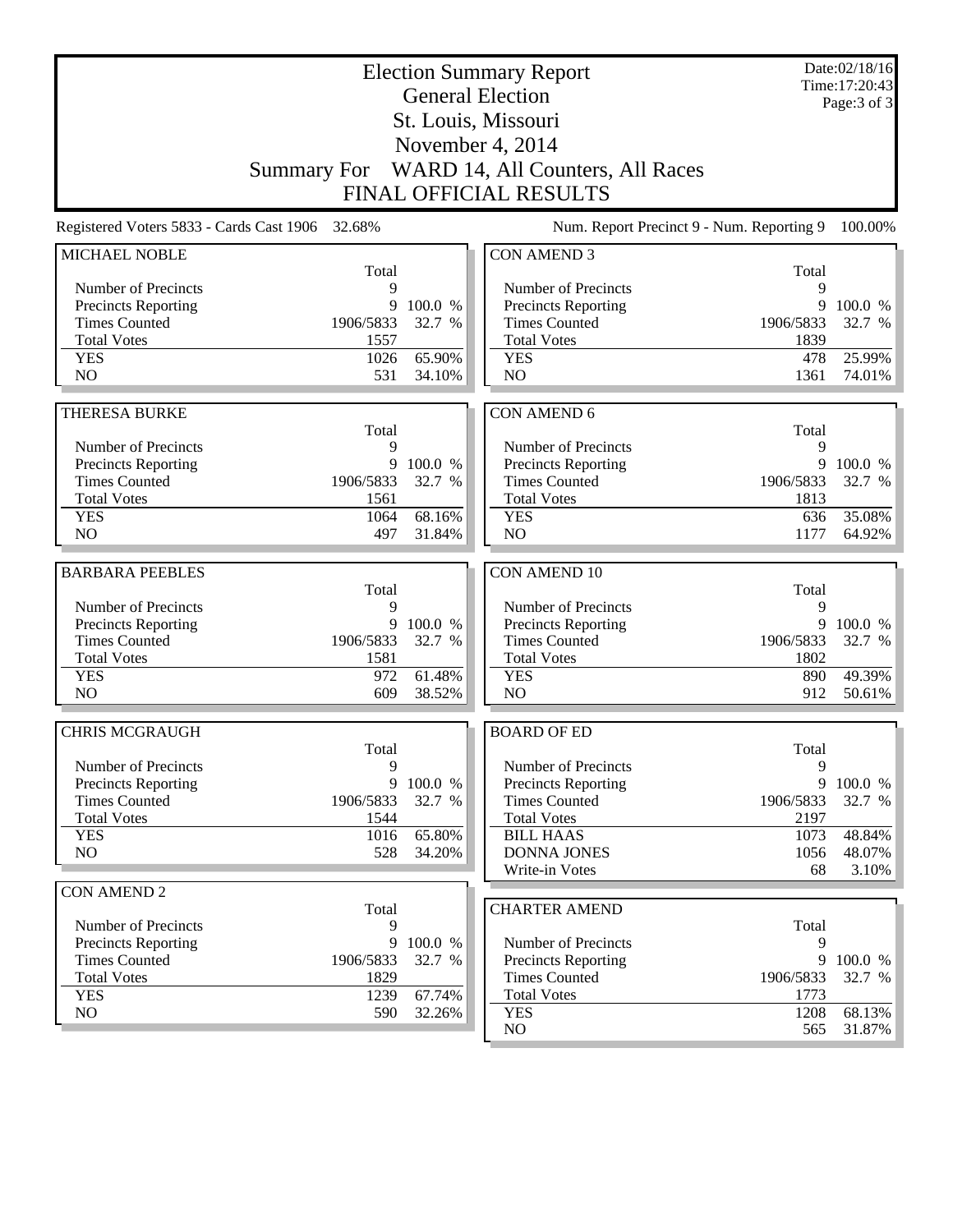# Election Summary Report

## General Election

## St. Louis, Missouri

## November 4, 2014

## Summary For WARD 14, All Counters, All Races

## FINAL OFFICIAL RESULTS

Date:02/18/16
Time:17:20:43

Registered Voters 5833 - Cards Cast 1906 32.68%

Num. Report Precinct 9 - Num. Reporting 9 100.00%

### MICHAEL NOBLE

| | Total | |
|---|---|---|
| Number of Precincts | 9 | |
| Precincts Reporting | 9 | 100.0 % |
| Times Counted | 1906/5833 | 32.7 % |
| Total Votes | 1557 | |
| YES | 1026 | 65.90% |
| NO | 531 | 34.10% |

### THERESA BURKE

| | Total | |
|---|---|---|
| Number of Precincts | 9 | |
| Precincts Reporting | 9 | 100.0 % |
| Times Counted | 1906/5833 | 32.7 % |
| Total Votes | 1561 | |
| YES | 1064 | 68.16% |
| NO | 497 | 31.84% |

### BARBARA PEEBLES

| | Total | |
|---|---|---|
| Number of Precincts | 9 | |
| Precincts Reporting | 9 | 100.0 % |
| Times Counted | 1906/5833 | 32.7 % |
| Total Votes | 1581 | |
| YES | 972 | 61.48% |
| NO | 609 | 38.52% |

### CHRIS MCGRAUGH

| | Total | |
|---|---|---|
| Number of Precincts | 9 | |
| Precincts Reporting | 9 | 100.0 % |
| Times Counted | 1906/5833 | 32.7 % |
| Total Votes | 1544 | |
| YES | 1016 | 65.80% |
| NO | 528 | 34.20% |

### CON AMEND 2

| | Total | |
|---|---|---|
| Number of Precincts | 9 | |
| Precincts Reporting | 9 | 100.0 % |
| Times Counted | 1906/5833 | 32.7 % |
| Total Votes | 1829 | |
| YES | 1239 | 67.74% |
| NO | 590 | 32.26% |

### CON AMEND 3

| | Total | |
|---|---|---|
| Number of Precincts | 9 | |
| Precincts Reporting | 9 | 100.0 % |
| Times Counted | 1906/5833 | 32.7 % |
| Total Votes | 1839 | |
| YES | 478 | 25.99% |
| NO | 1361 | 74.01% |

### CON AMEND 6

| | Total | |
|---|---|---|
| Number of Precincts | 9 | |
| Precincts Reporting | 9 | 100.0 % |
| Times Counted | 1906/5833 | 32.7 % |
| Total Votes | 1813 | |
| YES | 636 | 35.08% |
| NO | 1177 | 64.92% |

### CON AMEND 10

| | Total | |
|---|---|---|
| Number of Precincts | 9 | |
| Precincts Reporting | 9 | 100.0 % |
| Times Counted | 1906/5833 | 32.7 % |
| Total Votes | 1802 | |
| YES | 890 | 49.39% |
| NO | 912 | 50.61% |

### BOARD OF ED

| | Total | |
|---|---|---|
| Number of Precincts | 9 | |
| Precincts Reporting | 9 | 100.0 % |
| Times Counted | 1906/5833 | 32.7 % |
| Total Votes | 2197 | |
| BILL HAAS | 1073 | 48.84% |
| DONNA JONES | 1056 | 48.07% |
| Write-in Votes | 68 | 3.10% |

### CHARTER AMEND

| | Total | |
|---|---|---|
| Number of Precincts | 9 | |
| Precincts Reporting | 9 | 100.0 % |
| Times Counted | 1906/5833 | 32.7 % |
| Total Votes | 1773 | |
| YES | 1208 | 68.13% |
| NO | 565 | 31.87% |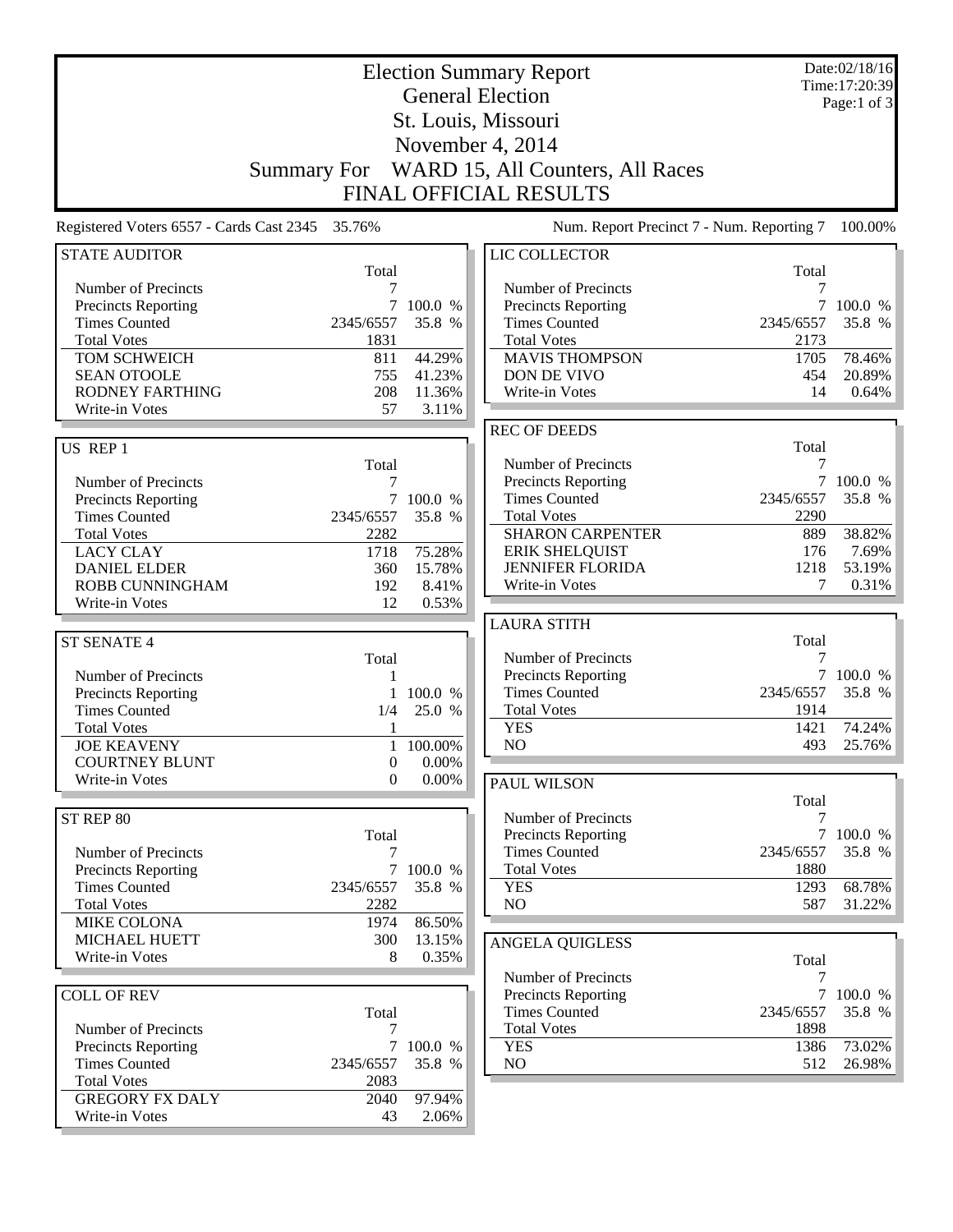# Election Summary Report

General Election
St. Louis, Missouri
November 4, 2014

Summary For WARD 15, All Counters, All Races

FINAL OFFICIAL RESULTS

Date:02/18/16
Time:17:20:39

Registered Voters 6557 - Cards Cast 2345 35.76%

Num. Report Precinct 7 - Num. Reporting 7 100.00%

### STATE AUDITOR

| | Total | |
|---|---|---|
| Number of Precincts | 7 | |
| Precincts Reporting | 7 | 100.0 % |
| Times Counted | 2345/6557 | 35.8 % |
| Total Votes | 1831 | |
| TOM SCHWEICH | 811 | 44.29% |
| SEAN OTOOLE | 755 | 41.23% |
| RODNEY FARTHING | 208 | 11.36% |
| Write-in Votes | 57 | 3.11% |

### US REP 1

| | Total | |
|---|---|---|
| Number of Precincts | 7 | |
| Precincts Reporting | 7 | 100.0 % |
| Times Counted | 2345/6557 | 35.8 % |
| Total Votes | 2282 | |
| LACY CLAY | 1718 | 75.28% |
| DANIEL ELDER | 360 | 15.78% |
| ROBB CUNNINGHAM | 192 | 8.41% |
| Write-in Votes | 12 | 0.53% |

### ST SENATE 4

| | Total | |
|---|---|---|
| Number of Precincts | 1 | |
| Precincts Reporting | 1 | 100.0 % |
| Times Counted | 1/4 | 25.0 % |
| Total Votes | 1 | |
| JOE KEAVENY | 1 | 100.00% |
| COURTNEY BLUNT | 0 | 0.00% |
| Write-in Votes | 0 | 0.00% |

### ST REP 80

| | Total | |
|---|---|---|
| Number of Precincts | 7 | |
| Precincts Reporting | 7 | 100.0 % |
| Times Counted | 2345/6557 | 35.8 % |
| Total Votes | 2282 | |
| MIKE COLONA | 1974 | 86.50% |
| MICHAEL HUETT | 300 | 13.15% |
| Write-in Votes | 8 | 0.35% |

### COLL OF REV

| | Total | |
|---|---|---|
| Number of Precincts | 7 | |
| Precincts Reporting | 7 | 100.0 % |
| Times Counted | 2345/6557 | 35.8 % |
| Total Votes | 2083 | |
| GREGORY FX DALY | 2040 | 97.94% |
| Write-in Votes | 43 | 2.06% |

### LIC COLLECTOR

| | Total | |
|---|---|---|
| Number of Precincts | 7 | |
| Precincts Reporting | 7 | 100.0 % |
| Times Counted | 2345/6557 | 35.8 % |
| Total Votes | 2173 | |
| MAVIS THOMPSON | 1705 | 78.46% |
| DON DE VIVO | 454 | 20.89% |
| Write-in Votes | 14 | 0.64% |

### REC OF DEEDS

| | Total | |
|---|---|---|
| Number of Precincts | 7 | |
| Precincts Reporting | 7 | 100.0 % |
| Times Counted | 2345/6557 | 35.8 % |
| Total Votes | 2290 | |
| SHARON CARPENTER | 889 | 38.82% |
| ERIK SHELQUIST | 176 | 7.69% |
| JENNIFER FLORIDA | 1218 | 53.19% |
| Write-in Votes | 7 | 0.31% |

### LAURA STITH

| | Total | |
|---|---|---|
| Number of Precincts | 7 | |
| Precincts Reporting | 7 | 100.0 % |
| Times Counted | 2345/6557 | 35.8 % |
| Total Votes | 1914 | |
| YES | 1421 | 74.24% |
| NO | 493 | 25.76% |

### PAUL WILSON

| | Total | |
|---|---|---|
| Number of Precincts | 7 | |
| Precincts Reporting | 7 | 100.0 % |
| Times Counted | 2345/6557 | 35.8 % |
| Total Votes | 1880 | |
| YES | 1293 | 68.78% |
| NO | 587 | 31.22% |

### ANGELA QUIGLESS

| | Total | |
|---|---|---|
| Number of Precincts | 7 | |
| Precincts Reporting | 7 | 100.0 % |
| Times Counted | 2345/6557 | 35.8 % |
| Total Votes | 1898 | |
| YES | 1386 | 73.02% |
| NO | 512 | 26.98% |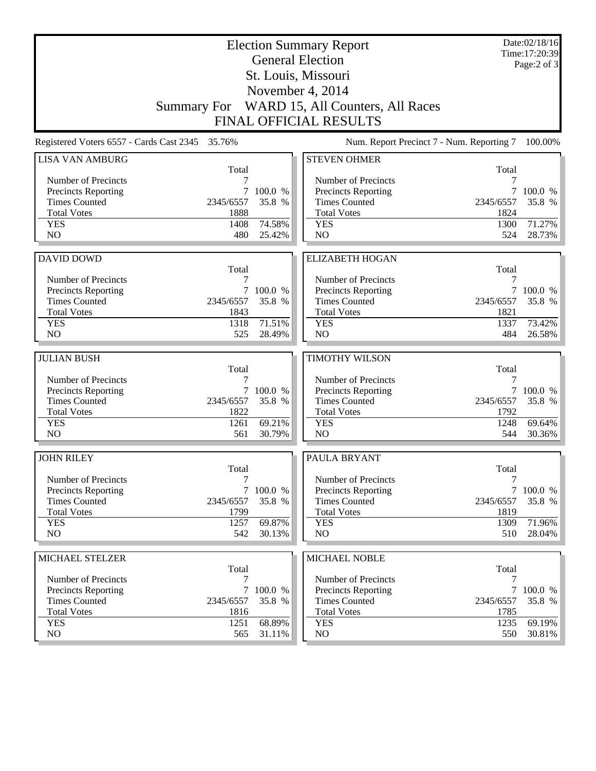# Election Summary Report

## General Election

## St. Louis, Missouri

## November 4, 2014

## Summary For WARD 15, All Counters, All Races

## FINAL OFFICIAL RESULTS

Date:02/18/16
Time:17:20:39

Registered Voters 6557 - Cards Cast 2345 35.76%

Num. Report Precinct 7 - Num. Reporting 7 100.00%

### LISA VAN AMBURG

| | Total | |
|---|---|---|
| Number of Precincts | 7 | |
| Precincts Reporting | 7 | 100.0 % |
| Times Counted | 2345/6557 | 35.8 % |
| Total Votes | 1888 | |
| YES | 1408 | 74.58% |
| NO | 480 | 25.42% |

### STEVEN OHMER

| | Total | |
|---|---|---|
| Number of Precincts | 7 | |
| Precincts Reporting | 7 | 100.0 % |
| Times Counted | 2345/6557 | 35.8 % |
| Total Votes | 1824 | |
| YES | 1300 | 71.27% |
| NO | 524 | 28.73% |

### DAVID DOWD

| | Total | |
|---|---|---|
| Number of Precincts | 7 | |
| Precincts Reporting | 7 | 100.0 % |
| Times Counted | 2345/6557 | 35.8 % |
| Total Votes | 1843 | |
| YES | 1318 | 71.51% |
| NO | 525 | 28.49% |

### ELIZABETH HOGAN

| | Total | |
|---|---|---|
| Number of Precincts | 7 | |
| Precincts Reporting | 7 | 100.0 % |
| Times Counted | 2345/6557 | 35.8 % |
| Total Votes | 1821 | |
| YES | 1337 | 73.42% |
| NO | 484 | 26.58% |

### JULIAN BUSH

| | Total | |
|---|---|---|
| Number of Precincts | 7 | |
| Precincts Reporting | 7 | 100.0 % |
| Times Counted | 2345/6557 | 35.8 % |
| Total Votes | 1822 | |
| YES | 1261 | 69.21% |
| NO | 561 | 30.79% |

### TIMOTHY WILSON

| | Total | |
|---|---|---|
| Number of Precincts | 7 | |
| Precincts Reporting | 7 | 100.0 % |
| Times Counted | 2345/6557 | 35.8 % |
| Total Votes | 1792 | |
| YES | 1248 | 69.64% |
| NO | 544 | 30.36% |

### JOHN RILEY

| | Total | |
|---|---|---|
| Number of Precincts | 7 | |
| Precincts Reporting | 7 | 100.0 % |
| Times Counted | 2345/6557 | 35.8 % |
| Total Votes | 1799 | |
| YES | 1257 | 69.87% |
| NO | 542 | 30.13% |

### PAULA BRYANT

| | Total | |
|---|---|---|
| Number of Precincts | 7 | |
| Precincts Reporting | 7 | 100.0 % |
| Times Counted | 2345/6557 | 35.8 % |
| Total Votes | 1819 | |
| YES | 1309 | 71.96% |
| NO | 510 | 28.04% |

### MICHAEL STELZER

| | Total | |
|---|---|---|
| Number of Precincts | 7 | |
| Precincts Reporting | 7 | 100.0 % |
| Times Counted | 2345/6557 | 35.8 % |
| Total Votes | 1816 | |
| YES | 1251 | 68.89% |
| NO | 565 | 31.11% |

### MICHAEL NOBLE

| | Total | |
|---|---|---|
| Number of Precincts | 7 | |
| Precincts Reporting | 7 | 100.0 % |
| Times Counted | 2345/6557 | 35.8 % |
| Total Votes | 1785 | |
| YES | 1235 | 69.19% |
| NO | 550 | 30.81% |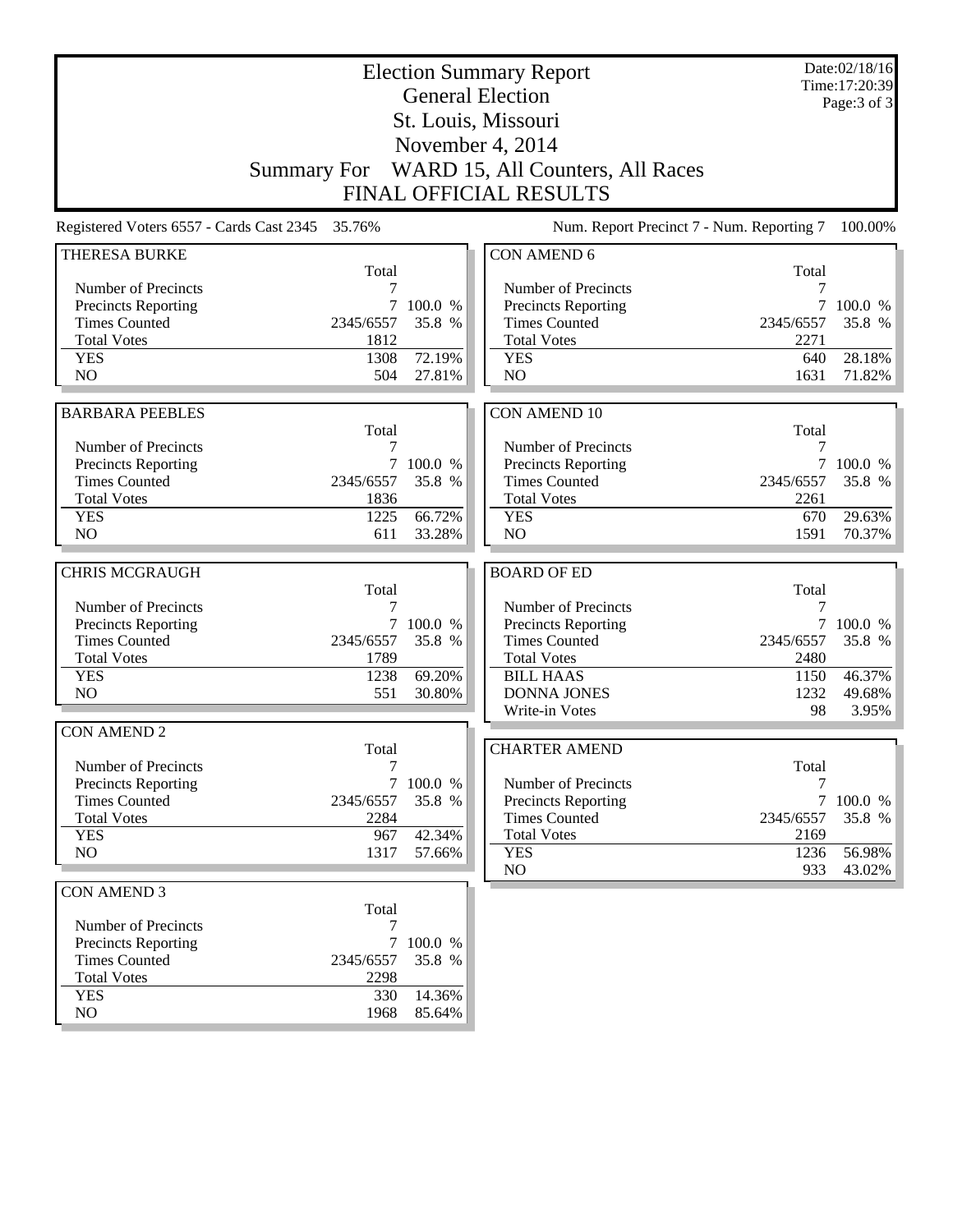# Election Summary Report

## General Election

## St. Louis, Missouri

## November 4, 2014

## Summary For WARD 15, All Counters, All Races

## FINAL OFFICIAL RESULTS

Date:02/18/16
Time:17:20:39
Page:3 of 3

Registered Voters 6557 - Cards Cast 2345 35.76%

Num. Report Precinct 7 - Num. Reporting 7 100.00%

### THERESA BURKE

| | Total | |
|---|---|---|
| Number of Precincts | 7 | |
| Precincts Reporting | 7 | 100.0 % |
| Times Counted | 2345/6557 | 35.8 % |
| Total Votes | 1812 | |
| YES | 1308 | 72.19% |
| NO | 504 | 27.81% |

### BARBARA PEEBLES

| | Total | |
|---|---|---|
| Number of Precincts | 7 | |
| Precincts Reporting | 7 | 100.0 % |
| Times Counted | 2345/6557 | 35.8 % |
| Total Votes | 1836 | |
| YES | 1225 | 66.72% |
| NO | 611 | 33.28% |

### CHRIS MCGRAUGH

| | Total | |
|---|---|---|
| Number of Precincts | 7 | |
| Precincts Reporting | 7 | 100.0 % |
| Times Counted | 2345/6557 | 35.8 % |
| Total Votes | 1789 | |
| YES | 1238 | 69.20% |
| NO | 551 | 30.80% |

### CON AMEND 2

| | Total | |
|---|---|---|
| Number of Precincts | 7 | |
| Precincts Reporting | 7 | 100.0 % |
| Times Counted | 2345/6557 | 35.8 % |
| Total Votes | 2284 | |
| YES | 967 | 42.34% |
| NO | 1317 | 57.66% |

### CON AMEND 3

| | Total | |
|---|---|---|
| Number of Precincts | 7 | |
| Precincts Reporting | 7 | 100.0 % |
| Times Counted | 2345/6557 | 35.8 % |
| Total Votes | 2298 | |
| YES | 330 | 14.36% |
| NO | 1968 | 85.64% |

### CON AMEND 6

| | Total | |
|---|---|---|
| Number of Precincts | 7 | |
| Precincts Reporting | 7 | 100.0 % |
| Times Counted | 2345/6557 | 35.8 % |
| Total Votes | 2271 | |
| YES | 640 | 28.18% |
| NO | 1631 | 71.82% |

### CON AMEND 10

| | Total | |
|---|---|---|
| Number of Precincts | 7 | |
| Precincts Reporting | 7 | 100.0 % |
| Times Counted | 2345/6557 | 35.8 % |
| Total Votes | 2261 | |
| YES | 670 | 29.63% |
| NO | 1591 | 70.37% |

### BOARD OF ED

| | Total | |
|---|---|---|
| Number of Precincts | 7 | |
| Precincts Reporting | 7 | 100.0 % |
| Times Counted | 2345/6557 | 35.8 % |
| Total Votes | 2480 | |
| BILL HAAS | 1150 | 46.37% |
| DONNA JONES | 1232 | 49.68% |
| Write-in Votes | 98 | 3.95% |

### CHARTER AMEND

| | Total | |
|---|---|---|
| Number of Precincts | 7 | |
| Precincts Reporting | 7 | 100.0 % |
| Times Counted | 2345/6557 | 35.8 % |
| Total Votes | 2169 | |
| YES | 1236 | 56.98% |
| NO | 933 | 43.02% |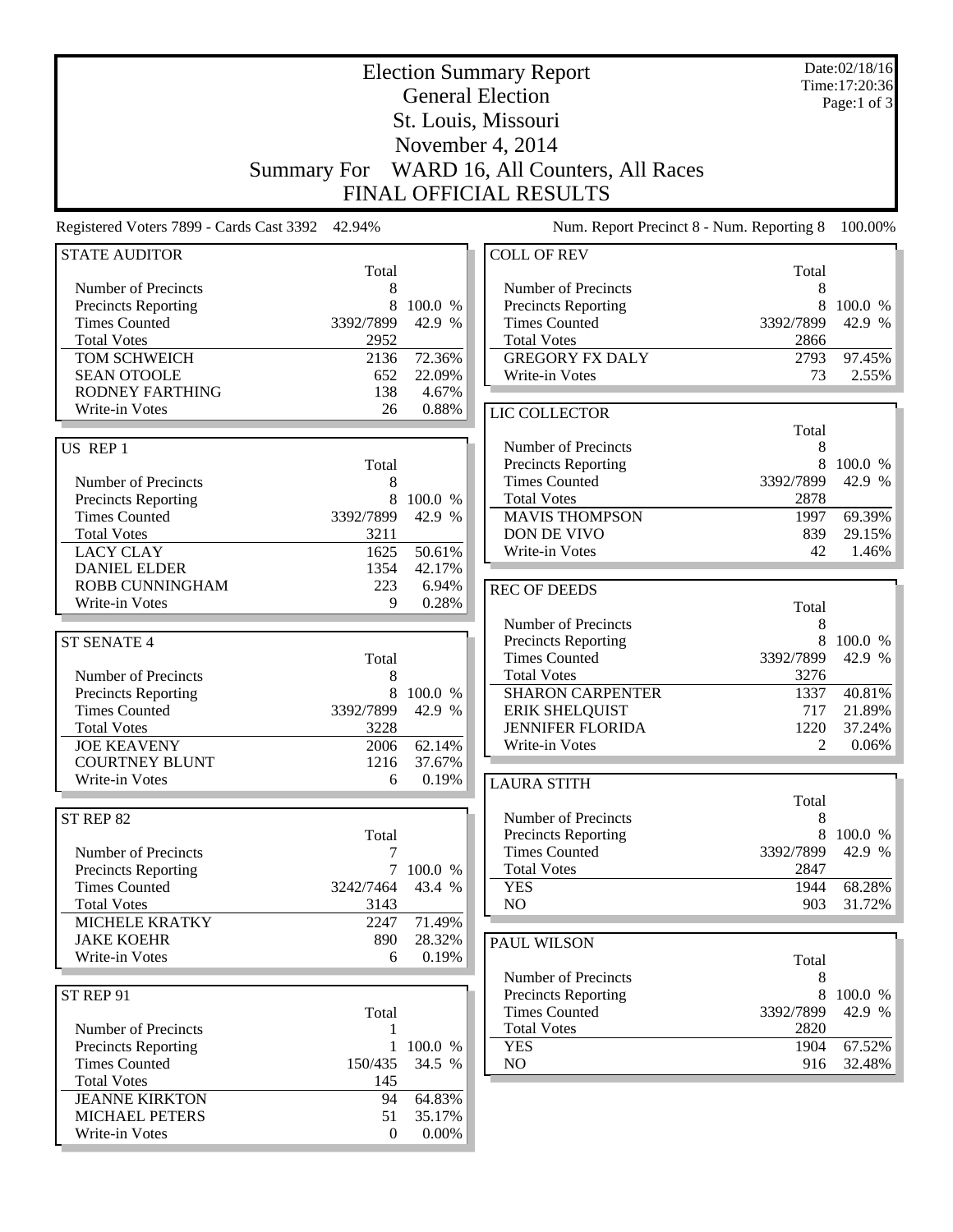# Election Summary Report

## General Election

## St. Louis, Missouri

## November 4, 2014

## Summary For WARD 16, All Counters, All Races

## FINAL OFFICIAL RESULTS

Date:02/18/16
Time:17:20:36

Registered Voters 7899 - Cards Cast 3392 42.94%

Num. Report Precinct 8 - Num. Reporting 8 100.00%

### STATE AUDITOR

| | Total | |
|---|---|---|
| Number of Precincts | 8 | |
| Precincts Reporting | 8 | 100.0 % |
| Times Counted | 3392/7899 | 42.9 % |
| Total Votes | 2952 | |
| TOM SCHWEICH | 2136 | 72.36% |
| SEAN OTOOLE | 652 | 22.09% |
| RODNEY FARTHING | 138 | 4.67% |
| Write-in Votes | 26 | 0.88% |

### US REP 1

| | Total | |
|---|---|---|
| Number of Precincts | 8 | |
| Precincts Reporting | 8 | 100.0 % |
| Times Counted | 3392/7899 | 42.9 % |
| Total Votes | 3211 | |
| LACY CLAY | 1625 | 50.61% |
| DANIEL ELDER | 1354 | 42.17% |
| ROBB CUNNINGHAM | 223 | 6.94% |
| Write-in Votes | 9 | 0.28% |

### ST SENATE 4

| | Total | |
|---|---|---|
| Number of Precincts | 8 | |
| Precincts Reporting | 8 | 100.0 % |
| Times Counted | 3392/7899 | 42.9 % |
| Total Votes | 3228 | |
| JOE KEAVENY | 2006 | 62.14% |
| COURTNEY BLUNT | 1216 | 37.67% |
| Write-in Votes | 6 | 0.19% |

### ST REP 82

| | Total | |
|---|---|---|
| Number of Precincts | 7 | |
| Precincts Reporting | 7 | 100.0 % |
| Times Counted | 3242/7464 | 43.4 % |
| Total Votes | 3143 | |
| MICHELE KRATKY | 2247 | 71.49% |
| JAKE KOEHR | 890 | 28.32% |
| Write-in Votes | 6 | 0.19% |

### ST REP 91

| | Total | |
|---|---|---|
| Number of Precincts | 1 | |
| Precincts Reporting | 1 | 100.0 % |
| Times Counted | 150/435 | 34.5 % |
| Total Votes | 145 | |
| JEANNE KIRKTON | 94 | 64.83% |
| MICHAEL PETERS | 51 | 35.17% |
| Write-in Votes | 0 | 0.00% |

### COLL OF REV

| | Total | |
|---|---|---|
| Number of Precincts | 8 | |
| Precincts Reporting | 8 | 100.0 % |
| Times Counted | 3392/7899 | 42.9 % |
| Total Votes | 2866 | |
| GREGORY FX DALY | 2793 | 97.45% |
| Write-in Votes | 73 | 2.55% |

### LIC COLLECTOR

| | Total | |
|---|---|---|
| Number of Precincts | 8 | |
| Precincts Reporting | 8 | 100.0 % |
| Times Counted | 3392/7899 | 42.9 % |
| Total Votes | 2878 | |
| MAVIS THOMPSON | 1997 | 69.39% |
| DON DE VIVO | 839 | 29.15% |
| Write-in Votes | 42 | 1.46% |

### REC OF DEEDS

| | Total | |
|---|---|---|
| Number of Precincts | 8 | |
| Precincts Reporting | 8 | 100.0 % |
| Times Counted | 3392/7899 | 42.9 % |
| Total Votes | 3276 | |
| SHARON CARPENTER | 1337 | 40.81% |
| ERIK SHELQUIST | 717 | 21.89% |
| JENNIFER FLORIDA | 1220 | 37.24% |
| Write-in Votes | 2 | 0.06% |

### LAURA STITH

| | Total | |
|---|---|---|
| Number of Precincts | 8 | |
| Precincts Reporting | 8 | 100.0 % |
| Times Counted | 3392/7899 | 42.9 % |
| Total Votes | 2847 | |
| YES | 1944 | 68.28% |
| NO | 903 | 31.72% |

### PAUL WILSON

| | Total | |
|---|---|---|
| Number of Precincts | 8 | |
| Precincts Reporting | 8 | 100.0 % |
| Times Counted | 3392/7899 | 42.9 % |
| Total Votes | 2820 | |
| YES | 1904 | 67.52% |
| NO | 916 | 32.48% |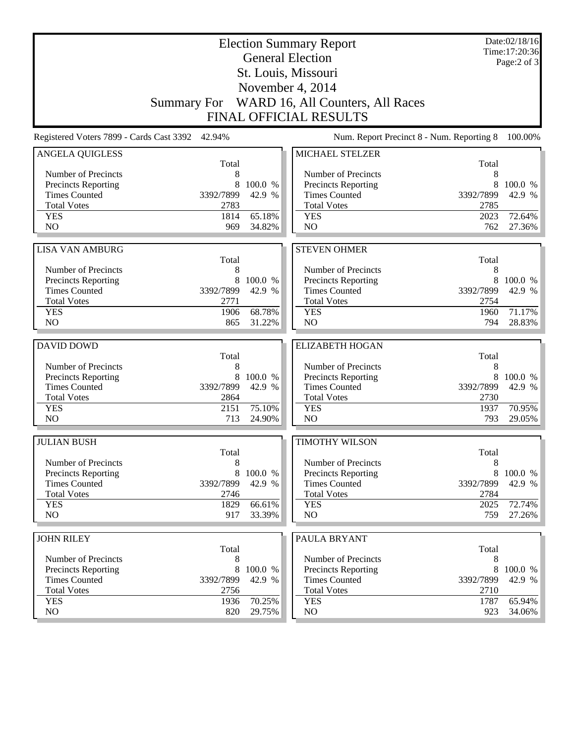# Election Summary Report

## General Election

## St. Louis, Missouri

## November 4, 2014

## Summary For WARD 16, All Counters, All Races

## FINAL OFFICIAL RESULTS

Date:02/18/16
Time:17:20:36

Registered Voters 7899 - Cards Cast 3392 42.94%

Num. Report Precinct 8 - Num. Reporting 8 100.00%

### ANGELA QUIGLESS

| | Total | |
|---|---|---|
| Number of Precincts | 8 | |
| Precincts Reporting | 8 | 100.0 % |
| Times Counted | 3392/7899 | 42.9 % |
| Total Votes | 2783 | |
| YES | 1814 | 65.18% |
| NO | 969 | 34.82% |

### LISA VAN AMBURG

| | Total | |
|---|---|---|
| Number of Precincts | 8 | |
| Precincts Reporting | 8 | 100.0 % |
| Times Counted | 3392/7899 | 42.9 % |
| Total Votes | 2771 | |
| YES | 1906 | 68.78% |
| NO | 865 | 31.22% |

### DAVID DOWD

| | Total | |
|---|---|---|
| Number of Precincts | 8 | |
| Precincts Reporting | 8 | 100.0 % |
| Times Counted | 3392/7899 | 42.9 % |
| Total Votes | 2864 | |
| YES | 2151 | 75.10% |
| NO | 713 | 24.90% |

### JULIAN BUSH

| | Total | |
|---|---|---|
| Number of Precincts | 8 | |
| Precincts Reporting | 8 | 100.0 % |
| Times Counted | 3392/7899 | 42.9 % |
| Total Votes | 2746 | |
| YES | 1829 | 66.61% |
| NO | 917 | 33.39% |

### JOHN RILEY

| | Total | |
|---|---|---|
| Number of Precincts | 8 | |
| Precincts Reporting | 8 | 100.0 % |
| Times Counted | 3392/7899 | 42.9 % |
| Total Votes | 2756 | |
| YES | 1936 | 70.25% |
| NO | 820 | 29.75% |

### MICHAEL STELZER

| | Total | |
|---|---|---|
| Number of Precincts | 8 | |
| Precincts Reporting | 8 | 100.0 % |
| Times Counted | 3392/7899 | 42.9 % |
| Total Votes | 2785 | |
| YES | 2023 | 72.64% |
| NO | 762 | 27.36% |

### STEVEN OHMER

| | Total | |
|---|---|---|
| Number of Precincts | 8 | |
| Precincts Reporting | 8 | 100.0 % |
| Times Counted | 3392/7899 | 42.9 % |
| Total Votes | 2754 | |
| YES | 1960 | 71.17% |
| NO | 794 | 28.83% |

### ELIZABETH HOGAN

| | Total | |
|---|---|---|
| Number of Precincts | 8 | |
| Precincts Reporting | 8 | 100.0 % |
| Times Counted | 3392/7899 | 42.9 % |
| Total Votes | 2730 | |
| YES | 1937 | 70.95% |
| NO | 793 | 29.05% |

### TIMOTHY WILSON

| | Total | |
|---|---|---|
| Number of Precincts | 8 | |
| Precincts Reporting | 8 | 100.0 % |
| Times Counted | 3392/7899 | 42.9 % |
| Total Votes | 2784 | |
| YES | 2025 | 72.74% |
| NO | 759 | 27.26% |

### PAULA BRYANT

| | Total | |
|---|---|---|
| Number of Precincts | 8 | |
| Precincts Reporting | 8 | 100.0 % |
| Times Counted | 3392/7899 | 42.9 % |
| Total Votes | 2710 | |
| YES | 1787 | 65.94% |
| NO | 923 | 34.06% |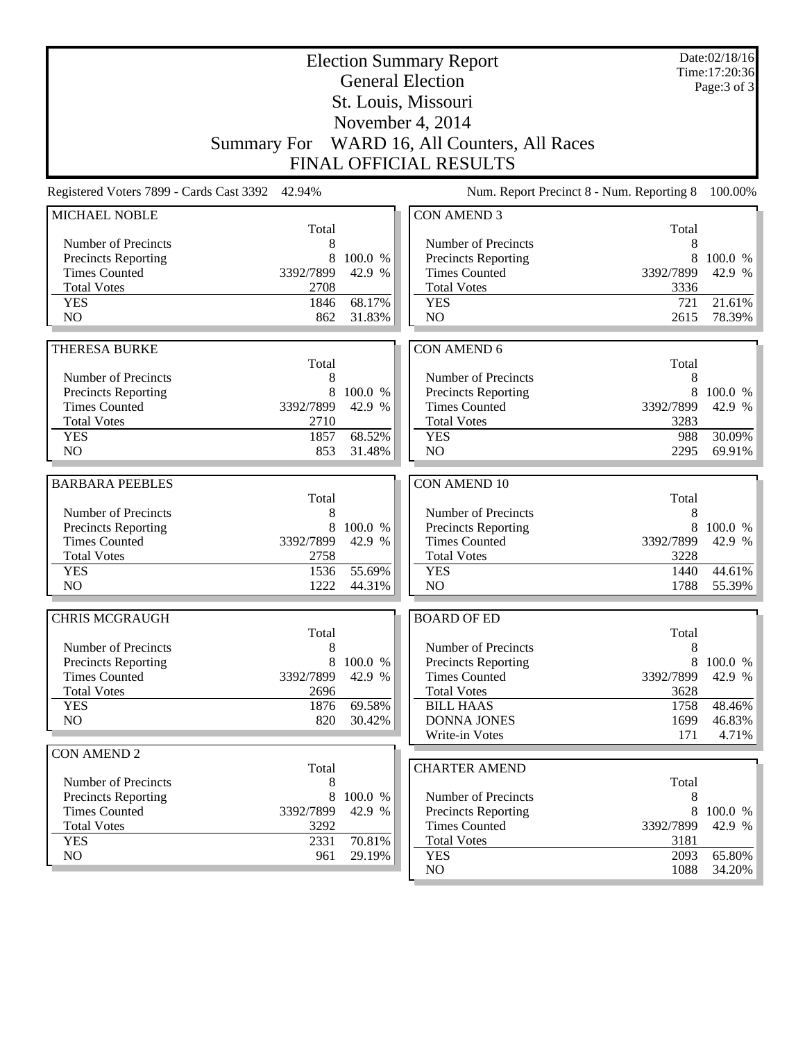# Election Summary Report

## General Election

## St. Louis, Missouri

## November 4, 2014

## Summary For WARD 16, All Counters, All Races

## FINAL OFFICIAL RESULTS

Date:02/18/16
Time:17:20:36

Registered Voters 7899 - Cards Cast 3392 42.94%

Num. Report Precinct 8 - Num. Reporting 8 100.00%

### MICHAEL NOBLE

| | Total | |
|---|---|---|
| Number of Precincts | 8 | |
| Precincts Reporting | 8 | 100.0 % |
| Times Counted | 3392/7899 | 42.9 % |
| Total Votes | 2708 | |
| YES | 1846 | 68.17% |
| NO | 862 | 31.83% |

### THERESA BURKE

| | Total | |
|---|---|---|
| Number of Precincts | 8 | |
| Precincts Reporting | 8 | 100.0 % |
| Times Counted | 3392/7899 | 42.9 % |
| Total Votes | 2710 | |
| YES | 1857 | 68.52% |
| NO | 853 | 31.48% |

### BARBARA PEEBLES

| | Total | |
|---|---|---|
| Number of Precincts | 8 | |
| Precincts Reporting | 8 | 100.0 % |
| Times Counted | 3392/7899 | 42.9 % |
| Total Votes | 2758 | |
| YES | 1536 | 55.69% |
| NO | 1222 | 44.31% |

### CHRIS MCGRAUGH

| | Total | |
|---|---|---|
| Number of Precincts | 8 | |
| Precincts Reporting | 8 | 100.0 % |
| Times Counted | 3392/7899 | 42.9 % |
| Total Votes | 2696 | |
| YES | 1876 | 69.58% |
| NO | 820 | 30.42% |

### CON AMEND 2

| | Total | |
|---|---|---|
| Number of Precincts | 8 | |
| Precincts Reporting | 8 | 100.0 % |
| Times Counted | 3392/7899 | 42.9 % |
| Total Votes | 3292 | |
| YES | 2331 | 70.81% |
| NO | 961 | 29.19% |

### CON AMEND 3

| | Total | |
|---|---|---|
| Number of Precincts | 8 | |
| Precincts Reporting | 8 | 100.0 % |
| Times Counted | 3392/7899 | 42.9 % |
| Total Votes | 3336 | |
| YES | 721 | 21.61% |
| NO | 2615 | 78.39% |

### CON AMEND 6

| | Total | |
|---|---|---|
| Number of Precincts | 8 | |
| Precincts Reporting | 8 | 100.0 % |
| Times Counted | 3392/7899 | 42.9 % |
| Total Votes | 3283 | |
| YES | 988 | 30.09% |
| NO | 2295 | 69.91% |

### CON AMEND 10

| | Total | |
|---|---|---|
| Number of Precincts | 8 | |
| Precincts Reporting | 8 | 100.0 % |
| Times Counted | 3392/7899 | 42.9 % |
| Total Votes | 3228 | |
| YES | 1440 | 44.61% |
| NO | 1788 | 55.39% |

### BOARD OF ED

| | Total | |
|---|---|---|
| Number of Precincts | 8 | |
| Precincts Reporting | 8 | 100.0 % |
| Times Counted | 3392/7899 | 42.9 % |
| Total Votes | 3628 | |
| BILL HAAS | 1758 | 48.46% |
| DONNA JONES | 1699 | 46.83% |
| Write-in Votes | 171 | 4.71% |

### CHARTER AMEND

| | Total | |
|---|---|---|
| Number of Precincts | 8 | |
| Precincts Reporting | 8 | 100.0 % |
| Times Counted | 3392/7899 | 42.9 % |
| Total Votes | 3181 | |
| YES | 2093 | 65.80% |
| NO | 1088 | 34.20% |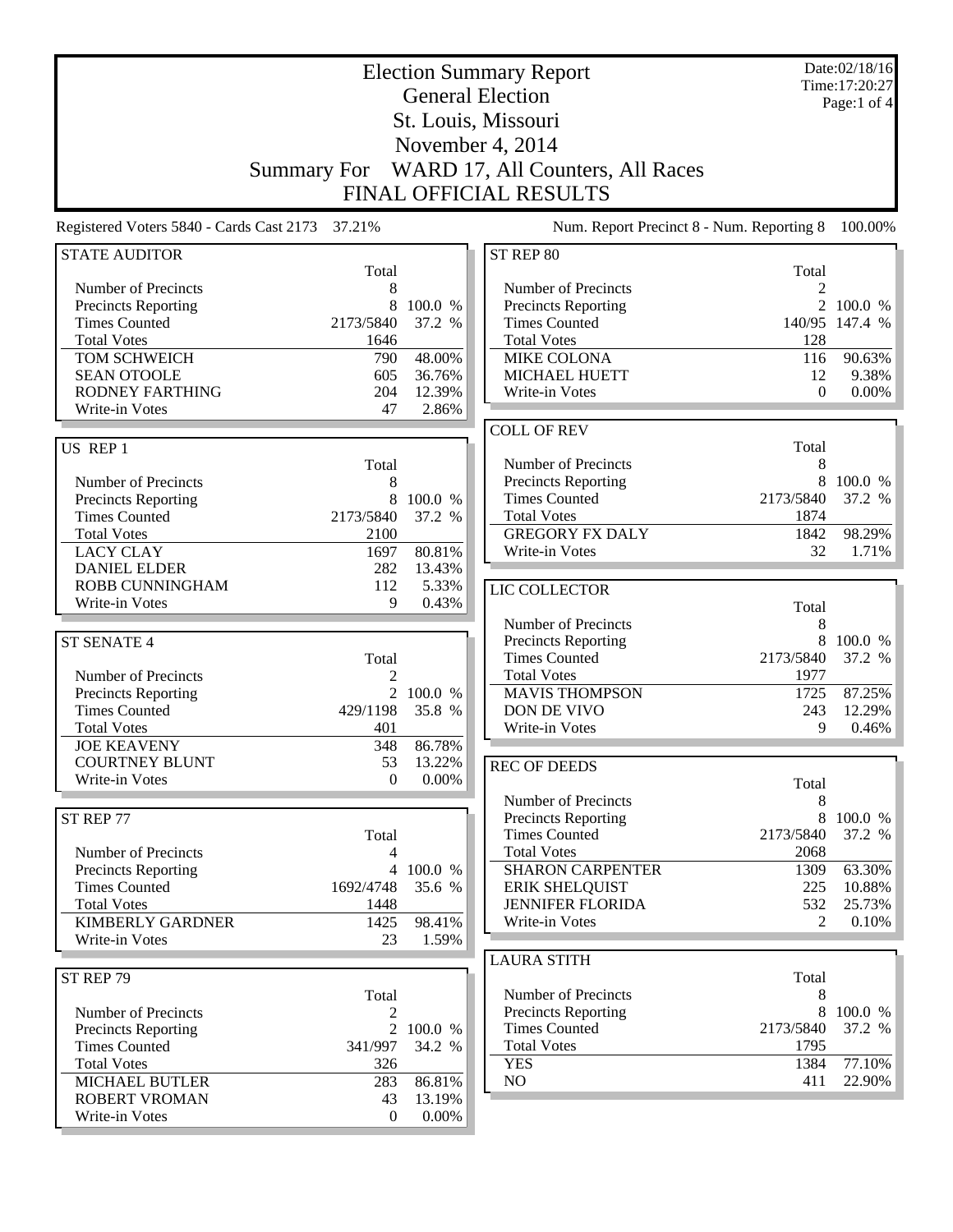# Election Summary Report
## General Election
## St. Louis, Missouri
## November 4, 2014
## Summary For WARD 17, All Counters, All Races
## FINAL OFFICIAL RESULTS

Date:02/18/16
Time:17:20:27

Registered Voters 5840 - Cards Cast 2173 37.21%

Num. Report Precinct 8 - Num. Reporting 8 100.00%

### STATE AUDITOR

| | Total | |
|---|---|---|
| Number of Precincts | 8 | |
| Precincts Reporting | 8 | 100.0 % |
| Times Counted | 2173/5840 | 37.2 % |
| Total Votes | 1646 | |
| TOM SCHWEICH | 790 | 48.00% |
| SEAN OTOOLE | 605 | 36.76% |
| RODNEY FARTHING | 204 | 12.39% |
| Write-in Votes | 47 | 2.86% |

### US REP 1

| | Total | |
|---|---|---|
| Number of Precincts | 8 | |
| Precincts Reporting | 8 | 100.0 % |
| Times Counted | 2173/5840 | 37.2 % |
| Total Votes | 2100 | |
| LACY CLAY | 1697 | 80.81% |
| DANIEL ELDER | 282 | 13.43% |
| ROBB CUNNINGHAM | 112 | 5.33% |
| Write-in Votes | 9 | 0.43% |

### ST SENATE 4

| | Total | |
|---|---|---|
| Number of Precincts | 2 | |
| Precincts Reporting | 2 | 100.0 % |
| Times Counted | 429/1198 | 35.8 % |
| Total Votes | 401 | |
| JOE KEAVENY | 348 | 86.78% |
| COURTNEY BLUNT | 53 | 13.22% |
| Write-in Votes | 0 | 0.00% |

### ST REP 77

| | Total | |
|---|---|---|
| Number of Precincts | 4 | |
| Precincts Reporting | 4 | 100.0 % |
| Times Counted | 1692/4748 | 35.6 % |
| Total Votes | 1448 | |
| KIMBERLY GARDNER | 1425 | 98.41% |
| Write-in Votes | 23 | 1.59% |

### ST REP 79

| | Total | |
|---|---|---|
| Number of Precincts | 2 | |
| Precincts Reporting | 2 | 100.0 % |
| Times Counted | 341/997 | 34.2 % |
| Total Votes | 326 | |
| MICHAEL BUTLER | 283 | 86.81% |
| ROBERT VROMAN | 43 | 13.19% |
| Write-in Votes | 0 | 0.00% |

### ST REP 80

| | Total | |
|---|---|---|
| Number of Precincts | 2 | |
| Precincts Reporting | 2 | 100.0 % |
| Times Counted | 140/95 | 147.4 % |
| Total Votes | 128 | |
| MIKE COLONA | 116 | 90.63% |
| MICHAEL HUETT | 12 | 9.38% |
| Write-in Votes | 0 | 0.00% |

### COLL OF REV

| | Total | |
|---|---|---|
| Number of Precincts | 8 | |
| Precincts Reporting | 8 | 100.0 % |
| Times Counted | 2173/5840 | 37.2 % |
| Total Votes | 1874 | |
| GREGORY FX DALY | 1842 | 98.29% |
| Write-in Votes | 32 | 1.71% |

### LIC COLLECTOR

| | Total | |
|---|---|---|
| Number of Precincts | 8 | |
| Precincts Reporting | 8 | 100.0 % |
| Times Counted | 2173/5840 | 37.2 % |
| Total Votes | 1977 | |
| MAVIS THOMPSON | 1725 | 87.25% |
| DON DE VIVO | 243 | 12.29% |
| Write-in Votes | 9 | 0.46% |

### REC OF DEEDS

| | Total | |
|---|---|---|
| Number of Precincts | 8 | |
| Precincts Reporting | 8 | 100.0 % |
| Times Counted | 2173/5840 | 37.2 % |
| Total Votes | 2068 | |
| SHARON CARPENTER | 1309 | 63.30% |
| ERIK SHELQUIST | 225 | 10.88% |
| JENNIFER FLORIDA | 532 | 25.73% |
| Write-in Votes | 2 | 0.10% |

### LAURA STITH

| | Total | |
|---|---|---|
| Number of Precincts | 8 | |
| Precincts Reporting | 8 | 100.0 % |
| Times Counted | 2173/5840 | 37.2 % |
| Total Votes | 1795 | |
| YES | 1384 | 77.10% |
| NO | 411 | 22.90% |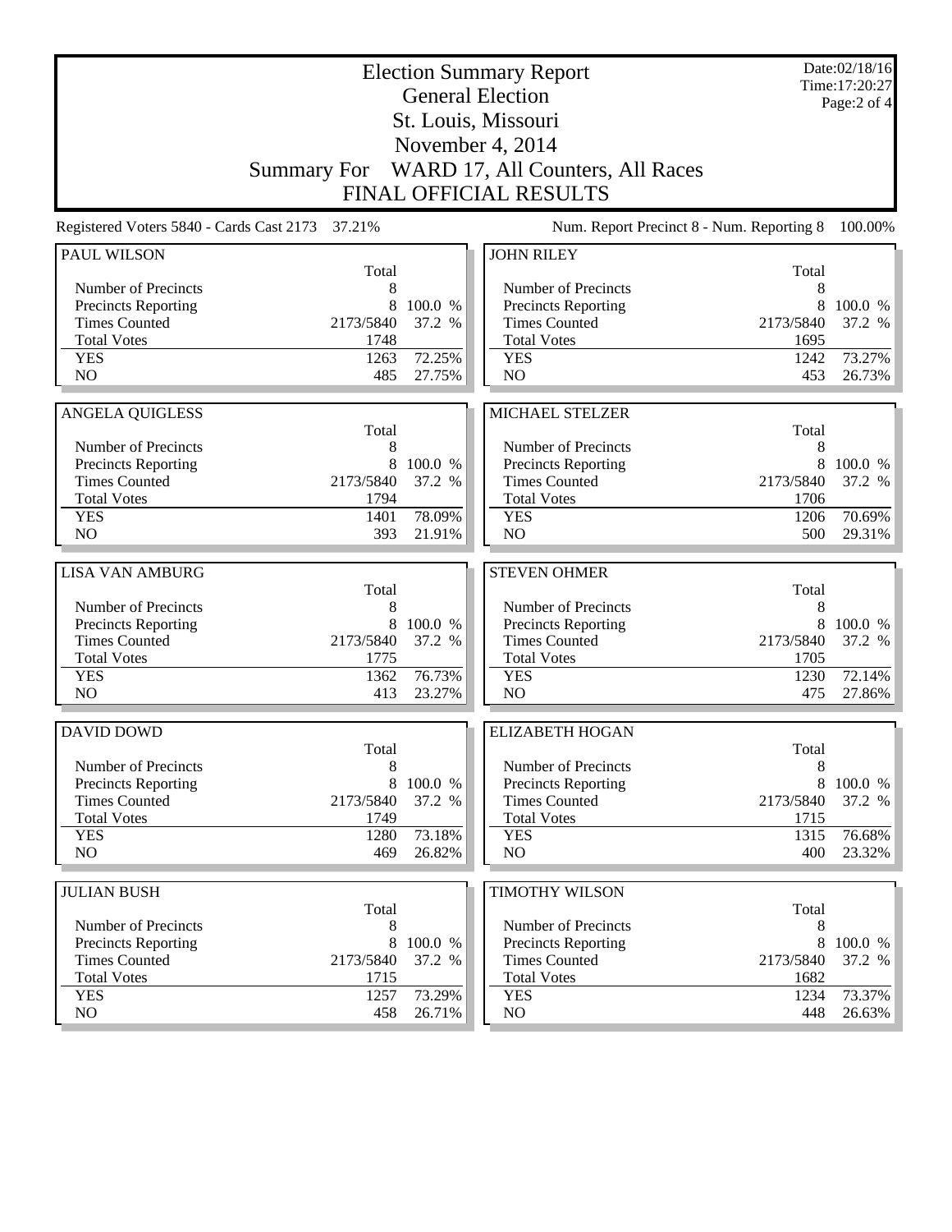# Election Summary Report

## General Election

## St. Louis, Missouri

## November 4, 2014

## Summary For WARD 17, All Counters, All Races

## FINAL OFFICIAL RESULTS

Date:02/18/16
Time:17:20:27

Registered Voters 5840 - Cards Cast 2173 37.21%

Num. Report Precinct 8 - Num. Reporting 8 100.00%

### PAUL WILSON

| | Total | |
|---|---|---|
| Number of Precincts | 8 | |
| Precincts Reporting | 8 | 100.0 % |
| Times Counted | 2173/5840 | 37.2 % |
| Total Votes | 1748 | |
| YES | 1263 | 72.25% |
| NO | 485 | 27.75% |

### ANGELA QUIGLESS

| | Total | |
|---|---|---|
| Number of Precincts | 8 | |
| Precincts Reporting | 8 | 100.0 % |
| Times Counted | 2173/5840 | 37.2 % |
| Total Votes | 1794 | |
| YES | 1401 | 78.09% |
| NO | 393 | 21.91% |

### LISA VAN AMBURG

| | Total | |
|---|---|---|
| Number of Precincts | 8 | |
| Precincts Reporting | 8 | 100.0 % |
| Times Counted | 2173/5840 | 37.2 % |
| Total Votes | 1775 | |
| YES | 1362 | 76.73% |
| NO | 413 | 23.27% |

### DAVID DOWD

| | Total | |
|---|---|---|
| Number of Precincts | 8 | |
| Precincts Reporting | 8 | 100.0 % |
| Times Counted | 2173/5840 | 37.2 % |
| Total Votes | 1749 | |
| YES | 1280 | 73.18% |
| NO | 469 | 26.82% |

### JULIAN BUSH

| | Total | |
|---|---|---|
| Number of Precincts | 8 | |
| Precincts Reporting | 8 | 100.0 % |
| Times Counted | 2173/5840 | 37.2 % |
| Total Votes | 1715 | |
| YES | 1257 | 73.29% |
| NO | 458 | 26.71% |

### JOHN RILEY

| | Total | |
|---|---|---|
| Number of Precincts | 8 | |
| Precincts Reporting | 8 | 100.0 % |
| Times Counted | 2173/5840 | 37.2 % |
| Total Votes | 1695 | |
| YES | 1242 | 73.27% |
| NO | 453 | 26.73% |

### MICHAEL STELZER

| | Total | |
|---|---|---|
| Number of Precincts | 8 | |
| Precincts Reporting | 8 | 100.0 % |
| Times Counted | 2173/5840 | 37.2 % |
| Total Votes | 1706 | |
| YES | 1206 | 70.69% |
| NO | 500 | 29.31% |

### STEVEN OHMER

| | Total | |
|---|---|---|
| Number of Precincts | 8 | |
| Precincts Reporting | 8 | 100.0 % |
| Times Counted | 2173/5840 | 37.2 % |
| Total Votes | 1705 | |
| YES | 1230 | 72.14% |
| NO | 475 | 27.86% |

### ELIZABETH HOGAN

| | Total | |
|---|---|---|
| Number of Precincts | 8 | |
| Precincts Reporting | 8 | 100.0 % |
| Times Counted | 2173/5840 | 37.2 % |
| Total Votes | 1715 | |
| YES | 1315 | 76.68% |
| NO | 400 | 23.32% |

### TIMOTHY WILSON

| | Total | |
|---|---|---|
| Number of Precincts | 8 | |
| Precincts Reporting | 8 | 100.0 % |
| Times Counted | 2173/5840 | 37.2 % |
| Total Votes | 1682 | |
| YES | 1234 | 73.37% |
| NO | 448 | 26.63% |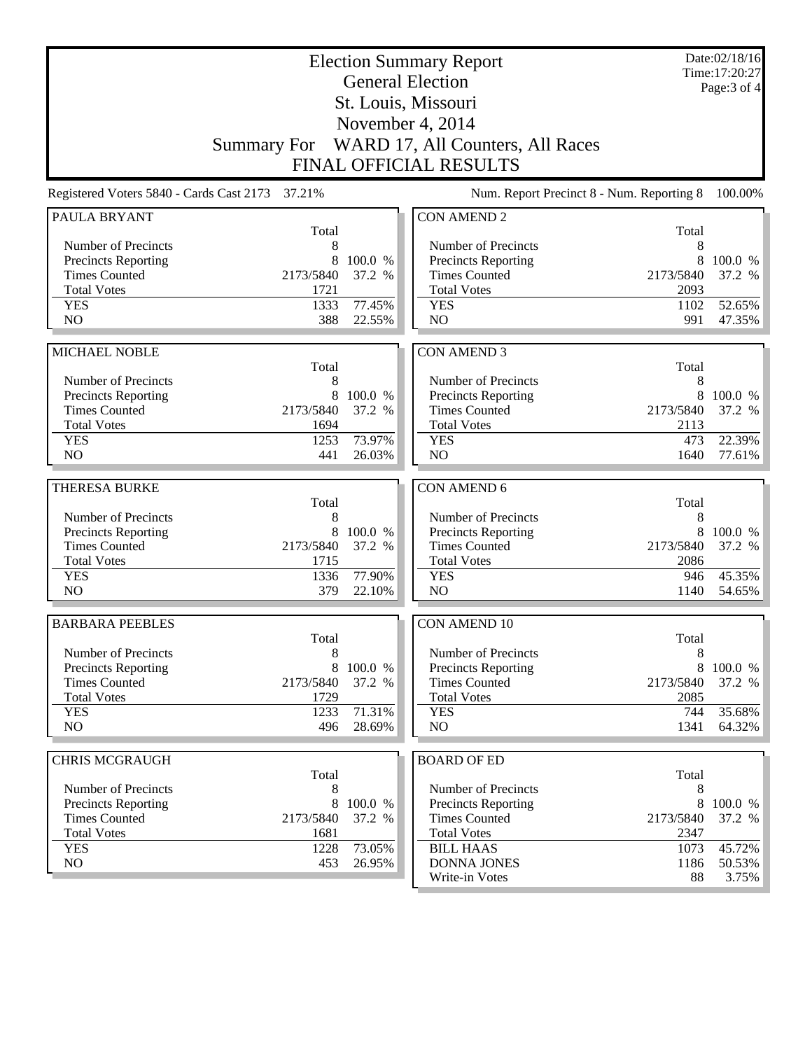# Election Summary Report

## General Election

## St. Louis, Missouri

## November 4, 2014

## Summary For WARD 17, All Counters, All Races

## FINAL OFFICIAL RESULTS

Date:02/18/16
Time:17:20:27

Registered Voters 5840 - Cards Cast 2173 37.21%

Num. Report Precinct 8 - Num. Reporting 8 100.00%

### PAULA BRYANT

| | Total | |
|---|---|---|
| Number of Precincts | 8 | |
| Precincts Reporting | 8 | 100.0 % |
| Times Counted | 2173/5840 | 37.2 % |
| Total Votes | 1721 | |
| YES | 1333 | 77.45% |
| NO | 388 | 22.55% |

### MICHAEL NOBLE

| | Total | |
|---|---|---|
| Number of Precincts | 8 | |
| Precincts Reporting | 8 | 100.0 % |
| Times Counted | 2173/5840 | 37.2 % |
| Total Votes | 1694 | |
| YES | 1253 | 73.97% |
| NO | 441 | 26.03% |

### THERESA BURKE

| | Total | |
|---|---|---|
| Number of Precincts | 8 | |
| Precincts Reporting | 8 | 100.0 % |
| Times Counted | 2173/5840 | 37.2 % |
| Total Votes | 1715 | |
| YES | 1336 | 77.90% |
| NO | 379 | 22.10% |

### BARBARA PEEBLES

| | Total | |
|---|---|---|
| Number of Precincts | 8 | |
| Precincts Reporting | 8 | 100.0 % |
| Times Counted | 2173/5840 | 37.2 % |
| Total Votes | 1729 | |
| YES | 1233 | 71.31% |
| NO | 496 | 28.69% |

### CHRIS MCGRAUGH

| | Total | |
|---|---|---|
| Number of Precincts | 8 | |
| Precincts Reporting | 8 | 100.0 % |
| Times Counted | 2173/5840 | 37.2 % |
| Total Votes | 1681 | |
| YES | 1228 | 73.05% |
| NO | 453 | 26.95% |

### CON AMEND 2

| | Total | |
|---|---|---|
| Number of Precincts | 8 | |
| Precincts Reporting | 8 | 100.0 % |
| Times Counted | 2173/5840 | 37.2 % |
| Total Votes | 2093 | |
| YES | 1102 | 52.65% |
| NO | 991 | 47.35% |

### CON AMEND 3

| | Total | |
|---|---|---|
| Number of Precincts | 8 | |
| Precincts Reporting | 8 | 100.0 % |
| Times Counted | 2173/5840 | 37.2 % |
| Total Votes | 2113 | |
| YES | 473 | 22.39% |
| NO | 1640 | 77.61% |

### CON AMEND 6

| | Total | |
|---|---|---|
| Number of Precincts | 8 | |
| Precincts Reporting | 8 | 100.0 % |
| Times Counted | 2173/5840 | 37.2 % |
| Total Votes | 2086 | |
| YES | 946 | 45.35% |
| NO | 1140 | 54.65% |

### CON AMEND 10

| | Total | |
|---|---|---|
| Number of Precincts | 8 | |
| Precincts Reporting | 8 | 100.0 % |
| Times Counted | 2173/5840 | 37.2 % |
| Total Votes | 2085 | |
| YES | 744 | 35.68% |
| NO | 1341 | 64.32% |

### BOARD OF ED

| | Total | |
|---|---|---|
| Number of Precincts | 8 | |
| Precincts Reporting | 8 | 100.0 % |
| Times Counted | 2173/5840 | 37.2 % |
| Total Votes | 2347 | |
| BILL HAAS | 1073 | 45.72% |
| DONNA JONES | 1186 | 50.53% |
| Write-in Votes | 88 | 3.75% |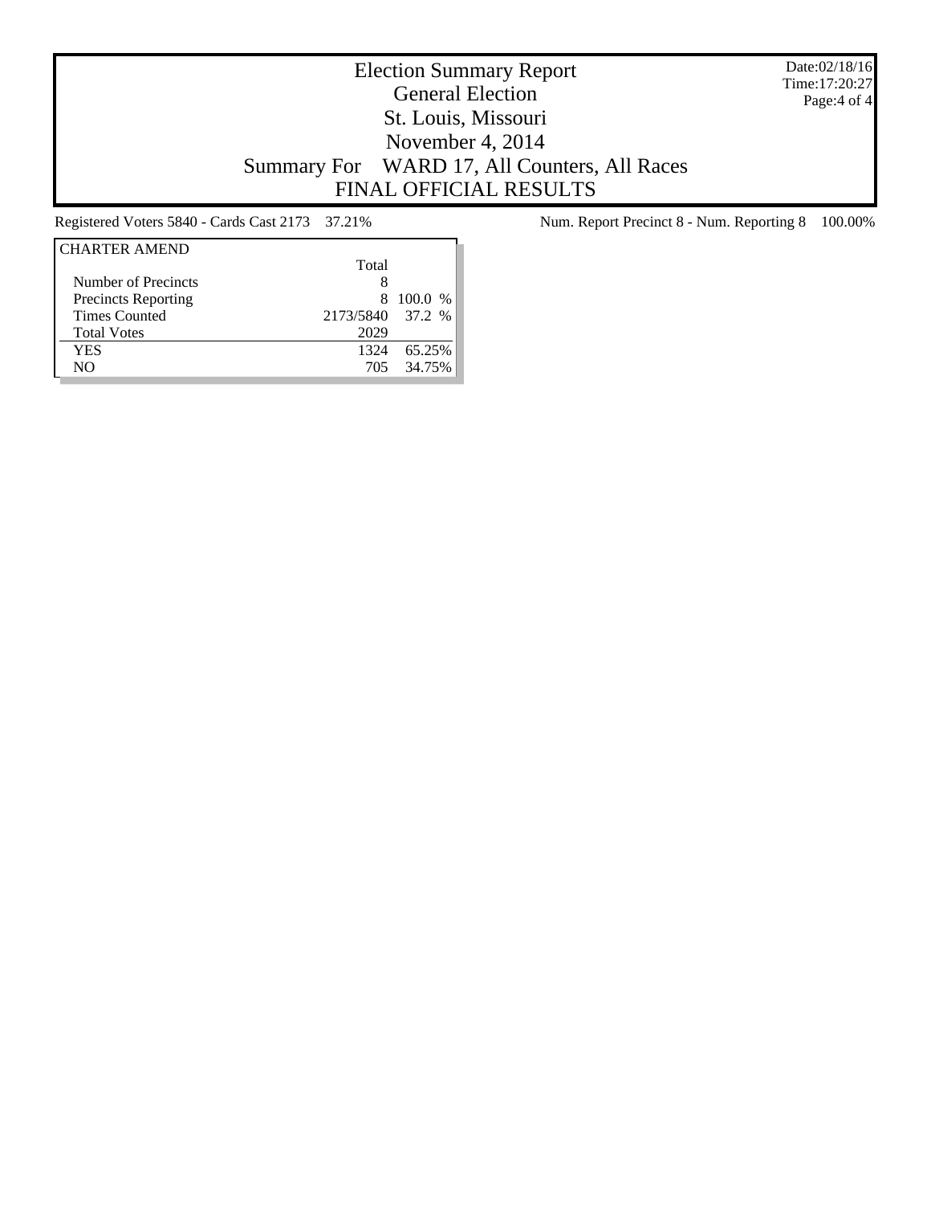# Election Summary Report

## General Election

## St. Louis, Missouri

## November 4, 2014

## Summary For WARD 17, All Counters, All Races

## FINAL OFFICIAL RESULTS

Date:02/18/16
Time:17:20:27

Registered Voters 5840 - Cards Cast 2173 37.21%

Num. Report Precinct 8 - Num. Reporting 8 100.00%

| CHARTER AMEND | | |
|---|---|---|
| | Total | |
| Number of Precincts | 8 | |
| Precincts Reporting | 8 | 100.0 % |
| Times Counted | 2173/5840 | 37.2 % |
| Total Votes | 2029 | |
| YES | 1324 | 65.25% |
| NO | 705 | 34.75% |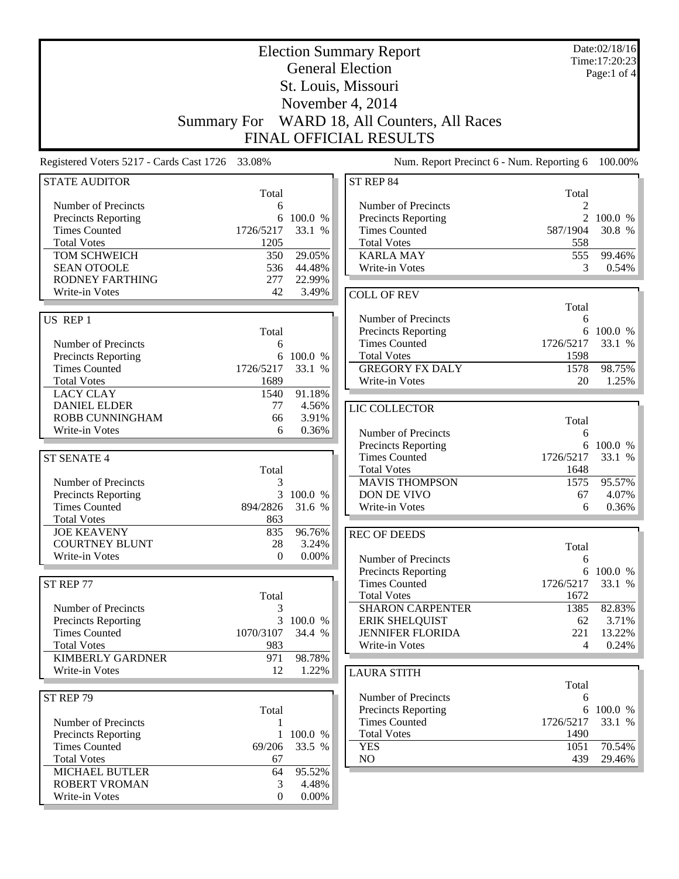# Election Summary Report
## General Election
## St. Louis, Missouri
## November 4, 2014
## Summary For WARD 18, All Counters, All Races
## FINAL OFFICIAL RESULTS

Date:02/18/16
Time:17:20:23

Registered Voters 5217 - Cards Cast 1726 33.08%

Num. Report Precinct 6 - Num. Reporting 6 100.00%

### STATE AUDITOR

| | Total | |
|---|---|---|
| Number of Precincts | 6 | |
| Precincts Reporting | 6 | 100.0 % |
| Times Counted | 1726/5217 | 33.1 % |
| Total Votes | 1205 | |
| TOM SCHWEICH | 350 | 29.05% |
| SEAN OTOOLE | 536 | 44.48% |
| RODNEY FARTHING | 277 | 22.99% |
| Write-in Votes | 42 | 3.49% |

### US REP 1

| | Total | |
|---|---|---|
| Number of Precincts | 6 | |
| Precincts Reporting | 6 | 100.0 % |
| Times Counted | 1726/5217 | 33.1 % |
| Total Votes | 1689 | |
| LACY CLAY | 1540 | 91.18% |
| DANIEL ELDER | 77 | 4.56% |
| ROBB CUNNINGHAM | 66 | 3.91% |
| Write-in Votes | 6 | 0.36% |

### ST SENATE 4

| | Total | |
|---|---|---|
| Number of Precincts | 3 | |
| Precincts Reporting | 3 | 100.0 % |
| Times Counted | 894/2826 | 31.6 % |
| Total Votes | 863 | |
| JOE KEAVENY | 835 | 96.76% |
| COURTNEY BLUNT | 28 | 3.24% |
| Write-in Votes | 0 | 0.00% |

### ST REP 77

| | Total | |
|---|---|---|
| Number of Precincts | 3 | |
| Precincts Reporting | 3 | 100.0 % |
| Times Counted | 1070/3107 | 34.4 % |
| Total Votes | 983 | |
| KIMBERLY GARDNER | 971 | 98.78% |
| Write-in Votes | 12 | 1.22% |

### ST REP 79

| | Total | |
|---|---|---|
| Number of Precincts | 1 | |
| Precincts Reporting | 1 | 100.0 % |
| Times Counted | 69/206 | 33.5 % |
| Total Votes | 67 | |
| MICHAEL BUTLER | 64 | 95.52% |
| ROBERT VROMAN | 3 | 4.48% |
| Write-in Votes | 0 | 0.00% |

### ST REP 84

| | Total | |
|---|---|---|
| Number of Precincts | 2 | |
| Precincts Reporting | 2 | 100.0 % |
| Times Counted | 587/1904 | 30.8 % |
| Total Votes | 558 | |
| KARLA MAY | 555 | 99.46% |
| Write-in Votes | 3 | 0.54% |

### COLL OF REV

| | Total | |
|---|---|---|
| Number of Precincts | 6 | |
| Precincts Reporting | 6 | 100.0 % |
| Times Counted | 1726/5217 | 33.1 % |
| Total Votes | 1598 | |
| GREGORY FX DALY | 1578 | 98.75% |
| Write-in Votes | 20 | 1.25% |

### LIC COLLECTOR

| | Total | |
|---|---|---|
| Number of Precincts | 6 | |
| Precincts Reporting | 6 | 100.0 % |
| Times Counted | 1726/5217 | 33.1 % |
| Total Votes | 1648 | |
| MAVIS THOMPSON | 1575 | 95.57% |
| DON DE VIVO | 67 | 4.07% |
| Write-in Votes | 6 | 0.36% |

### REC OF DEEDS

| | Total | |
|---|---|---|
| Number of Precincts | 6 | |
| Precincts Reporting | 6 | 100.0 % |
| Times Counted | 1726/5217 | 33.1 % |
| Total Votes | 1672 | |
| SHARON CARPENTER | 1385 | 82.83% |
| ERIK SHELQUIST | 62 | 3.71% |
| JENNIFER FLORIDA | 221 | 13.22% |
| Write-in Votes | 4 | 0.24% |

### LAURA STITH

| | Total | |
|---|---|---|
| Number of Precincts | 6 | |
| Precincts Reporting | 6 | 100.0 % |
| Times Counted | 1726/5217 | 33.1 % |
| Total Votes | 1490 | |
| YES | 1051 | 70.54% |
| NO | 439 | 29.46% |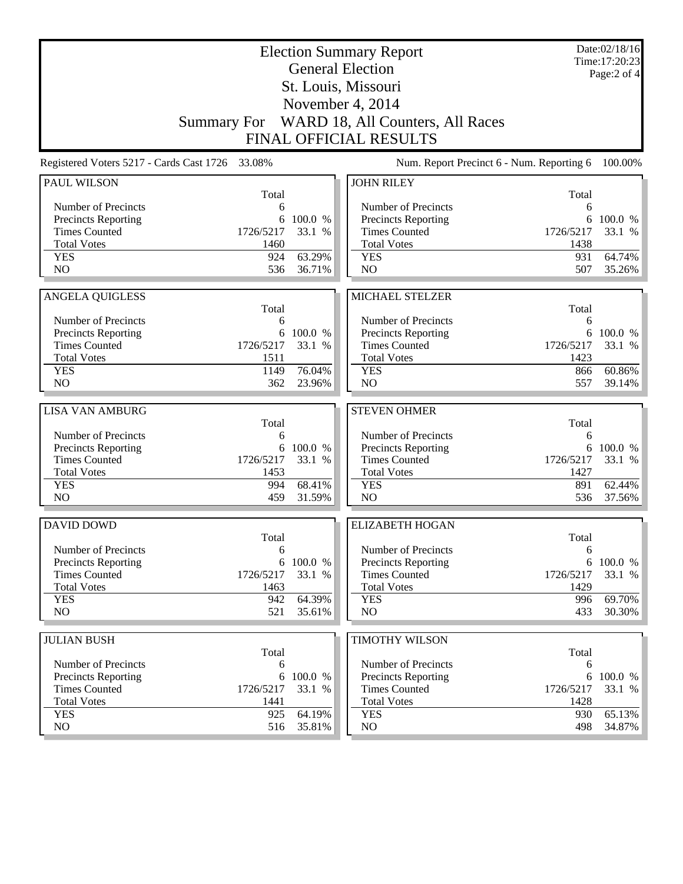# Election Summary Report

## General Election

## St. Louis, Missouri

## November 4, 2014

## Summary For WARD 18, All Counters, All Races

## FINAL OFFICIAL RESULTS

Date:02/18/16
Time:17:20:23

Registered Voters 5217 - Cards Cast 1726 33.08%

Num. Report Precinct 6 - Num. Reporting 6 100.00%

### PAUL WILSON

| | Total | |
|---|---|---|
| Number of Precincts | 6 | |
| Precincts Reporting | 6 | 100.0 % |
| Times Counted | 1726/5217 | 33.1 % |
| Total Votes | 1460 | |
| YES | 924 | 63.29% |
| NO | 536 | 36.71% |

### JOHN RILEY

| | Total | |
|---|---|---|
| Number of Precincts | 6 | |
| Precincts Reporting | 6 | 100.0 % |
| Times Counted | 1726/5217 | 33.1 % |
| Total Votes | 1438 | |
| YES | 931 | 64.74% |
| NO | 507 | 35.26% |

### ANGELA QUIGLESS

| | Total | |
|---|---|---|
| Number of Precincts | 6 | |
| Precincts Reporting | 6 | 100.0 % |
| Times Counted | 1726/5217 | 33.1 % |
| Total Votes | 1511 | |
| YES | 1149 | 76.04% |
| NO | 362 | 23.96% |

### MICHAEL STELZER

| | Total | |
|---|---|---|
| Number of Precincts | 6 | |
| Precincts Reporting | 6 | 100.0 % |
| Times Counted | 1726/5217 | 33.1 % |
| Total Votes | 1423 | |
| YES | 866 | 60.86% |
| NO | 557 | 39.14% |

### LISA VAN AMBURG

| | Total | |
|---|---|---|
| Number of Precincts | 6 | |
| Precincts Reporting | 6 | 100.0 % |
| Times Counted | 1726/5217 | 33.1 % |
| Total Votes | 1453 | |
| YES | 994 | 68.41% |
| NO | 459 | 31.59% |

### STEVEN OHMER

| | Total | |
|---|---|---|
| Number of Precincts | 6 | |
| Precincts Reporting | 6 | 100.0 % |
| Times Counted | 1726/5217 | 33.1 % |
| Total Votes | 1427 | |
| YES | 891 | 62.44% |
| NO | 536 | 37.56% |

### DAVID DOWD

| | Total | |
|---|---|---|
| Number of Precincts | 6 | |
| Precincts Reporting | 6 | 100.0 % |
| Times Counted | 1726/5217 | 33.1 % |
| Total Votes | 1463 | |
| YES | 942 | 64.39% |
| NO | 521 | 35.61% |

### ELIZABETH HOGAN

| | Total | |
|---|---|---|
| Number of Precincts | 6 | |
| Precincts Reporting | 6 | 100.0 % |
| Times Counted | 1726/5217 | 33.1 % |
| Total Votes | 1429 | |
| YES | 996 | 69.70% |
| NO | 433 | 30.30% |

### JULIAN BUSH

| | Total | |
|---|---|---|
| Number of Precincts | 6 | |
| Precincts Reporting | 6 | 100.0 % |
| Times Counted | 1726/5217 | 33.1 % |
| Total Votes | 1441 | |
| YES | 925 | 64.19% |
| NO | 516 | 35.81% |

### TIMOTHY WILSON

| | Total | |
|---|---|---|
| Number of Precincts | 6 | |
| Precincts Reporting | 6 | 100.0 % |
| Times Counted | 1726/5217 | 33.1 % |
| Total Votes | 1428 | |
| YES | 930 | 65.13% |
| NO | 498 | 34.87% |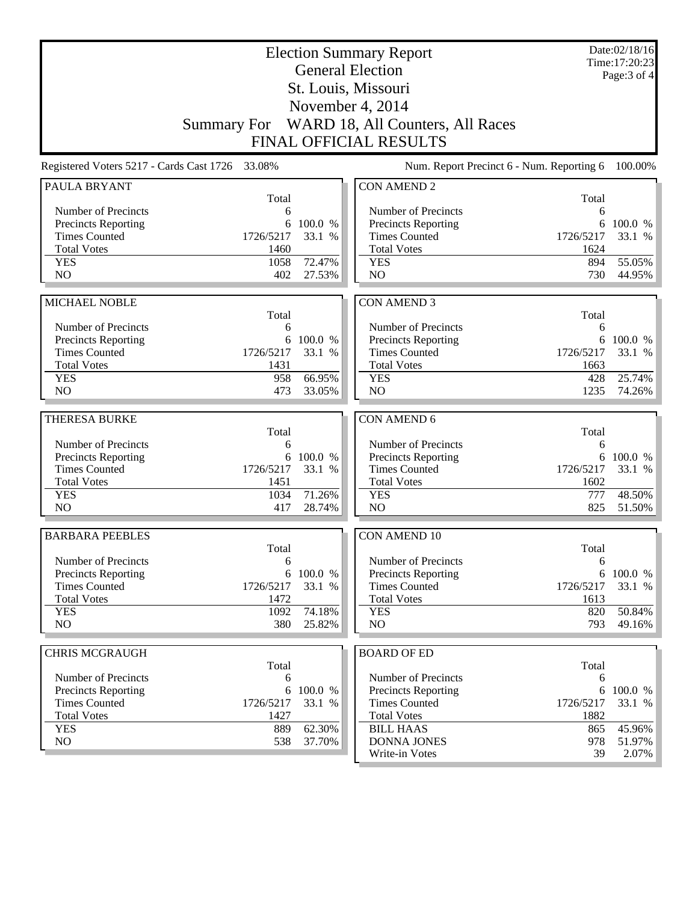# Election Summary Report

## General Election

## St. Louis, Missouri

## November 4, 2014

## Summary For WARD 18, All Counters, All Races

## FINAL OFFICIAL RESULTS

Date:02/18/16
Time:17:20:23

Registered Voters 5217 - Cards Cast 1726 33.08%

Num. Report Precinct 6 - Num. Reporting 6 100.00%

### PAULA BRYANT

| | Total | |
|---|---|---|
| Number of Precincts | 6 | |
| Precincts Reporting | 6 | 100.0 % |
| Times Counted | 1726/5217 | 33.1 % |
| Total Votes | 1460 | |
| YES | 1058 | 72.47% |
| NO | 402 | 27.53% |

### MICHAEL NOBLE

| | Total | |
|---|---|---|
| Number of Precincts | 6 | |
| Precincts Reporting | 6 | 100.0 % |
| Times Counted | 1726/5217 | 33.1 % |
| Total Votes | 1431 | |
| YES | 958 | 66.95% |
| NO | 473 | 33.05% |

### THERESA BURKE

| | Total | |
|---|---|---|
| Number of Precincts | 6 | |
| Precincts Reporting | 6 | 100.0 % |
| Times Counted | 1726/5217 | 33.1 % |
| Total Votes | 1451 | |
| YES | 1034 | 71.26% |
| NO | 417 | 28.74% |

### BARBARA PEEBLES

| | Total | |
|---|---|---|
| Number of Precincts | 6 | |
| Precincts Reporting | 6 | 100.0 % |
| Times Counted | 1726/5217 | 33.1 % |
| Total Votes | 1472 | |
| YES | 1092 | 74.18% |
| NO | 380 | 25.82% |

### CHRIS MCGRAUGH

| | Total | |
|---|---|---|
| Number of Precincts | 6 | |
| Precincts Reporting | 6 | 100.0 % |
| Times Counted | 1726/5217 | 33.1 % |
| Total Votes | 1427 | |
| YES | 889 | 62.30% |
| NO | 538 | 37.70% |

### CON AMEND 2

| | Total | |
|---|---|---|
| Number of Precincts | 6 | |
| Precincts Reporting | 6 | 100.0 % |
| Times Counted | 1726/5217 | 33.1 % |
| Total Votes | 1624 | |
| YES | 894 | 55.05% |
| NO | 730 | 44.95% |

### CON AMEND 3

| | Total | |
|---|---|---|
| Number of Precincts | 6 | |
| Precincts Reporting | 6 | 100.0 % |
| Times Counted | 1726/5217 | 33.1 % |
| Total Votes | 1663 | |
| YES | 428 | 25.74% |
| NO | 1235 | 74.26% |

### CON AMEND 6

| | Total | |
|---|---|---|
| Number of Precincts | 6 | |
| Precincts Reporting | 6 | 100.0 % |
| Times Counted | 1726/5217 | 33.1 % |
| Total Votes | 1602 | |
| YES | 777 | 48.50% |
| NO | 825 | 51.50% |

### CON AMEND 10

| | Total | |
|---|---|---|
| Number of Precincts | 6 | |
| Precincts Reporting | 6 | 100.0 % |
| Times Counted | 1726/5217 | 33.1 % |
| Total Votes | 1613 | |
| YES | 820 | 50.84% |
| NO | 793 | 49.16% |

### BOARD OF ED

| | Total | |
|---|---|---|
| Number of Precincts | 6 | |
| Precincts Reporting | 6 | 100.0 % |
| Times Counted | 1726/5217 | 33.1 % |
| Total Votes | 1882 | |
| BILL HAAS | 865 | 45.96% |
| DONNA JONES | 978 | 51.97% |
| Write-in Votes | 39 | 2.07% |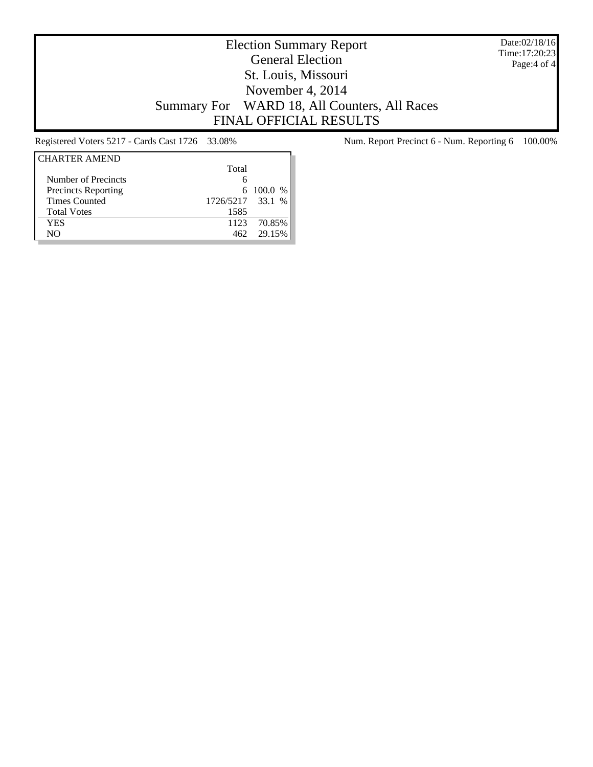# Election Summary Report
## General Election
## St. Louis, Missouri
## November 4, 2014
## Summary For WARD 18, All Counters, All Races
## FINAL OFFICIAL RESULTS

Date:02/18/16
Time:17:20:23

Registered Voters 5217 - Cards Cast 1726 33.08%

Num. Report Precinct 6 - Num. Reporting 6 100.00%

| CHARTER AMEND | Total | |
|---|---|---|
| Number of Precincts | 6 | |
| Precincts Reporting | 6 | 100.0 % |
| Times Counted | 1726/5217 | 33.1 % |
| Total Votes | 1585 | |
| YES | 1123 | 70.85% |
| NO | 462 | 29.15% |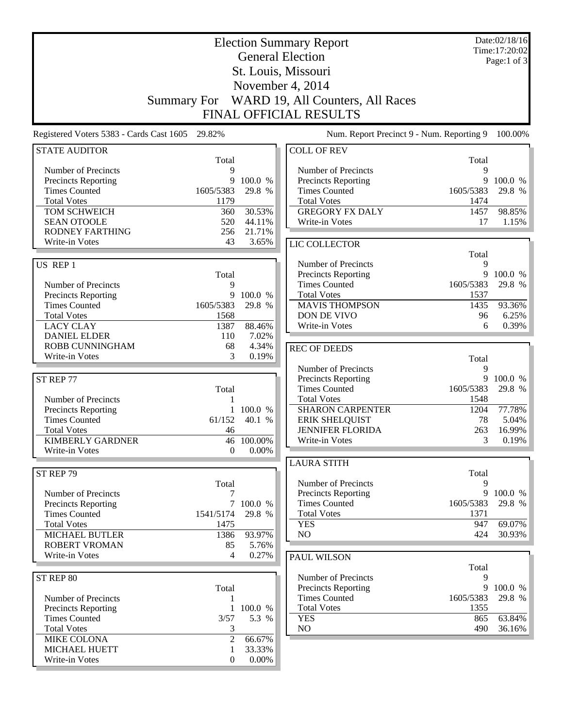# Election Summary Report

## General Election

## St. Louis, Missouri

## November 4, 2014

## Summary For WARD 19, All Counters, All Races

## FINAL OFFICIAL RESULTS

Date:02/18/16
Time:17:20:02

Registered Voters 5383 - Cards Cast 1605 29.82%

Num. Report Precinct 9 - Num. Reporting 9 100.00%

### STATE AUDITOR

| | Total | |
|---|---|---|
| Number of Precincts | 9 | |
| Precincts Reporting | 9 | 100.0 % |
| Times Counted | 1605/5383 | 29.8 % |
| Total Votes | 1179 | |
| TOM SCHWEICH | 360 | 30.53% |
| SEAN OTOOLE | 520 | 44.11% |
| RODNEY FARTHING | 256 | 21.71% |
| Write-in Votes | 43 | 3.65% |

### US REP 1

| | Total | |
|---|---|---|
| Number of Precincts | 9 | |
| Precincts Reporting | 9 | 100.0 % |
| Times Counted | 1605/5383 | 29.8 % |
| Total Votes | 1568 | |
| LACY CLAY | 1387 | 88.46% |
| DANIEL ELDER | 110 | 7.02% |
| ROBB CUNNINGHAM | 68 | 4.34% |
| Write-in Votes | 3 | 0.19% |

### ST REP 77

| | Total | |
|---|---|---|
| Number of Precincts | 1 | |
| Precincts Reporting | 1 | 100.0 % |
| Times Counted | 61/152 | 40.1 % |
| Total Votes | 46 | |
| KIMBERLY GARDNER | 46 | 100.00% |
| Write-in Votes | 0 | 0.00% |

### ST REP 79

| | Total | |
|---|---|---|
| Number of Precincts | 7 | |
| Precincts Reporting | 7 | 100.0 % |
| Times Counted | 1541/5174 | 29.8 % |
| Total Votes | 1475 | |
| MICHAEL BUTLER | 1386 | 93.97% |
| ROBERT VROMAN | 85 | 5.76% |
| Write-in Votes | 4 | 0.27% |

### ST REP 80

| | Total | |
|---|---|---|
| Number of Precincts | 1 | |
| Precincts Reporting | 1 | 100.0 % |
| Times Counted | 3/57 | 5.3 % |
| Total Votes | 3 | |
| MIKE COLONA | 2 | 66.67% |
| MICHAEL HUETT | 1 | 33.33% |
| Write-in Votes | 0 | 0.00% |

### COLL OF REV

| | Total | |
|---|---|---|
| Number of Precincts | 9 | |
| Precincts Reporting | 9 | 100.0 % |
| Times Counted | 1605/5383 | 29.8 % |
| Total Votes | 1474 | |
| GREGORY FX DALY | 1457 | 98.85% |
| Write-in Votes | 17 | 1.15% |

### LIC COLLECTOR

| | Total | |
|---|---|---|
| Number of Precincts | 9 | |
| Precincts Reporting | 9 | 100.0 % |
| Times Counted | 1605/5383 | 29.8 % |
| Total Votes | 1537 | |
| MAVIS THOMPSON | 1435 | 93.36% |
| DON DE VIVO | 96 | 6.25% |
| Write-in Votes | 6 | 0.39% |

### REC OF DEEDS

| | Total | |
|---|---|---|
| Number of Precincts | 9 | |
| Precincts Reporting | 9 | 100.0 % |
| Times Counted | 1605/5383 | 29.8 % |
| Total Votes | 1548 | |
| SHARON CARPENTER | 1204 | 77.78% |
| ERIK SHELQUIST | 78 | 5.04% |
| JENNIFER FLORIDA | 263 | 16.99% |
| Write-in Votes | 3 | 0.19% |

### LAURA STITH

| | Total | |
|---|---|---|
| Number of Precincts | 9 | |
| Precincts Reporting | 9 | 100.0 % |
| Times Counted | 1605/5383 | 29.8 % |
| Total Votes | 1371 | |
| YES | 947 | 69.07% |
| NO | 424 | 30.93% |

### PAUL WILSON

| | Total | |
|---|---|---|
| Number of Precincts | 9 | |
| Precincts Reporting | 9 | 100.0 % |
| Times Counted | 1605/5383 | 29.8 % |
| Total Votes | 1355 | |
| YES | 865 | 63.84% |
| NO | 490 | 36.16% |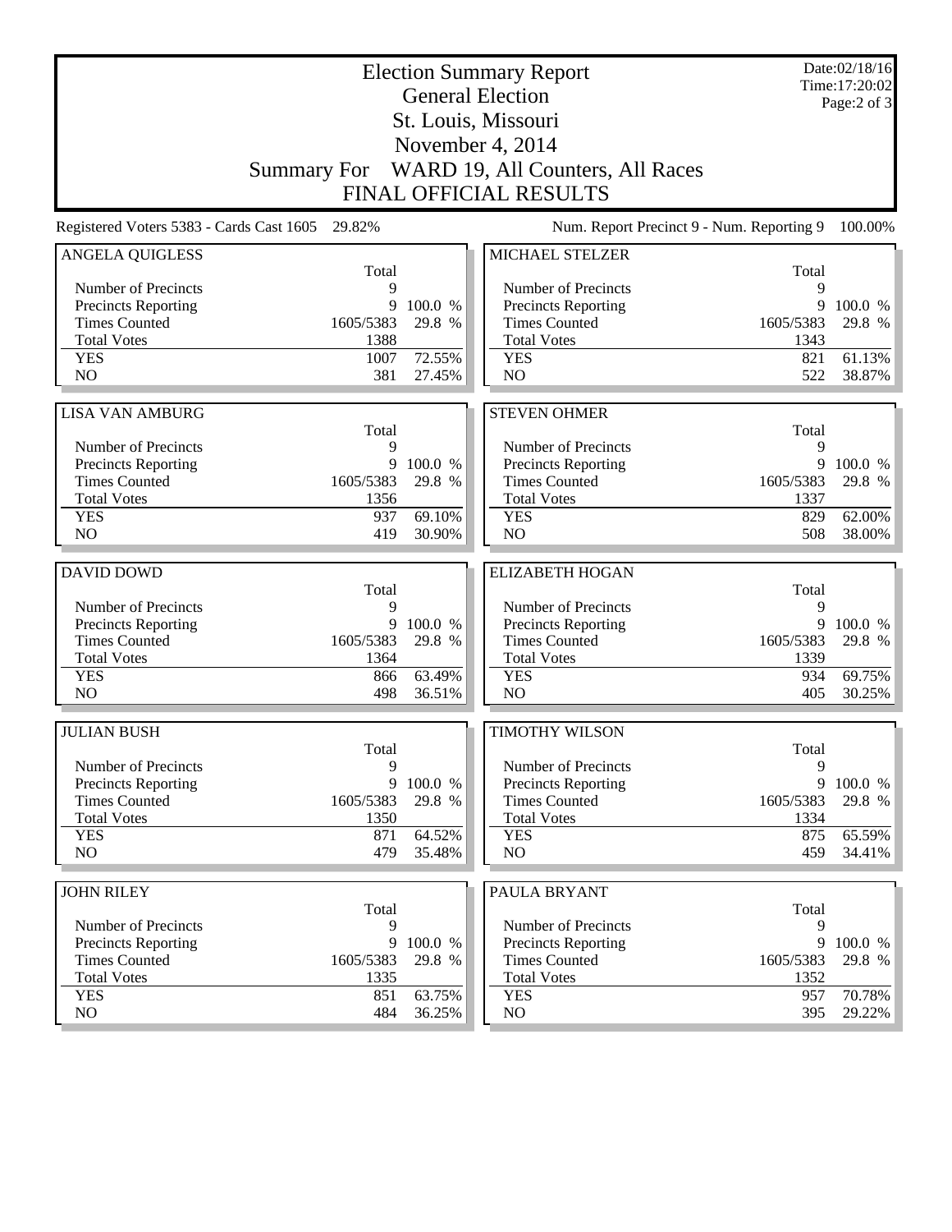# Election Summary Report

## General Election

## St. Louis, Missouri

## November 4, 2014

## Summary For WARD 19, All Counters, All Races

## FINAL OFFICIAL RESULTS

Date:02/18/16
Time:17:20:02
Page:2 of 3

Registered Voters 5383 - Cards Cast 1605 29.82%

Num. Report Precinct 9 - Num. Reporting 9 100.00%

### ANGELA QUIGLESS

| | Total | |
|---|---|---|
| Number of Precincts | 9 | |
| Precincts Reporting | 9 | 100.0 % |
| Times Counted | 1605/5383 | 29.8 % |
| Total Votes | 1388 | |
| YES | 1007 | 72.55% |
| NO | 381 | 27.45% |

### LISA VAN AMBURG

| | Total | |
|---|---|---|
| Number of Precincts | 9 | |
| Precincts Reporting | 9 | 100.0 % |
| Times Counted | 1605/5383 | 29.8 % |
| Total Votes | 1356 | |
| YES | 937 | 69.10% |
| NO | 419 | 30.90% |

### DAVID DOWD

| | Total | |
|---|---|---|
| Number of Precincts | 9 | |
| Precincts Reporting | 9 | 100.0 % |
| Times Counted | 1605/5383 | 29.8 % |
| Total Votes | 1364 | |
| YES | 866 | 63.49% |
| NO | 498 | 36.51% |

### JULIAN BUSH

| | Total | |
|---|---|---|
| Number of Precincts | 9 | |
| Precincts Reporting | 9 | 100.0 % |
| Times Counted | 1605/5383 | 29.8 % |
| Total Votes | 1350 | |
| YES | 871 | 64.52% |
| NO | 479 | 35.48% |

### JOHN RILEY

| | Total | |
|---|---|---|
| Number of Precincts | 9 | |
| Precincts Reporting | 9 | 100.0 % |
| Times Counted | 1605/5383 | 29.8 % |
| Total Votes | 1335 | |
| YES | 851 | 63.75% |
| NO | 484 | 36.25% |

### MICHAEL STELZER

| | Total | |
|---|---|---|
| Number of Precincts | 9 | |
| Precincts Reporting | 9 | 100.0 % |
| Times Counted | 1605/5383 | 29.8 % |
| Total Votes | 1343 | |
| YES | 821 | 61.13% |
| NO | 522 | 38.87% |

### STEVEN OHMER

| | Total | |
|---|---|---|
| Number of Precincts | 9 | |
| Precincts Reporting | 9 | 100.0 % |
| Times Counted | 1605/5383 | 29.8 % |
| Total Votes | 1337 | |
| YES | 829 | 62.00% |
| NO | 508 | 38.00% |

### ELIZABETH HOGAN

| | Total | |
|---|---|---|
| Number of Precincts | 9 | |
| Precincts Reporting | 9 | 100.0 % |
| Times Counted | 1605/5383 | 29.8 % |
| Total Votes | 1339 | |
| YES | 934 | 69.75% |
| NO | 405 | 30.25% |

### TIMOTHY WILSON

| | Total | |
|---|---|---|
| Number of Precincts | 9 | |
| Precincts Reporting | 9 | 100.0 % |
| Times Counted | 1605/5383 | 29.8 % |
| Total Votes | 1334 | |
| YES | 875 | 65.59% |
| NO | 459 | 34.41% |

### PAULA BRYANT

| | Total | |
|---|---|---|
| Number of Precincts | 9 | |
| Precincts Reporting | 9 | 100.0 % |
| Times Counted | 1605/5383 | 29.8 % |
| Total Votes | 1352 | |
| YES | 957 | 70.78% |
| NO | 395 | 29.22% |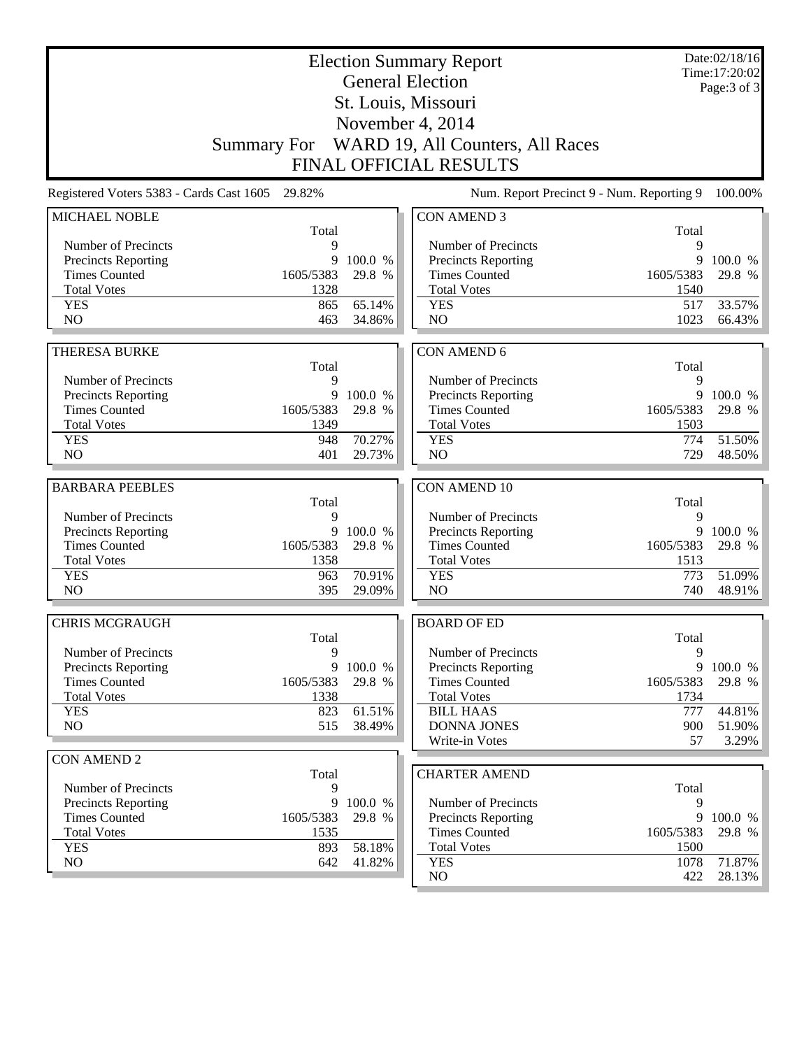# Election Summary Report

## General Election

## St. Louis, Missouri

## November 4, 2014

## Summary For WARD 19, All Counters, All Races

## FINAL OFFICIAL RESULTS

Date:02/18/16
Time:17:20:02

Registered Voters 5383 - Cards Cast 1605 29.82%

Num. Report Precinct 9 - Num. Reporting 9 100.00%

### MICHAEL NOBLE

| | Total | |
|---|---|---|
| Number of Precincts | 9 | |
| Precincts Reporting | 9 | 100.0 % |
| Times Counted | 1605/5383 | 29.8 % |
| Total Votes | 1328 | |
| YES | 865 | 65.14% |
| NO | 463 | 34.86% |

### THERESA BURKE

| | Total | |
|---|---|---|
| Number of Precincts | 9 | |
| Precincts Reporting | 9 | 100.0 % |
| Times Counted | 1605/5383 | 29.8 % |
| Total Votes | 1349 | |
| YES | 948 | 70.27% |
| NO | 401 | 29.73% |

### BARBARA PEEBLES

| | Total | |
|---|---|---|
| Number of Precincts | 9 | |
| Precincts Reporting | 9 | 100.0 % |
| Times Counted | 1605/5383 | 29.8 % |
| Total Votes | 1358 | |
| YES | 963 | 70.91% |
| NO | 395 | 29.09% |

### CHRIS MCGRAUGH

| | Total | |
|---|---|---|
| Number of Precincts | 9 | |
| Precincts Reporting | 9 | 100.0 % |
| Times Counted | 1605/5383 | 29.8 % |
| Total Votes | 1338 | |
| YES | 823 | 61.51% |
| NO | 515 | 38.49% |

### CON AMEND 2

| | Total | |
|---|---|---|
| Number of Precincts | 9 | |
| Precincts Reporting | 9 | 100.0 % |
| Times Counted | 1605/5383 | 29.8 % |
| Total Votes | 1535 | |
| YES | 893 | 58.18% |
| NO | 642 | 41.82% |

### CON AMEND 3

| | Total | |
|---|---|---|
| Number of Precincts | 9 | |
| Precincts Reporting | 9 | 100.0 % |
| Times Counted | 1605/5383 | 29.8 % |
| Total Votes | 1540 | |
| YES | 517 | 33.57% |
| NO | 1023 | 66.43% |

### CON AMEND 6

| | Total | |
|---|---|---|
| Number of Precincts | 9 | |
| Precincts Reporting | 9 | 100.0 % |
| Times Counted | 1605/5383 | 29.8 % |
| Total Votes | 1503 | |
| YES | 774 | 51.50% |
| NO | 729 | 48.50% |

### CON AMEND 10

| | Total | |
|---|---|---|
| Number of Precincts | 9 | |
| Precincts Reporting | 9 | 100.0 % |
| Times Counted | 1605/5383 | 29.8 % |
| Total Votes | 1513 | |
| YES | 773 | 51.09% |
| NO | 740 | 48.91% |

### BOARD OF ED

| | Total | |
|---|---|---|
| Number of Precincts | 9 | |
| Precincts Reporting | 9 | 100.0 % |
| Times Counted | 1605/5383 | 29.8 % |
| Total Votes | 1734 | |
| BILL HAAS | 777 | 44.81% |
| DONNA JONES | 900 | 51.90% |
| Write-in Votes | 57 | 3.29% |

### CHARTER AMEND

| | Total | |
|---|---|---|
| Number of Precincts | 9 | |
| Precincts Reporting | 9 | 100.0 % |
| Times Counted | 1605/5383 | 29.8 % |
| Total Votes | 1500 | |
| YES | 1078 | 71.87% |
| NO | 422 | 28.13% |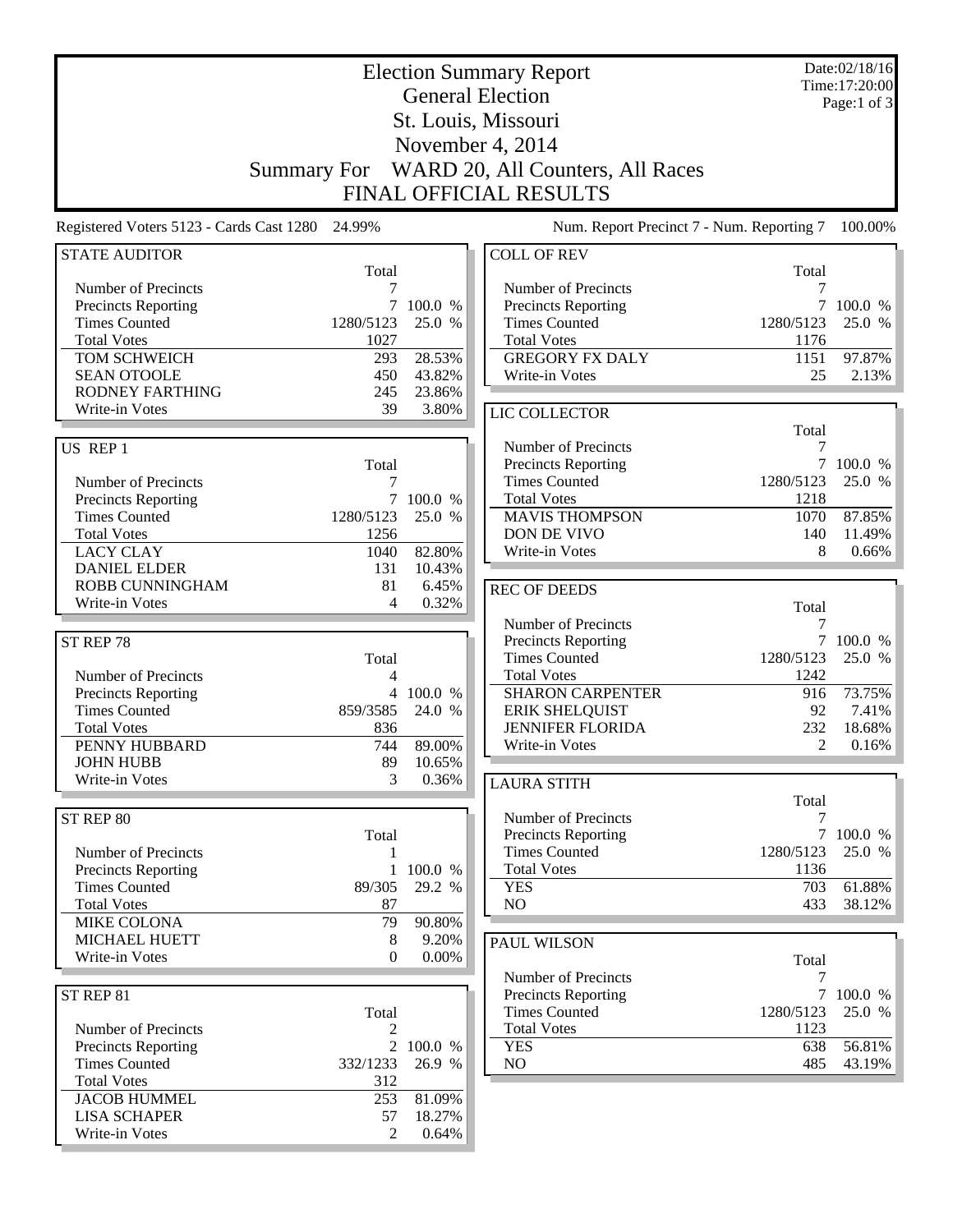# Election Summary Report

## General Election

## St. Louis, Missouri

## November 4, 2014

## Summary For WARD 20, All Counters, All Races

## FINAL OFFICIAL RESULTS

Date:02/18/16
Time:17:20:00

Registered Voters 5123 - Cards Cast 1280 24.99%

Num. Report Precinct 7 - Num. Reporting 7 100.00%

### STATE AUDITOR

| | Total | |
|---|---|---|
| Number of Precincts | 7 | |
| Precincts Reporting | 7 | 100.0 % |
| Times Counted | 1280/5123 | 25.0 % |
| Total Votes | 1027 | |
| TOM SCHWEICH | 293 | 28.53% |
| SEAN OTOOLE | 450 | 43.82% |
| RODNEY FARTHING | 245 | 23.86% |
| Write-in Votes | 39 | 3.80% |

### US REP 1

| | Total | |
|---|---|---|
| Number of Precincts | 7 | |
| Precincts Reporting | 7 | 100.0 % |
| Times Counted | 1280/5123 | 25.0 % |
| Total Votes | 1256 | |
| LACY CLAY | 1040 | 82.80% |
| DANIEL ELDER | 131 | 10.43% |
| ROBB CUNNINGHAM | 81 | 6.45% |
| Write-in Votes | 4 | 0.32% |

### ST REP 78

| | Total | |
|---|---|---|
| Number of Precincts | 4 | |
| Precincts Reporting | 4 | 100.0 % |
| Times Counted | 859/3585 | 24.0 % |
| Total Votes | 836 | |
| PENNY HUBBARD | 744 | 89.00% |
| JOHN HUBB | 89 | 10.65% |
| Write-in Votes | 3 | 0.36% |

### ST REP 80

| | Total | |
|---|---|---|
| Number of Precincts | 1 | |
| Precincts Reporting | 1 | 100.0 % |
| Times Counted | 89/305 | 29.2 % |
| Total Votes | 87 | |
| MIKE COLONA | 79 | 90.80% |
| MICHAEL HUETT | 8 | 9.20% |
| Write-in Votes | 0 | 0.00% |

### ST REP 81

| | Total | |
|---|---|---|
| Number of Precincts | 2 | |
| Precincts Reporting | 2 | 100.0 % |
| Times Counted | 332/1233 | 26.9 % |
| Total Votes | 312 | |
| JACOB HUMMEL | 253 | 81.09% |
| LISA SCHAPER | 57 | 18.27% |
| Write-in Votes | 2 | 0.64% |

### COLL OF REV

| | Total | |
|---|---|---|
| Number of Precincts | 7 | |
| Precincts Reporting | 7 | 100.0 % |
| Times Counted | 1280/5123 | 25.0 % |
| Total Votes | 1176 | |
| GREGORY FX DALY | 1151 | 97.87% |
| Write-in Votes | 25 | 2.13% |

### LIC COLLECTOR

| | Total | |
|---|---|---|
| Number of Precincts | 7 | |
| Precincts Reporting | 7 | 100.0 % |
| Times Counted | 1280/5123 | 25.0 % |
| Total Votes | 1218 | |
| MAVIS THOMPSON | 1070 | 87.85% |
| DON DE VIVO | 140 | 11.49% |
| Write-in Votes | 8 | 0.66% |

### REC OF DEEDS

| | Total | |
|---|---|---|
| Number of Precincts | 7 | |
| Precincts Reporting | 7 | 100.0 % |
| Times Counted | 1280/5123 | 25.0 % |
| Total Votes | 1242 | |
| SHARON CARPENTER | 916 | 73.75% |
| ERIK SHELQUIST | 92 | 7.41% |
| JENNIFER FLORIDA | 232 | 18.68% |
| Write-in Votes | 2 | 0.16% |

### LAURA STITH

| | Total | |
|---|---|---|
| Number of Precincts | 7 | |
| Precincts Reporting | 7 | 100.0 % |
| Times Counted | 1280/5123 | 25.0 % |
| Total Votes | 1136 | |
| YES | 703 | 61.88% |
| NO | 433 | 38.12% |

### PAUL WILSON

| | Total | |
|---|---|---|
| Number of Precincts | 7 | |
| Precincts Reporting | 7 | 100.0 % |
| Times Counted | 1280/5123 | 25.0 % |
| Total Votes | 1123 | |
| YES | 638 | 56.81% |
| NO | 485 | 43.19% |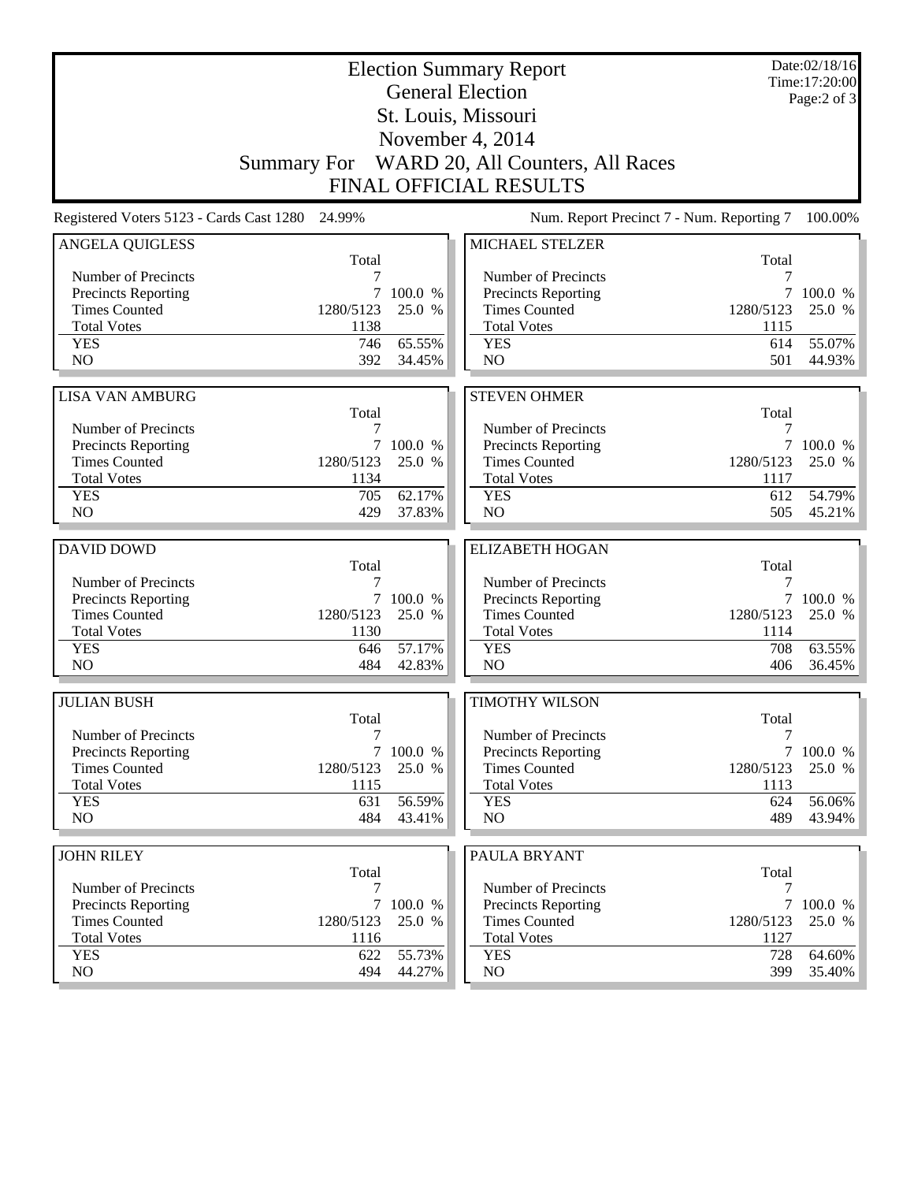# Election Summary Report

## General Election

## St. Louis, Missouri

## November 4, 2014

## Summary For WARD 20, All Counters, All Races

## FINAL OFFICIAL RESULTS

Date:02/18/16
Time:17:20:00
Page:2 of 3

Registered Voters 5123 - Cards Cast 1280 24.99%

Num. Report Precinct 7 - Num. Reporting 7 100.00%

### ANGELA QUIGLESS

| | Total | |
|---|---|---|
| Number of Precincts | 7 | |
| Precincts Reporting | 7 | 100.0 % |
| Times Counted | 1280/5123 | 25.0 % |
| Total Votes | 1138 | |
| YES | 746 | 65.55% |
| NO | 392 | 34.45% |

### LISA VAN AMBURG

| | Total | |
|---|---|---|
| Number of Precincts | 7 | |
| Precincts Reporting | 7 | 100.0 % |
| Times Counted | 1280/5123 | 25.0 % |
| Total Votes | 1134 | |
| YES | 705 | 62.17% |
| NO | 429 | 37.83% |

### DAVID DOWD

| | Total | |
|---|---|---|
| Number of Precincts | 7 | |
| Precincts Reporting | 7 | 100.0 % |
| Times Counted | 1280/5123 | 25.0 % |
| Total Votes | 1130 | |
| YES | 646 | 57.17% |
| NO | 484 | 42.83% |

### JULIAN BUSH

| | Total | |
|---|---|---|
| Number of Precincts | 7 | |
| Precincts Reporting | 7 | 100.0 % |
| Times Counted | 1280/5123 | 25.0 % |
| Total Votes | 1115 | |
| YES | 631 | 56.59% |
| NO | 484 | 43.41% |

### JOHN RILEY

| | Total | |
|---|---|---|
| Number of Precincts | 7 | |
| Precincts Reporting | 7 | 100.0 % |
| Times Counted | 1280/5123 | 25.0 % |
| Total Votes | 1116 | |
| YES | 622 | 55.73% |
| NO | 494 | 44.27% |

### MICHAEL STELZER

| | Total | |
|---|---|---|
| Number of Precincts | 7 | |
| Precincts Reporting | 7 | 100.0 % |
| Times Counted | 1280/5123 | 25.0 % |
| Total Votes | 1115 | |
| YES | 614 | 55.07% |
| NO | 501 | 44.93% |

### STEVEN OHMER

| | Total | |
|---|---|---|
| Number of Precincts | 7 | |
| Precincts Reporting | 7 | 100.0 % |
| Times Counted | 1280/5123 | 25.0 % |
| Total Votes | 1117 | |
| YES | 612 | 54.79% |
| NO | 505 | 45.21% |

### ELIZABETH HOGAN

| | Total | |
|---|---|---|
| Number of Precincts | 7 | |
| Precincts Reporting | 7 | 100.0 % |
| Times Counted | 1280/5123 | 25.0 % |
| Total Votes | 1114 | |
| YES | 708 | 63.55% |
| NO | 406 | 36.45% |

### TIMOTHY WILSON

| | Total | |
|---|---|---|
| Number of Precincts | 7 | |
| Precincts Reporting | 7 | 100.0 % |
| Times Counted | 1280/5123 | 25.0 % |
| Total Votes | 1113 | |
| YES | 624 | 56.06% |
| NO | 489 | 43.94% |

### PAULA BRYANT

| | Total | |
|---|---|---|
| Number of Precincts | 7 | |
| Precincts Reporting | 7 | 100.0 % |
| Times Counted | 1280/5123 | 25.0 % |
| Total Votes | 1127 | |
| YES | 728 | 64.60% |
| NO | 399 | 35.40% |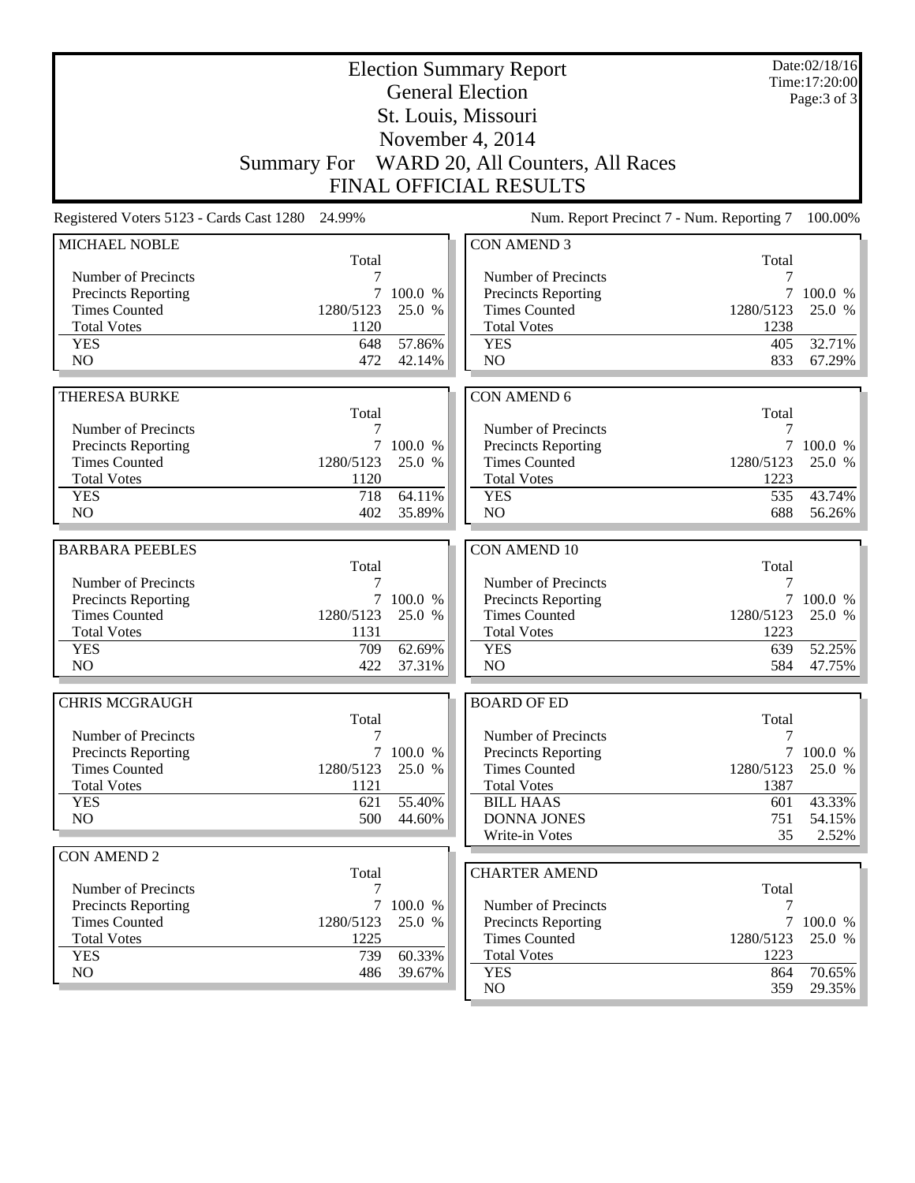# Election Summary Report

## General Election

## St. Louis, Missouri

## November 4, 2014

## Summary For WARD 20, All Counters, All Races

## FINAL OFFICIAL RESULTS

Date:02/18/16
Time:17:20:00

Registered Voters 5123 - Cards Cast 1280 24.99%

Num. Report Precinct 7 - Num. Reporting 7 100.00%

### MICHAEL NOBLE

| | Total | |
|---|---|---|
| Number of Precincts | 7 | |
| Precincts Reporting | 7 | 100.0 % |
| Times Counted | 1280/5123 | 25.0 % |
| Total Votes | 1120 | |
| YES | 648 | 57.86% |
| NO | 472 | 42.14% |

### THERESA BURKE

| | Total | |
|---|---|---|
| Number of Precincts | 7 | |
| Precincts Reporting | 7 | 100.0 % |
| Times Counted | 1280/5123 | 25.0 % |
| Total Votes | 1120 | |
| YES | 718 | 64.11% |
| NO | 402 | 35.89% |

### BARBARA PEEBLES

| | Total | |
|---|---|---|
| Number of Precincts | 7 | |
| Precincts Reporting | 7 | 100.0 % |
| Times Counted | 1280/5123 | 25.0 % |
| Total Votes | 1131 | |
| YES | 709 | 62.69% |
| NO | 422 | 37.31% |

### CHRIS MCGRAUGH

| | Total | |
|---|---|---|
| Number of Precincts | 7 | |
| Precincts Reporting | 7 | 100.0 % |
| Times Counted | 1280/5123 | 25.0 % |
| Total Votes | 1121 | |
| YES | 621 | 55.40% |
| NO | 500 | 44.60% |

### CON AMEND 2

| | Total | |
|---|---|---|
| Number of Precincts | 7 | |
| Precincts Reporting | 7 | 100.0 % |
| Times Counted | 1280/5123 | 25.0 % |
| Total Votes | 1225 | |
| YES | 739 | 60.33% |
| NO | 486 | 39.67% |

### CON AMEND 3

| | Total | |
|---|---|---|
| Number of Precincts | 7 | |
| Precincts Reporting | 7 | 100.0 % |
| Times Counted | 1280/5123 | 25.0 % |
| Total Votes | 1238 | |
| YES | 405 | 32.71% |
| NO | 833 | 67.29% |

### CON AMEND 6

| | Total | |
|---|---|---|
| Number of Precincts | 7 | |
| Precincts Reporting | 7 | 100.0 % |
| Times Counted | 1280/5123 | 25.0 % |
| Total Votes | 1223 | |
| YES | 535 | 43.74% |
| NO | 688 | 56.26% |

### CON AMEND 10

| | Total | |
|---|---|---|
| Number of Precincts | 7 | |
| Precincts Reporting | 7 | 100.0 % |
| Times Counted | 1280/5123 | 25.0 % |
| Total Votes | 1223 | |
| YES | 639 | 52.25% |
| NO | 584 | 47.75% |

### BOARD OF ED

| | Total | |
|---|---|---|
| Number of Precincts | 7 | |
| Precincts Reporting | 7 | 100.0 % |
| Times Counted | 1280/5123 | 25.0 % |
| Total Votes | 1387 | |
| BILL HAAS | 601 | 43.33% |
| DONNA JONES | 751 | 54.15% |
| Write-in Votes | 35 | 2.52% |

### CHARTER AMEND

| | Total | |
|---|---|---|
| Number of Precincts | 7 | |
| Precincts Reporting | 7 | 100.0 % |
| Times Counted | 1280/5123 | 25.0 % |
| Total Votes | 1223 | |
| YES | 864 | 70.65% |
| NO | 359 | 29.35% |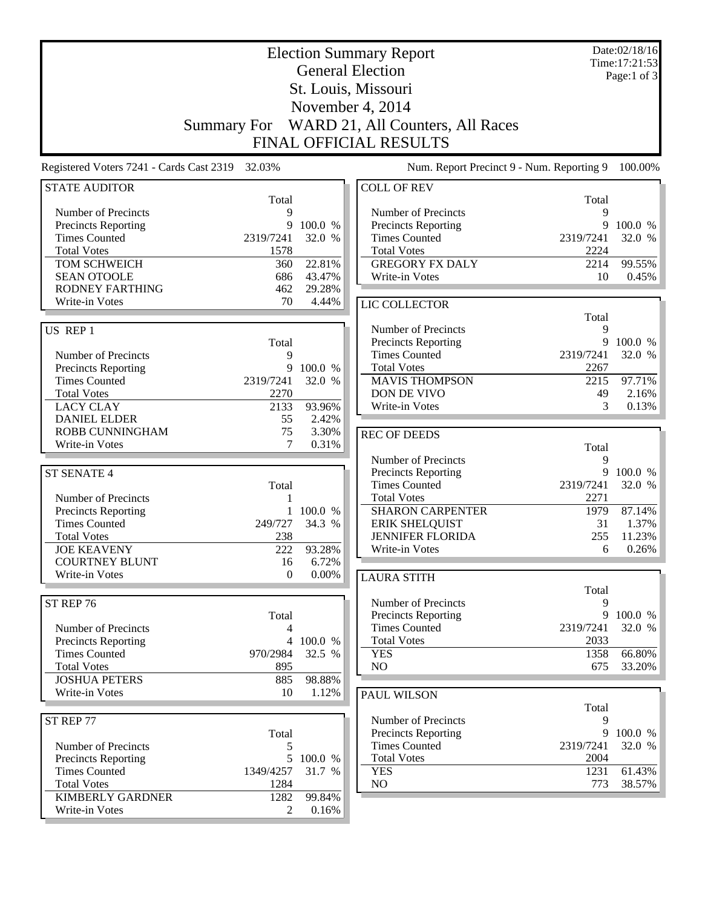# Election Summary Report

## General Election

## St. Louis, Missouri

## November 4, 2014

## Summary For WARD 21, All Counters, All Races

## FINAL OFFICIAL RESULTS

Date:02/18/16
Time:17:21:53

Registered Voters 7241 - Cards Cast 2319 32.03%

Num. Report Precinct 9 - Num. Reporting 9 100.00%

### STATE AUDITOR

| | Total | |
|---|---|---|
| Number of Precincts | 9 | |
| Precincts Reporting | 9 | 100.0 % |
| Times Counted | 2319/7241 | 32.0 % |
| Total Votes | 1578 | |
| TOM SCHWEICH | 360 | 22.81% |
| SEAN OTOOLE | 686 | 43.47% |
| RODNEY FARTHING | 462 | 29.28% |
| Write-in Votes | 70 | 4.44% |

### US REP 1

| | Total | |
|---|---|---|
| Number of Precincts | 9 | |
| Precincts Reporting | 9 | 100.0 % |
| Times Counted | 2319/7241 | 32.0 % |
| Total Votes | 2270 | |
| LACY CLAY | 2133 | 93.96% |
| DANIEL ELDER | 55 | 2.42% |
| ROBB CUNNINGHAM | 75 | 3.30% |
| Write-in Votes | 7 | 0.31% |

### ST SENATE 4

| | Total | |
|---|---|---|
| Number of Precincts | 1 | |
| Precincts Reporting | 1 | 100.0 % |
| Times Counted | 249/727 | 34.3 % |
| Total Votes | 238 | |
| JOE KEAVENY | 222 | 93.28% |
| COURTNEY BLUNT | 16 | 6.72% |
| Write-in Votes | 0 | 0.00% |

### ST REP 76

| | Total | |
|---|---|---|
| Number of Precincts | 4 | |
| Precincts Reporting | 4 | 100.0 % |
| Times Counted | 970/2984 | 32.5 % |
| Total Votes | 895 | |
| JOSHUA PETERS | 885 | 98.88% |
| Write-in Votes | 10 | 1.12% |

### ST REP 77

| | Total | |
|---|---|---|
| Number of Precincts | 5 | |
| Precincts Reporting | 5 | 100.0 % |
| Times Counted | 1349/4257 | 31.7 % |
| Total Votes | 1284 | |
| KIMBERLY GARDNER | 1282 | 99.84% |
| Write-in Votes | 2 | 0.16% |

### COLL OF REV

| | Total | |
|---|---|---|
| Number of Precincts | 9 | |
| Precincts Reporting | 9 | 100.0 % |
| Times Counted | 2319/7241 | 32.0 % |
| Total Votes | 2224 | |
| GREGORY FX DALY | 2214 | 99.55% |
| Write-in Votes | 10 | 0.45% |

### LIC COLLECTOR

| | Total | |
|---|---|---|
| Number of Precincts | 9 | |
| Precincts Reporting | 9 | 100.0 % |
| Times Counted | 2319/7241 | 32.0 % |
| Total Votes | 2267 | |
| MAVIS THOMPSON | 2215 | 97.71% |
| DON DE VIVO | 49 | 2.16% |
| Write-in Votes | 3 | 0.13% |

### REC OF DEEDS

| | Total | |
|---|---|---|
| Number of Precincts | 9 | |
| Precincts Reporting | 9 | 100.0 % |
| Times Counted | 2319/7241 | 32.0 % |
| Total Votes | 2271 | |
| SHARON CARPENTER | 1979 | 87.14% |
| ERIK SHELQUIST | 31 | 1.37% |
| JENNIFER FLORIDA | 255 | 11.23% |
| Write-in Votes | 6 | 0.26% |

### LAURA STITH

| | Total | |
|---|---|---|
| Number of Precincts | 9 | |
| Precincts Reporting | 9 | 100.0 % |
| Times Counted | 2319/7241 | 32.0 % |
| Total Votes | 2033 | |
| YES | 1358 | 66.80% |
| NO | 675 | 33.20% |

### PAUL WILSON

| | Total | |
|---|---|---|
| Number of Precincts | 9 | |
| Precincts Reporting | 9 | 100.0 % |
| Times Counted | 2319/7241 | 32.0 % |
| Total Votes | 2004 | |
| YES | 1231 | 61.43% |
| NO | 773 | 38.57% |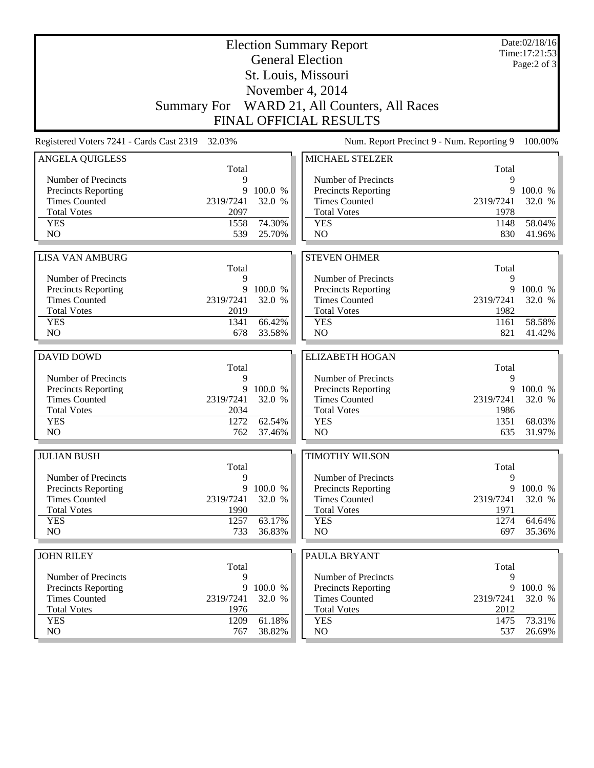# Election Summary Report

## General Election

## St. Louis, Missouri

## November 4, 2014

## Summary For WARD 21, All Counters, All Races

## FINAL OFFICIAL RESULTS

Date:02/18/16
Time:17:21:53

Registered Voters 7241 - Cards Cast 2319 32.03%

Num. Report Precinct 9 - Num. Reporting 9 100.00%

### ANGELA QUIGLESS

| | Total | |
|---|---|---|
| Number of Precincts | 9 | |
| Precincts Reporting | 9 | 100.0 % |
| Times Counted | 2319/7241 | 32.0 % |
| Total Votes | 2097 | |
| YES | 1558 | 74.30% |
| NO | 539 | 25.70% |

### MICHAEL STELZER

| | Total | |
|---|---|---|
| Number of Precincts | 9 | |
| Precincts Reporting | 9 | 100.0 % |
| Times Counted | 2319/7241 | 32.0 % |
| Total Votes | 1978 | |
| YES | 1148 | 58.04% |
| NO | 830 | 41.96% |

### LISA VAN AMBURG

| | Total | |
|---|---|---|
| Number of Precincts | 9 | |
| Precincts Reporting | 9 | 100.0 % |
| Times Counted | 2319/7241 | 32.0 % |
| Total Votes | 2019 | |
| YES | 1341 | 66.42% |
| NO | 678 | 33.58% |

### STEVEN OHMER

| | Total | |
|---|---|---|
| Number of Precincts | 9 | |
| Precincts Reporting | 9 | 100.0 % |
| Times Counted | 2319/7241 | 32.0 % |
| Total Votes | 1982 | |
| YES | 1161 | 58.58% |
| NO | 821 | 41.42% |

### DAVID DOWD

| | Total | |
|---|---|---|
| Number of Precincts | 9 | |
| Precincts Reporting | 9 | 100.0 % |
| Times Counted | 2319/7241 | 32.0 % |
| Total Votes | 2034 | |
| YES | 1272 | 62.54% |
| NO | 762 | 37.46% |

### ELIZABETH HOGAN

| | Total | |
|---|---|---|
| Number of Precincts | 9 | |
| Precincts Reporting | 9 | 100.0 % |
| Times Counted | 2319/7241 | 32.0 % |
| Total Votes | 1986 | |
| YES | 1351 | 68.03% |
| NO | 635 | 31.97% |

### JULIAN BUSH

| | Total | |
|---|---|---|
| Number of Precincts | 9 | |
| Precincts Reporting | 9 | 100.0 % |
| Times Counted | 2319/7241 | 32.0 % |
| Total Votes | 1990 | |
| YES | 1257 | 63.17% |
| NO | 733 | 36.83% |

### TIMOTHY WILSON

| | Total | |
|---|---|---|
| Number of Precincts | 9 | |
| Precincts Reporting | 9 | 100.0 % |
| Times Counted | 2319/7241 | 32.0 % |
| Total Votes | 1971 | |
| YES | 1274 | 64.64% |
| NO | 697 | 35.36% |

### JOHN RILEY

| | Total | |
|---|---|---|
| Number of Precincts | 9 | |
| Precincts Reporting | 9 | 100.0 % |
| Times Counted | 2319/7241 | 32.0 % |
| Total Votes | 1976 | |
| YES | 1209 | 61.18% |
| NO | 767 | 38.82% |

### PAULA BRYANT

| | Total | |
|---|---|---|
| Number of Precincts | 9 | |
| Precincts Reporting | 9 | 100.0 % |
| Times Counted | 2319/7241 | 32.0 % |
| Total Votes | 2012 | |
| YES | 1475 | 73.31% |
| NO | 537 | 26.69% |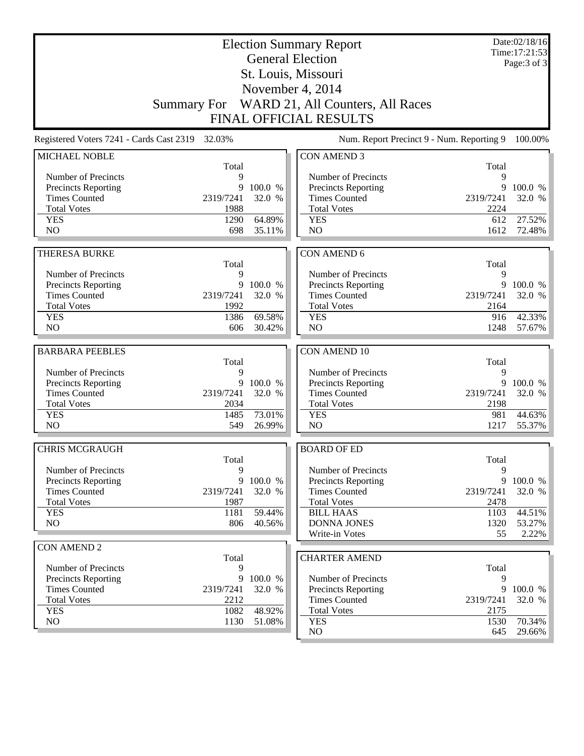# Election Summary Report

## General Election

## St. Louis, Missouri

## November 4, 2014

## Summary For WARD 21, All Counters, All Races

## FINAL OFFICIAL RESULTS

Date:02/18/16
Time:17:21:53

Registered Voters 7241 - Cards Cast 2319 32.03%

Num. Report Precinct 9 - Num. Reporting 9 100.00%

### MICHAEL NOBLE

| | Total | |
|---|---|---|
| Number of Precincts | 9 | |
| Precincts Reporting | 9 | 100.0 % |
| Times Counted | 2319/7241 | 32.0 % |
| Total Votes | 1988 | |
| YES | 1290 | 64.89% |
| NO | 698 | 35.11% |

### THERESA BURKE

| | Total | |
|---|---|---|
| Number of Precincts | 9 | |
| Precincts Reporting | 9 | 100.0 % |
| Times Counted | 2319/7241 | 32.0 % |
| Total Votes | 1992 | |
| YES | 1386 | 69.58% |
| NO | 606 | 30.42% |

### BARBARA PEEBLES

| | Total | |
|---|---|---|
| Number of Precincts | 9 | |
| Precincts Reporting | 9 | 100.0 % |
| Times Counted | 2319/7241 | 32.0 % |
| Total Votes | 2034 | |
| YES | 1485 | 73.01% |
| NO | 549 | 26.99% |

### CHRIS MCGRAUGH

| | Total | |
|---|---|---|
| Number of Precincts | 9 | |
| Precincts Reporting | 9 | 100.0 % |
| Times Counted | 2319/7241 | 32.0 % |
| Total Votes | 1987 | |
| YES | 1181 | 59.44% |
| NO | 806 | 40.56% |

### CON AMEND 2

| | Total | |
|---|---|---|
| Number of Precincts | 9 | |
| Precincts Reporting | 9 | 100.0 % |
| Times Counted | 2319/7241 | 32.0 % |
| Total Votes | 2212 | |
| YES | 1082 | 48.92% |
| NO | 1130 | 51.08% |

### CON AMEND 3

| | Total | |
|---|---|---|
| Number of Precincts | 9 | |
| Precincts Reporting | 9 | 100.0 % |
| Times Counted | 2319/7241 | 32.0 % |
| Total Votes | 2224 | |
| YES | 612 | 27.52% |
| NO | 1612 | 72.48% |

### CON AMEND 6

| | Total | |
|---|---|---|
| Number of Precincts | 9 | |
| Precincts Reporting | 9 | 100.0 % |
| Times Counted | 2319/7241 | 32.0 % |
| Total Votes | 2164 | |
| YES | 916 | 42.33% |
| NO | 1248 | 57.67% |

### CON AMEND 10

| | Total | |
|---|---|---|
| Number of Precincts | 9 | |
| Precincts Reporting | 9 | 100.0 % |
| Times Counted | 2319/7241 | 32.0 % |
| Total Votes | 2198 | |
| YES | 981 | 44.63% |
| NO | 1217 | 55.37% |

### BOARD OF ED

| | Total | |
|---|---|---|
| Number of Precincts | 9 | |
| Precincts Reporting | 9 | 100.0 % |
| Times Counted | 2319/7241 | 32.0 % |
| Total Votes | 2478 | |
| BILL HAAS | 1103 | 44.51% |
| DONNA JONES | 1320 | 53.27% |
| Write-in Votes | 55 | 2.22% |

### CHARTER AMEND

| | Total | |
|---|---|---|
| Number of Precincts | 9 | |
| Precincts Reporting | 9 | 100.0 % |
| Times Counted | 2319/7241 | 32.0 % |
| Total Votes | 2175 | |
| YES | 1530 | 70.34% |
| NO | 645 | 29.66% |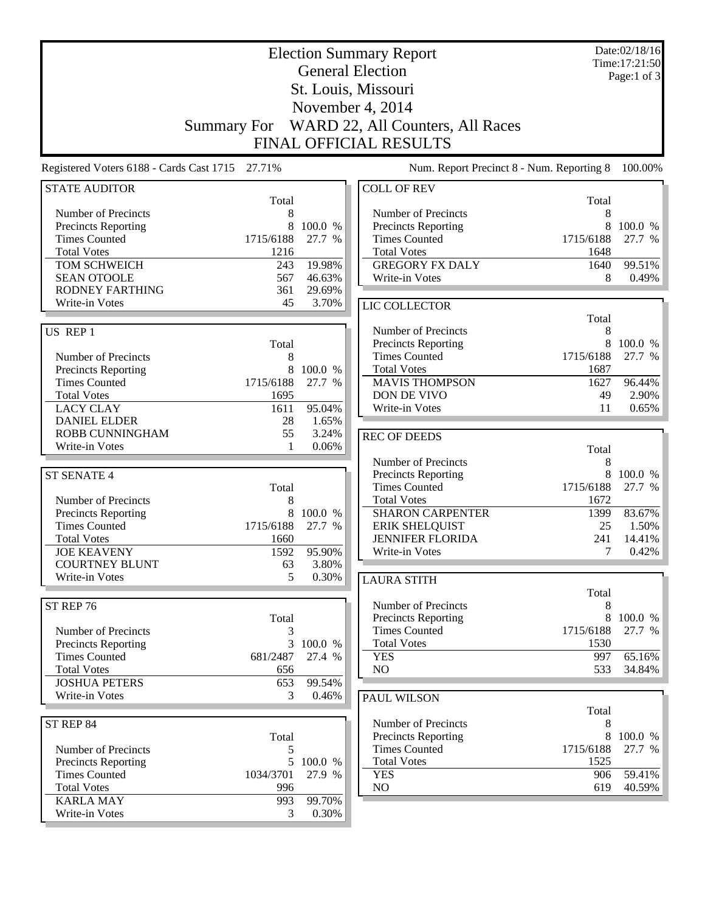# Election Summary Report

## General Election

## St. Louis, Missouri

## November 4, 2014

## Summary For WARD 22, All Counters, All Races

## FINAL OFFICIAL RESULTS

Date:02/18/16
Time:17:21:50

Registered Voters 6188 - Cards Cast 1715 27.71%

Num. Report Precinct 8 - Num. Reporting 8 100.00%

### STATE AUDITOR

| | Total | |
|---|---|---|
| Number of Precincts | 8 | |
| Precincts Reporting | 8 | 100.0 % |
| Times Counted | 1715/6188 | 27.7 % |
| Total Votes | 1216 | |
| TOM SCHWEICH | 243 | 19.98% |
| SEAN OTOOLE | 567 | 46.63% |
| RODNEY FARTHING | 361 | 29.69% |
| Write-in Votes | 45 | 3.70% |

### US REP 1

| | Total | |
|---|---|---|
| Number of Precincts | 8 | |
| Precincts Reporting | 8 | 100.0 % |
| Times Counted | 1715/6188 | 27.7 % |
| Total Votes | 1695 | |
| LACY CLAY | 1611 | 95.04% |
| DANIEL ELDER | 28 | 1.65% |
| ROBB CUNNINGHAM | 55 | 3.24% |
| Write-in Votes | 1 | 0.06% |

### ST SENATE 4

| | Total | |
|---|---|---|
| Number of Precincts | 8 | |
| Precincts Reporting | 8 | 100.0 % |
| Times Counted | 1715/6188 | 27.7 % |
| Total Votes | 1660 | |
| JOE KEAVENY | 1592 | 95.90% |
| COURTNEY BLUNT | 63 | 3.80% |
| Write-in Votes | 5 | 0.30% |

### ST REP 76

| | Total | |
|---|---|---|
| Number of Precincts | 3 | |
| Precincts Reporting | 3 | 100.0 % |
| Times Counted | 681/2487 | 27.4 % |
| Total Votes | 656 | |
| JOSHUA PETERS | 653 | 99.54% |
| Write-in Votes | 3 | 0.46% |

### ST REP 84

| | Total | |
|---|---|---|
| Number of Precincts | 5 | |
| Precincts Reporting | 5 | 100.0 % |
| Times Counted | 1034/3701 | 27.9 % |
| Total Votes | 996 | |
| KARLA MAY | 993 | 99.70% |
| Write-in Votes | 3 | 0.30% |

### COLL OF REV

| | Total | |
|---|---|---|
| Number of Precincts | 8 | |
| Precincts Reporting | 8 | 100.0 % |
| Times Counted | 1715/6188 | 27.7 % |
| Total Votes | 1648 | |
| GREGORY FX DALY | 1640 | 99.51% |
| Write-in Votes | 8 | 0.49% |

### LIC COLLECTOR

| | Total | |
|---|---|---|
| Number of Precincts | 8 | |
| Precincts Reporting | 8 | 100.0 % |
| Times Counted | 1715/6188 | 27.7 % |
| Total Votes | 1687 | |
| MAVIS THOMPSON | 1627 | 96.44% |
| DON DE VIVO | 49 | 2.90% |
| Write-in Votes | 11 | 0.65% |

### REC OF DEEDS

| | Total | |
|---|---|---|
| Number of Precincts | 8 | |
| Precincts Reporting | 8 | 100.0 % |
| Times Counted | 1715/6188 | 27.7 % |
| Total Votes | 1672 | |
| SHARON CARPENTER | 1399 | 83.67% |
| ERIK SHELQUIST | 25 | 1.50% |
| JENNIFER FLORIDA | 241 | 14.41% |
| Write-in Votes | 7 | 0.42% |

### LAURA STITH

| | Total | |
|---|---|---|
| Number of Precincts | 8 | |
| Precincts Reporting | 8 | 100.0 % |
| Times Counted | 1715/6188 | 27.7 % |
| Total Votes | 1530 | |
| YES | 997 | 65.16% |
| NO | 533 | 34.84% |

### PAUL WILSON

| | Total | |
|---|---|---|
| Number of Precincts | 8 | |
| Precincts Reporting | 8 | 100.0 % |
| Times Counted | 1715/6188 | 27.7 % |
| Total Votes | 1525 | |
| YES | 906 | 59.41% |
| NO | 619 | 40.59% |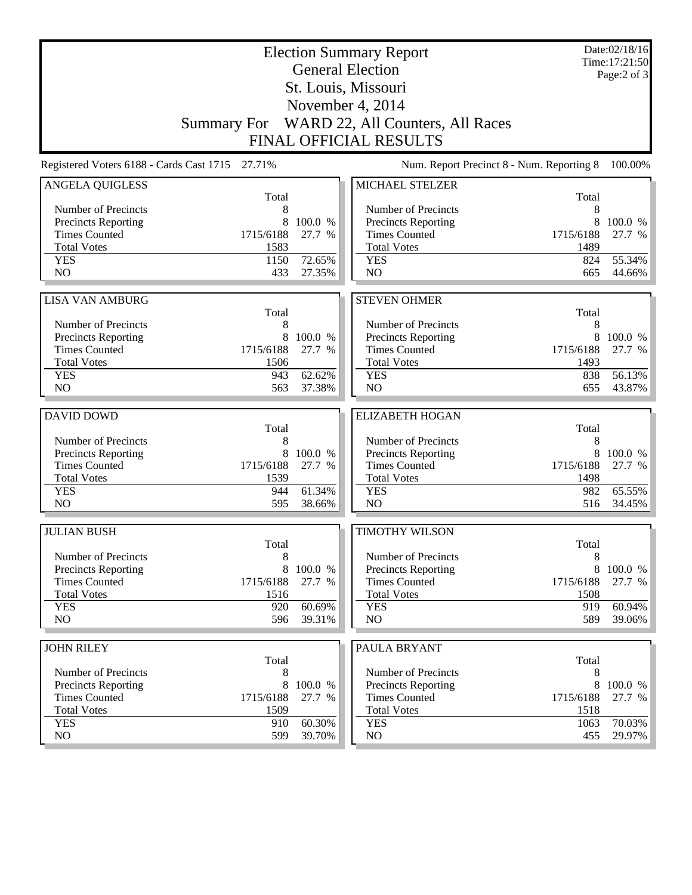# Election Summary Report

## General Election

## St. Louis, Missouri

## November 4, 2014

## Summary For WARD 22, All Counters, All Races

## FINAL OFFICIAL RESULTS

Date:02/18/16
Time:17:21:50

Registered Voters 6188 - Cards Cast 1715 27.71%

Num. Report Precinct 8 - Num. Reporting 8 100.00%

### ANGELA QUIGLESS

| | Total | |
|---|---|---|
| Number of Precincts | 8 | |
| Precincts Reporting | 8 | 100.0 % |
| Times Counted | 1715/6188 | 27.7 % |
| Total Votes | 1583 | |
| YES | 1150 | 72.65% |
| NO | 433 | 27.35% |

### LISA VAN AMBURG

| | Total | |
|---|---|---|
| Number of Precincts | 8 | |
| Precincts Reporting | 8 | 100.0 % |
| Times Counted | 1715/6188 | 27.7 % |
| Total Votes | 1506 | |
| YES | 943 | 62.62% |
| NO | 563 | 37.38% |

### DAVID DOWD

| | Total | |
|---|---|---|
| Number of Precincts | 8 | |
| Precincts Reporting | 8 | 100.0 % |
| Times Counted | 1715/6188 | 27.7 % |
| Total Votes | 1539 | |
| YES | 944 | 61.34% |
| NO | 595 | 38.66% |

### JULIAN BUSH

| | Total | |
|---|---|---|
| Number of Precincts | 8 | |
| Precincts Reporting | 8 | 100.0 % |
| Times Counted | 1715/6188 | 27.7 % |
| Total Votes | 1516 | |
| YES | 920 | 60.69% |
| NO | 596 | 39.31% |

### JOHN RILEY

| | Total | |
|---|---|---|
| Number of Precincts | 8 | |
| Precincts Reporting | 8 | 100.0 % |
| Times Counted | 1715/6188 | 27.7 % |
| Total Votes | 1509 | |
| YES | 910 | 60.30% |
| NO | 599 | 39.70% |

### MICHAEL STELZER

| | Total | |
|---|---|---|
| Number of Precincts | 8 | |
| Precincts Reporting | 8 | 100.0 % |
| Times Counted | 1715/6188 | 27.7 % |
| Total Votes | 1489 | |
| YES | 824 | 55.34% |
| NO | 665 | 44.66% |

### STEVEN OHMER

| | Total | |
|---|---|---|
| Number of Precincts | 8 | |
| Precincts Reporting | 8 | 100.0 % |
| Times Counted | 1715/6188 | 27.7 % |
| Total Votes | 1493 | |
| YES | 838 | 56.13% |
| NO | 655 | 43.87% |

### ELIZABETH HOGAN

| | Total | |
|---|---|---|
| Number of Precincts | 8 | |
| Precincts Reporting | 8 | 100.0 % |
| Times Counted | 1715/6188 | 27.7 % |
| Total Votes | 1498 | |
| YES | 982 | 65.55% |
| NO | 516 | 34.45% |

### TIMOTHY WILSON

| | Total | |
|---|---|---|
| Number of Precincts | 8 | |
| Precincts Reporting | 8 | 100.0 % |
| Times Counted | 1715/6188 | 27.7 % |
| Total Votes | 1508 | |
| YES | 919 | 60.94% |
| NO | 589 | 39.06% |

### PAULA BRYANT

| | Total | |
|---|---|---|
| Number of Precincts | 8 | |
| Precincts Reporting | 8 | 100.0 % |
| Times Counted | 1715/6188 | 27.7 % |
| Total Votes | 1518 | |
| YES | 1063 | 70.03% |
| NO | 455 | 29.97% |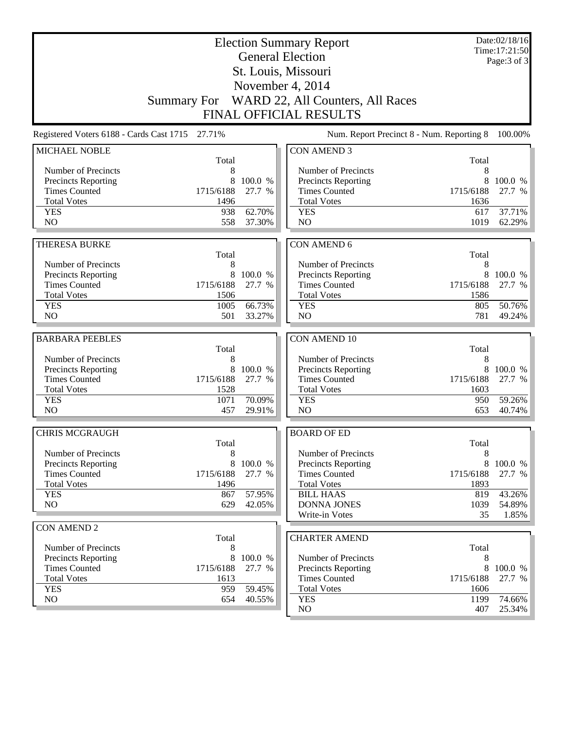# Election Summary Report

## General Election

## St. Louis, Missouri

## November 4, 2014

## Summary For WARD 22, All Counters, All Races

## FINAL OFFICIAL RESULTS

Date:02/18/16
Time:17:21:50

Registered Voters 6188 - Cards Cast 1715 27.71%

Num. Report Precinct 8 - Num. Reporting 8 100.00%

### MICHAEL NOBLE

| | Total | |
|---|---|---|
| Number of Precincts | 8 | |
| Precincts Reporting | 8 | 100.0 % |
| Times Counted | 1715/6188 | 27.7 % |
| Total Votes | 1496 | |
| YES | 938 | 62.70% |
| NO | 558 | 37.30% |

### THERESA BURKE

| | Total | |
|---|---|---|
| Number of Precincts | 8 | |
| Precincts Reporting | 8 | 100.0 % |
| Times Counted | 1715/6188 | 27.7 % |
| Total Votes | 1506 | |
| YES | 1005 | 66.73% |
| NO | 501 | 33.27% |

### BARBARA PEEBLES

| | Total | |
|---|---|---|
| Number of Precincts | 8 | |
| Precincts Reporting | 8 | 100.0 % |
| Times Counted | 1715/6188 | 27.7 % |
| Total Votes | 1528 | |
| YES | 1071 | 70.09% |
| NO | 457 | 29.91% |

### CHRIS MCGRAUGH

| | Total | |
|---|---|---|
| Number of Precincts | 8 | |
| Precincts Reporting | 8 | 100.0 % |
| Times Counted | 1715/6188 | 27.7 % |
| Total Votes | 1496 | |
| YES | 867 | 57.95% |
| NO | 629 | 42.05% |

### CON AMEND 2

| | Total | |
|---|---|---|
| Number of Precincts | 8 | |
| Precincts Reporting | 8 | 100.0 % |
| Times Counted | 1715/6188 | 27.7 % |
| Total Votes | 1613 | |
| YES | 959 | 59.45% |
| NO | 654 | 40.55% |

### CON AMEND 3

| | Total | |
|---|---|---|
| Number of Precincts | 8 | |
| Precincts Reporting | 8 | 100.0 % |
| Times Counted | 1715/6188 | 27.7 % |
| Total Votes | 1636 | |
| YES | 617 | 37.71% |
| NO | 1019 | 62.29% |

### CON AMEND 6

| | Total | |
|---|---|---|
| Number of Precincts | 8 | |
| Precincts Reporting | 8 | 100.0 % |
| Times Counted | 1715/6188 | 27.7 % |
| Total Votes | 1586 | |
| YES | 805 | 50.76% |
| NO | 781 | 49.24% |

### CON AMEND 10

| | Total | |
|---|---|---|
| Number of Precincts | 8 | |
| Precincts Reporting | 8 | 100.0 % |
| Times Counted | 1715/6188 | 27.7 % |
| Total Votes | 1603 | |
| YES | 950 | 59.26% |
| NO | 653 | 40.74% |

### BOARD OF ED

| | Total | |
|---|---|---|
| Number of Precincts | 8 | |
| Precincts Reporting | 8 | 100.0 % |
| Times Counted | 1715/6188 | 27.7 % |
| Total Votes | 1893 | |
| BILL HAAS | 819 | 43.26% |
| DONNA JONES | 1039 | 54.89% |
| Write-in Votes | 35 | 1.85% |

### CHARTER AMEND

| | Total | |
|---|---|---|
| Number of Precincts | 8 | |
| Precincts Reporting | 8 | 100.0 % |
| Times Counted | 1715/6188 | 27.7 % |
| Total Votes | 1606 | |
| YES | 1199 | 74.66% |
| NO | 407 | 25.34% |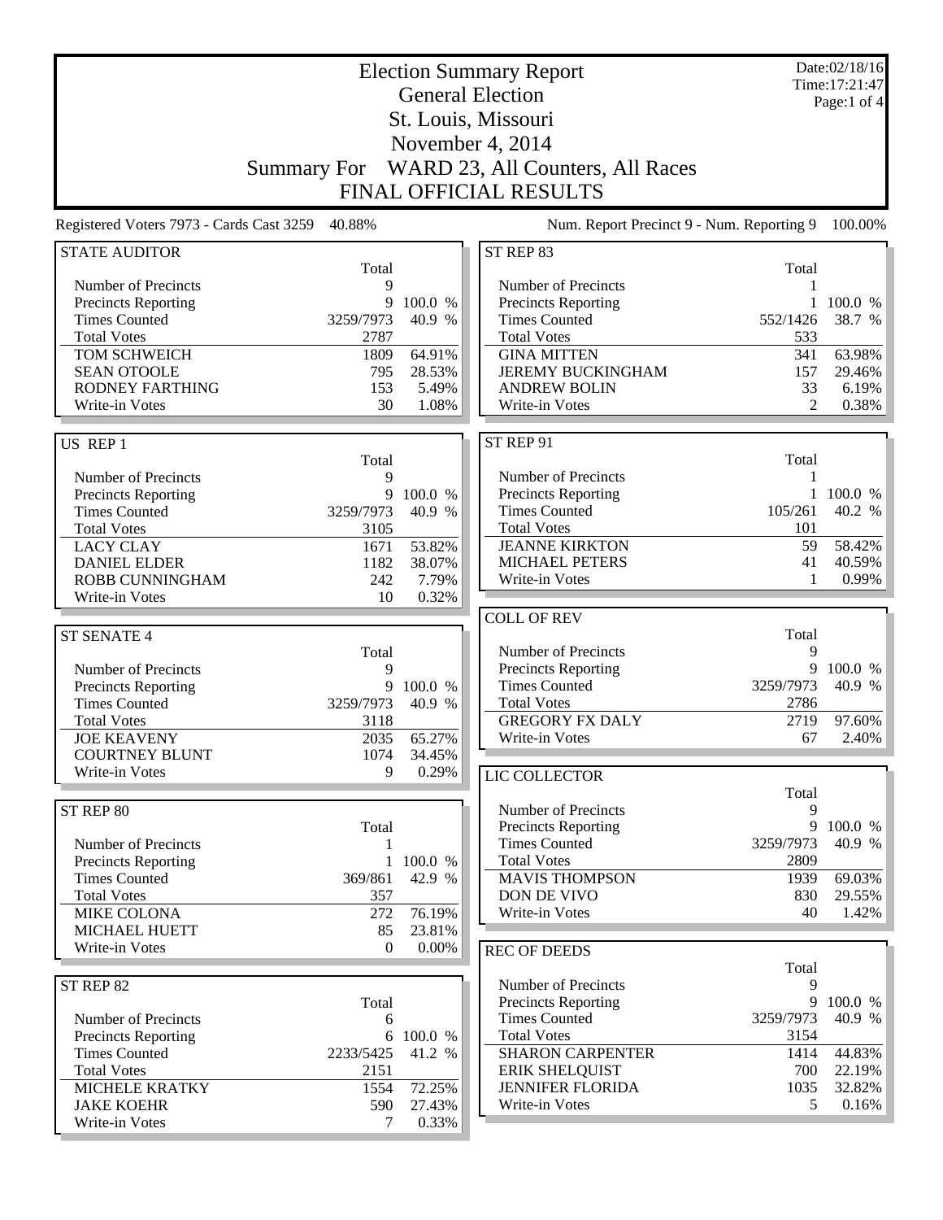# Election Summary Report

## General Election

## St. Louis, Missouri

## November 4, 2014

## Summary For WARD 23, All Counters, All Races

## FINAL OFFICIAL RESULTS

Date:02/18/16
Time:17:21:47

Registered Voters 7973 - Cards Cast 3259 40.88%

Num. Report Precinct 9 - Num. Reporting 9 100.00%

### STATE AUDITOR

| | Total | |
|---|---|---|
| Number of Precincts | 9 | |
| Precincts Reporting | 9 | 100.0 % |
| Times Counted | 3259/7973 | 40.9 % |
| Total Votes | 2787 | |
| TOM SCHWEICH | 1809 | 64.91% |
| SEAN OTOOLE | 795 | 28.53% |
| RODNEY FARTHING | 153 | 5.49% |
| Write-in Votes | 30 | 1.08% |

### US REP 1

| | Total | |
|---|---|---|
| Number of Precincts | 9 | |
| Precincts Reporting | 9 | 100.0 % |
| Times Counted | 3259/7973 | 40.9 % |
| Total Votes | 3105 | |
| LACY CLAY | 1671 | 53.82% |
| DANIEL ELDER | 1182 | 38.07% |
| ROBB CUNNINGHAM | 242 | 7.79% |
| Write-in Votes | 10 | 0.32% |

### ST SENATE 4

| | Total | |
|---|---|---|
| Number of Precincts | 9 | |
| Precincts Reporting | 9 | 100.0 % |
| Times Counted | 3259/7973 | 40.9 % |
| Total Votes | 3118 | |
| JOE KEAVENY | 2035 | 65.27% |
| COURTNEY BLUNT | 1074 | 34.45% |
| Write-in Votes | 9 | 0.29% |

### ST REP 80

| | Total | |
|---|---|---|
| Number of Precincts | 1 | |
| Precincts Reporting | 1 | 100.0 % |
| Times Counted | 369/861 | 42.9 % |
| Total Votes | 357 | |
| MIKE COLONA | 272 | 76.19% |
| MICHAEL HUETT | 85 | 23.81% |
| Write-in Votes | 0 | 0.00% |

### ST REP 82

| | Total | |
|---|---|---|
| Number of Precincts | 6 | |
| Precincts Reporting | 6 | 100.0 % |
| Times Counted | 2233/5425 | 41.2 % |
| Total Votes | 2151 | |
| MICHELE KRATKY | 1554 | 72.25% |
| JAKE KOEHR | 590 | 27.43% |
| Write-in Votes | 7 | 0.33% |

### ST REP 83

| | Total | |
|---|---|---|
| Number of Precincts | 1 | |
| Precincts Reporting | 1 | 100.0 % |
| Times Counted | 552/1426 | 38.7 % |
| Total Votes | 533 | |
| GINA MITTEN | 341 | 63.98% |
| JEREMY BUCKINGHAM | 157 | 29.46% |
| ANDREW BOLIN | 33 | 6.19% |
| Write-in Votes | 2 | 0.38% |

### ST REP 91

| | Total | |
|---|---|---|
| Number of Precincts | 1 | |
| Precincts Reporting | 1 | 100.0 % |
| Times Counted | 105/261 | 40.2 % |
| Total Votes | 101 | |
| JEANNE KIRKTON | 59 | 58.42% |
| MICHAEL PETERS | 41 | 40.59% |
| Write-in Votes | 1 | 0.99% |

### COLL OF REV

| | Total | |
|---|---|---|
| Number of Precincts | 9 | |
| Precincts Reporting | 9 | 100.0 % |
| Times Counted | 3259/7973 | 40.9 % |
| Total Votes | 2786 | |
| GREGORY FX DALY | 2719 | 97.60% |
| Write-in Votes | 67 | 2.40% |

### LIC COLLECTOR

| | Total | |
|---|---|---|
| Number of Precincts | 9 | |
| Precincts Reporting | 9 | 100.0 % |
| Times Counted | 3259/7973 | 40.9 % |
| Total Votes | 2809 | |
| MAVIS THOMPSON | 1939 | 69.03% |
| DON DE VIVO | 830 | 29.55% |
| Write-in Votes | 40 | 1.42% |

### REC OF DEEDS

| | Total | |
|---|---|---|
| Number of Precincts | 9 | |
| Precincts Reporting | 9 | 100.0 % |
| Times Counted | 3259/7973 | 40.9 % |
| Total Votes | 3154 | |
| SHARON CARPENTER | 1414 | 44.83% |
| ERIK SHELQUIST | 700 | 22.19% |
| JENNIFER FLORIDA | 1035 | 32.82% |
| Write-in Votes | 5 | 0.16% |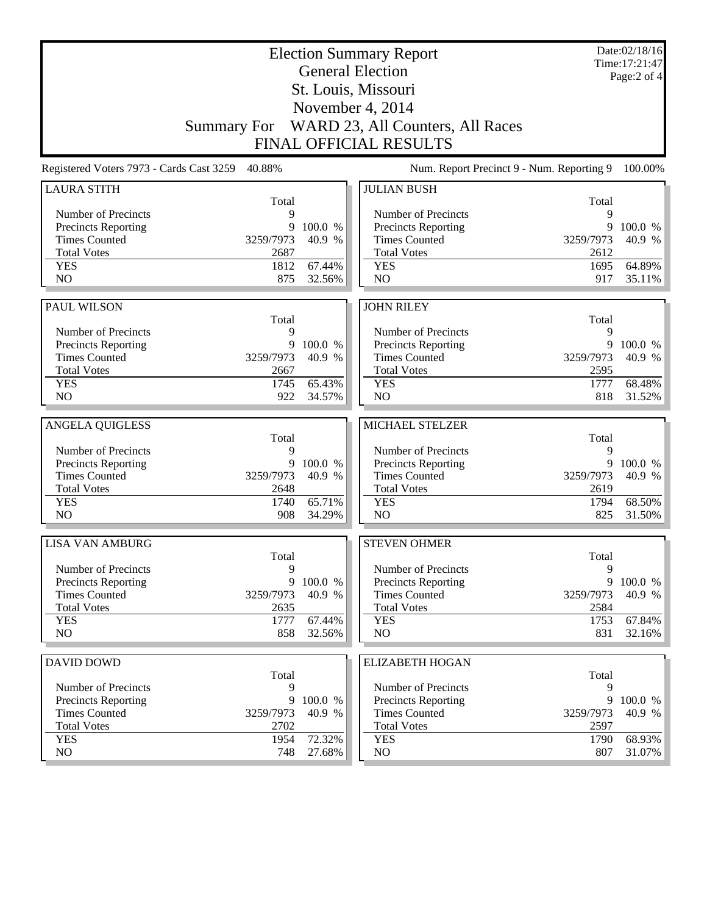# Election Summary Report

## General Election

## St. Louis, Missouri

## November 4, 2014

## Summary For WARD 23, All Counters, All Races

## FINAL OFFICIAL RESULTS

Date:02/18/16
Time:17:21:47

Registered Voters 7973 - Cards Cast 3259 40.88%

Num. Report Precinct 9 - Num. Reporting 9 100.00%

### LAURA STITH

| | Total | |
|---|---|---|
| Number of Precincts | 9 | |
| Precincts Reporting | 9 | 100.0 % |
| Times Counted | 3259/7973 | 40.9 % |
| Total Votes | 2687 | |
| YES | 1812 | 67.44% |
| NO | 875 | 32.56% |

### JULIAN BUSH

| | Total | |
|---|---|---|
| Number of Precincts | 9 | |
| Precincts Reporting | 9 | 100.0 % |
| Times Counted | 3259/7973 | 40.9 % |
| Total Votes | 2612 | |
| YES | 1695 | 64.89% |
| NO | 917 | 35.11% |

### PAUL WILSON

| | Total | |
|---|---|---|
| Number of Precincts | 9 | |
| Precincts Reporting | 9 | 100.0 % |
| Times Counted | 3259/7973 | 40.9 % |
| Total Votes | 2667 | |
| YES | 1745 | 65.43% |
| NO | 922 | 34.57% |

### JOHN RILEY

| | Total | |
|---|---|---|
| Number of Precincts | 9 | |
| Precincts Reporting | 9 | 100.0 % |
| Times Counted | 3259/7973 | 40.9 % |
| Total Votes | 2595 | |
| YES | 1777 | 68.48% |
| NO | 818 | 31.52% |

### ANGELA QUIGLESS

| | Total | |
|---|---|---|
| Number of Precincts | 9 | |
| Precincts Reporting | 9 | 100.0 % |
| Times Counted | 3259/7973 | 40.9 % |
| Total Votes | 2648 | |
| YES | 1740 | 65.71% |
| NO | 908 | 34.29% |

### MICHAEL STELZER

| | Total | |
|---|---|---|
| Number of Precincts | 9 | |
| Precincts Reporting | 9 | 100.0 % |
| Times Counted | 3259/7973 | 40.9 % |
| Total Votes | 2619 | |
| YES | 1794 | 68.50% |
| NO | 825 | 31.50% |

### LISA VAN AMBURG

| | Total | |
|---|---|---|
| Number of Precincts | 9 | |
| Precincts Reporting | 9 | 100.0 % |
| Times Counted | 3259/7973 | 40.9 % |
| Total Votes | 2635 | |
| YES | 1777 | 67.44% |
| NO | 858 | 32.56% |

### STEVEN OHMER

| | Total | |
|---|---|---|
| Number of Precincts | 9 | |
| Precincts Reporting | 9 | 100.0 % |
| Times Counted | 3259/7973 | 40.9 % |
| Total Votes | 2584 | |
| YES | 1753 | 67.84% |
| NO | 831 | 32.16% |

### DAVID DOWD

| | Total | |
|---|---|---|
| Number of Precincts | 9 | |
| Precincts Reporting | 9 | 100.0 % |
| Times Counted | 3259/7973 | 40.9 % |
| Total Votes | 2702 | |
| YES | 1954 | 72.32% |
| NO | 748 | 27.68% |

### ELIZABETH HOGAN

| | Total | |
|---|---|---|
| Number of Precincts | 9 | |
| Precincts Reporting | 9 | 100.0 % |
| Times Counted | 3259/7973 | 40.9 % |
| Total Votes | 2597 | |
| YES | 1790 | 68.93% |
| NO | 807 | 31.07% |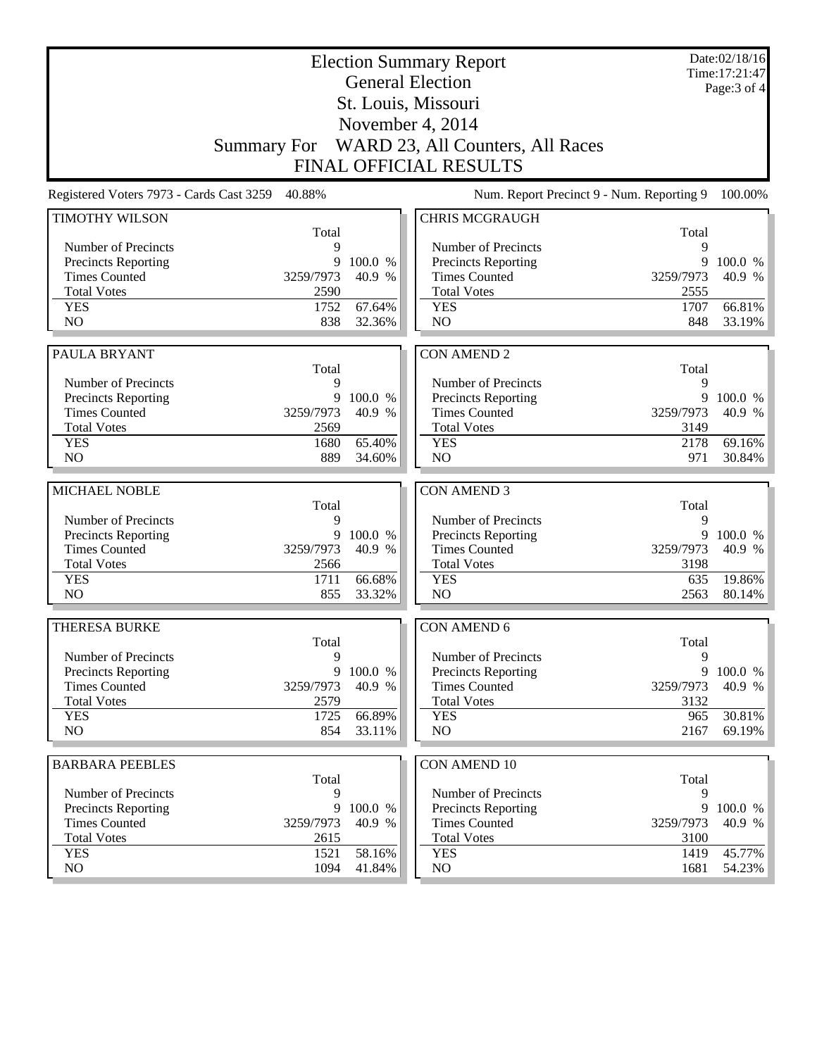# Election Summary Report

General Election

St. Louis, Missouri

November 4, 2014

Summary For WARD 23, All Counters, All Races

FINAL OFFICIAL RESULTS

Date:02/18/16
Time:17:21:47

Registered Voters 7973 - Cards Cast 3259 40.88%

Num. Report Precinct 9 - Num. Reporting 9 100.00%

### TIMOTHY WILSON

| | Total | |
|---|---|---|
| Number of Precincts | 9 | |
| Precincts Reporting | 9 | 100.0 % |
| Times Counted | 3259/7973 | 40.9 % |
| Total Votes | 2590 | |
| YES | 1752 | 67.64% |
| NO | 838 | 32.36% |

### PAULA BRYANT

| | Total | |
|---|---|---|
| Number of Precincts | 9 | |
| Precincts Reporting | 9 | 100.0 % |
| Times Counted | 3259/7973 | 40.9 % |
| Total Votes | 2569 | |
| YES | 1680 | 65.40% |
| NO | 889 | 34.60% |

### MICHAEL NOBLE

| | Total | |
|---|---|---|
| Number of Precincts | 9 | |
| Precincts Reporting | 9 | 100.0 % |
| Times Counted | 3259/7973 | 40.9 % |
| Total Votes | 2566 | |
| YES | 1711 | 66.68% |
| NO | 855 | 33.32% |

### THERESA BURKE

| | Total | |
|---|---|---|
| Number of Precincts | 9 | |
| Precincts Reporting | 9 | 100.0 % |
| Times Counted | 3259/7973 | 40.9 % |
| Total Votes | 2579 | |
| YES | 1725 | 66.89% |
| NO | 854 | 33.11% |

### BARBARA PEEBLES

| | Total | |
|---|---|---|
| Number of Precincts | 9 | |
| Precincts Reporting | 9 | 100.0 % |
| Times Counted | 3259/7973 | 40.9 % |
| Total Votes | 2615 | |
| YES | 1521 | 58.16% |
| NO | 1094 | 41.84% |

### CHRIS MCGRAUGH

| | Total | |
|---|---|---|
| Number of Precincts | 9 | |
| Precincts Reporting | 9 | 100.0 % |
| Times Counted | 3259/7973 | 40.9 % |
| Total Votes | 2555 | |
| YES | 1707 | 66.81% |
| NO | 848 | 33.19% |

### CON AMEND 2

| | Total | |
|---|---|---|
| Number of Precincts | 9 | |
| Precincts Reporting | 9 | 100.0 % |
| Times Counted | 3259/7973 | 40.9 % |
| Total Votes | 3149 | |
| YES | 2178 | 69.16% |
| NO | 971 | 30.84% |

### CON AMEND 3

| | Total | |
|---|---|---|
| Number of Precincts | 9 | |
| Precincts Reporting | 9 | 100.0 % |
| Times Counted | 3259/7973 | 40.9 % |
| Total Votes | 3198 | |
| YES | 635 | 19.86% |
| NO | 2563 | 80.14% |

### CON AMEND 6

| | Total | |
|---|---|---|
| Number of Precincts | 9 | |
| Precincts Reporting | 9 | 100.0 % |
| Times Counted | 3259/7973 | 40.9 % |
| Total Votes | 3132 | |
| YES | 965 | 30.81% |
| NO | 2167 | 69.19% |

### CON AMEND 10

| | Total | |
|---|---|---|
| Number of Precincts | 9 | |
| Precincts Reporting | 9 | 100.0 % |
| Times Counted | 3259/7973 | 40.9 % |
| Total Votes | 3100 | |
| YES | 1419 | 45.77% |
| NO | 1681 | 54.23% |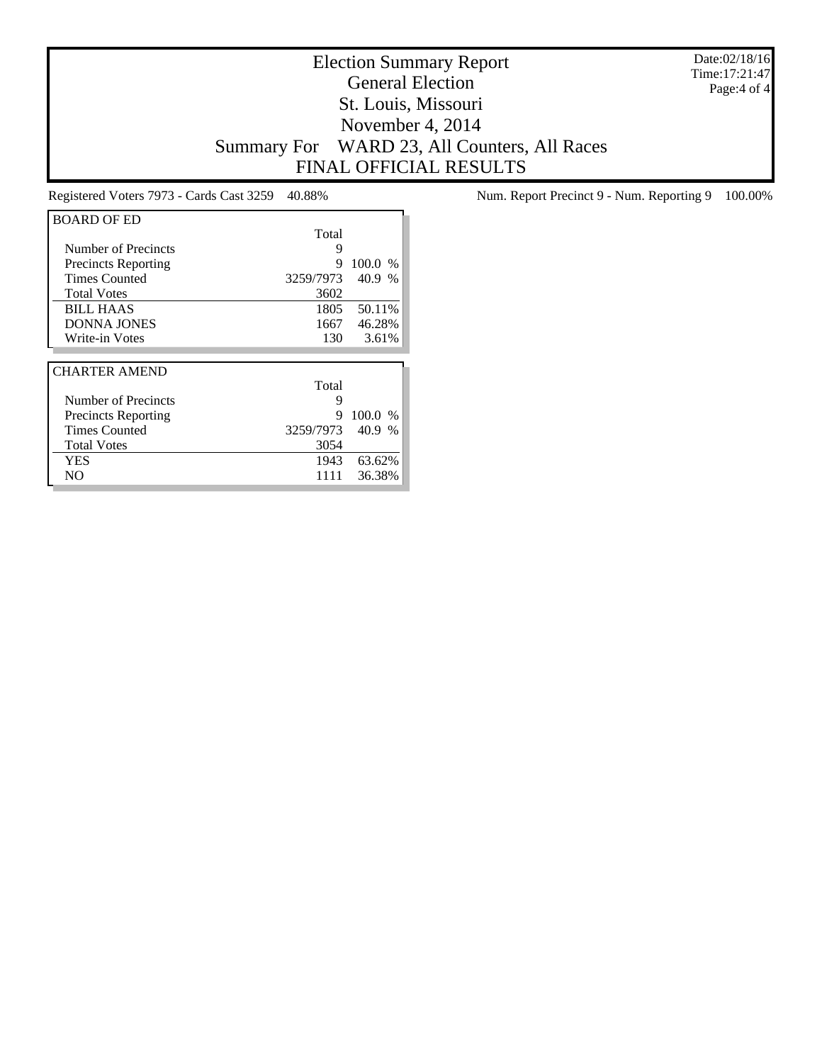# Election Summary Report

## General Election

## St. Louis, Missouri

## November 4, 2014

## Summary For WARD 23, All Counters, All Races

## FINAL OFFICIAL RESULTS

Date:02/18/16
Time:17:21:47

Registered Voters 7973 - Cards Cast 3259 40.88%

Num. Report Precinct 9 - Num. Reporting 9 100.00%

| BOARD OF ED | Total | |
|---|---|---|
| Number of Precincts | 9 | |
| Precincts Reporting | 9 | 100.0 % |
| Times Counted | 3259/7973 | 40.9 % |
| Total Votes | 3602 | |
| BILL HAAS | 1805 | 50.11% |
| DONNA JONES | 1667 | 46.28% |
| Write-in Votes | 130 | 3.61% |

| CHARTER AMEND | Total | |
|---|---|---|
| Number of Precincts | 9 | |
| Precincts Reporting | 9 | 100.0 % |
| Times Counted | 3259/7973 | 40.9 % |
| Total Votes | 3054 | |
| YES | 1943 | 63.62% |
| NO | 1111 | 36.38% |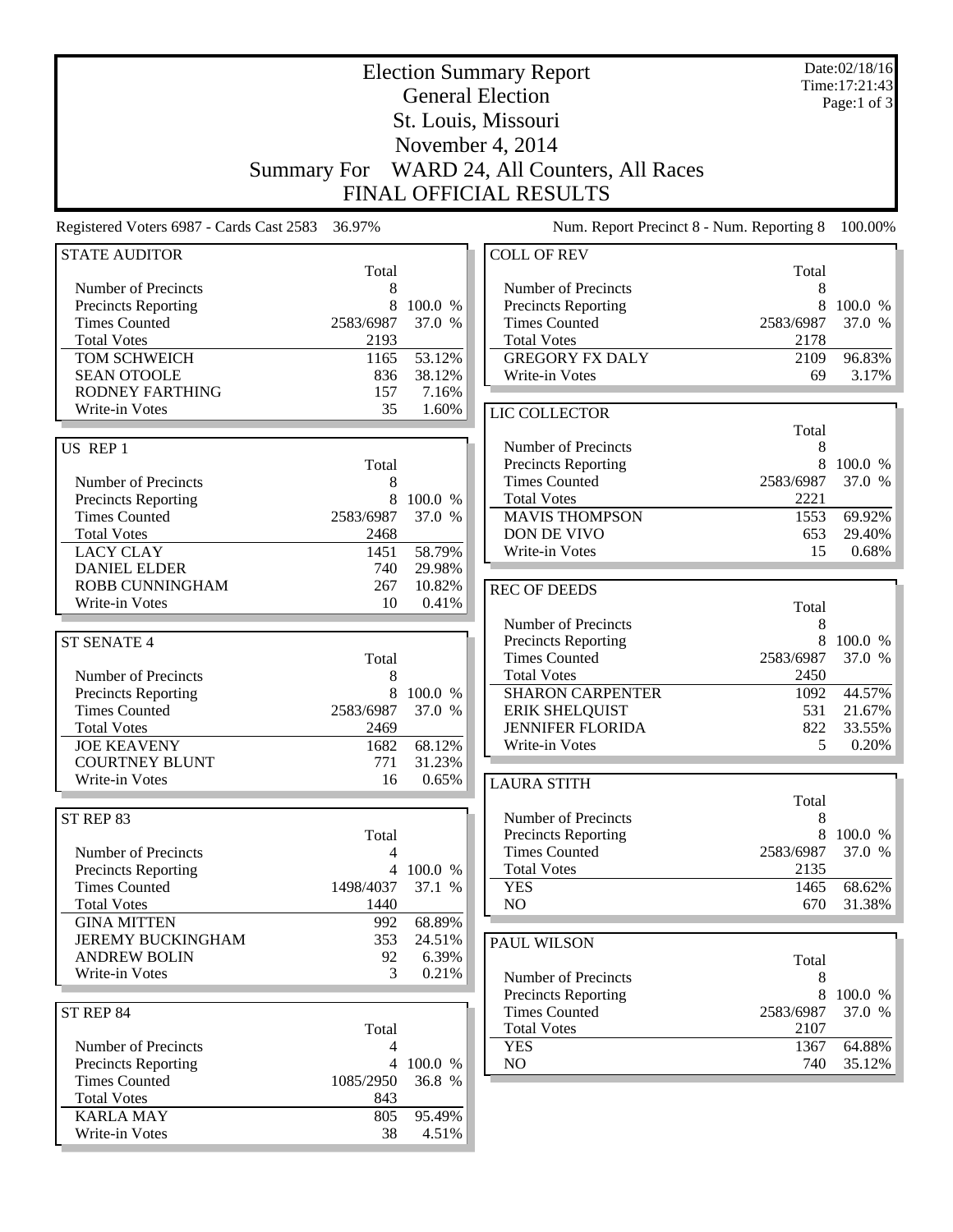# Election Summary Report

## General Election

## St. Louis, Missouri

## November 4, 2014

## Summary For WARD 24, All Counters, All Races

## FINAL OFFICIAL RESULTS

Date:02/18/16
Time:17:21:43

Registered Voters 6987 - Cards Cast 2583 36.97%

Num. Report Precinct 8 - Num. Reporting 8 100.00%

### STATE AUDITOR

| | Total | |
|---|---|---|
| Number of Precincts | 8 | |
| Precincts Reporting | 8 | 100.0 % |
| Times Counted | 2583/6987 | 37.0 % |
| Total Votes | 2193 | |
| TOM SCHWEICH | 1165 | 53.12% |
| SEAN OTOOLE | 836 | 38.12% |
| RODNEY FARTHING | 157 | 7.16% |
| Write-in Votes | 35 | 1.60% |

### US REP 1

| | Total | |
|---|---|---|
| Number of Precincts | 8 | |
| Precincts Reporting | 8 | 100.0 % |
| Times Counted | 2583/6987 | 37.0 % |
| Total Votes | 2468 | |
| LACY CLAY | 1451 | 58.79% |
| DANIEL ELDER | 740 | 29.98% |
| ROBB CUNNINGHAM | 267 | 10.82% |
| Write-in Votes | 10 | 0.41% |

### ST SENATE 4

| | Total | |
|---|---|---|
| Number of Precincts | 8 | |
| Precincts Reporting | 8 | 100.0 % |
| Times Counted | 2583/6987 | 37.0 % |
| Total Votes | 2469 | |
| JOE KEAVENY | 1682 | 68.12% |
| COURTNEY BLUNT | 771 | 31.23% |
| Write-in Votes | 16 | 0.65% |

### ST REP 83

| | Total | |
|---|---|---|
| Number of Precincts | 4 | |
| Precincts Reporting | 4 | 100.0 % |
| Times Counted | 1498/4037 | 37.1 % |
| Total Votes | 1440 | |
| GINA MITTEN | 992 | 68.89% |
| JEREMY BUCKINGHAM | 353 | 24.51% |
| ANDREW BOLIN | 92 | 6.39% |
| Write-in Votes | 3 | 0.21% |

### ST REP 84

| | Total | |
|---|---|---|
| Number of Precincts | 4 | |
| Precincts Reporting | 4 | 100.0 % |
| Times Counted | 1085/2950 | 36.8 % |
| Total Votes | 843 | |
| KARLA MAY | 805 | 95.49% |
| Write-in Votes | 38 | 4.51% |

### COLL OF REV

| | Total | |
|---|---|---|
| Number of Precincts | 8 | |
| Precincts Reporting | 8 | 100.0 % |
| Times Counted | 2583/6987 | 37.0 % |
| Total Votes | 2178 | |
| GREGORY FX DALY | 2109 | 96.83% |
| Write-in Votes | 69 | 3.17% |

### LIC COLLECTOR

| | Total | |
|---|---|---|
| Number of Precincts | 8 | |
| Precincts Reporting | 8 | 100.0 % |
| Times Counted | 2583/6987 | 37.0 % |
| Total Votes | 2221 | |
| MAVIS THOMPSON | 1553 | 69.92% |
| DON DE VIVO | 653 | 29.40% |
| Write-in Votes | 15 | 0.68% |

### REC OF DEEDS

| | Total | |
|---|---|---|
| Number of Precincts | 8 | |
| Precincts Reporting | 8 | 100.0 % |
| Times Counted | 2583/6987 | 37.0 % |
| Total Votes | 2450 | |
| SHARON CARPENTER | 1092 | 44.57% |
| ERIK SHELQUIST | 531 | 21.67% |
| JENNIFER FLORIDA | 822 | 33.55% |
| Write-in Votes | 5 | 0.20% |

### LAURA STITH

| | Total | |
|---|---|---|
| Number of Precincts | 8 | |
| Precincts Reporting | 8 | 100.0 % |
| Times Counted | 2583/6987 | 37.0 % |
| Total Votes | 2135 | |
| YES | 1465 | 68.62% |
| NO | 670 | 31.38% |

### PAUL WILSON

| | Total | |
|---|---|---|
| Number of Precincts | 8 | |
| Precincts Reporting | 8 | 100.0 % |
| Times Counted | 2583/6987 | 37.0 % |
| Total Votes | 2107 | |
| YES | 1367 | 64.88% |
| NO | 740 | 35.12% |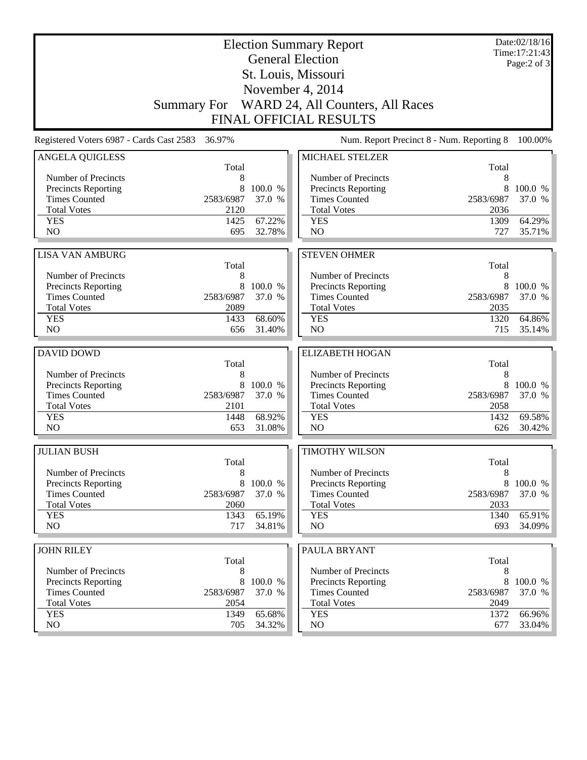# Election Summary Report

## General Election

## St. Louis, Missouri

## November 4, 2014

## Summary For WARD 24, All Counters, All Races

## FINAL OFFICIAL RESULTS

Date:02/18/16
Time:17:21:43

Registered Voters 6987 - Cards Cast 2583 36.97%

Num. Report Precinct 8 - Num. Reporting 8 100.00%

### ANGELA QUIGLESS

| | Total | |
|---|---|---|
| Number of Precincts | 8 | |
| Precincts Reporting | 8 | 100.0 % |
| Times Counted | 2583/6987 | 37.0 % |
| Total Votes | 2120 | |
| YES | 1425 | 67.22% |
| NO | 695 | 32.78% |

### LISA VAN AMBURG

| | Total | |
|---|---|---|
| Number of Precincts | 8 | |
| Precincts Reporting | 8 | 100.0 % |
| Times Counted | 2583/6987 | 37.0 % |
| Total Votes | 2089 | |
| YES | 1433 | 68.60% |
| NO | 656 | 31.40% |

### DAVID DOWD

| | Total | |
|---|---|---|
| Number of Precincts | 8 | |
| Precincts Reporting | 8 | 100.0 % |
| Times Counted | 2583/6987 | 37.0 % |
| Total Votes | 2101 | |
| YES | 1448 | 68.92% |
| NO | 653 | 31.08% |

### JULIAN BUSH

| | Total | |
|---|---|---|
| Number of Precincts | 8 | |
| Precincts Reporting | 8 | 100.0 % |
| Times Counted | 2583/6987 | 37.0 % |
| Total Votes | 2060 | |
| YES | 1343 | 65.19% |
| NO | 717 | 34.81% |

### JOHN RILEY

| | Total | |
|---|---|---|
| Number of Precincts | 8 | |
| Precincts Reporting | 8 | 100.0 % |
| Times Counted | 2583/6987 | 37.0 % |
| Total Votes | 2054 | |
| YES | 1349 | 65.68% |
| NO | 705 | 34.32% |

### MICHAEL STELZER

| | Total | |
|---|---|---|
| Number of Precincts | 8 | |
| Precincts Reporting | 8 | 100.0 % |
| Times Counted | 2583/6987 | 37.0 % |
| Total Votes | 2036 | |
| YES | 1309 | 64.29% |
| NO | 727 | 35.71% |

### STEVEN OHMER

| | Total | |
|---|---|---|
| Number of Precincts | 8 | |
| Precincts Reporting | 8 | 100.0 % |
| Times Counted | 2583/6987 | 37.0 % |
| Total Votes | 2035 | |
| YES | 1320 | 64.86% |
| NO | 715 | 35.14% |

### ELIZABETH HOGAN

| | Total | |
|---|---|---|
| Number of Precincts | 8 | |
| Precincts Reporting | 8 | 100.0 % |
| Times Counted | 2583/6987 | 37.0 % |
| Total Votes | 2058 | |
| YES | 1432 | 69.58% |
| NO | 626 | 30.42% |

### TIMOTHY WILSON

| | Total | |
|---|---|---|
| Number of Precincts | 8 | |
| Precincts Reporting | 8 | 100.0 % |
| Times Counted | 2583/6987 | 37.0 % |
| Total Votes | 2033 | |
| YES | 1340 | 65.91% |
| NO | 693 | 34.09% |

### PAULA BRYANT

| | Total | |
|---|---|---|
| Number of Precincts | 8 | |
| Precincts Reporting | 8 | 100.0 % |
| Times Counted | 2583/6987 | 37.0 % |
| Total Votes | 2049 | |
| YES | 1372 | 66.96% |
| NO | 677 | 33.04% |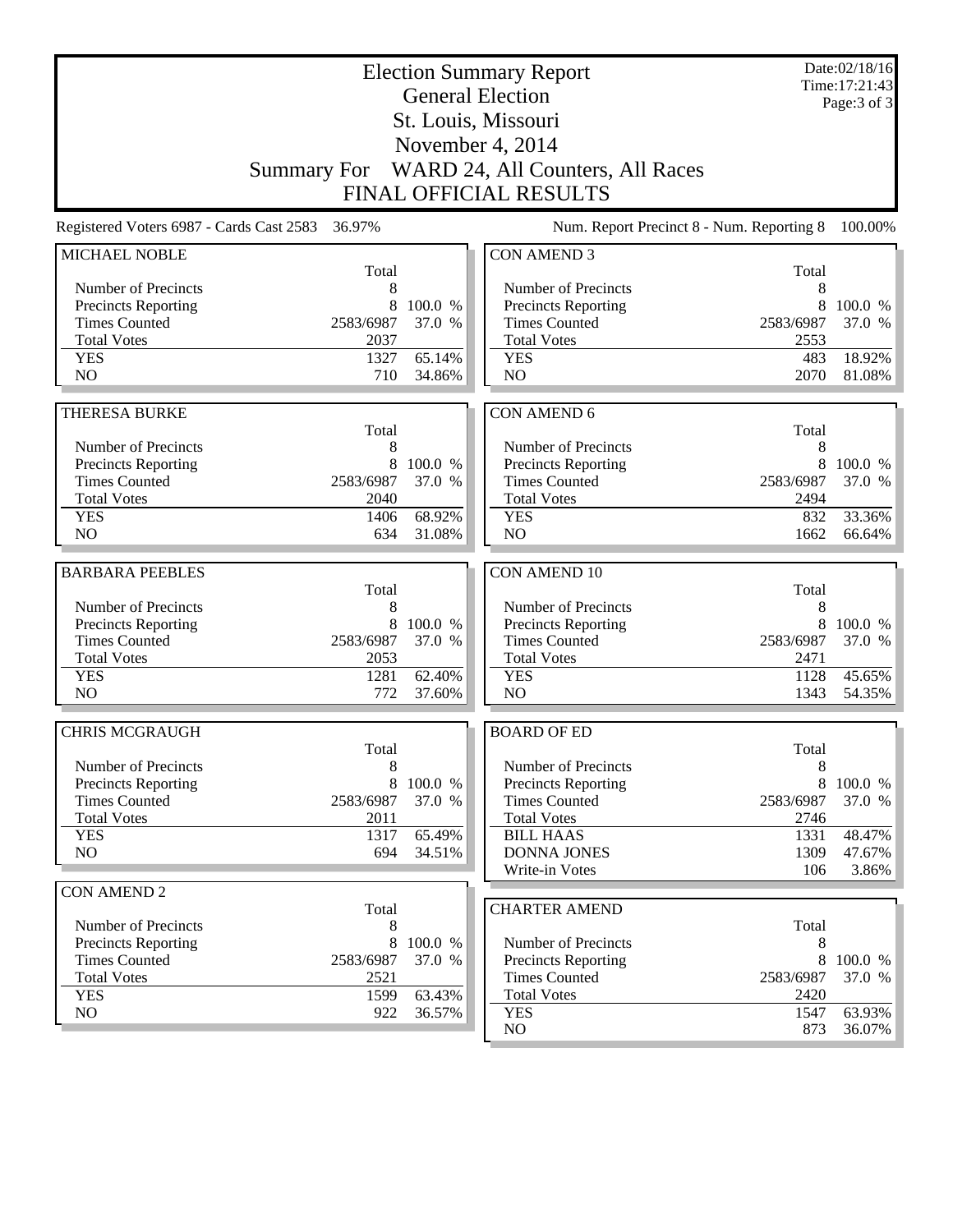# Election Summary Report

## General Election

## St. Louis, Missouri

## November 4, 2014

## Summary For WARD 24, All Counters, All Races

## FINAL OFFICIAL RESULTS

Date:02/18/16
Time:17:21:43
Page:3 of 3

Registered Voters 6987 - Cards Cast 2583 36.97%

Num. Report Precinct 8 - Num. Reporting 8 100.00%

### MICHAEL NOBLE

| | Total | |
|---|---|---|
| Number of Precincts | 8 | |
| Precincts Reporting | 8 | 100.0 % |
| Times Counted | 2583/6987 | 37.0 % |
| Total Votes | 2037 | |
| YES | 1327 | 65.14% |
| NO | 710 | 34.86% |

### THERESA BURKE

| | Total | |
|---|---|---|
| Number of Precincts | 8 | |
| Precincts Reporting | 8 | 100.0 % |
| Times Counted | 2583/6987 | 37.0 % |
| Total Votes | 2040 | |
| YES | 1406 | 68.92% |
| NO | 634 | 31.08% |

### BARBARA PEEBLES

| | Total | |
|---|---|---|
| Number of Precincts | 8 | |
| Precincts Reporting | 8 | 100.0 % |
| Times Counted | 2583/6987 | 37.0 % |
| Total Votes | 2053 | |
| YES | 1281 | 62.40% |
| NO | 772 | 37.60% |

### CHRIS MCGRAUGH

| | Total | |
|---|---|---|
| Number of Precincts | 8 | |
| Precincts Reporting | 8 | 100.0 % |
| Times Counted | 2583/6987 | 37.0 % |
| Total Votes | 2011 | |
| YES | 1317 | 65.49% |
| NO | 694 | 34.51% |

### CON AMEND 2

| | Total | |
|---|---|---|
| Number of Precincts | 8 | |
| Precincts Reporting | 8 | 100.0 % |
| Times Counted | 2583/6987 | 37.0 % |
| Total Votes | 2521 | |
| YES | 1599 | 63.43% |
| NO | 922 | 36.57% |

### CON AMEND 3

| | Total | |
|---|---|---|
| Number of Precincts | 8 | |
| Precincts Reporting | 8 | 100.0 % |
| Times Counted | 2583/6987 | 37.0 % |
| Total Votes | 2553 | |
| YES | 483 | 18.92% |
| NO | 2070 | 81.08% |

### CON AMEND 6

| | Total | |
|---|---|---|
| Number of Precincts | 8 | |
| Precincts Reporting | 8 | 100.0 % |
| Times Counted | 2583/6987 | 37.0 % |
| Total Votes | 2494 | |
| YES | 832 | 33.36% |
| NO | 1662 | 66.64% |

### CON AMEND 10

| | Total | |
|---|---|---|
| Number of Precincts | 8 | |
| Precincts Reporting | 8 | 100.0 % |
| Times Counted | 2583/6987 | 37.0 % |
| Total Votes | 2471 | |
| YES | 1128 | 45.65% |
| NO | 1343 | 54.35% |

### BOARD OF ED

| | Total | |
|---|---|---|
| Number of Precincts | 8 | |
| Precincts Reporting | 8 | 100.0 % |
| Times Counted | 2583/6987 | 37.0 % |
| Total Votes | 2746 | |
| BILL HAAS | 1331 | 48.47% |
| DONNA JONES | 1309 | 47.67% |
| Write-in Votes | 106 | 3.86% |

### CHARTER AMEND

| | Total | |
|---|---|---|
| Number of Precincts | 8 | |
| Precincts Reporting | 8 | 100.0 % |
| Times Counted | 2583/6987 | 37.0 % |
| Total Votes | 2420 | |
| YES | 1547 | 63.93% |
| NO | 873 | 36.07% |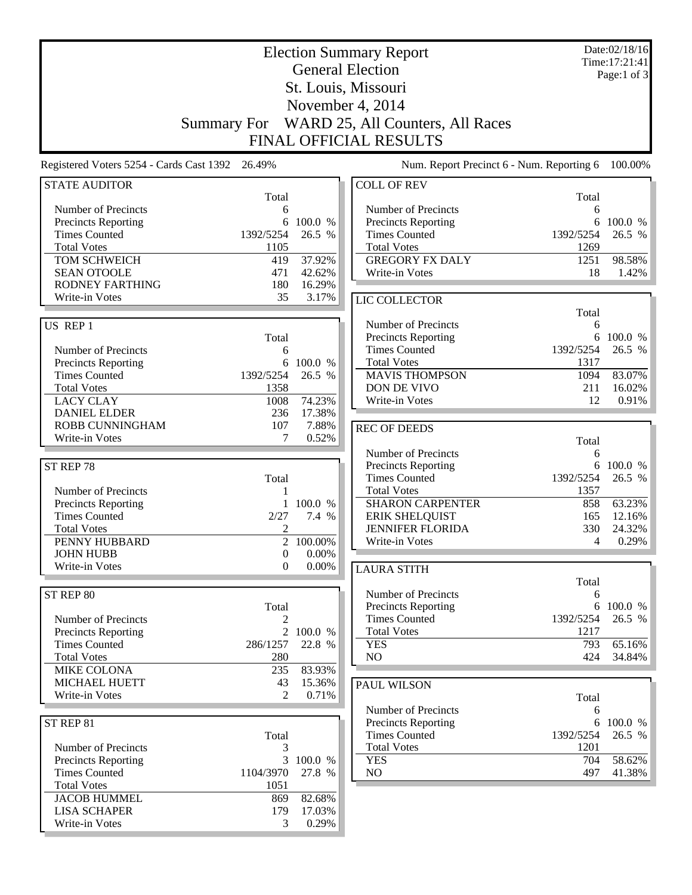# Election Summary Report

## General Election

## St. Louis, Missouri

## November 4, 2014

## Summary For WARD 25, All Counters, All Races

## FINAL OFFICIAL RESULTS

Date:02/18/16
Time:17:21:41

Registered Voters 5254 - Cards Cast 1392 26.49%

Num. Report Precinct 6 - Num. Reporting 6 100.00%

### STATE AUDITOR

| | Total | |
|---|---|---|
| Number of Precincts | 6 | |
| Precincts Reporting | 6 | 100.0 % |
| Times Counted | 1392/5254 | 26.5 % |
| Total Votes | 1105 | |
| TOM SCHWEICH | 419 | 37.92% |
| SEAN OTOOLE | 471 | 42.62% |
| RODNEY FARTHING | 180 | 16.29% |
| Write-in Votes | 35 | 3.17% |

### US REP 1

| | Total | |
|---|---|---|
| Number of Precincts | 6 | |
| Precincts Reporting | 6 | 100.0 % |
| Times Counted | 1392/5254 | 26.5 % |
| Total Votes | 1358 | |
| LACY CLAY | 1008 | 74.23% |
| DANIEL ELDER | 236 | 17.38% |
| ROBB CUNNINGHAM | 107 | 7.88% |
| Write-in Votes | 7 | 0.52% |

### ST REP 78

| | Total | |
|---|---|---|
| Number of Precincts | 1 | |
| Precincts Reporting | 1 | 100.0 % |
| Times Counted | 2/27 | 7.4 % |
| Total Votes | 2 | |
| PENNY HUBBARD | 2 | 100.00% |
| JOHN HUBB | 0 | 0.00% |
| Write-in Votes | 0 | 0.00% |

### ST REP 80

| | Total | |
|---|---|---|
| Number of Precincts | 2 | |
| Precincts Reporting | 2 | 100.0 % |
| Times Counted | 286/1257 | 22.8 % |
| Total Votes | 280 | |
| MIKE COLONA | 235 | 83.93% |
| MICHAEL HUETT | 43 | 15.36% |
| Write-in Votes | 2 | 0.71% |

### ST REP 81

| | Total | |
|---|---|---|
| Number of Precincts | 3 | |
| Precincts Reporting | 3 | 100.0 % |
| Times Counted | 1104/3970 | 27.8 % |
| Total Votes | 1051 | |
| JACOB HUMMEL | 869 | 82.68% |
| LISA SCHAPER | 179 | 17.03% |
| Write-in Votes | 3 | 0.29% |

### COLL OF REV

| | Total | |
|---|---|---|
| Number of Precincts | 6 | |
| Precincts Reporting | 6 | 100.0 % |
| Times Counted | 1392/5254 | 26.5 % |
| Total Votes | 1269 | |
| GREGORY FX DALY | 1251 | 98.58% |
| Write-in Votes | 18 | 1.42% |

### LIC COLLECTOR

| | Total | |
|---|---|---|
| Number of Precincts | 6 | |
| Precincts Reporting | 6 | 100.0 % |
| Times Counted | 1392/5254 | 26.5 % |
| Total Votes | 1317 | |
| MAVIS THOMPSON | 1094 | 83.07% |
| DON DE VIVO | 211 | 16.02% |
| Write-in Votes | 12 | 0.91% |

### REC OF DEEDS

| | Total | |
|---|---|---|
| Number of Precincts | 6 | |
| Precincts Reporting | 6 | 100.0 % |
| Times Counted | 1392/5254 | 26.5 % |
| Total Votes | 1357 | |
| SHARON CARPENTER | 858 | 63.23% |
| ERIK SHELQUIST | 165 | 12.16% |
| JENNIFER FLORIDA | 330 | 24.32% |
| Write-in Votes | 4 | 0.29% |

### LAURA STITH

| | Total | |
|---|---|---|
| Number of Precincts | 6 | |
| Precincts Reporting | 6 | 100.0 % |
| Times Counted | 1392/5254 | 26.5 % |
| Total Votes | 1217 | |
| YES | 793 | 65.16% |
| NO | 424 | 34.84% |

### PAUL WILSON

| | Total | |
|---|---|---|
| Number of Precincts | 6 | |
| Precincts Reporting | 6 | 100.0 % |
| Times Counted | 1392/5254 | 26.5 % |
| Total Votes | 1201 | |
| YES | 704 | 58.62% |
| NO | 497 | 41.38% |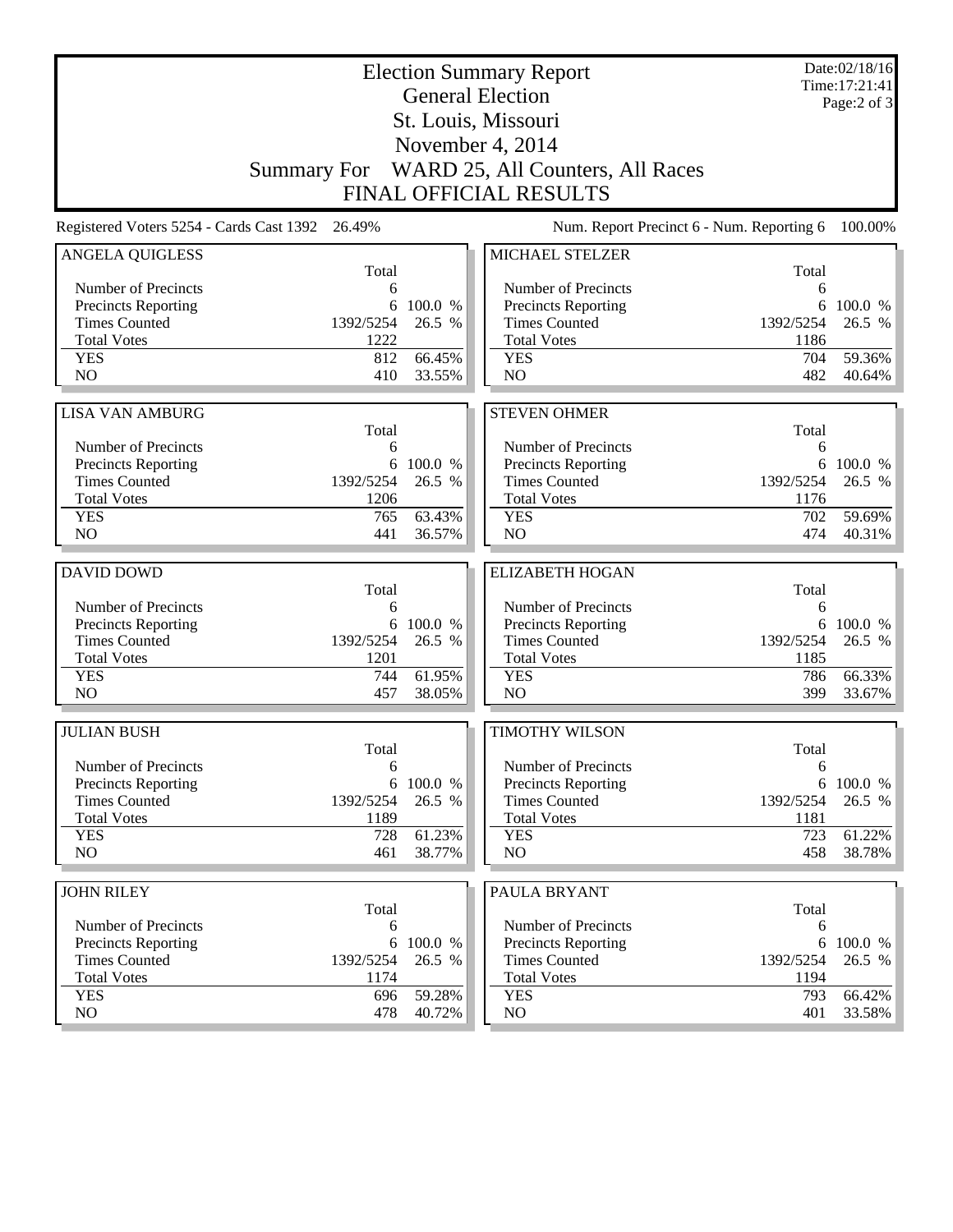# Election Summary Report

## General Election

## St. Louis, Missouri

## November 4, 2014

## Summary For WARD 25, All Counters, All Races

## FINAL OFFICIAL RESULTS

Date:02/18/16
Time:17:21:41

Registered Voters 5254 - Cards Cast 1392 26.49%

Num. Report Precinct 6 - Num. Reporting 6 100.00%

### ANGELA QUIGLESS

| | Total | |
|---|---|---|
| Number of Precincts | 6 | |
| Precincts Reporting | 6 | 100.0 % |
| Times Counted | 1392/5254 | 26.5 % |
| Total Votes | 1222 | |
| YES | 812 | 66.45% |
| NO | 410 | 33.55% |

### LISA VAN AMBURG

| | Total | |
|---|---|---|
| Number of Precincts | 6 | |
| Precincts Reporting | 6 | 100.0 % |
| Times Counted | 1392/5254 | 26.5 % |
| Total Votes | 1206 | |
| YES | 765 | 63.43% |
| NO | 441 | 36.57% |

### DAVID DOWD

| | Total | |
|---|---|---|
| Number of Precincts | 6 | |
| Precincts Reporting | 6 | 100.0 % |
| Times Counted | 1392/5254 | 26.5 % |
| Total Votes | 1201 | |
| YES | 744 | 61.95% |
| NO | 457 | 38.05% |

### JULIAN BUSH

| | Total | |
|---|---|---|
| Number of Precincts | 6 | |
| Precincts Reporting | 6 | 100.0 % |
| Times Counted | 1392/5254 | 26.5 % |
| Total Votes | 1189 | |
| YES | 728 | 61.23% |
| NO | 461 | 38.77% |

### JOHN RILEY

| | Total | |
|---|---|---|
| Number of Precincts | 6 | |
| Precincts Reporting | 6 | 100.0 % |
| Times Counted | 1392/5254 | 26.5 % |
| Total Votes | 1174 | |
| YES | 696 | 59.28% |
| NO | 478 | 40.72% |

### MICHAEL STELZER

| | Total | |
|---|---|---|
| Number of Precincts | 6 | |
| Precincts Reporting | 6 | 100.0 % |
| Times Counted | 1392/5254 | 26.5 % |
| Total Votes | 1186 | |
| YES | 704 | 59.36% |
| NO | 482 | 40.64% |

### STEVEN OHMER

| | Total | |
|---|---|---|
| Number of Precincts | 6 | |
| Precincts Reporting | 6 | 100.0 % |
| Times Counted | 1392/5254 | 26.5 % |
| Total Votes | 1176 | |
| YES | 702 | 59.69% |
| NO | 474 | 40.31% |

### ELIZABETH HOGAN

| | Total | |
|---|---|---|
| Number of Precincts | 6 | |
| Precincts Reporting | 6 | 100.0 % |
| Times Counted | 1392/5254 | 26.5 % |
| Total Votes | 1185 | |
| YES | 786 | 66.33% |
| NO | 399 | 33.67% |

### TIMOTHY WILSON

| | Total | |
|---|---|---|
| Number of Precincts | 6 | |
| Precincts Reporting | 6 | 100.0 % |
| Times Counted | 1392/5254 | 26.5 % |
| Total Votes | 1181 | |
| YES | 723 | 61.22% |
| NO | 458 | 38.78% |

### PAULA BRYANT

| | Total | |
|---|---|---|
| Number of Precincts | 6 | |
| Precincts Reporting | 6 | 100.0 % |
| Times Counted | 1392/5254 | 26.5 % |
| Total Votes | 1194 | |
| YES | 793 | 66.42% |
| NO | 401 | 33.58% |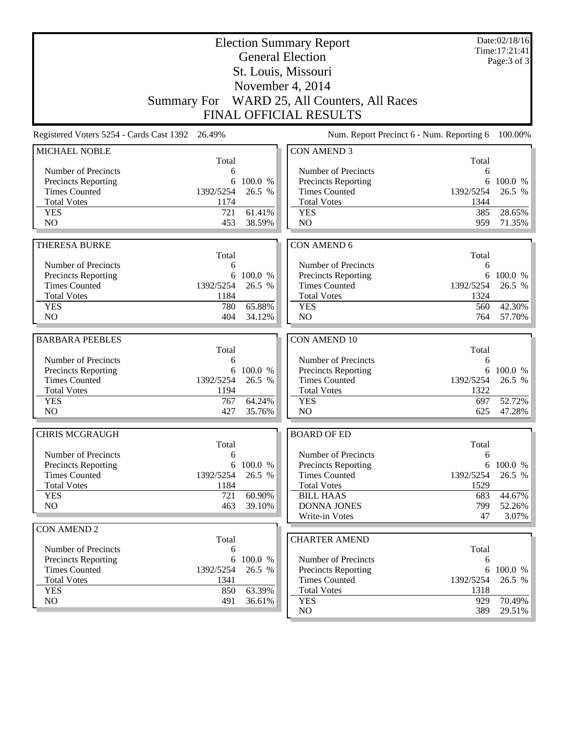# Election Summary Report

## General Election

## St. Louis, Missouri

## November 4, 2014

## Summary For WARD 25, All Counters, All Races

## FINAL OFFICIAL RESULTS

Date:02/18/16
Time:17:21:41

Registered Voters 5254 - Cards Cast 1392 26.49%

Num. Report Precinct 6 - Num. Reporting 6 100.00%

### MICHAEL NOBLE

| | Total | |
|---|---|---|
| Number of Precincts | 6 | |
| Precincts Reporting | 6 | 100.0 % |
| Times Counted | 1392/5254 | 26.5 % |
| Total Votes | 1174 | |
| YES | 721 | 61.41% |
| NO | 453 | 38.59% |

### THERESA BURKE

| | Total | |
|---|---|---|
| Number of Precincts | 6 | |
| Precincts Reporting | 6 | 100.0 % |
| Times Counted | 1392/5254 | 26.5 % |
| Total Votes | 1184 | |
| YES | 780 | 65.88% |
| NO | 404 | 34.12% |

### BARBARA PEEBLES

| | Total | |
|---|---|---|
| Number of Precincts | 6 | |
| Precincts Reporting | 6 | 100.0 % |
| Times Counted | 1392/5254 | 26.5 % |
| Total Votes | 1194 | |
| YES | 767 | 64.24% |
| NO | 427 | 35.76% |

### CHRIS MCGRAUGH

| | Total | |
|---|---|---|
| Number of Precincts | 6 | |
| Precincts Reporting | 6 | 100.0 % |
| Times Counted | 1392/5254 | 26.5 % |
| Total Votes | 1184 | |
| YES | 721 | 60.90% |
| NO | 463 | 39.10% |

### CON AMEND 2

| | Total | |
|---|---|---|
| Number of Precincts | 6 | |
| Precincts Reporting | 6 | 100.0 % |
| Times Counted | 1392/5254 | 26.5 % |
| Total Votes | 1341 | |
| YES | 850 | 63.39% |
| NO | 491 | 36.61% |

### CON AMEND 3

| | Total | |
|---|---|---|
| Number of Precincts | 6 | |
| Precincts Reporting | 6 | 100.0 % |
| Times Counted | 1392/5254 | 26.5 % |
| Total Votes | 1344 | |
| YES | 385 | 28.65% |
| NO | 959 | 71.35% |

### CON AMEND 6

| | Total | |
|---|---|---|
| Number of Precincts | 6 | |
| Precincts Reporting | 6 | 100.0 % |
| Times Counted | 1392/5254 | 26.5 % |
| Total Votes | 1324 | |
| YES | 560 | 42.30% |
| NO | 764 | 57.70% |

### CON AMEND 10

| | Total | |
|---|---|---|
| Number of Precincts | 6 | |
| Precincts Reporting | 6 | 100.0 % |
| Times Counted | 1392/5254 | 26.5 % |
| Total Votes | 1322 | |
| YES | 697 | 52.72% |
| NO | 625 | 47.28% |

### BOARD OF ED

| | Total | |
|---|---|---|
| Number of Precincts | 6 | |
| Precincts Reporting | 6 | 100.0 % |
| Times Counted | 1392/5254 | 26.5 % |
| Total Votes | 1529 | |
| BILL HAAS | 683 | 44.67% |
| DONNA JONES | 799 | 52.26% |
| Write-in Votes | 47 | 3.07% |

### CHARTER AMEND

| | Total | |
|---|---|---|
| Number of Precincts | 6 | |
| Precincts Reporting | 6 | 100.0 % |
| Times Counted | 1392/5254 | 26.5 % |
| Total Votes | 1318 | |
| YES | 929 | 70.49% |
| NO | 389 | 29.51% |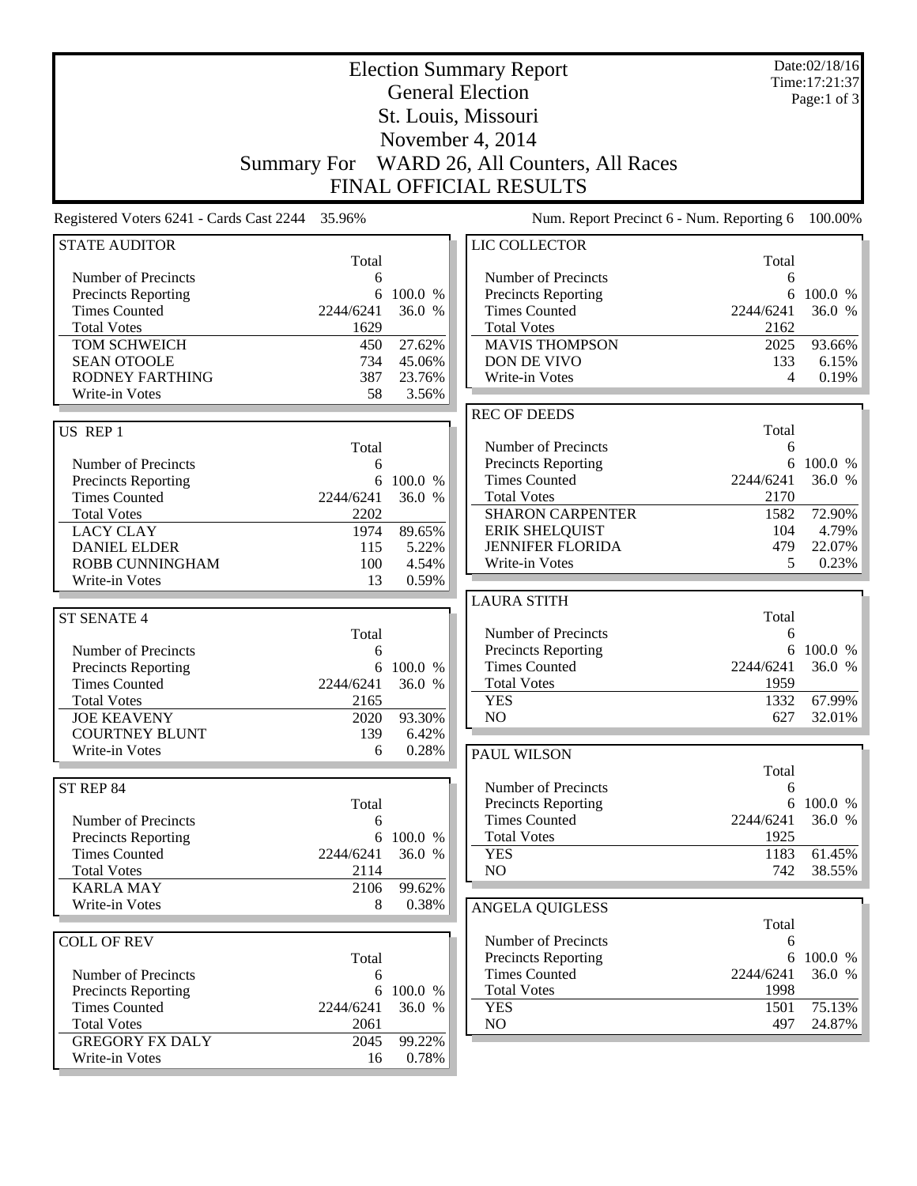# Election Summary Report

## General Election

## St. Louis, Missouri

## November 4, 2014

## Summary For WARD 26, All Counters, All Races

## FINAL OFFICIAL RESULTS

Date:02/18/16
Time:17:21:37

Registered Voters 6241 - Cards Cast 2244 35.96%

Num. Report Precinct 6 - Num. Reporting 6 100.00%

### STATE AUDITOR

| | Total | |
|---|---|---|
| Number of Precincts | 6 | |
| Precincts Reporting | 6 | 100.0 % |
| Times Counted | 2244/6241 | 36.0 % |
| Total Votes | 1629 | |
| TOM SCHWEICH | 450 | 27.62% |
| SEAN OTOOLE | 734 | 45.06% |
| RODNEY FARTHING | 387 | 23.76% |
| Write-in Votes | 58 | 3.56% |

### US REP 1

| | Total | |
|---|---|---|
| Number of Precincts | 6 | |
| Precincts Reporting | 6 | 100.0 % |
| Times Counted | 2244/6241 | 36.0 % |
| Total Votes | 2202 | |
| LACY CLAY | 1974 | 89.65% |
| DANIEL ELDER | 115 | 5.22% |
| ROBB CUNNINGHAM | 100 | 4.54% |
| Write-in Votes | 13 | 0.59% |

### ST SENATE 4

| | Total | |
|---|---|---|
| Number of Precincts | 6 | |
| Precincts Reporting | 6 | 100.0 % |
| Times Counted | 2244/6241 | 36.0 % |
| Total Votes | 2165 | |
| JOE KEAVENY | 2020 | 93.30% |
| COURTNEY BLUNT | 139 | 6.42% |
| Write-in Votes | 6 | 0.28% |

### ST REP 84

| | Total | |
|---|---|---|
| Number of Precincts | 6 | |
| Precincts Reporting | 6 | 100.0 % |
| Times Counted | 2244/6241 | 36.0 % |
| Total Votes | 2114 | |
| KARLA MAY | 2106 | 99.62% |
| Write-in Votes | 8 | 0.38% |

### COLL OF REV

| | Total | |
|---|---|---|
| Number of Precincts | 6 | |
| Precincts Reporting | 6 | 100.0 % |
| Times Counted | 2244/6241 | 36.0 % |
| Total Votes | 2061 | |
| GREGORY FX DALY | 2045 | 99.22% |
| Write-in Votes | 16 | 0.78% |

### LIC COLLECTOR

| | Total | |
|---|---|---|
| Number of Precincts | 6 | |
| Precincts Reporting | 6 | 100.0 % |
| Times Counted | 2244/6241 | 36.0 % |
| Total Votes | 2162 | |
| MAVIS THOMPSON | 2025 | 93.66% |
| DON DE VIVO | 133 | 6.15% |
| Write-in Votes | 4 | 0.19% |

### REC OF DEEDS

| | Total | |
|---|---|---|
| Number of Precincts | 6 | |
| Precincts Reporting | 6 | 100.0 % |
| Times Counted | 2244/6241 | 36.0 % |
| Total Votes | 2170 | |
| SHARON CARPENTER | 1582 | 72.90% |
| ERIK SHELQUIST | 104 | 4.79% |
| JENNIFER FLORIDA | 479 | 22.07% |
| Write-in Votes | 5 | 0.23% |

### LAURA STITH

| | Total | |
|---|---|---|
| Number of Precincts | 6 | |
| Precincts Reporting | 6 | 100.0 % |
| Times Counted | 2244/6241 | 36.0 % |
| Total Votes | 1959 | |
| YES | 1332 | 67.99% |
| NO | 627 | 32.01% |

### PAUL WILSON

| | Total | |
|---|---|---|
| Number of Precincts | 6 | |
| Precincts Reporting | 6 | 100.0 % |
| Times Counted | 2244/6241 | 36.0 % |
| Total Votes | 1925 | |
| YES | 1183 | 61.45% |
| NO | 742 | 38.55% |

### ANGELA QUIGLESS

| | Total | |
|---|---|---|
| Number of Precincts | 6 | |
| Precincts Reporting | 6 | 100.0 % |
| Times Counted | 2244/6241 | 36.0 % |
| Total Votes | 1998 | |
| YES | 1501 | 75.13% |
| NO | 497 | 24.87% |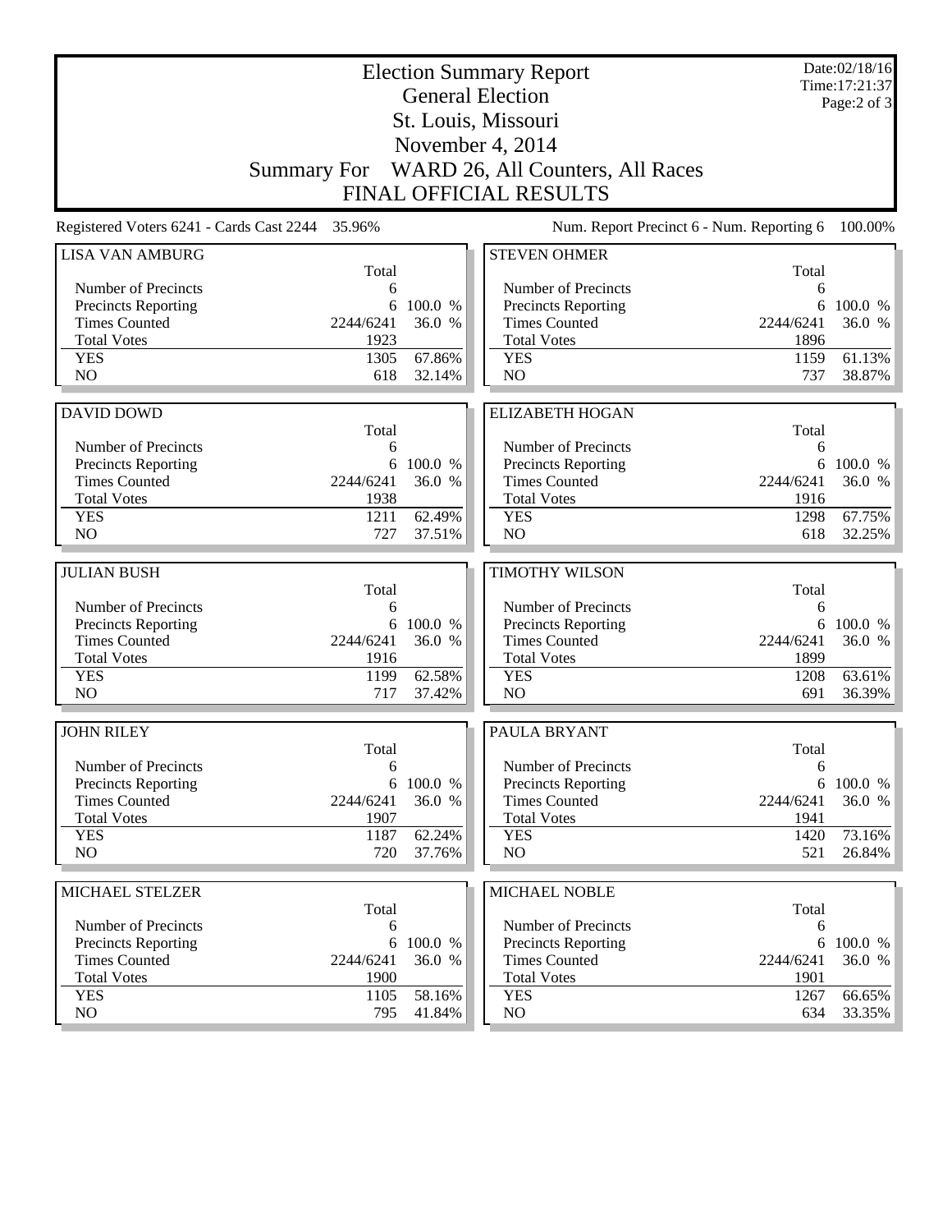# Election Summary Report

## General Election

## St. Louis, Missouri

## November 4, 2014

## Summary For WARD 26, All Counters, All Races

## FINAL OFFICIAL RESULTS

Date:02/18/16
Time:17:21:37

Registered Voters 6241 - Cards Cast 2244 35.96%

Num. Report Precinct 6 - Num. Reporting 6 100.00%

### LISA VAN AMBURG

| | Total | |
|---|---|---|
| Number of Precincts | 6 | |
| Precincts Reporting | 6 | 100.0 % |
| Times Counted | 2244/6241 | 36.0 % |
| Total Votes | 1923 | |
| YES | 1305 | 67.86% |
| NO | 618 | 32.14% |

### DAVID DOWD

| | Total | |
|---|---|---|
| Number of Precincts | 6 | |
| Precincts Reporting | 6 | 100.0 % |
| Times Counted | 2244/6241 | 36.0 % |
| Total Votes | 1938 | |
| YES | 1211 | 62.49% |
| NO | 727 | 37.51% |

### JULIAN BUSH

| | Total | |
|---|---|---|
| Number of Precincts | 6 | |
| Precincts Reporting | 6 | 100.0 % |
| Times Counted | 2244/6241 | 36.0 % |
| Total Votes | 1916 | |
| YES | 1199 | 62.58% |
| NO | 717 | 37.42% |

### JOHN RILEY

| | Total | |
|---|---|---|
| Number of Precincts | 6 | |
| Precincts Reporting | 6 | 100.0 % |
| Times Counted | 2244/6241 | 36.0 % |
| Total Votes | 1907 | |
| YES | 1187 | 62.24% |
| NO | 720 | 37.76% |

### MICHAEL STELZER

| | Total | |
|---|---|---|
| Number of Precincts | 6 | |
| Precincts Reporting | 6 | 100.0 % |
| Times Counted | 2244/6241 | 36.0 % |
| Total Votes | 1900 | |
| YES | 1105 | 58.16% |
| NO | 795 | 41.84% |

### STEVEN OHMER

| | Total | |
|---|---|---|
| Number of Precincts | 6 | |
| Precincts Reporting | 6 | 100.0 % |
| Times Counted | 2244/6241 | 36.0 % |
| Total Votes | 1896 | |
| YES | 1159 | 61.13% |
| NO | 737 | 38.87% |

### ELIZABETH HOGAN

| | Total | |
|---|---|---|
| Number of Precincts | 6 | |
| Precincts Reporting | 6 | 100.0 % |
| Times Counted | 2244/6241 | 36.0 % |
| Total Votes | 1916 | |
| YES | 1298 | 67.75% |
| NO | 618 | 32.25% |

### TIMOTHY WILSON

| | Total | |
|---|---|---|
| Number of Precincts | 6 | |
| Precincts Reporting | 6 | 100.0 % |
| Times Counted | 2244/6241 | 36.0 % |
| Total Votes | 1899 | |
| YES | 1208 | 63.61% |
| NO | 691 | 36.39% |

### PAULA BRYANT

| | Total | |
|---|---|---|
| Number of Precincts | 6 | |
| Precincts Reporting | 6 | 100.0 % |
| Times Counted | 2244/6241 | 36.0 % |
| Total Votes | 1941 | |
| YES | 1420 | 73.16% |
| NO | 521 | 26.84% |

### MICHAEL NOBLE

| | Total | |
|---|---|---|
| Number of Precincts | 6 | |
| Precincts Reporting | 6 | 100.0 % |
| Times Counted | 2244/6241 | 36.0 % |
| Total Votes | 1901 | |
| YES | 1267 | 66.65% |
| NO | 634 | 33.35% |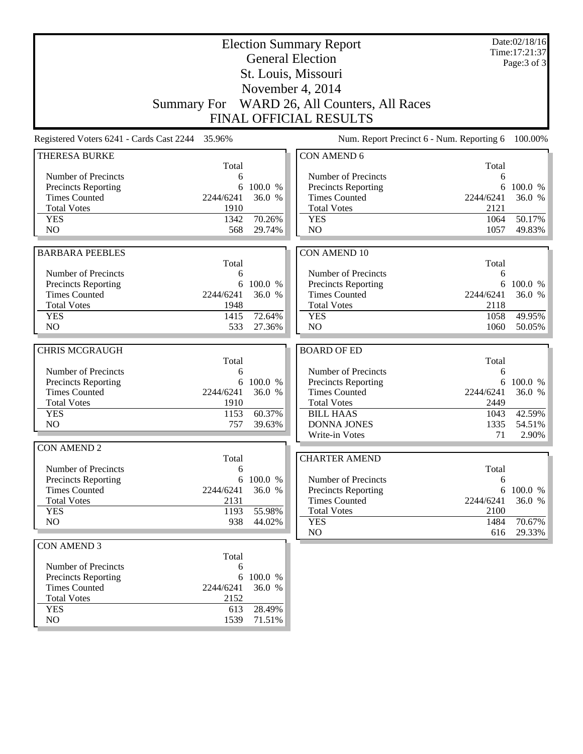# Election Summary Report

## General Election

## St. Louis, Missouri

## November 4, 2014

## Summary For WARD 26, All Counters, All Races

## FINAL OFFICIAL RESULTS

Date:02/18/16
Time:17:21:37

Registered Voters 6241 - Cards Cast 2244 35.96%

Num. Report Precinct 6 - Num. Reporting 6 100.00%

### THERESA BURKE

| | Total | |
|---|---|---|
| Number of Precincts | 6 | |
| Precincts Reporting | 6 | 100.0 % |
| Times Counted | 2244/6241 | 36.0 % |
| Total Votes | 1910 | |
| YES | 1342 | 70.26% |
| NO | 568 | 29.74% |

### BARBARA PEEBLES

| | Total | |
|---|---|---|
| Number of Precincts | 6 | |
| Precincts Reporting | 6 | 100.0 % |
| Times Counted | 2244/6241 | 36.0 % |
| Total Votes | 1948 | |
| YES | 1415 | 72.64% |
| NO | 533 | 27.36% |

### CHRIS MCGRAUGH

| | Total | |
|---|---|---|
| Number of Precincts | 6 | |
| Precincts Reporting | 6 | 100.0 % |
| Times Counted | 2244/6241 | 36.0 % |
| Total Votes | 1910 | |
| YES | 1153 | 60.37% |
| NO | 757 | 39.63% |

### CON AMEND 2

| | Total | |
|---|---|---|
| Number of Precincts | 6 | |
| Precincts Reporting | 6 | 100.0 % |
| Times Counted | 2244/6241 | 36.0 % |
| Total Votes | 2131 | |
| YES | 1193 | 55.98% |
| NO | 938 | 44.02% |

### CON AMEND 3

| | Total | |
|---|---|---|
| Number of Precincts | 6 | |
| Precincts Reporting | 6 | 100.0 % |
| Times Counted | 2244/6241 | 36.0 % |
| Total Votes | 2152 | |
| YES | 613 | 28.49% |
| NO | 1539 | 71.51% |

### CON AMEND 6

| | Total | |
|---|---|---|
| Number of Precincts | 6 | |
| Precincts Reporting | 6 | 100.0 % |
| Times Counted | 2244/6241 | 36.0 % |
| Total Votes | 2121 | |
| YES | 1064 | 50.17% |
| NO | 1057 | 49.83% |

### CON AMEND 10

| | Total | |
|---|---|---|
| Number of Precincts | 6 | |
| Precincts Reporting | 6 | 100.0 % |
| Times Counted | 2244/6241 | 36.0 % |
| Total Votes | 2118 | |
| YES | 1058 | 49.95% |
| NO | 1060 | 50.05% |

### BOARD OF ED

| | Total | |
|---|---|---|
| Number of Precincts | 6 | |
| Precincts Reporting | 6 | 100.0 % |
| Times Counted | 2244/6241 | 36.0 % |
| Total Votes | 2449 | |
| BILL HAAS | 1043 | 42.59% |
| DONNA JONES | 1335 | 54.51% |
| Write-in Votes | 71 | 2.90% |

### CHARTER AMEND

| | Total | |
|---|---|---|
| Number of Precincts | 6 | |
| Precincts Reporting | 6 | 100.0 % |
| Times Counted | 2244/6241 | 36.0 % |
| Total Votes | 2100 | |
| YES | 1484 | 70.67% |
| NO | 616 | 29.33% |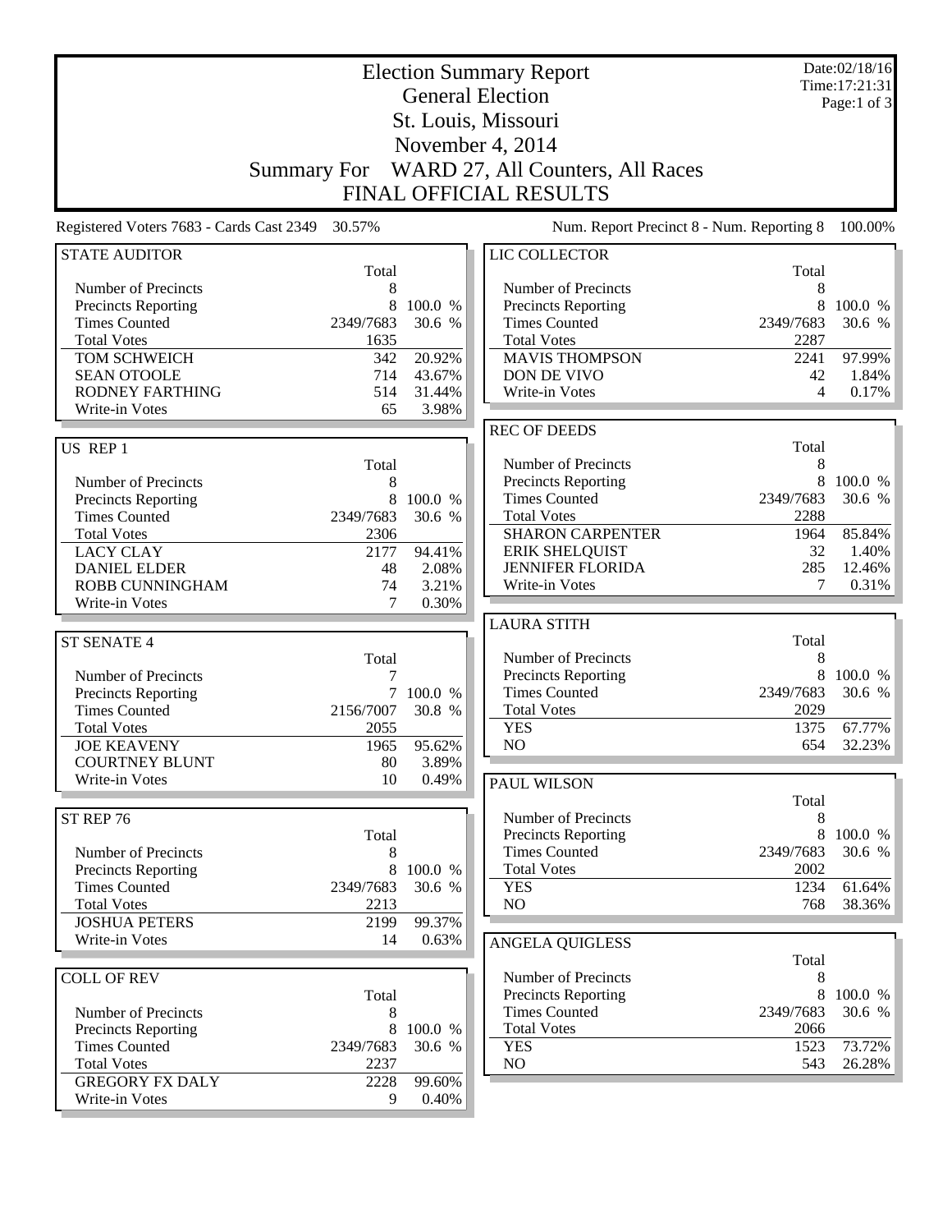# Election Summary Report

## General Election

## St. Louis, Missouri

## November 4, 2014

## Summary For WARD 27, All Counters, All Races

## FINAL OFFICIAL RESULTS

Date:02/18/16
Time:17:21:31
Page:1 of 3

Registered Voters 7683 - Cards Cast 2349 30.57%

Num. Report Precinct 8 - Num. Reporting 8 100.00%

### STATE AUDITOR

| | Total | |
|---|---|---|
| Number of Precincts | 8 | |
| Precincts Reporting | 8 | 100.0 % |
| Times Counted | 2349/7683 | 30.6 % |
| Total Votes | 1635 | |
| TOM SCHWEICH | 342 | 20.92% |
| SEAN OTOOLE | 714 | 43.67% |
| RODNEY FARTHING | 514 | 31.44% |
| Write-in Votes | 65 | 3.98% |

### US REP 1

| | Total | |
|---|---|---|
| Number of Precincts | 8 | |
| Precincts Reporting | 8 | 100.0 % |
| Times Counted | 2349/7683 | 30.6 % |
| Total Votes | 2306 | |
| LACY CLAY | 2177 | 94.41% |
| DANIEL ELDER | 48 | 2.08% |
| ROBB CUNNINGHAM | 74 | 3.21% |
| Write-in Votes | 7 | 0.30% |

### ST SENATE 4

| | Total | |
|---|---|---|
| Number of Precincts | 7 | |
| Precincts Reporting | 7 | 100.0 % |
| Times Counted | 2156/7007 | 30.8 % |
| Total Votes | 2055 | |
| JOE KEAVENY | 1965 | 95.62% |
| COURTNEY BLUNT | 80 | 3.89% |
| Write-in Votes | 10 | 0.49% |

### ST REP 76

| | Total | |
|---|---|---|
| Number of Precincts | 8 | |
| Precincts Reporting | 8 | 100.0 % |
| Times Counted | 2349/7683 | 30.6 % |
| Total Votes | 2213 | |
| JOSHUA PETERS | 2199 | 99.37% |
| Write-in Votes | 14 | 0.63% |

### COLL OF REV

| | Total | |
|---|---|---|
| Number of Precincts | 8 | |
| Precincts Reporting | 8 | 100.0 % |
| Times Counted | 2349/7683 | 30.6 % |
| Total Votes | 2237 | |
| GREGORY FX DALY | 2228 | 99.60% |
| Write-in Votes | 9 | 0.40% |

### LIC COLLECTOR

| | Total | |
|---|---|---|
| Number of Precincts | 8 | |
| Precincts Reporting | 8 | 100.0 % |
| Times Counted | 2349/7683 | 30.6 % |
| Total Votes | 2287 | |
| MAVIS THOMPSON | 2241 | 97.99% |
| DON DE VIVO | 42 | 1.84% |
| Write-in Votes | 4 | 0.17% |

### REC OF DEEDS

| | Total | |
|---|---|---|
| Number of Precincts | 8 | |
| Precincts Reporting | 8 | 100.0 % |
| Times Counted | 2349/7683 | 30.6 % |
| Total Votes | 2288 | |
| SHARON CARPENTER | 1964 | 85.84% |
| ERIK SHELQUIST | 32 | 1.40% |
| JENNIFER FLORIDA | 285 | 12.46% |
| Write-in Votes | 7 | 0.31% |

### LAURA STITH

| | Total | |
|---|---|---|
| Number of Precincts | 8 | |
| Precincts Reporting | 8 | 100.0 % |
| Times Counted | 2349/7683 | 30.6 % |
| Total Votes | 2029 | |
| YES | 1375 | 67.77% |
| NO | 654 | 32.23% |

### PAUL WILSON

| | Total | |
|---|---|---|
| Number of Precincts | 8 | |
| Precincts Reporting | 8 | 100.0 % |
| Times Counted | 2349/7683 | 30.6 % |
| Total Votes | 2002 | |
| YES | 1234 | 61.64% |
| NO | 768 | 38.36% |

### ANGELA QUIGLESS

| | Total | |
|---|---|---|
| Number of Precincts | 8 | |
| Precincts Reporting | 8 | 100.0 % |
| Times Counted | 2349/7683 | 30.6 % |
| Total Votes | 2066 | |
| YES | 1523 | 73.72% |
| NO | 543 | 26.28% |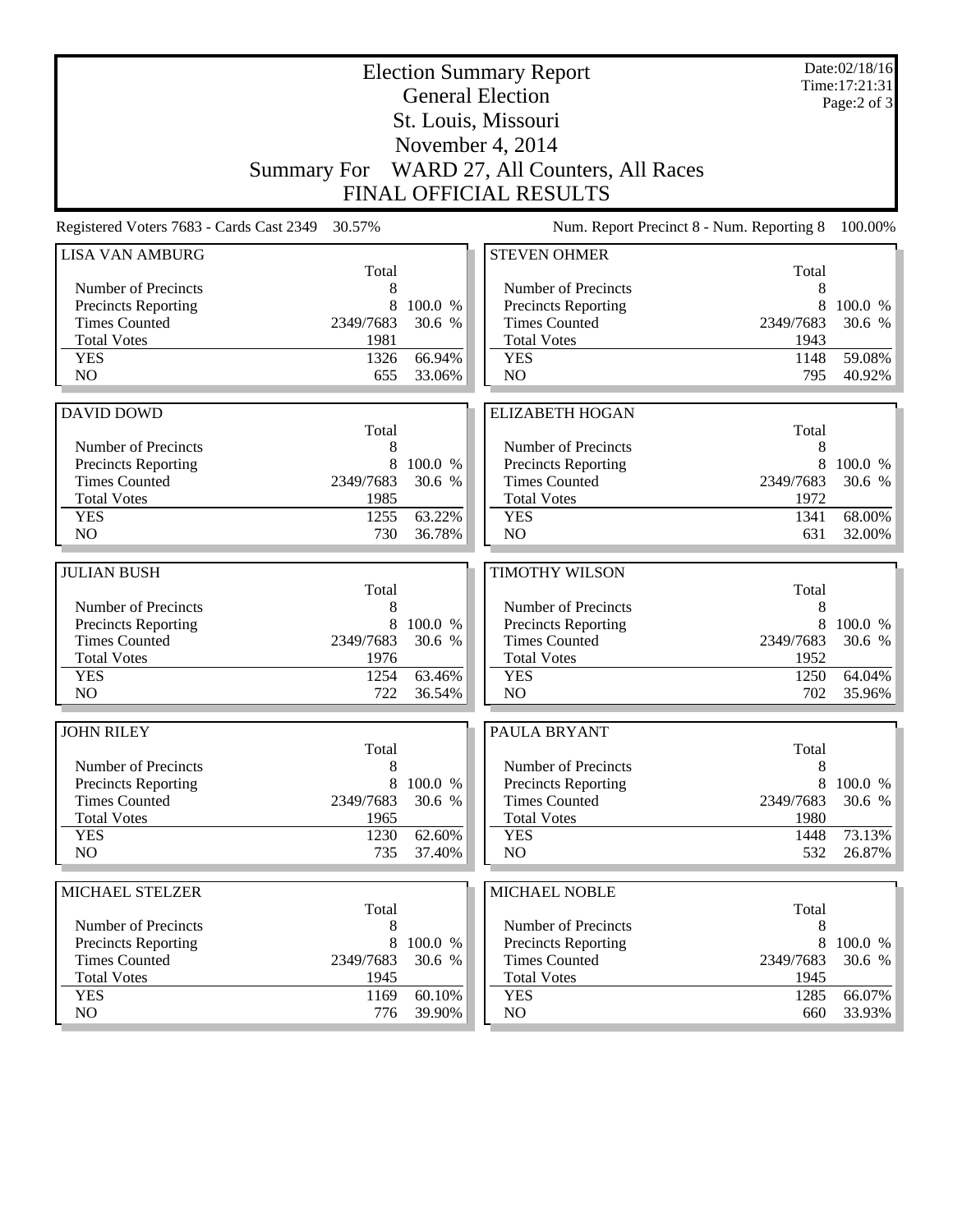# Election Summary Report
## General Election
## St. Louis, Missouri
## November 4, 2014
## Summary For WARD 27, All Counters, All Races
## FINAL OFFICIAL RESULTS

Date:02/18/16
Time:17:21:31

Registered Voters 7683 - Cards Cast 2349 30.57%

Num. Report Precinct 8 - Num. Reporting 8 100.00%

| LISA VAN AMBURG | Total | |
|---|---|---|
| Number of Precincts | 8 | |
| Precincts Reporting | 8 | 100.0 % |
| Times Counted | 2349/7683 | 30.6 % |
| Total Votes | 1981 | |
| YES | 1326 | 66.94% |
| NO | 655 | 33.06% |

| STEVEN OHMER | Total | |
|---|---|---|
| Number of Precincts | 8 | |
| Precincts Reporting | 8 | 100.0 % |
| Times Counted | 2349/7683 | 30.6 % |
| Total Votes | 1943 | |
| YES | 1148 | 59.08% |
| NO | 795 | 40.92% |

| DAVID DOWD | Total | |
|---|---|---|
| Number of Precincts | 8 | |
| Precincts Reporting | 8 | 100.0 % |
| Times Counted | 2349/7683 | 30.6 % |
| Total Votes | 1985 | |
| YES | 1255 | 63.22% |
| NO | 730 | 36.78% |

| ELIZABETH HOGAN | Total | |
|---|---|---|
| Number of Precincts | 8 | |
| Precincts Reporting | 8 | 100.0 % |
| Times Counted | 2349/7683 | 30.6 % |
| Total Votes | 1972 | |
| YES | 1341 | 68.00% |
| NO | 631 | 32.00% |

| JULIAN BUSH | Total | |
|---|---|---|
| Number of Precincts | 8 | |
| Precincts Reporting | 8 | 100.0 % |
| Times Counted | 2349/7683 | 30.6 % |
| Total Votes | 1976 | |
| YES | 1254 | 63.46% |
| NO | 722 | 36.54% |

| TIMOTHY WILSON | Total | |
|---|---|---|
| Number of Precincts | 8 | |
| Precincts Reporting | 8 | 100.0 % |
| Times Counted | 2349/7683 | 30.6 % |
| Total Votes | 1952 | |
| YES | 1250 | 64.04% |
| NO | 702 | 35.96% |

| JOHN RILEY | Total | |
|---|---|---|
| Number of Precincts | 8 | |
| Precincts Reporting | 8 | 100.0 % |
| Times Counted | 2349/7683 | 30.6 % |
| Total Votes | 1965 | |
| YES | 1230 | 62.60% |
| NO | 735 | 37.40% |

| PAULA BRYANT | Total | |
|---|---|---|
| Number of Precincts | 8 | |
| Precincts Reporting | 8 | 100.0 % |
| Times Counted | 2349/7683 | 30.6 % |
| Total Votes | 1980 | |
| YES | 1448 | 73.13% |
| NO | 532 | 26.87% |

| MICHAEL STELZER | Total | |
|---|---|---|
| Number of Precincts | 8 | |
| Precincts Reporting | 8 | 100.0 % |
| Times Counted | 2349/7683 | 30.6 % |
| Total Votes | 1945 | |
| YES | 1169 | 60.10% |
| NO | 776 | 39.90% |

| MICHAEL NOBLE | Total | |
|---|---|---|
| Number of Precincts | 8 | |
| Precincts Reporting | 8 | 100.0 % |
| Times Counted | 2349/7683 | 30.6 % |
| Total Votes | 1945 | |
| YES | 1285 | 66.07% |
| NO | 660 | 33.93% |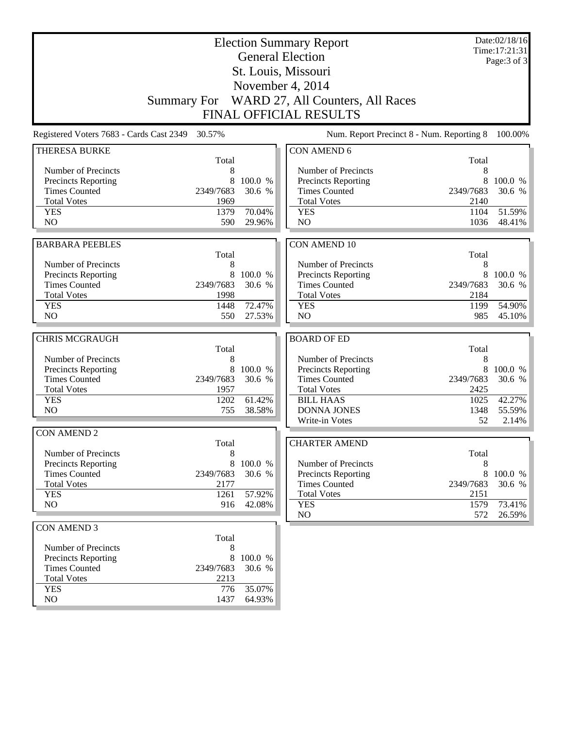# Election Summary Report

General Election

St. Louis, Missouri

November 4, 2014

Summary For WARD 27, All Counters, All Races

FINAL OFFICIAL RESULTS

Date:02/18/16
Time:17:21:31

Registered Voters 7683 - Cards Cast 2349 30.57%

Num. Report Precinct 8 - Num. Reporting 8 100.00%

## THERESA BURKE

| | Total | |
|---|---|---|
| Number of Precincts | 8 | |
| Precincts Reporting | 8 | 100.0 % |
| Times Counted | 2349/7683 | 30.6 % |
| Total Votes | 1969 | |
| YES | 1379 | 70.04% |
| NO | 590 | 29.96% |

## BARBARA PEEBLES

| | Total | |
|---|---|---|
| Number of Precincts | 8 | |
| Precincts Reporting | 8 | 100.0 % |
| Times Counted | 2349/7683 | 30.6 % |
| Total Votes | 1998 | |
| YES | 1448 | 72.47% |
| NO | 550 | 27.53% |

## CHRIS MCGRAUGH

| | Total | |
|---|---|---|
| Number of Precincts | 8 | |
| Precincts Reporting | 8 | 100.0 % |
| Times Counted | 2349/7683 | 30.6 % |
| Total Votes | 1957 | |
| YES | 1202 | 61.42% |
| NO | 755 | 38.58% |

## CON AMEND 2

| | Total | |
|---|---|---|
| Number of Precincts | 8 | |
| Precincts Reporting | 8 | 100.0 % |
| Times Counted | 2349/7683 | 30.6 % |
| Total Votes | 2177 | |
| YES | 1261 | 57.92% |
| NO | 916 | 42.08% |

## CON AMEND 3

| | Total | |
|---|---|---|
| Number of Precincts | 8 | |
| Precincts Reporting | 8 | 100.0 % |
| Times Counted | 2349/7683 | 30.6 % |
| Total Votes | 2213 | |
| YES | 776 | 35.07% |
| NO | 1437 | 64.93% |

## CON AMEND 6

| | Total | |
|---|---|---|
| Number of Precincts | 8 | |
| Precincts Reporting | 8 | 100.0 % |
| Times Counted | 2349/7683 | 30.6 % |
| Total Votes | 2140 | |
| YES | 1104 | 51.59% |
| NO | 1036 | 48.41% |

## CON AMEND 10

| | Total | |
|---|---|---|
| Number of Precincts | 8 | |
| Precincts Reporting | 8 | 100.0 % |
| Times Counted | 2349/7683 | 30.6 % |
| Total Votes | 2184 | |
| YES | 1199 | 54.90% |
| NO | 985 | 45.10% |

## BOARD OF ED

| | Total | |
|---|---|---|
| Number of Precincts | 8 | |
| Precincts Reporting | 8 | 100.0 % |
| Times Counted | 2349/7683 | 30.6 % |
| Total Votes | 2425 | |
| BILL HAAS | 1025 | 42.27% |
| DONNA JONES | 1348 | 55.59% |
| Write-in Votes | 52 | 2.14% |

## CHARTER AMEND

| | Total | |
|---|---|---|
| Number of Precincts | 8 | |
| Precincts Reporting | 8 | 100.0 % |
| Times Counted | 2349/7683 | 30.6 % |
| Total Votes | 2151 | |
| YES | 1579 | 73.41% |
| NO | 572 | 26.59% |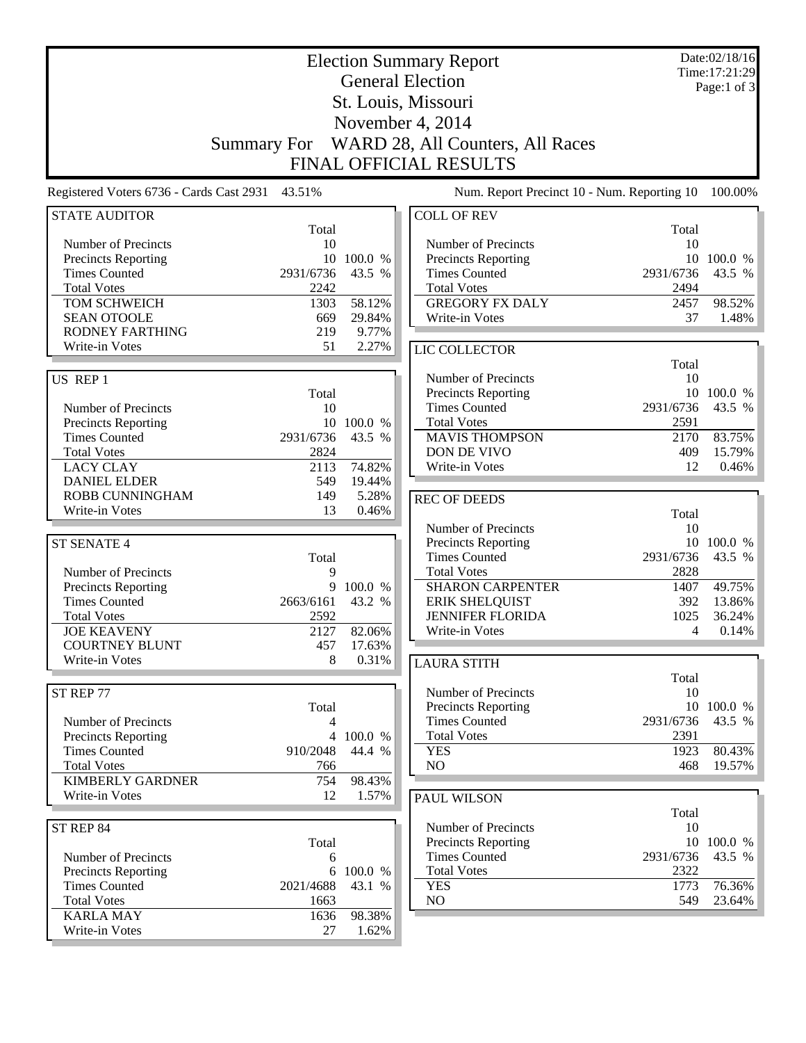# Election Summary Report

## General Election

## St. Louis, Missouri

## November 4, 2014

## Summary For WARD 28, All Counters, All Races

## FINAL OFFICIAL RESULTS

Date:02/18/16
Time:17:21:29

Registered Voters 6736 - Cards Cast 2931 43.51%

Num. Report Precinct 10 - Num. Reporting 10 100.00%

### STATE AUDITOR

| | Total | |
|---|---|---|
| Number of Precincts | 10 | |
| Precincts Reporting | 10 | 100.0 % |
| Times Counted | 2931/6736 | 43.5 % |
| Total Votes | 2242 | |
| TOM SCHWEICH | 1303 | 58.12% |
| SEAN OTOOLE | 669 | 29.84% |
| RODNEY FARTHING | 219 | 9.77% |
| Write-in Votes | 51 | 2.27% |

### US REP 1

| | Total | |
|---|---|---|
| Number of Precincts | 10 | |
| Precincts Reporting | 10 | 100.0 % |
| Times Counted | 2931/6736 | 43.5 % |
| Total Votes | 2824 | |
| LACY CLAY | 2113 | 74.82% |
| DANIEL ELDER | 549 | 19.44% |
| ROBB CUNNINGHAM | 149 | 5.28% |
| Write-in Votes | 13 | 0.46% |

### ST SENATE 4

| | Total | |
|---|---|---|
| Number of Precincts | 9 | |
| Precincts Reporting | 9 | 100.0 % |
| Times Counted | 2663/6161 | 43.2 % |
| Total Votes | 2592 | |
| JOE KEAVENY | 2127 | 82.06% |
| COURTNEY BLUNT | 457 | 17.63% |
| Write-in Votes | 8 | 0.31% |

### ST REP 77

| | Total | |
|---|---|---|
| Number of Precincts | 4 | |
| Precincts Reporting | 4 | 100.0 % |
| Times Counted | 910/2048 | 44.4 % |
| Total Votes | 766 | |
| KIMBERLY GARDNER | 754 | 98.43% |
| Write-in Votes | 12 | 1.57% |

### ST REP 84

| | Total | |
|---|---|---|
| Number of Precincts | 6 | |
| Precincts Reporting | 6 | 100.0 % |
| Times Counted | 2021/4688 | 43.1 % |
| Total Votes | 1663 | |
| KARLA MAY | 1636 | 98.38% |
| Write-in Votes | 27 | 1.62% |

### COLL OF REV

| | Total | |
|---|---|---|
| Number of Precincts | 10 | |
| Precincts Reporting | 10 | 100.0 % |
| Times Counted | 2931/6736 | 43.5 % |
| Total Votes | 2494 | |
| GREGORY FX DALY | 2457 | 98.52% |
| Write-in Votes | 37 | 1.48% |

### LIC COLLECTOR

| | Total | |
|---|---|---|
| Number of Precincts | 10 | |
| Precincts Reporting | 10 | 100.0 % |
| Times Counted | 2931/6736 | 43.5 % |
| Total Votes | 2591 | |
| MAVIS THOMPSON | 2170 | 83.75% |
| DON DE VIVO | 409 | 15.79% |
| Write-in Votes | 12 | 0.46% |

### REC OF DEEDS

| | Total | |
|---|---|---|
| Number of Precincts | 10 | |
| Precincts Reporting | 10 | 100.0 % |
| Times Counted | 2931/6736 | 43.5 % |
| Total Votes | 2828 | |
| SHARON CARPENTER | 1407 | 49.75% |
| ERIK SHELQUIST | 392 | 13.86% |
| JENNIFER FLORIDA | 1025 | 36.24% |
| Write-in Votes | 4 | 0.14% |

### LAURA STITH

| | Total | |
|---|---|---|
| Number of Precincts | 10 | |
| Precincts Reporting | 10 | 100.0 % |
| Times Counted | 2931/6736 | 43.5 % |
| Total Votes | 2391 | |
| YES | 1923 | 80.43% |
| NO | 468 | 19.57% |

### PAUL WILSON

| | Total | |
|---|---|---|
| Number of Precincts | 10 | |
| Precincts Reporting | 10 | 100.0 % |
| Times Counted | 2931/6736 | 43.5 % |
| Total Votes | 2322 | |
| YES | 1773 | 76.36% |
| NO | 549 | 23.64% |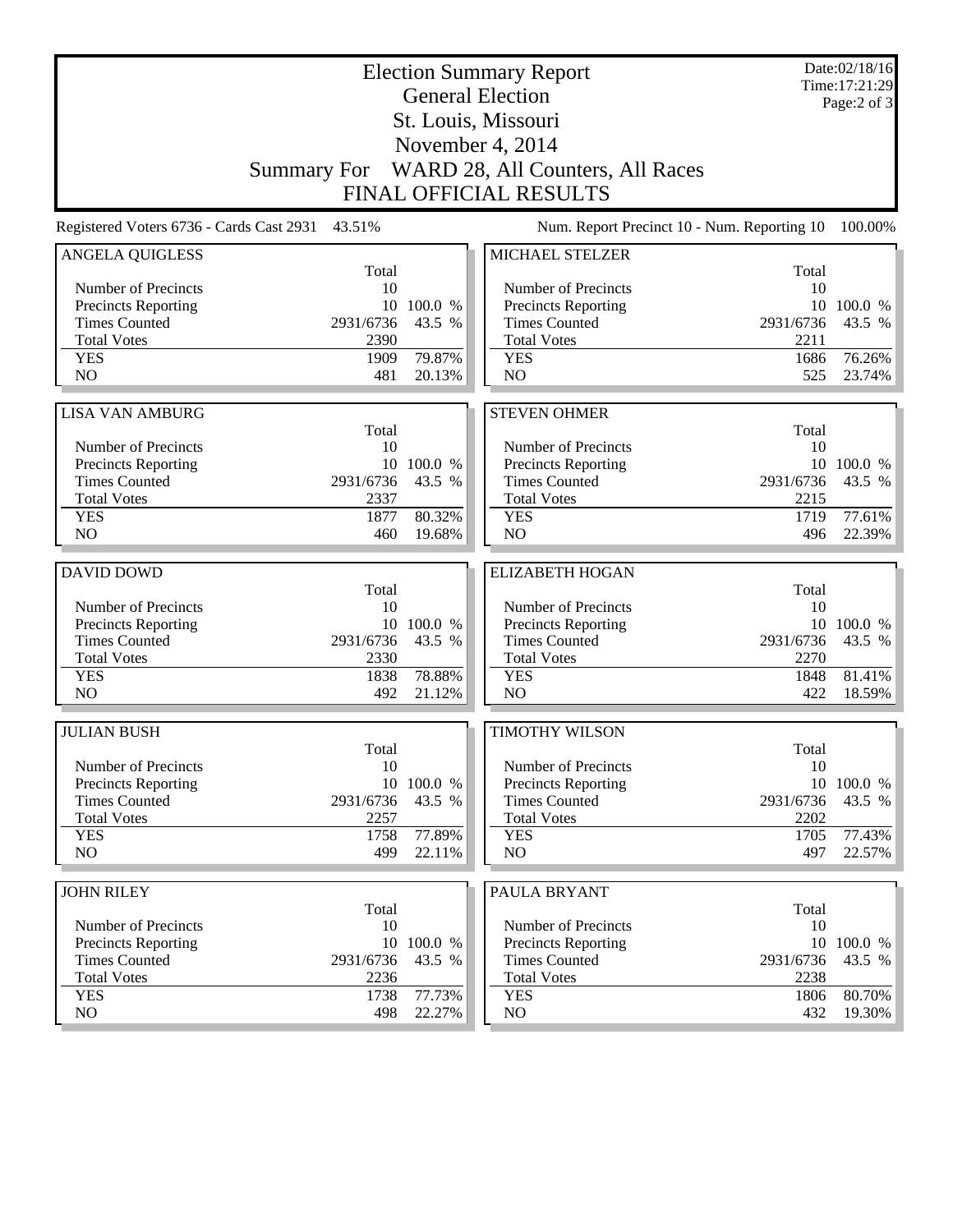# Election Summary Report

## General Election

## St. Louis, Missouri

## November 4, 2014

## Summary For WARD 28, All Counters, All Races

## FINAL OFFICIAL RESULTS

Date:02/18/16
Time:17:21:29

Registered Voters 6736 - Cards Cast 2931 43.51%

Num. Report Precinct 10 - Num. Reporting 10 100.00%

### ANGELA QUIGLESS

| | Total | |
|---|---|---|
| Number of Precincts | 10 | |
| Precincts Reporting | 10 | 100.0 % |
| Times Counted | 2931/6736 | 43.5 % |
| Total Votes | 2390 | |
| YES | 1909 | 79.87% |
| NO | 481 | 20.13% |

### LISA VAN AMBURG

| | Total | |
|---|---|---|
| Number of Precincts | 10 | |
| Precincts Reporting | 10 | 100.0 % |
| Times Counted | 2931/6736 | 43.5 % |
| Total Votes | 2337 | |
| YES | 1877 | 80.32% |
| NO | 460 | 19.68% |

### DAVID DOWD

| | Total | |
|---|---|---|
| Number of Precincts | 10 | |
| Precincts Reporting | 10 | 100.0 % |
| Times Counted | 2931/6736 | 43.5 % |
| Total Votes | 2330 | |
| YES | 1838 | 78.88% |
| NO | 492 | 21.12% |

### JULIAN BUSH

| | Total | |
|---|---|---|
| Number of Precincts | 10 | |
| Precincts Reporting | 10 | 100.0 % |
| Times Counted | 2931/6736 | 43.5 % |
| Total Votes | 2257 | |
| YES | 1758 | 77.89% |
| NO | 499 | 22.11% |

### JOHN RILEY

| | Total | |
|---|---|---|
| Number of Precincts | 10 | |
| Precincts Reporting | 10 | 100.0 % |
| Times Counted | 2931/6736 | 43.5 % |
| Total Votes | 2236 | |
| YES | 1738 | 77.73% |
| NO | 498 | 22.27% |

### MICHAEL STELZER

| | Total | |
|---|---|---|
| Number of Precincts | 10 | |
| Precincts Reporting | 10 | 100.0 % |
| Times Counted | 2931/6736 | 43.5 % |
| Total Votes | 2211 | |
| YES | 1686 | 76.26% |
| NO | 525 | 23.74% |

### STEVEN OHMER

| | Total | |
|---|---|---|
| Number of Precincts | 10 | |
| Precincts Reporting | 10 | 100.0 % |
| Times Counted | 2931/6736 | 43.5 % |
| Total Votes | 2215 | |
| YES | 1719 | 77.61% |
| NO | 496 | 22.39% |

### ELIZABETH HOGAN

| | Total | |
|---|---|---|
| Number of Precincts | 10 | |
| Precincts Reporting | 10 | 100.0 % |
| Times Counted | 2931/6736 | 43.5 % |
| Total Votes | 2270 | |
| YES | 1848 | 81.41% |
| NO | 422 | 18.59% |

### TIMOTHY WILSON

| | Total | |
|---|---|---|
| Number of Precincts | 10 | |
| Precincts Reporting | 10 | 100.0 % |
| Times Counted | 2931/6736 | 43.5 % |
| Total Votes | 2202 | |
| YES | 1705 | 77.43% |
| NO | 497 | 22.57% |

### PAULA BRYANT

| | Total | |
|---|---|---|
| Number of Precincts | 10 | |
| Precincts Reporting | 10 | 100.0 % |
| Times Counted | 2931/6736 | 43.5 % |
| Total Votes | 2238 | |
| YES | 1806 | 80.70% |
| NO | 432 | 19.30% |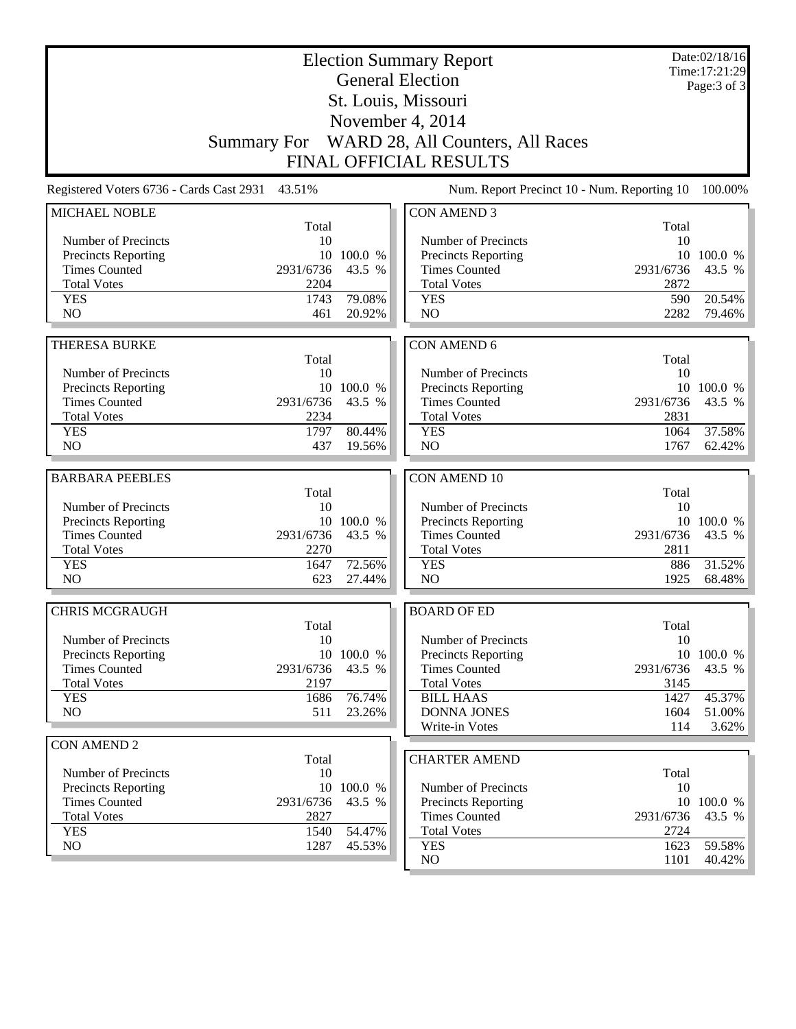# Election Summary Report

## General Election

## St. Louis, Missouri

## November 4, 2014

## Summary For WARD 28, All Counters, All Races

## FINAL OFFICIAL RESULTS

Date:02/18/16
Time:17:21:29

Registered Voters 6736 - Cards Cast 2931 43.51%

Num. Report Precinct 10 - Num. Reporting 10 100.00%

### MICHAEL NOBLE

| | Total | |
|---|---|---|
| Number of Precincts | 10 | |
| Precincts Reporting | 10 | 100.0 % |
| Times Counted | 2931/6736 | 43.5 % |
| Total Votes | 2204 | |
| YES | 1743 | 79.08% |
| NO | 461 | 20.92% |

### THERESA BURKE

| | Total | |
|---|---|---|
| Number of Precincts | 10 | |
| Precincts Reporting | 10 | 100.0 % |
| Times Counted | 2931/6736 | 43.5 % |
| Total Votes | 2234 | |
| YES | 1797 | 80.44% |
| NO | 437 | 19.56% |

### BARBARA PEEBLES

| | Total | |
|---|---|---|
| Number of Precincts | 10 | |
| Precincts Reporting | 10 | 100.0 % |
| Times Counted | 2931/6736 | 43.5 % |
| Total Votes | 2270 | |
| YES | 1647 | 72.56% |
| NO | 623 | 27.44% |

### CHRIS MCGRAUGH

| | Total | |
|---|---|---|
| Number of Precincts | 10 | |
| Precincts Reporting | 10 | 100.0 % |
| Times Counted | 2931/6736 | 43.5 % |
| Total Votes | 2197 | |
| YES | 1686 | 76.74% |
| NO | 511 | 23.26% |

### CON AMEND 2

| | Total | |
|---|---|---|
| Number of Precincts | 10 | |
| Precincts Reporting | 10 | 100.0 % |
| Times Counted | 2931/6736 | 43.5 % |
| Total Votes | 2827 | |
| YES | 1540 | 54.47% |
| NO | 1287 | 45.53% |

### CON AMEND 3

| | Total | |
|---|---|---|
| Number of Precincts | 10 | |
| Precincts Reporting | 10 | 100.0 % |
| Times Counted | 2931/6736 | 43.5 % |
| Total Votes | 2872 | |
| YES | 590 | 20.54% |
| NO | 2282 | 79.46% |

### CON AMEND 6

| | Total | |
|---|---|---|
| Number of Precincts | 10 | |
| Precincts Reporting | 10 | 100.0 % |
| Times Counted | 2931/6736 | 43.5 % |
| Total Votes | 2831 | |
| YES | 1064 | 37.58% |
| NO | 1767 | 62.42% |

### CON AMEND 10

| | Total | |
|---|---|---|
| Number of Precincts | 10 | |
| Precincts Reporting | 10 | 100.0 % |
| Times Counted | 2931/6736 | 43.5 % |
| Total Votes | 2811 | |
| YES | 886 | 31.52% |
| NO | 1925 | 68.48% |

### BOARD OF ED

| | Total | |
|---|---|---|
| Number of Precincts | 10 | |
| Precincts Reporting | 10 | 100.0 % |
| Times Counted | 2931/6736 | 43.5 % |
| Total Votes | 3145 | |
| BILL HAAS | 1427 | 45.37% |
| DONNA JONES | 1604 | 51.00% |
| Write-in Votes | 114 | 3.62% |

### CHARTER AMEND

| | Total | |
|---|---|---|
| Number of Precincts | 10 | |
| Precincts Reporting | 10 | 100.0 % |
| Times Counted | 2931/6736 | 43.5 % |
| Total Votes | 2724 | |
| YES | 1623 | 59.58% |
| NO | 1101 | 40.42% |